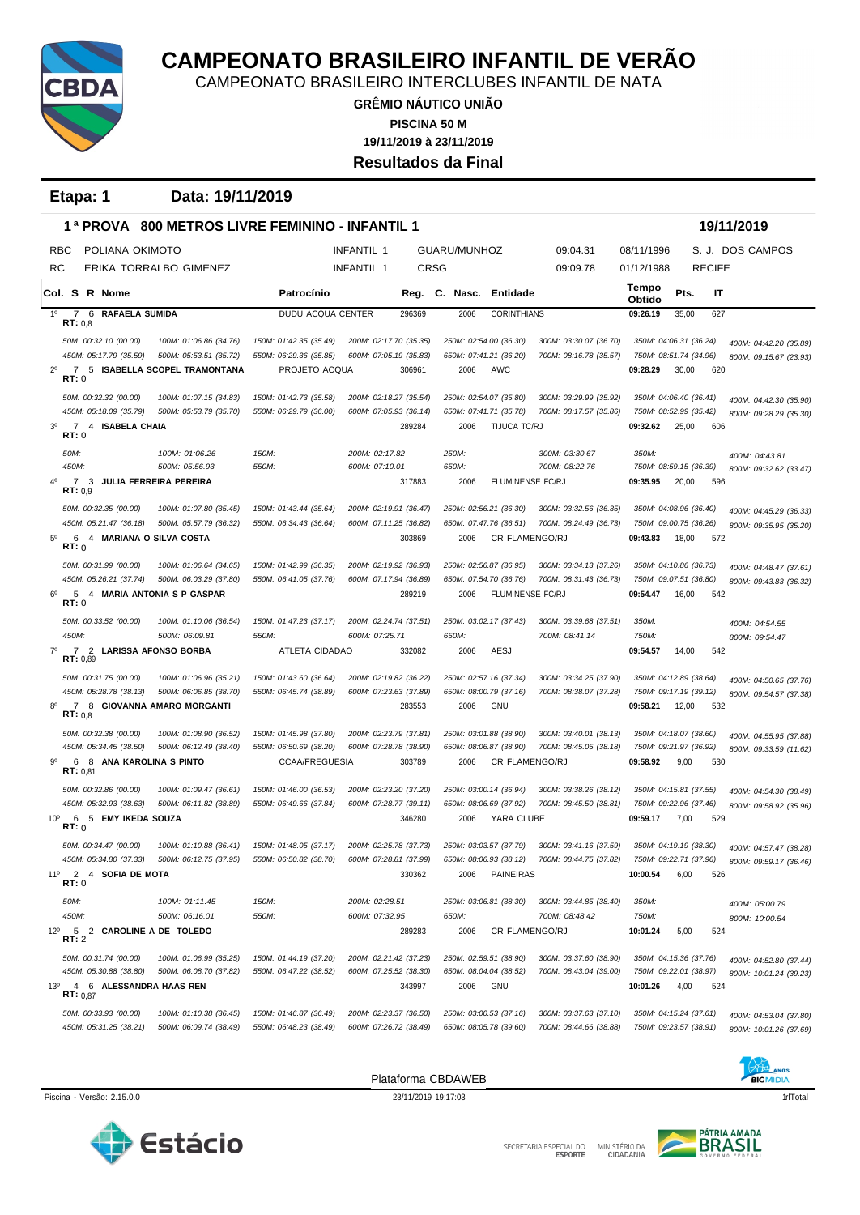# CAMPEONATO BRASILEIRO INFANTIL DE VERÃO

CAMPEONATO BRASILEIRO INTERCLUBES INFANTIL DE NATA

**GRÊMIO NÁUTICO UNIÃO**

**PISCINA 50 M**

**19/11/2019 à 23/11/2019**

**Resultados da Final**

**Etapa: 1 Data: 19/11/2019**

## 1ª PROVA 800 METROS LIVRE FEMININO - INFANTIL 1 — 19/11/2019

| | | | | | | |
|---|---|---|---|---|---|---|
| RBC | POLIANA OKIMOTO | INFANTIL 1 | GUARU/MUNHOZ | 09:04.31 | 08/11/1996 | S. J. DOS CAMPOS |
| RC | ERIKA TORRALBO GIMENEZ | INFANTIL 1 | CRSG | 09:09.78 | 01/12/1988 | RECIFE |

| Col. | S | R | Nome | Patrocínio | Reg. | C. Nasc. | Entidade | Tempo Obtido | Pts. | IT |
|---|---|---|---|---|---|---|---|---|---|---|
| 1º | 7 | 6 | RAFAELA SUMIDA (RT: 0,8) | DUDU ACQUA CENTER | 296369 | 2006 | CORINTHIANS | 09:26.19 | 35,00 | 627 |
| | | | 50M: 00:32.10 (00.00) · 100M: 01:06.86 (34.76) · 150M: 01:42.35 (35.49) · 200M: 02:17.70 (35.35) · 250M: 02:54.00 (36.30) · 300M: 03:30.07 (36.70) · 350M: 04:06.31 (36.24) · 400M: 04:42.20 (35.89) · 450M: 05:17.79 (35.59) · 500M: 05:53.51 (35.72) · 550M: 06:29.36 (35.85) · 600M: 07:05.19 (35.83) · 650M: 07:41.21 (36.20) · 700M: 08:16.78 (35.57) · 750M: 08:51.74 (34.96) · 800M: 09:15.67 (23.93) | | | | | | | |
| 2º | 7 | 5 | ISABELLA SCOPEL TRAMONTANA (RT: 0) | PROJETO ACQUA | 306961 | 2006 | AWC | 09:28.29 | 30,00 | 620 |
| | | | 50M: 00:32.32 (00.00) · 100M: 01:07.15 (34.83) · 150M: 01:42.73 (35.58) · 200M: 02:18.27 (35.54) · 250M: 02:54.07 (35.80) · 300M: 03:29.99 (35.92) · 350M: 04:06.40 (36.41) · 400M: 04:42.30 (35.90) · 450M: 05:18.09 (35.79) · 500M: 05:53.79 (35.70) · 550M: 06:29.79 (36.00) · 600M: 07:05.93 (36.14) · 650M: 07:41.71 (35.78) · 700M: 08:17.57 (35.86) · 750M: 08:52.99 (35.42) · 800M: 09:28.29 (35.30) | | | | | | | |
| 3º | 7 | 4 | ISABELA CHAIA (RT: 0) | | 289284 | 2006 | TIJUCA TC/RJ | 09:32.62 | 25,00 | 606 |
| | | | 50M: · 100M: 01:06.26 · 150M: · 200M: 02:17.82 · 250M: · 300M: 03:30.67 · 350M: · 400M: 04:43.81 · 450M: · 500M: 05:56.93 · 550M: · 600M: 07:10.01 · 650M: · 700M: 08:22.76 · 750M: 08:59.15 (36.39) · 800M: 09:32.62 (33.47) | | | | | | | |
| 4º | 7 | 3 | JULIA FERREIRA PEREIRA (RT: 0,9) | | 317883 | 2006 | FLUMINENSE FC/RJ | 09:35.95 | 20,00 | 596 |
| | | | 50M: 00:32.35 (00.00) · 100M: 01:07.80 (35.45) · 150M: 01:43.44 (35.64) · 200M: 02:19.91 (36.47) · 250M: 02:56.21 (36.30) · 300M: 03:32.56 (36.35) · 350M: 04:08.96 (36.40) · 400M: 04:45.29 (36.33) · 450M: 05:21.47 (36.18) · 500M: 05:57.79 (36.32) · 550M: 06:34.43 (36.64) · 600M: 07:11.25 (36.82) · 650M: 07:47.76 (36.51) · 700M: 08:24.49 (36.73) · 750M: 09:00.75 (36.26) · 800M: 09:35.95 (35.20) | | | | | | | |
| 5º | 6 | 4 | MARIANA O SILVA COSTA (RT: 0) | | 303869 | 2006 | CR FLAMENGO/RJ | 09:43.83 | 18,00 | 572 |
| | | | 50M: 00:31.99 (00.00) · 100M: 01:06.64 (34.65) · 150M: 01:42.99 (36.35) · 200M: 02:19.92 (36.93) · 250M: 02:56.87 (36.95) · 300M: 03:34.13 (37.26) · 350M: 04:10.86 (36.73) · 400M: 04:48.47 (37.61) · 450M: 05:26.21 (37.74) · 500M: 06:03.29 (37.80) · 550M: 06:41.05 (37.76) · 600M: 07:17.94 (36.89) · 650M: 07:54.70 (36.76) · 700M: 08:31.43 (36.73) · 750M: 09:07.51 (36.80) · 800M: 09:43.83 (36.32) | | | | | | | |
| 6º | 5 | 4 | MARIA ANTONIA S P GASPAR (RT: 0) | | 289219 | 2006 | FLUMINENSE FC/RJ | 09:54.47 | 16,00 | 542 |
| | | | 50M: 00:33.52 (00.00) · 100M: 01:10.06 (36.54) · 150M: 01:47.23 (37.17) · 200M: 02:24.74 (37.51) · 250M: 03:02.17 (37.43) · 300M: 03:39.68 (37.51) · 350M: · 400M: 04:54.55 · 450M: · 500M: 06:09.81 · 550M: · 600M: 07:25.71 · 650M: · 700M: 08:41.14 · 750M: · 800M: 09:54.47 | | | | | | | |
| 7º | 7 | 2 | LARISSA AFONSO BORBA (RT: 0,89) | ATLETA CIDADAO | 332082 | 2006 | AESJ | 09:54.57 | 14,00 | 542 |
| | | | 50M: 00:31.75 (00.00) · 100M: 01:06.96 (35.21) · 150M: 01:43.60 (36.64) · 200M: 02:19.82 (36.22) · 250M: 02:57.16 (37.34) · 300M: 03:34.25 (37.90) · 350M: 04:12.89 (38.64) · 400M: 04:50.65 (37.76) · 450M: 05:28.78 (38.13) · 500M: 06:06.85 (38.70) · 550M: 06:45.74 (38.89) · 600M: 07:23.63 (37.89) · 650M: 08:00.79 (37.16) · 700M: 08:38.07 (37.28) · 750M: 09:17.19 (39.12) · 800M: 09:54.57 (37.38) | | | | | | | |
| 8º | 7 | 8 | GIOVANNA AMARO MORGANTI (RT: 0,8) | | 283553 | 2006 | GNU | 09:58.21 | 12,00 | 532 |
| | | | 50M: 00:32.38 (00.00) · 100M: 01:08.90 (36.52) · 150M: 01:45.98 (37.80) · 200M: 02:23.79 (37.81) · 250M: 03:01.88 (38.90) · 300M: 03:40.01 (38.13) · 350M: 04:18.07 (38.60) · 400M: 04:55.95 (37.88) · 450M: 05:34.45 (38.50) · 500M: 06:12.49 (38.40) · 550M: 06:50.69 (38.20) · 600M: 07:28.78 (38.90) · 650M: 08:06.87 (38.90) · 700M: 08:45.05 (38.18) · 750M: 09:21.97 (36.92) · 800M: 09:33.59 (11.62) | | | | | | | |
| 9º | 6 | 8 | ANA KAROLINA S PINTO (RT: 0,81) | CCAA/FREGUESIA | 303789 | 2006 | CR FLAMENGO/RJ | 09:58.92 | 9,00 | 530 |
| | | | 50M: 00:32.86 (00.00) · 100M: 01:09.47 (36.61) · 150M: 01:46.00 (36.53) · 200M: 02:23.20 (37.20) · 250M: 03:00.14 (36.94) · 300M: 03:38.26 (38.12) · 350M: 04:15.81 (37.55) · 400M: 04:54.30 (38.49) · 450M: 05:32.93 (38.63) · 500M: 06:11.82 (38.89) · 550M: 06:49.66 (37.84) · 600M: 07:28.77 (39.11) · 650M: 08:06.69 (37.92) · 700M: 08:45.50 (38.81) · 750M: 09:22.96 (37.46) · 800M: 09:58.92 (35.96) | | | | | | | |
| 10º | 6 | 5 | EMY IKEDA SOUZA (RT: 0) | | 346280 | 2006 | YARA CLUBE | 09:59.17 | 7,00 | 529 |
| | | | 50M: 00:34.47 (00.00) · 100M: 01:10.88 (36.41) · 150M: 01:48.05 (37.17) · 200M: 02:25.78 (37.73) · 250M: 03:03.57 (37.79) · 300M: 03:41.16 (37.59) · 350M: 04:19.19 (38.30) · 400M: 04:57.47 (38.28) · 450M: 05:34.80 (37.33) · 500M: 06:12.75 (37.95) · 550M: 06:50.82 (38.70) · 600M: 07:28.81 (37.99) · 650M: 08:06.93 (38.12) · 700M: 08:44.75 (37.82) · 750M: 09:22.71 (37.96) · 800M: 09:59.17 (36.46) | | | | | | | |
| 11º | 2 | 4 | SOFIA DE MOTA (RT: 0) | | 330362 | 2006 | PAINEIRAS | 10:00.54 | 6,00 | 526 |
| | | | 50M: · 100M: 01:11.45 · 150M: · 200M: 02:28.51 · 250M: 03:06.81 (38.30) · 300M: 03:44.85 (38.40) · 350M: · 400M: 05:00.79 · 450M: · 500M: 06:16.01 · 550M: · 600M: 07:32.95 · 650M: · 700M: 08:48.42 · 750M: · 800M: 10:00.54 | | | | | | | |
| 12º | 5 | 2 | CAROLINE A DE TOLEDO (RT: 2) | | 289283 | 2006 | CR FLAMENGO/RJ | 10:01.24 | 5,00 | 524 |
| | | | 50M: 00:31.74 (00.00) · 100M: 01:06.99 (35.25) · 150M: 01:44.19 (37.20) · 200M: 02:21.42 (37.23) · 250M: 02:59.51 (38.90) · 300M: 03:37.60 (38.90) · 350M: 04:15.36 (37.76) · 400M: 04:52.80 (37.44) · 450M: 05:30.88 (38.80) · 500M: 06:08.70 (37.82) · 550M: 06:47.22 (38.52) · 600M: 07:25.52 (38.30) · 650M: 08:04.04 (38.52) · 700M: 08:43.04 (39.00) · 750M: 09:22.01 (38.97) · 800M: 10:01.24 (39.23) | | | | | | | |
| 13º | 4 | 6 | ALESSANDRA HAAS REN (RT: 0,87) | | 343997 | 2006 | GNU | 10:01.26 | 4,00 | 524 |
| | | | 50M: 00:33.93 (00.00) · 100M: 01:10.38 (36.45) · 150M: 01:46.87 (36.49) · 200M: 02:23.37 (36.50) · 250M: 03:00.53 (37.16) · 300M: 03:37.63 (37.10) · 350M: 04:15.24 (37.61) · 400M: 04:53.04 (37.80) · 450M: 05:31.25 (38.21) · 500M: 06:09.74 (38.49) · 550M: 06:48.23 (38.49) · 600M: 07:26.72 (38.49) · 650M: 08:05.78 (39.60) · 700M: 08:44.66 (38.88) · 750M: 09:23.57 (38.91) · 800M: 10:01.26 (37.69) | | | | | | | |

Plataforma CBDAWEB

Piscina - Versão: 2.15.0.0 — 23/11/2019 19:17:03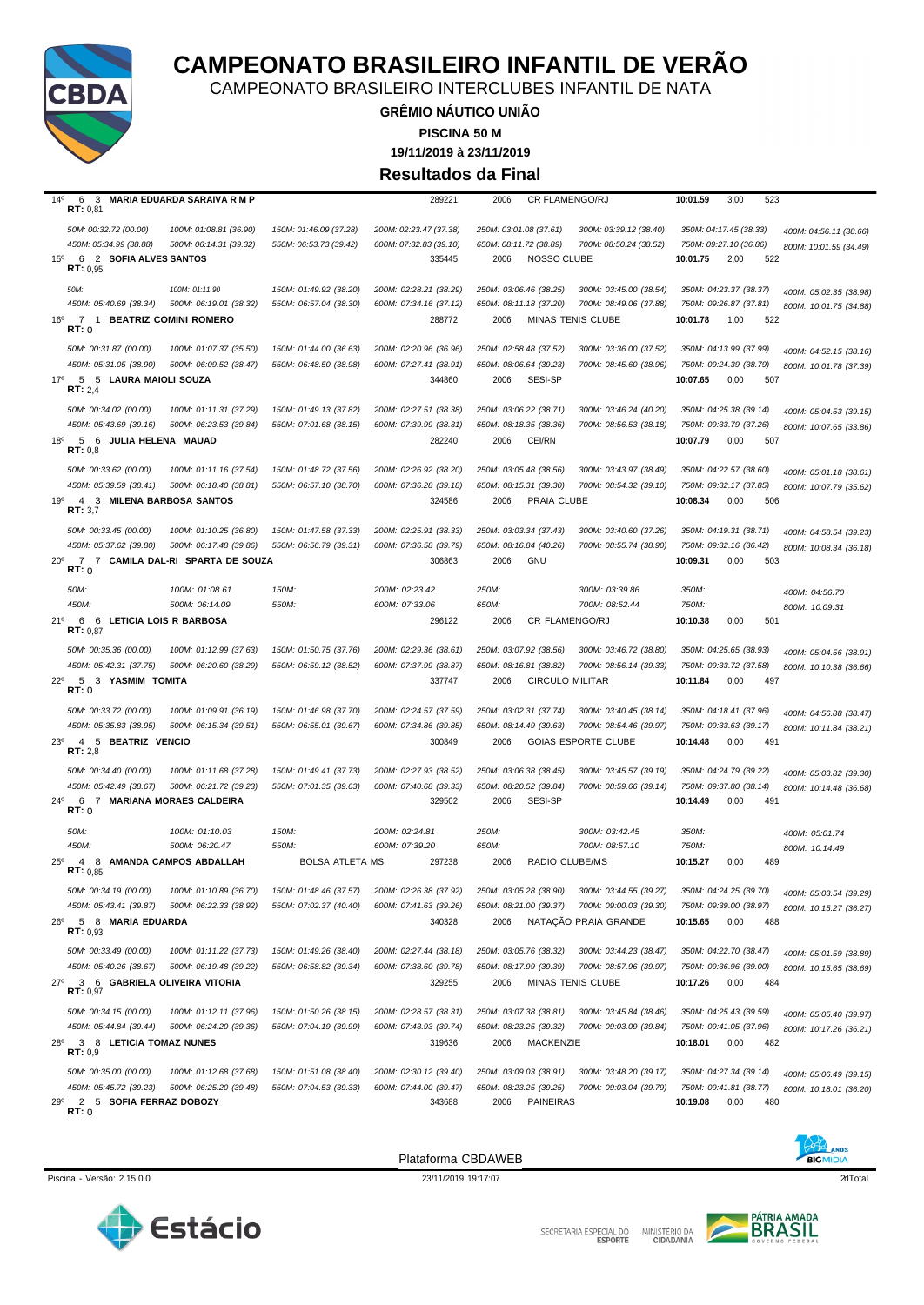# CAMPEONATO BRASILEIRO INFANTIL DE VERÃO

CAMPEONATO BRASILEIRO INTERCLUBES INFANTIL DE NATA

**GRÊMIO NÁUTICO UNIÃO**

**PISCINA 50 M**

**19/11/2019 à 23/11/2019**

**Resultados da Final**

14º 6 3 **MARIA EDUARDA SARAIVA R M P** 289221 2006 CR FLAMENGO/RJ **10:01.59** 3,00 523
**RT:** 0,81

50M: 00:32.72 (00.00) | 100M: 01:08.81 (36.90) | 150M: 01:46.09 (37.28) | 200M: 02:23.47 (37.38) | 250M: 03:01.08 (37.61) | 300M: 03:39.12 (38.40) | 350M: 04:17.45 (38.33) | 400M: 04:56.11 (38.66)
450M: 05:34.99 (38.88) | 500M: 06:14.31 (39.32) | 550M: 06:53.73 (39.42) | 600M: 07:32.83 (39.10) | 650M: 08:11.72 (38.89) | 700M: 08:50.24 (38.52) | 750M: 09:27.10 (36.86) | 800M: 10:01.59 (34.49)

15º 6 2 **SOFIA ALVES SANTOS** 335445 2006 NOSSO CLUBE **10:01.75** 2,00 522
**RT:** 0,95

50M: | 100M: 01:11.90 | 150M: 01:49.92 (38.20) | 200M: 02:28.21 (38.29) | 250M: 03:06.46 (38.25) | 300M: 03:45.00 (38.54) | 350M: 04:23.37 (38.37) | 400M: 05:02.35 (38.98)
450M: 05:40.69 (38.34) | 500M: 06:19.01 (38.32) | 550M: 06:57.04 (38.30) | 600M: 07:34.16 (37.12) | 650M: 08:11.18 (37.20) | 700M: 08:49.06 (37.88) | 750M: 09:26.87 (37.81) | 800M: 10:01.75 (34.88)

16º 7 1 **BEATRIZ COMINI ROMERO** 288772 2006 MINAS TENIS CLUBE **10:01.78** 1,00 522
**RT:** 0

50M: 00:31.87 (00.00) | 100M: 01:07.37 (35.50) | 150M: 01:44.00 (36.63) | 200M: 02:20.96 (36.96) | 250M: 02:58.48 (37.52) | 300M: 03:36.00 (37.52) | 350M: 04:13.99 (37.99) | 400M: 04:52.15 (38.16)
450M: 05:31.05 (38.90) | 500M: 06:09.52 (38.47) | 550M: 06:48.50 (38.98) | 600M: 07:27.41 (38.91) | 650M: 08:06.64 (39.23) | 700M: 08:45.60 (38.96) | 750M: 09:24.39 (38.79) | 800M: 10:01.78 (37.39)

17º 5 5 **LAURA MAIOLI SOUZA** 344860 2006 SESI-SP **10:07.65** 0,00 507
**RT:** 2,4

50M: 00:34.02 (00.00) | 100M: 01:11.31 (37.29) | 150M: 01:49.13 (37.82) | 200M: 02:27.51 (38.38) | 250M: 03:06.22 (38.71) | 300M: 03:46.24 (40.20) | 350M: 04:25.38 (39.14) | 400M: 05:04.53 (39.15)
450M: 05:43.69 (39.16) | 500M: 06:23.53 (39.84) | 550M: 07:01.68 (38.15) | 600M: 07:39.99 (38.31) | 650M: 08:18.35 (38.36) | 700M: 08:56.53 (38.18) | 750M: 09:33.79 (37.26) | 800M: 10:07.65 (33.86)

18º 5 6 **JULIA HELENA MAUAD** 282240 2006 CEI/RN **10:07.79** 0,00 507
**RT:** 0,8

50M: 00:33.62 (00.00) | 100M: 01:11.16 (37.54) | 150M: 01:48.72 (37.56) | 200M: 02:26.92 (38.20) | 250M: 03:05.48 (38.56) | 300M: 03:43.97 (38.49) | 350M: 04:22.57 (38.60) | 400M: 05:01.18 (38.61)
450M: 05:39.59 (38.41) | 500M: 06:18.40 (38.81) | 550M: 06:57.10 (38.70) | 600M: 07:36.28 (39.18) | 650M: 08:15.31 (39.30) | 700M: 08:54.32 (39.10) | 750M: 09:32.17 (37.85) | 800M: 10:07.79 (35.62)

19º 4 3 **MILENA BARBOSA SANTOS** 324586 2006 PRAIA CLUBE **10:08.34** 0,00 506
**RT:** 3,7

50M: 00:33.45 (00.00) | 100M: 01:10.25 (36.80) | 150M: 01:47.58 (37.33) | 200M: 02:25.91 (38.33) | 250M: 03:03.34 (37.43) | 300M: 03:40.60 (37.26) | 350M: 04:19.31 (38.71) | 400M: 04:58.54 (39.23)
450M: 05:37.62 (39.80) | 500M: 06:17.48 (39.86) | 550M: 06:56.79 (39.31) | 600M: 07:36.58 (39.79) | 650M: 08:16.84 (40.26) | 700M: 08:55.74 (38.90) | 750M: 09:32.16 (36.42) | 800M: 10:08.34 (36.18)

20º 7 7 **CAMILA DAL-RI SPARTA DE SOUZA** 306863 2006 GNU **10:09.31** 0,00 503
**RT:** 0

50M: | 100M: 01:08.61 | 150M: | 200M: 02:23.42 | 250M: | 300M: 03:39.86 | 350M: | 400M: 04:56.70
450M: | 500M: 06:14.09 | 550M: | 600M: 07:33.06 | 650M: | 700M: 08:52.44 | 750M: | 800M: 10:09.31

21º 6 6 **LETICIA LOIS R BARBOSA** 296122 2006 CR FLAMENGO/RJ **10:10.38** 0,00 501
**RT:** 0,87

50M: 00:35.36 (00.00) | 100M: 01:12.99 (37.63) | 150M: 01:50.75 (37.76) | 200M: 02:29.36 (38.61) | 250M: 03:07.92 (38.56) | 300M: 03:46.72 (38.80) | 350M: 04:25.65 (38.93) | 400M: 05:04.56 (38.91)
450M: 05:42.31 (37.75) | 500M: 06:20.60 (38.29) | 550M: 06:59.12 (38.52) | 600M: 07:37.99 (38.87) | 650M: 08:16.81 (38.82) | 700M: 08:56.14 (39.33) | 750M: 09:33.72 (37.58) | 800M: 10:10.38 (36.66)

22º 5 3 **YASMIM TOMITA** 337747 2006 CIRCULO MILITAR **10:11.84** 0,00 497
**RT:** 0

50M: 00:33.72 (00.00) | 100M: 01:09.91 (36.19) | 150M: 01:46.98 (37.70) | 200M: 02:24.57 (37.59) | 250M: 03:02.31 (37.74) | 300M: 03:40.45 (38.14) | 350M: 04:18.41 (37.96) | 400M: 04:56.88 (38.47)
450M: 05:35.83 (38.95) | 500M: 06:15.34 (39.51) | 550M: 06:55.01 (39.67) | 600M: 07:34.86 (39.85) | 650M: 08:14.49 (39.63) | 700M: 08:54.46 (39.97) | 750M: 09:33.63 (39.17) | 800M: 10:11.84 (38.21)

23º 4 5 **BEATRIZ VENCIO** 300849 2006 GOIAS ESPORTE CLUBE **10:14.48** 0,00 491
**RT:** 2,8

50M: 00:34.40 (00.00) | 100M: 01:11.68 (37.28) | 150M: 01:49.41 (37.73) | 200M: 02:27.93 (38.52) | 250M: 03:06.38 (38.45) | 300M: 03:45.57 (39.19) | 350M: 04:24.79 (39.22) | 400M: 05:03.82 (39.30)
450M: 05:42.49 (38.67) | 500M: 06:21.72 (39.23) | 550M: 07:01.35 (39.63) | 600M: 07:40.68 (39.33) | 650M: 08:20.52 (39.84) | 700M: 08:59.66 (39.14) | 750M: 09:37.80 (38.14) | 800M: 10:14.48 (36.68)

24º 6 7 **MARIANA MORAES CALDEIRA** 329502 2006 SESI-SP **10:14.49** 0,00 491
**RT:** 0

50M: | 100M: 01:10.03 | 150M: | 200M: 02:24.81 | 250M: | 300M: 03:42.45 | 350M: | 400M: 05:01.74
450M: | 500M: 06:20.47 | 550M: | 600M: 07:39.20 | 650M: | 700M: 08:57.10 | 750M: | 800M: 10:14.49

25º 4 8 **AMANDA CAMPOS ABDALLAH** BOLSA ATLETA MS 297238 2006 RADIO CLUBE/MS **10:15.27** 0,00 489
**RT:** 0,85

50M: 00:34.19 (00.00) | 100M: 01:10.89 (36.70) | 150M: 01:48.46 (37.57) | 200M: 02:26.38 (37.92) | 250M: 03:05.28 (38.90) | 300M: 03:44.55 (39.27) | 350M: 04:24.25 (39.70) | 400M: 05:03.54 (39.29)
450M: 05:43.41 (39.87) | 500M: 06:22.33 (38.92) | 550M: 07:02.37 (40.40) | 600M: 07:41.63 (39.26) | 650M: 08:21.00 (39.37) | 700M: 09:00.03 (39.30) | 750M: 09:39.00 (38.97) | 800M: 10:15.27 (36.27)

26º 5 8 **MARIA EDUARDA** 340328 2006 NATAÇÃO PRAIA GRANDE **10:15.65** 0,00 488
**RT:** 0,93

50M: 00:33.49 (00.00) | 100M: 01:11.22 (37.73) | 150M: 01:49.26 (38.40) | 200M: 02:27.44 (38.18) | 250M: 03:05.76 (38.32) | 300M: 03:44.23 (38.47) | 350M: 04:22.70 (38.47) | 400M: 05:01.59 (38.89)
450M: 05:40.26 (38.67) | 500M: 06:19.48 (39.22) | 550M: 06:58.82 (39.34) | 600M: 07:38.60 (39.78) | 650M: 08:17.99 (39.39) | 700M: 08:57.96 (39.97) | 750M: 09:36.96 (39.00) | 800M: 10:15.65 (38.69)

27º 3 6 **GABRIELA OLIVEIRA VITORIA** 329255 2006 MINAS TENIS CLUBE **10:17.26** 0,00 484
**RT:** 0,97

50M: 00:34.15 (00.00) | 100M: 01:12.11 (37.96) | 150M: 01:50.26 (38.15) | 200M: 02:28.57 (38.31) | 250M: 03:07.38 (38.81) | 300M: 03:45.84 (38.46) | 350M: 04:25.43 (39.59) | 400M: 05:05.40 (39.97)
450M: 05:44.84 (39.44) | 500M: 06:24.20 (39.36) | 550M: 07:04.19 (39.99) | 600M: 07:43.93 (39.74) | 650M: 08:23.25 (39.32) | 700M: 09:03.09 (39.84) | 750M: 09:41.05 (37.96) | 800M: 10:17.26 (36.21)

28º 3 8 **LETICIA TOMAZ NUNES** 319636 2006 MACKENZIE **10:18.01** 0,00 482
**RT:** 0,9

50M: 00:35.00 (00.00) | 100M: 01:12.68 (37.68) | 150M: 01:51.08 (38.40) | 200M: 02:30.12 (39.40) | 250M: 03:09.03 (38.91) | 300M: 03:48.20 (39.17) | 350M: 04:27.34 (39.14) | 400M: 05:06.49 (39.15)
450M: 05:45.72 (39.23) | 500M: 06:25.20 (39.48) | 550M: 07:04.53 (39.33) | 600M: 07:44.00 (39.47) | 650M: 08:23.25 (39.25) | 700M: 09:03.04 (39.79) | 750M: 09:41.81 (38.77) | 800M: 10:18.01 (36.20)

29º 2 5 **SOFIA FERRAZ DOBOZY** 343688 2006 PAINEIRAS **10:19.08** 0,00 480
**RT:** 0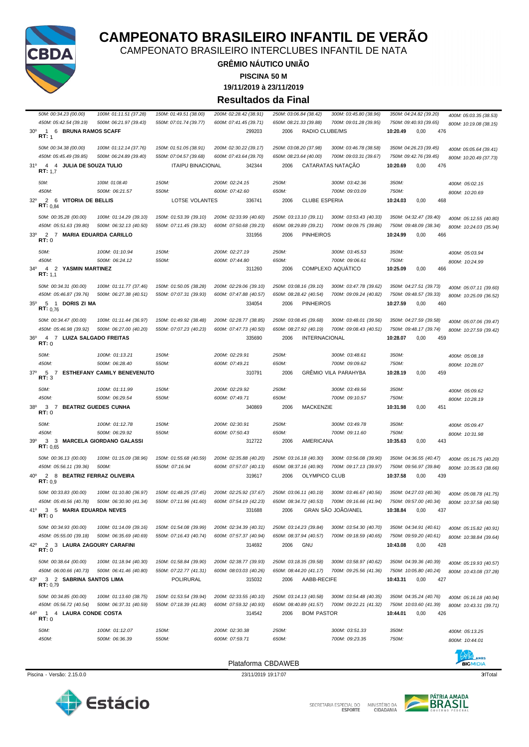# CAMPEONATO BRASILEIRO INFANTIL DE VERÃO

CAMPEONATO BRASILEIRO INTERCLUBES INFANTIL DE NATA

**GRÊMIO NÁUTICO UNIÃO**

**PISCINA 50 M**

**19/11/2019 à 23/11/2019**

## Resultados da Final

| | | | | | | | |
|---|---|---|---|---|---|---|---|
| 50M: 00:34.23 (00.00) | 100M: 01:11.51 (37.28) | 150M: 01:49.51 (38.00) | 200M: 02:28.42 (38.91) | 250M: 03:06.84 (38.42) | 300M: 03:45.80 (38.96) | 350M: 04:24.82 (39.20) | 400M: 05:03.35 (38.53) |
| 450M: 05:42.54 (39.19) | 500M: 06:21.97 (39.43) | 550M: 07:01.74 (39.77) | 600M: 07:41.45 (39.71) | 650M: 08:21.33 (39.88) | 700M: 09:01.28 (39.95) | 750M: 09:40.93 (39.65) | 800M: 10:19.08 (38.15) |

**30º 1 6 BRUNA RAMOS SCAFF** — 299203 — 2006 — RADIO CLUBE/MS — **10:20.49** — 0,00 — 476
**RT:** 1

| | | | | | | | |
|---|---|---|---|---|---|---|---|
| 50M: 00:34.38 (00.00) | 100M: 01:12.14 (37.76) | 150M: 01:51.05 (38.91) | 200M: 02:30.22 (39.17) | 250M: 03:08.20 (37.98) | 300M: 03:46.78 (38.58) | 350M: 04:26.23 (39.45) | 400M: 05:05.64 (39.41) |
| 450M: 05:45.49 (39.85) | 500M: 06:24.89 (39.40) | 550M: 07:04.57 (39.68) | 600M: 07:43.64 (39.70) | 650M: 08:23.64 (40.00) | 700M: 09:03.31 (39.67) | 750M: 09:42.76 (39.45) | 800M: 10:20.49 (37.73) |

**31º 4 4 JULIA DE SOUZA TULIO** — ITAIPU BINACIONAL — 342344 — 2006 — CATARATAS NATAÇÃO — **10:20.69** — 0,00 — 476
**RT:** 1,7

| | | | | | | | |
|---|---|---|---|---|---|---|---|
| 50M: | 100M: 01:08.40 | 150M: | 200M: 02:24.15 | 250M: | 300M: 03:42.36 | 350M: | 400M: 05:02.15 |
| 450M: | 500M: 06:21.57 | 550M: | 600M: 07:42.60 | 650M: | 700M: 09:03.09 | 750M: | 800M: 10:20.69 |

**32º 2 6 VITORIA DE BELLIS** — LOTSE VOLANTES — 336741 — 2006 — CLUBE ESPERIA — **10:24.03** — 0,00 — 468
**RT:** 0,84

| | | | | | | | |
|---|---|---|---|---|---|---|---|
| 50M: 00:35.28 (00.00) | 100M: 01:14.29 (39.10) | 150M: 01:53.39 (39.10) | 200M: 02:33.99 (40.60) | 250M: 03:13.10 (39.11) | 300M: 03:53.43 (40.33) | 350M: 04:32.47 (39.40) | 400M: 05:12.55 (40.80) |
| 450M: 05:51.63 (39.80) | 500M: 06:32.13 (40.50) | 550M: 07:11.45 (39.32) | 600M: 07:50.68 (39.23) | 650M: 08:29.89 (39.21) | 700M: 09:09.75 (39.86) | 750M: 09:48.09 (38.34) | 800M: 10:24.03 (35.94) |

**33º 2 7 MARIA EDUARDA CARILLO** — 331956 — 2006 — PINHEIROS — **10:24.99** — 0,00 — 466
**RT:** 0

| | | | | | | | |
|---|---|---|---|---|---|---|---|
| 50M: | 100M: 01:10.94 | 150M: | 200M: 02:27.19 | 250M: | 300M: 03:45.53 | 350M: | 400M: 05:03.94 |
| 450M: | 500M: 06:24.12 | 550M: | 600M: 07:44.80 | 650M: | 700M: 09:06.61 | 750M: | 800M: 10:24.99 |

**34º 4 2 YASMIN MARTINEZ** — 311260 — 2006 — COMPLEXO AQUÁTICO — **10:25.09** — 0,00 — 466
**RT:** 1,1

| | | | | | | | |
|---|---|---|---|---|---|---|---|
| 50M: 00:34.31 (00.00) | 100M: 01:11.77 (37.46) | 150M: 01:50.05 (38.28) | 200M: 02:29.06 (39.10) | 250M: 03:08.16 (39.10) | 300M: 03:47.78 (39.62) | 350M: 04:27.51 (39.73) | 400M: 05:07.11 (39.60) |
| 450M: 05:46.87 (39.76) | 500M: 06:27.38 (40.51) | 550M: 07:07.31 (39.93) | 600M: 07:47.88 (40.57) | 650M: 08:28.42 (40.54) | 700M: 09:09.24 (40.82) | 750M: 09:48.57 (39.33) | 800M: 10:25.09 (36.52) |

**35º 5 1 DORIS ZI MA** — 334054 — 2006 — PINHEIROS — **10:27.59** — 0,00 — 460
**RT:** 0,76

| | | | | | | | |
|---|---|---|---|---|---|---|---|
| 50M: 00:34.47 (00.00) | 100M: 01:11.44 (36.97) | 150M: 01:49.92 (38.48) | 200M: 02:28.77 (38.85) | 250M: 03:08.45 (39.68) | 300M: 03:48.01 (39.56) | 350M: 04:27.59 (39.58) | 400M: 05:07.06 (39.47) |
| 450M: 05:46.98 (39.92) | 500M: 06:27.00 (40.20) | 550M: 07:07.23 (40.23) | 600M: 07:47.73 (40.50) | 650M: 08:27.92 (40.19) | 700M: 09:08.43 (40.51) | 750M: 09:48.17 (39.74) | 800M: 10:27.59 (39.42) |

**36º 4 7 LUIZA SALGADO FREITAS** — 335690 — 2006 — INTERNACIONAL — **10:28.07** — 0,00 — 459
**RT:** 0

| | | | | | | | |
|---|---|---|---|---|---|---|---|
| 50M: | 100M: 01:13.21 | 150M: | 200M: 02:29.91 | 250M: | 300M: 03:48.61 | 350M: | 400M: 05:08.18 |
| 450M: | 500M: 06:28.40 | 550M: | 600M: 07:49.21 | 650M: | 700M: 09:09.62 | 750M: | 800M: 10:28.07 |

**37º 5 7 ESTHEFANY CAMILY BENEVENUTO** — 310791 — 2006 — GRÊMIO VILA PARAHYBA — **10:28.19** — 0,00 — 459
**RT:** 3

| | | | | | | | |
|---|---|---|---|---|---|---|---|
| 50M: | 100M: 01:11.99 | 150M: | 200M: 02:29.92 | 250M: | 300M: 03:49.56 | 350M: | 400M: 05:09.62 |
| 450M: | 500M: 06:29.54 | 550M: | 600M: 07:49.71 | 650M: | 700M: 09:10.57 | 750M: | 800M: 10:28.19 |

**38º 3 7 BEATRIZ GUEDES CUNHA** — 340869 — 2006 — MACKENZIE — **10:31.98** — 0,00 — 451
**RT:** 0

| | | | | | | | |
|---|---|---|---|---|---|---|---|
| 50M: | 100M: 01:12.78 | 150M: | 200M: 02:30.91 | 250M: | 300M: 03:49.78 | 350M: | 400M: 05:09.47 |
| 450M: | 500M: 06:29.92 | 550M: | 600M: 07:50.43 | 650M: | 700M: 09:11.60 | 750M: | 800M: 10:31.98 |

**39º 3 3 MARCELA GIORDANO GALASSI** — 312722 — 2006 — AMERICANA — **10:35.63** — 0,00 — 443
**RT:** 0,65

| | | | | | | | |
|---|---|---|---|---|---|---|---|
| 50M: 00:36.13 (00.00) | 100M: 01:15.09 (38.96) | 150M: 01:55.68 (40.59) | 200M: 02:35.88 (40.20) | 250M: 03:16.18 (40.30) | 300M: 03:56.08 (39.90) | 350M: 04:36.55 (40.47) | 400M: 05:16.75 (40.20) |
| 450M: 05:56.11 (39.36) | 500M: | 550M: 07:16.94 | 600M: 07:57.07 (40.13) | 650M: 08:37.16 (40.90) | 700M: 09:17.13 (39.97) | 750M: 09:56.97 (39.84) | 800M: 10:35.63 (38.66) |

**40º 2 8 BEATRIZ FERRAZ OLIVEIRA** — 319617 — 2006 — OLYMPICO CLUB — **10:37.58** — 0,00 — 439
**RT:** 0,9

| | | | | | | | |
|---|---|---|---|---|---|---|---|
| 50M: 00:33.83 (00.00) | 100M: 01:10.80 (36.97) | 150M: 01:48.25 (37.45) | 200M: 02:25.92 (37.67) | 250M: 03:06.11 (40.19) | 300M: 03:46.67 (40.56) | 350M: 04:27.03 (40.36) | 400M: 05:08.78 (41.75) |
| 450M: 05:49.56 (40.78) | 500M: 06:30.90 (41.34) | 550M: 07:11.96 (41.60) | 600M: 07:54.19 (42.23) | 650M: 08:34.72 (40.53) | 700M: 09:16.66 (41.94) | 750M: 09:57.00 (40.34) | 800M: 10:37.58 (40.58) |

**41º 3 5 MARIA EDUARDA NEVES** — 331688 — 2006 — GRAN SÃO JOÃO/ANEL — **10:38.84** — 0,00 — 437
**RT:** 0

| | | | | | | | |
|---|---|---|---|---|---|---|---|
| 50M: 00:34.93 (00.00) | 100M: 01:14.09 (39.16) | 150M: 01:54.08 (39.99) | 200M: 02:34.39 (40.31) | 250M: 03:14.23 (39.84) | 300M: 03:54.30 (40.70) | 350M: 04:34.91 (40.61) | 400M: 05:15.82 (40.91) |
| 450M: 05:55.00 (39.18) | 500M: 06:35.69 (40.69) | 550M: 07:16.43 (40.74) | 600M: 07:57.37 (40.94) | 650M: 08:37.94 (40.57) | 700M: 09:18.59 (40.65) | 750M: 09:59.20 (40.61) | 800M: 10:38.84 (39.64) |

**42º 2 3 LAURA ZAGOURY CARAFINI** — 314692 — 2006 — GNU — **10:43.08** — 0,00 — 428
**RT:** 0

| | | | | | | | |
|---|---|---|---|---|---|---|---|
| 50M: 00:38.64 (00.00) | 100M: 01:18.94 (40.30) | 150M: 01:58.84 (39.90) | 200M: 02:38.77 (39.93) | 250M: 03:18.35 (39.58) | 300M: 03:58.97 (40.62) | 350M: 04:39.36 (40.39) | 400M: 05:19.93 (40.57) |
| 450M: 06:00.66 (40.73) | 500M: 06:41.46 (40.80) | 550M: 07:22.77 (41.31) | 600M: 08:03.03 (40.26) | 650M: 08:44.20 (41.17) | 700M: 09:25.56 (41.36) | 750M: 10:05.80 (40.24) | 800M: 10:43.08 (37.28) |

**43º 3 2 SABRINA SANTOS LIMA** — POLIRURAL — 315032 — 2006 — AABB-RECIFE — **10:43.31** — 0,00 — 427
**RT:** 0,79

| | | | | | | | |
|---|---|---|---|---|---|---|---|
| 50M: 00:34.85 (00.00) | 100M: 01:13.60 (38.75) | 150M: 01:53.54 (39.94) | 200M: 02:33.55 (40.10) | 250M: 03:14.13 (40.58) | 300M: 03:54.48 (40.35) | 350M: 04:35.24 (40.76) | 400M: 05:16.18 (40.94) |
| 450M: 05:56.72 (40.54) | 500M: 06:37.31 (40.59) | 550M: 07:18.39 (41.80) | 600M: 07:59.32 (40.93) | 650M: 08:40.89 (41.57) | 700M: 09:22.21 (41.32) | 750M: 10:03.60 (41.39) | 800M: 10:43.31 (39.71) |

**44º 1 4 LAURA CONDE COSTA** — 314542 — 2006 — BOM PASTOR — **10:44.01** — 0,00 — 426
**RT:** 0

| | | | | | | | |
|---|---|---|---|---|---|---|---|
| 50M: | 100M: 01:12.07 | 150M: | 200M: 02:30.38 | 250M: | 300M: 03:51.33 | 350M: | 400M: 05:13.25 |
| 450M: | 500M: 06:36.39 | 550M: | 600M: 07:59.71 | 650M: | 700M: 09:23.35 | 750M: | 800M: 10:44.01 |

Plataforma CBDAWEB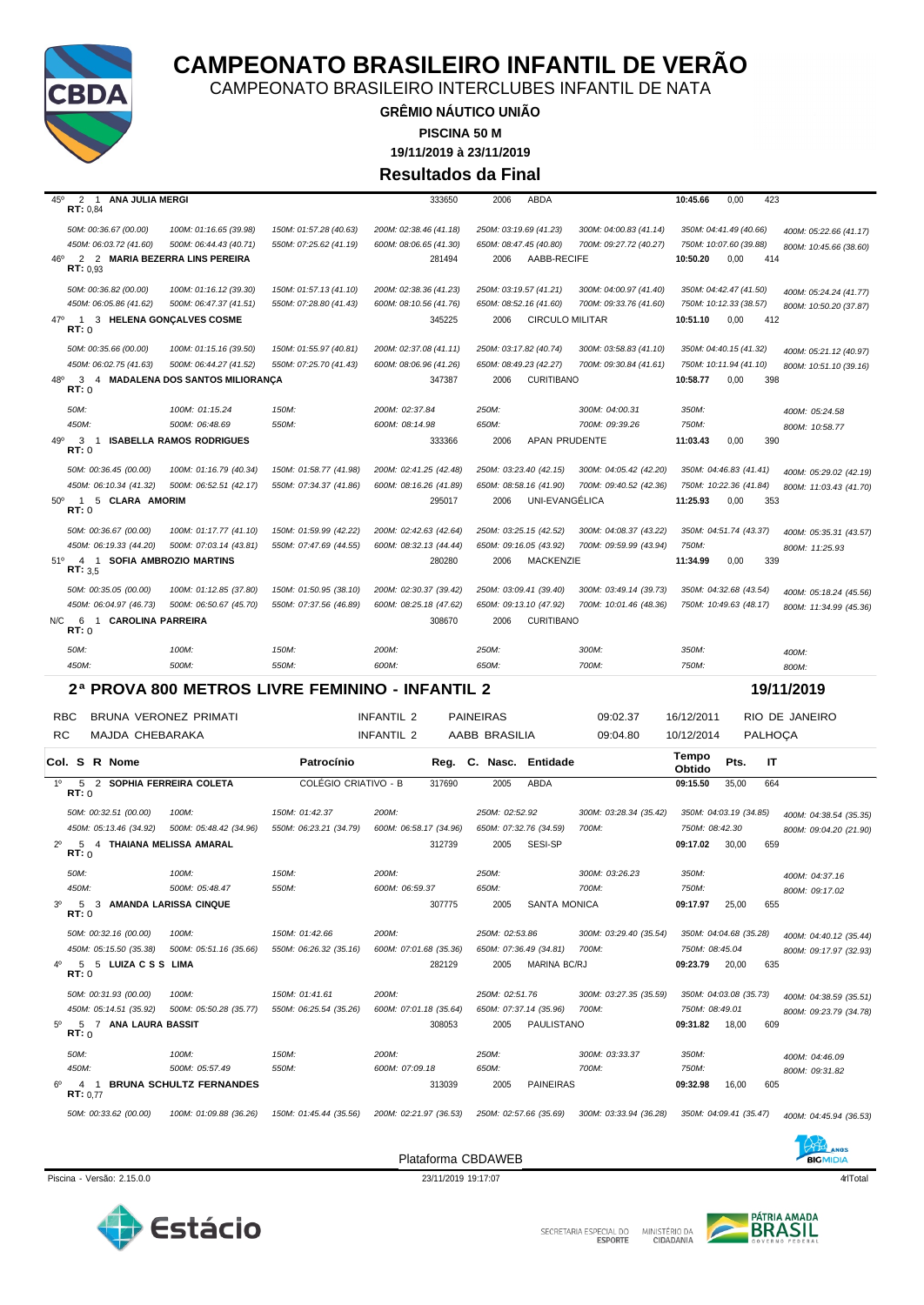# CAMPEONATO BRASILEIRO INFANTIL DE VERÃO

CAMPEONATO BRASILEIRO INTERCLUBES INFANTIL DE NATA

**GRÊMIO NÁUTICO UNIÃO**

**PISCINA 50 M**

**19/11/2019 à 23/11/2019**

**Resultados da Final**

45º 2 1 **ANA JULIA MERGI** 333650 2006 ABDA **10:45.66** 0,00 423
RT: 0,84

| | | | | | | | |
|---|---|---|---|---|---|---|---|
| 50M: 00:36.67 (00.00) | 100M: 01:16.65 (39.98) | 150M: 01:57.28 (40.63) | 200M: 02:38.46 (41.18) | 250M: 03:19.69 (41.23) | 300M: 04:00.83 (41.14) | 350M: 04:41.49 (40.66) | 400M: 05:22.66 (41.17) |
| 450M: 06:03.72 (41.60) | 500M: 06:44.43 (40.71) | 550M: 07:25.62 (41.19) | 600M: 08:06.65 (41.30) | 650M: 08:47.45 (40.80) | 700M: 09:27.72 (40.27) | 750M: 10:07.60 (39.88) | 800M: 10:45.66 (38.60) |

46º 2 2 **MARIA BEZERRA LINS PEREIRA** 281494 2006 AABB-RECIFE **10:50.20** 0,00 414
RT: 0,93

| | | | | | | | |
|---|---|---|---|---|---|---|---|
| 50M: 00:36.82 (00.00) | 100M: 01:16.12 (39.30) | 150M: 01:57.13 (41.10) | 200M: 02:38.36 (41.23) | 250M: 03:19.57 (41.21) | 300M: 04:00.97 (41.40) | 350M: 04:42.47 (41.50) | 400M: 05:24.24 (41.77) |
| 450M: 06:05.86 (41.62) | 500M: 06:47.37 (41.51) | 550M: 07:28.80 (41.43) | 600M: 08:10.56 (41.76) | 650M: 08:52.16 (41.60) | 700M: 09:33.76 (41.60) | 750M: 10:12.33 (38.57) | 800M: 10:50.20 (37.87) |

47º 1 3 **HELENA GONÇALVES COSME** 345225 2006 CIRCULO MILITAR **10:51.10** 0,00 412
RT: 0

| | | | | | | | |
|---|---|---|---|---|---|---|---|
| 50M: 00:35.66 (00.00) | 100M: 01:15.16 (39.50) | 150M: 01:55.97 (40.81) | 200M: 02:37.08 (41.11) | 250M: 03:17.82 (40.74) | 300M: 03:58.83 (41.01) | 350M: 04:40.15 (41.32) | 400M: 05:21.12 (40.97) |
| 450M: 06:02.75 (41.63) | 500M: 06:44.27 (41.52) | 550M: 07:25.70 (41.43) | 600M: 08:06.96 (41.26) | 650M: 08:49.23 (42.27) | 700M: 09:30.84 (41.61) | 750M: 10:11.94 (41.10) | 800M: 10:51.10 (39.16) |

48º 3 4 **MADALENA DOS SANTOS MILIORANÇA** 347387 2006 CURITIBANO **10:58.77** 0,00 398
RT: 0

| | | | | | | | |
|---|---|---|---|---|---|---|---|
| 50M: | 100M: 01:15.24 | 150M: | 200M: 02:37.84 | 250M: | 300M: 04:00.31 | 350M: | 400M: 05:24.58 |
| 450M: | 500M: 06:48.69 | 550M: | 600M: 08:14.98 | 650M: | 700M: 09:39.26 | 750M: | 800M: 10:58.77 |

49º 3 1 **ISABELLA RAMOS RODRIGUES** 333366 2006 APAN PRUDENTE **11:03.43** 0,00 390
RT: 0

| | | | | | | | |
|---|---|---|---|---|---|---|---|
| 50M: 00:36.45 (00.00) | 100M: 01:16.79 (40.34) | 150M: 01:58.77 (41.98) | 200M: 02:41.25 (42.48) | 250M: 03:23.40 (42.15) | 300M: 04:05.42 (42.20) | 350M: 04:46.83 (41.41) | 400M: 05:29.02 (42.19) |
| 450M: 06:10.34 (41.32) | 500M: 06:52.51 (42.17) | 550M: 07:34.37 (41.86) | 600M: 08:16.26 (41.89) | 650M: 08:58.16 (41.90) | 700M: 09:40.52 (42.36) | 750M: 10:22.36 (41.84) | 800M: 11:03.43 (41.70) |

50º 1 5 **CLARA AMORIM** 295017 2006 UNI-EVANGÉLICA **11:25.93** 0,00 353
RT: 0

| | | | | | | | |
|---|---|---|---|---|---|---|---|
| 50M: 00:36.67 (00.00) | 100M: 01:17.77 (41.10) | 150M: 01:59.99 (42.22) | 200M: 02:42.63 (42.64) | 250M: 03:25.15 (42.52) | 300M: 04:08.37 (43.22) | 350M: 04:51.74 (43.37) | 400M: 05:35.31 (43.57) |
| 450M: 06:19.33 (44.20) | 500M: 07:03.14 (43.81) | 550M: 07:47.69 (44.55) | 600M: 08:32.13 (44.44) | 650M: 09:16.05 (43.92) | 700M: 09:59.99 (43.94) | 750M: | 800M: 11:25.93 |

51º 4 1 **SOFIA AMBROZIO MARTINS** 280280 2006 MACKENZIE **11:34.99** 0,00 339
RT: 3,5

| | | | | | | | |
|---|---|---|---|---|---|---|---|
| 50M: 00:35.05 (00.00) | 100M: 01:12.85 (37.80) | 150M: 01:50.95 (38.10) | 200M: 02:30.37 (39.42) | 250M: 03:09.41 (39.40) | 300M: 03:49.14 (39.73) | 350M: 04:32.68 (43.54) | 400M: 05:18.24 (45.56) |
| 450M: 06:04.97 (46.73) | 500M: 06:50.67 (45.70) | 550M: 07:37.56 (46.89) | 600M: 08:25.18 (47.62) | 650M: 09:13.10 (47.92) | 700M: 10:01.46 (48.36) | 750M: 10:49.63 (48.17) | 800M: 11:34.99 (45.36) |

N/C 6 1 **CAROLINA PARREIRA** 308670 2006 CURITIBANO
RT: 0

| | | | | | | | |
|---|---|---|---|---|---|---|---|
| 50M: | 100M: | 150M: | 200M: | 250M: | 300M: | 350M: | 400M: |
| 450M: | 500M: | 550M: | 600M: | 650M: | 700M: | 750M: | 800M: |

## 2ª PROVA 800 METROS LIVRE FEMININO - INFANTIL 2 — 19/11/2019

| | | | | | | |
|---|---|---|---|---|---|---|
| RBC | BRUNA VERONEZ PRIMATI | INFANTIL 2 | PAINEIRAS | 09:02.37 | 16/12/2011 | RIO DE JANEIRO |
| RC | MAJDA CHEBARAKA | INFANTIL 2 | AABB BRASILIA | 09:04.80 | 10/12/2014 | PALHOÇA |

**Col. S R Nome — Patrocínio — Reg. C. Nasc. Entidade — Tempo Obtido — Pts. — IT**

1º 5 2 **SOPHIA FERREIRA COLETA** COLÉGIO CRIATIVO - B 317690 2005 ABDA **09:15.50** 35,00 664
RT: 0

| | | | | | | | |
|---|---|---|---|---|---|---|---|
| 50M: 00:32.51 (00.00) | 100M: | 150M: 01:42.37 | 200M: | 250M: 02:52.92 | 300M: 03:28.34 (35.42) | 350M: 04:03.19 (34.85) | 400M: 04:38.54 (35.35) |
| 450M: 05:13.46 (34.92) | 500M: 05:48.42 (34.96) | 550M: 06:23.21 (34.79) | 600M: 06:58.17 (34.96) | 650M: 07:32.76 (34.59) | 700M: | 750M: 08:42.30 | 800M: 09:04.20 (21.90) |

2º 5 4 **THAIANA MELISSA AMARAL** 312739 2005 SESI-SP **09:17.02** 30,00 659
RT: 0

| | | | | | | | |
|---|---|---|---|---|---|---|---|
| 50M: | 100M: | 150M: | 200M: | 250M: | 300M: 03:26.23 | 350M: | 400M: 04:37.16 |
| 450M: | 500M: 05:48.47 | 550M: | 600M: 06:59.37 | 650M: | 700M: | 750M: | 800M: 09:17.02 |

3º 5 3 **AMANDA LARISSA CINQUE** 307775 2005 SANTA MONICA **09:17.97** 25,00 655
RT: 0

| | | | | | | | |
|---|---|---|---|---|---|---|---|
| 50M: 00:32.16 (00.00) | 100M: | 150M: 01:42.66 | 200M: | 250M: 02:53.86 | 300M: 03:29.40 (35.54) | 350M: 04:04.68 (35.28) | 400M: 04:40.12 (35.44) |
| 450M: 05:15.50 (35.38) | 500M: 05:51.16 (35.66) | 550M: 06:26.32 (35.16) | 600M: 07:01.68 (35.36) | 650M: 07:36.49 (34.81) | 700M: | 750M: 08:45.04 | 800M: 09:17.97 (32.93) |

4º 5 5 **LUIZA C S S LIMA** 282129 2005 MARINA BC/RJ **09:23.79** 20,00 635
RT: 0

| | | | | | | | |
|---|---|---|---|---|---|---|---|
| 50M: 00:31.93 (00.00) | 100M: | 150M: 01:41.61 | 200M: | 250M: 02:51.76 | 300M: 03:27.35 (35.59) | 350M: 04:03.08 (35.73) | 400M: 04:38.59 (35.51) |
| 450M: 05:14.51 (35.92) | 500M: 05:50.28 (35.77) | 550M: 06:25.54 (35.26) | 600M: 07:01.18 (35.64) | 650M: 07:37.14 (35.96) | 700M: | 750M: 08:49.01 | 800M: 09:23.79 (34.78) |

5º 5 7 **ANA LAURA BASSIT** 308053 2005 PAULISTANO **09:31.82** 18,00 609
RT: 0

| | | | | | | | |
|---|---|---|---|---|---|---|---|
| 50M: | 100M: | 150M: | 200M: | 250M: | 300M: 03:33.37 | 350M: | 400M: 04:46.09 |
| 450M: | 500M: 05:57.49 | 550M: | 600M: 07:09.18 | 650M: | 700M: | 750M: | 800M: 09:31.82 |

6º 4 1 **BRUNA SCHULTZ FERNANDES** 313039 2005 PAINEIRAS **09:32.98** 16,00 605
RT: 0,77

| | | | | | | | |
|---|---|---|---|---|---|---|---|
| 50M: 00:33.62 (00.00) | 100M: 01:09.88 (36.26) | 150M: 01:45.44 (35.56) | 200M: 02:21.97 (36.53) | 250M: 02:57.66 (35.69) | 300M: 03:33.94 (36.28) | 350M: 04:09.41 (35.47) | 400M: 04:45.94 (36.53) |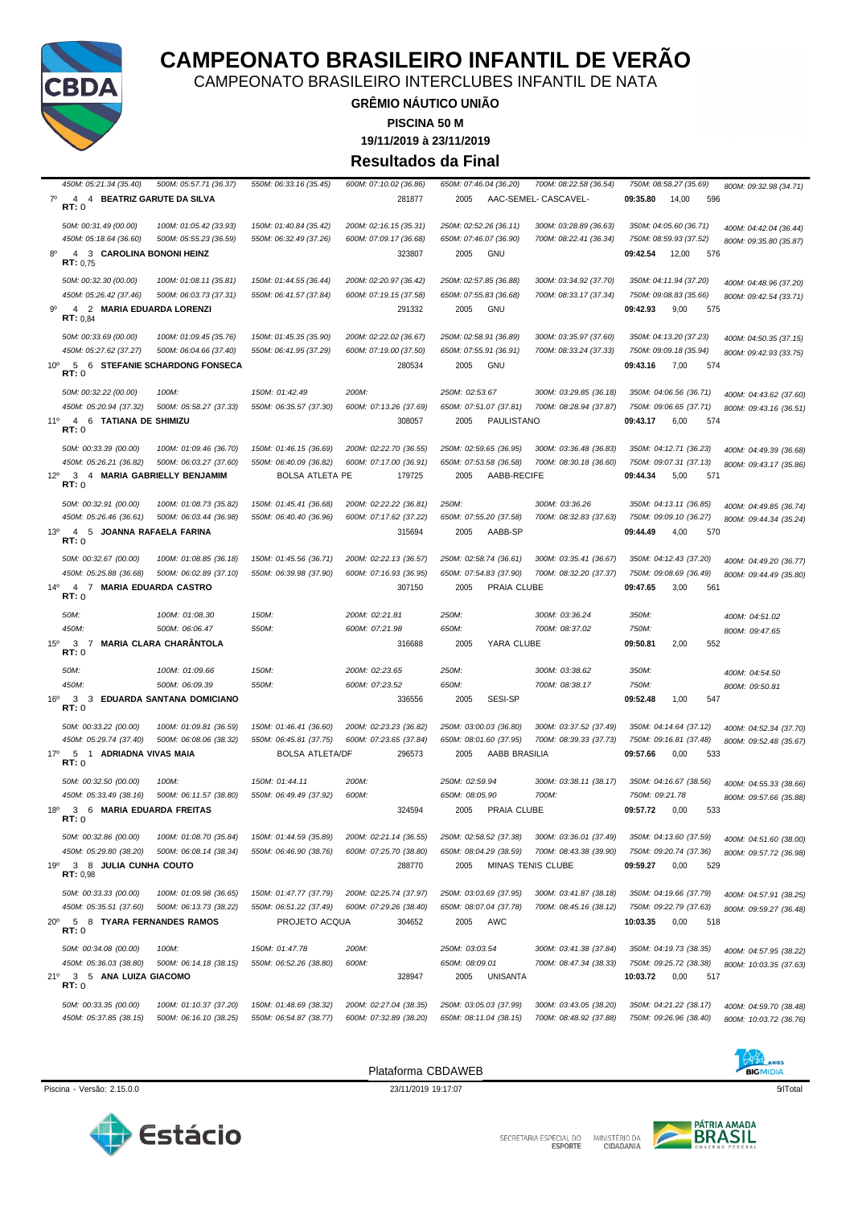# CAMPEONATO BRASILEIRO INFANTIL DE VERÃO

CAMPEONATO BRASILEIRO INTERCLUBES INFANTIL DE NATA

**GRÊMIO NÁUTICO UNIÃO**

**PISCINA 50 M**

**19/11/2019 à 23/11/2019**

## Resultados da Final

450M: 05:21.34 (35.40) | 500M: 05:57.71 (36.37) | 550M: 06:33.16 (35.45) | 600M: 07:10.02 (36.86) | 650M: 07:46.04 (36.20) | 700M: 08:22.58 (36.54) | 750M: 08:58.27 (35.69) | 800M: 09:32.98 (34.71)

**7º 4 4 BEATRIZ GARUTE DA SILVA** 281877 2005 AAC-SEMEL- CASCAVEL- **09:35.80** 14,00 596
**RT:** 0

50M: 00:31.49 (00.00) | 100M: 01:05.42 (33.93) | 150M: 01:40.84 (35.42) | 200M: 02:16.15 (35.31) | 250M: 02:52.26 (36.11) | 300M: 03:28.89 (36.63) | 350M: 04:05.60 (36.71) | 400M: 04:42.04 (36.44)
450M: 05:18.64 (36.60) | 500M: 05:55.23 (36.59) | 550M: 06:32.49 (37.26) | 600M: 07:09.17 (36.68) | 650M: 07:46.07 (36.90) | 700M: 08:22.41 (36.34) | 750M: 08:59.93 (37.52) | 800M: 09:35.80 (35.87)

**8º 4 3 CAROLINA BONONI HEINZ** 323807 2005 GNU **09:42.54** 12,00 576
**RT:** 0,75

50M: 00:32.30 (00.00) | 100M: 01:08.11 (35.81) | 150M: 01:44.55 (36.44) | 200M: 02:20.97 (36.42) | 250M: 02:57.85 (36.88) | 300M: 03:34.92 (37.70) | 350M: 04:11.94 (37.20) | 400M: 04:48.96 (37.20)
450M: 05:26.42 (37.46) | 500M: 06:03.73 (37.31) | 550M: 06:41.57 (37.84) | 600M: 07:19.15 (37.58) | 650M: 07:55.83 (36.68) | 700M: 08:33.17 (37.34) | 750M: 09:08.83 (35.66) | 800M: 09:42.54 (33.71)

**9º 4 2 MARIA EDUARDA LORENZI** 291332 2005 GNU **09:42.93** 9,00 575
**RT:** 0,84

50M: 00:33.69 (00.00) | 100M: 01:09.45 (35.76) | 150M: 01:45.35 (35.90) | 200M: 02:22.02 (36.67) | 250M: 02:58.91 (36.89) | 300M: 03:35.97 (37.60) | 350M: 04:13.20 (37.23) | 400M: 04:50.35 (37.15)
450M: 05:27.62 (37.27) | 500M: 06:04.66 (37.40) | 550M: 06:41.95 (37.29) | 600M: 07:19.00 (37.50) | 650M: 07:55.91 (36.91) | 700M: 08:33.24 (37.33) | 750M: 09:09.18 (35.94) | 800M: 09:42.93 (33.75)

**10º 5 6 STEFANIE SCHARDONG FONSECA** 280534 2005 GNU **09:43.16** 7,00 574
**RT:** 0

50M: 00:32.22 (00.00) | 100M: | 150M: 01:42.49 | 200M: | 250M: 02:53.67 | 300M: 03:29.85 (36.18) | 350M: 04:06.56 (36.71) | 400M: 04:43.62 (37.60)
450M: 05:20.94 (37.32) | 500M: 05:58.27 (37.33) | 550M: 06:35.57 (37.30) | 600M: 07:13.26 (37.69) | 650M: 07:51.07 (37.81) | 700M: 08:28.94 (37.87) | 750M: 09:06.65 (37.71) | 800M: 09:43.16 (36.51)

**11º 4 6 TATIANA DE SHIMIZU** 308057 2005 PAULISTANO **09:43.17** 6,00 574
**RT:** 0

50M: 00:33.39 (00.00) | 100M: 01:09.46 (36.70) | 150M: 01:46.15 (36.69) | 200M: 02:22.70 (36.55) | 250M: 02:59.65 (36.95) | 300M: 03:36.48 (36.83) | 350M: 04:12.71 (36.23) | 400M: 04:49.39 (36.68)
450M: 05:26.21 (36.82) | 500M: 06:03.27 (37.60) | 550M: 06:40.09 (36.82) | 600M: 07:17.00 (36.91) | 650M: 07:53.58 (36.58) | 700M: 08:30.18 (36.60) | 750M: 09:07.31 (37.13) | 800M: 09:43.17 (35.86)

**12º 3 4 MARIA GABRIELLY BENJAMIM** BOLSA ATLETA PE 179725 2005 AABB-RECIFE **09:44.34** 5,00 571
**RT:** 0

50M: 00:32.91 (00.00) | 100M: 01:08.73 (35.82) | 150M: 01:45.41 (36.68) | 200M: 02:22.22 (36.81) | 250M: | 300M: 03:36.26 | 350M: 04:13.11 (36.85) | 400M: 04:49.85 (36.74)
450M: 05:26.46 (36.61) | 500M: 06:03.44 (36.98) | 550M: 06:40.40 (36.96) | 600M: 07:17.62 (37.22) | 650M: 07:55.20 (37.58) | 700M: 08:32.83 (37.63) | 750M: 09:09.10 (36.27) | 800M: 09:44.34 (35.24)

**13º 4 5 JOANNA RAFAELA FARINA** 315694 2005 AABB-SP **09:44.49** 4,00 570
**RT:** 0

50M: 00:32.67 (00.00) | 100M: 01:08.85 (36.18) | 150M: 01:45.56 (36.71) | 200M: 02:22.13 (36.57) | 250M: 02:58.74 (36.61) | 300M: 03:35.41 (36.67) | 350M: 04:12.43 (37.20) | 400M: 04:49.20 (36.77)
450M: 05:25.88 (36.68) | 500M: 06:02.89 (37.10) | 550M: 06:39.98 (37.90) | 600M: 07:16.93 (36.95) | 650M: 07:54.83 (37.90) | 700M: 08:32.20 (37.37) | 750M: 09:08.69 (36.49) | 800M: 09:44.49 (35.80)

**14º 4 7 MARIA EDUARDA CASTRO** 307150 2005 PRAIA CLUBE **09:47.65** 3,00 561
**RT:** 0

50M: | 100M: 01:08.30 | 150M: | 200M: 02:21.81 | 250M: | 300M: 03:36.24 | 350M: | 400M: 04:51.02
450M: | 500M: 06:06.47 | 550M: | 600M: 07:21.98 | 650M: | 700M: 08:37.02 | 750M: | 800M: 09:47.65

**15º 3 7 MARIA CLARA CHARÂNTOLA** 316688 2005 YARA CLUBE **09:50.81** 2,00 552
**RT:** 0

50M: | 100M: 01:09.66 | 150M: | 200M: 02:23.65 | 250M: | 300M: 03:38.62 | 350M: | 400M: 04:54.50
450M: | 500M: 06:09.39 | 550M: | 600M: 07:23.52 | 650M: | 700M: 08:38.17 | 750M: | 800M: 09:50.81

**16º 3 3 EDUARDA SANTANA DOMICIANO** 336556 2005 SESI-SP **09:52.48** 1,00 547
**RT:** 0

50M: 00:33.22 (00.00) | 100M: 01:09.81 (36.59) | 150M: 01:46.41 (36.60) | 200M: 02:23.23 (36.82) | 250M: 03:00.03 (36.80) | 300M: 03:37.52 (37.49) | 350M: 04:14.64 (37.12) | 400M: 04:52.34 (37.70)
450M: 05:29.74 (37.40) | 500M: 06:08.06 (38.32) | 550M: 06:45.81 (37.75) | 600M: 07:23.65 (37.84) | 650M: 08:01.60 (37.95) | 700M: 08:39.33 (37.73) | 750M: 09:16.81 (37.48) | 800M: 09:52.48 (35.67)

**17º 5 1 ADRIADNA VIVAS MAIA** BOLSA ATLETA/DF 296573 2005 AABB BRASILIA **09:57.66** 0,00 533
**RT:** 0

50M: 00:32.50 (00.00) | 100M: | 150M: 01:44.11 | 200M: | 250M: 02:59.94 | 300M: 03:38.11 (38.17) | 350M: 04:16.67 (38.56) | 400M: 04:55.33 (38.66)
450M: 05:33.49 (38.16) | 500M: 06:11.57 (38.80) | 550M: 06:49.49 (37.92) | 600M: | 650M: 08:05.90 | 700M: | 750M: 09:21.78 | 800M: 09:57.66 (35.88)

**18º 3 6 MARIA EDUARDA FREITAS** 324594 2005 PRAIA CLUBE **09:57.72** 0,00 533
**RT:** 0

50M: 00:32.86 (00.00) | 100M: 01:08.70 (35.84) | 150M: 01:44.59 (35.89) | 200M: 02:21.14 (36.55) | 250M: 02:58.52 (37.38) | 300M: 03:36.01 (37.49) | 350M: 04:13.60 (37.59) | 400M: 04:51.60 (38.00)
450M: 05:29.80 (38.20) | 500M: 06:08.14 (38.34) | 550M: 06:46.90 (38.76) | 600M: 07:25.70 (38.80) | 650M: 08:04.29 (38.59) | 700M: 08:43.38 (39.90) | 750M: 09:20.74 (37.36) | 800M: 09:57.72 (36.98)

**19º 3 8 JULIA CUNHA COUTO** 288770 2005 MINAS TENIS CLUBE **09:59.27** 0,00 529
**RT:** 0,98

50M: 00:33.33 (00.00) | 100M: 01:09.98 (36.65) | 150M: 01:47.77 (37.79) | 200M: 02:25.74 (37.97) | 250M: 03:03.69 (37.95) | 300M: 03:41.87 (38.18) | 350M: 04:19.66 (37.79) | 400M: 04:57.91 (38.25)
450M: 05:35.51 (37.60) | 500M: 06:13.73 (38.22) | 550M: 06:51.22 (37.49) | 600M: 07:29.26 (38.40) | 650M: 08:07.04 (37.78) | 700M: 08:45.16 (38.12) | 750M: 09:22.79 (37.63) | 800M: 09:59.27 (36.48)

**20º 5 8 TYARA FERNANDES RAMOS** PROJETO ACQUA 304652 2005 AWC **10:03.35** 0,00 518
**RT:** 0

50M: 00:34.08 (00.00) | 100M: | 150M: 01:47.78 | 200M: | 250M: 03:03.54 | 300M: 03:41.38 (37.84) | 350M: 04:19.73 (38.35) | 400M: 04:57.95 (38.22)
450M: 05:36.03 (38.80) | 500M: 06:14.18 (38.15) | 550M: 06:52.26 (38.80) | 600M: | 650M: 08:09.01 | 700M: 08:47.34 (38.33) | 750M: 09:25.72 (38.38) | 800M: 10:03.35 (37.63)

**21º 3 5 ANA LUIZA GIACOMO** 328947 2005 UNISANTA **10:03.72** 0,00 517
**RT:** 0

50M: 00:33.35 (00.00) | 100M: 01:10.37 (37.20) | 150M: 01:48.69 (38.32) | 200M: 02:27.04 (38.35) | 250M: 03:05.03 (37.99) | 300M: 03:43.05 (38.20) | 350M: 04:21.22 (38.17) | 400M: 04:59.70 (38.48)
450M: 05:37.85 (38.15) | 500M: 06:16.10 (38.25) | 550M: 06:54.87 (38.77) | 600M: 07:32.89 (38.20) | 650M: 08:11.04 (38.15) | 700M: 08:48.92 (37.88) | 750M: 09:26.96 (38.40) | 800M: 10:03.72 (36.76)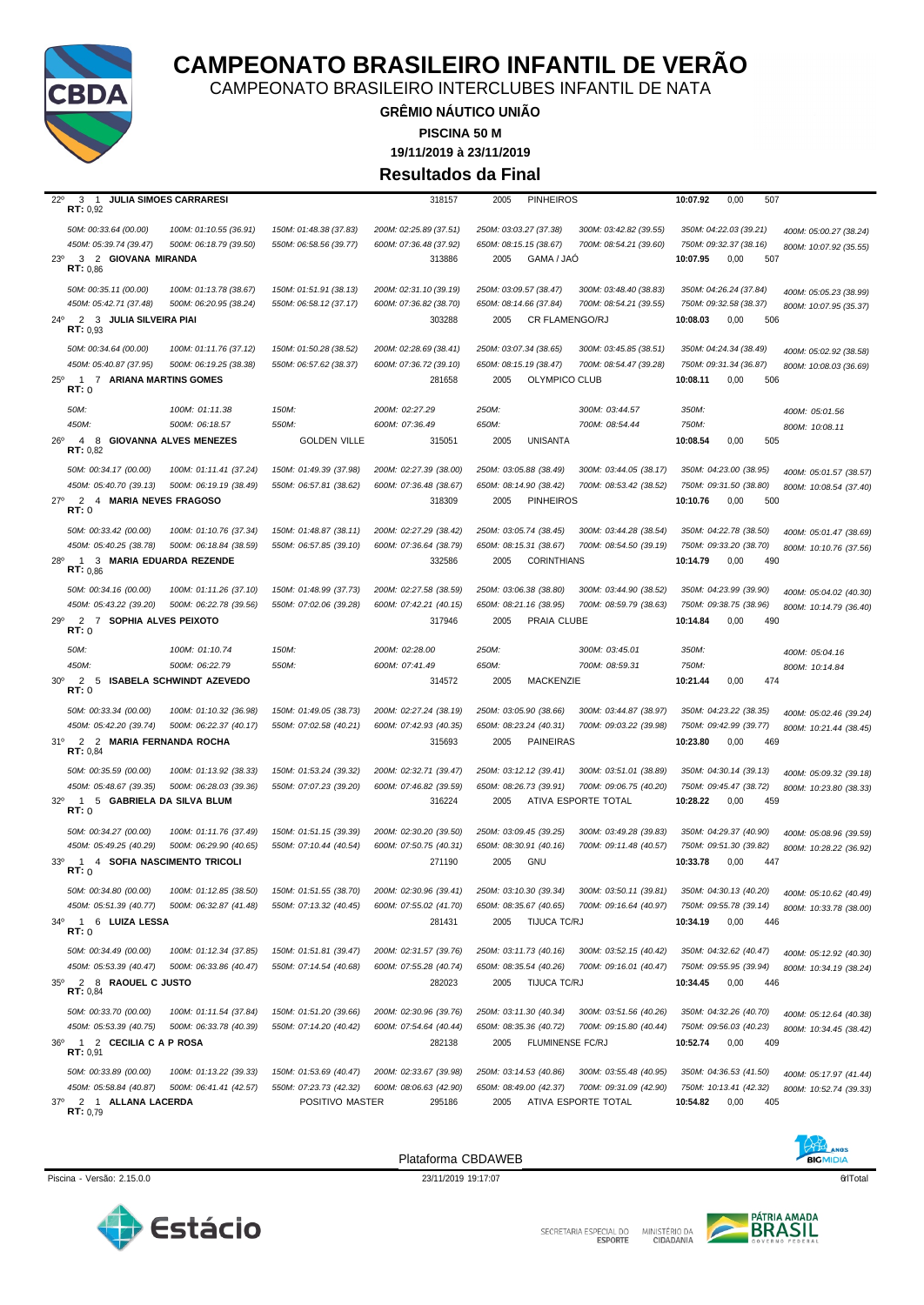# CAMPEONATO BRASILEIRO INFANTIL DE VERÃO

CAMPEONATO BRASILEIRO INTERCLUBES INFANTIL DE NATA

**GRÊMIO NÁUTICO UNIÃO**

**PISCINA 50 M**

**19/11/2019 à 23/11/2019**

**Resultados da Final**

22º 3 1 **JULIA SIMOES CARRARESI** 318157 2005 PINHEIROS **10:07.92** 0,00 507
**RT:** 0,92
50M: 00:33.64 (00.00) | 100M: 01:10.55 (36.91) | 150M: 01:48.38 (37.83) | 200M: 02:25.89 (37.51) | 250M: 03:03.27 (37.38) | 300M: 03:42.82 (39.55) | 350M: 04:22.03 (39.21) | 400M: 05:00.27 (38.24)
450M: 05:39.74 (39.47) | 500M: 06:18.79 (39.50) | 550M: 06:58.56 (39.77) | 600M: 07:36.48 (37.92) | 650M: 08:15.15 (38.67) | 700M: 08:54.21 (39.60) | 750M: 09:32.37 (38.16) | 800M: 10:07.92 (35.55)

23º 3 2 **GIOVANA MIRANDA** 313886 2005 GAMA / JAÓ **10:07.95** 0,00 507
**RT:** 0,86
50M: 00:35.11 (00.00) | 100M: 01:13.78 (38.67) | 150M: 01:51.91 (38.13) | 200M: 02:31.10 (39.19) | 250M: 03:09.57 (38.47) | 300M: 03:48.40 (38.83) | 350M: 04:26.24 (37.84) | 400M: 05:05.23 (38.99)
450M: 05:42.71 (37.48) | 500M: 06:20.95 (38.24) | 550M: 06:58.12 (37.17) | 600M: 07:36.82 (38.70) | 650M: 08:14.66 (37.84) | 700M: 08:54.21 (39.55) | 750M: 09:32.58 (38.37) | 800M: 10:07.95 (35.37)

24º 2 3 **JULIA SILVEIRA PIAI** 303288 2005 CR FLAMENGO/RJ **10:08.03** 0,00 506
**RT:** 0,93
50M: 00:34.64 (00.00) | 100M: 01:11.76 (37.12) | 150M: 01:50.28 (38.52) | 200M: 02:28.69 (38.41) | 250M: 03:07.34 (38.65) | 300M: 03:45.85 (38.51) | 350M: 04:24.34 (38.49) | 400M: 05:02.92 (38.58)
450M: 05:40.87 (37.95) | 500M: 06:19.25 (38.38) | 550M: 06:57.62 (38.37) | 600M: 07:36.72 (39.10) | 650M: 08:15.19 (38.47) | 700M: 08:54.47 (39.28) | 750M: 09:31.34 (36.87) | 800M: 10:08.03 (36.69)

25º 1 7 **ARIANA MARTINS GOMES** 281658 2005 OLYMPICO CLUB **10:08.11** 0,00 506
**RT:** 0
50M: | 100M: 01:11.38 | 150M: | 200M: 02:27.29 | 250M: | 300M: 03:44.57 | 350M: | 400M: 05:01.56
450M: | 500M: 06:18.57 | 550M: | 600M: 07:36.49 | 650M: | 700M: 08:54.44 | 750M: | 800M: 10:08.11

26º 4 8 **GIOVANNA ALVES MENEZES** GOLDEN VILLE 315051 2005 UNISANTA **10:08.54** 0,00 505
**RT:** 0,82
50M: 00:34.17 (00.00) | 100M: 01:11.41 (37.24) | 150M: 01:49.39 (37.98) | 200M: 02:27.39 (38.00) | 250M: 03:05.88 (38.49) | 300M: 03:44.05 (38.17) | 350M: 04:23.00 (38.95) | 400M: 05:01.57 (38.57)
450M: 05:40.70 (39.13) | 500M: 06:19.19 (38.49) | 550M: 06:57.81 (38.62) | 600M: 07:36.48 (38.67) | 650M: 08:14.90 (38.42) | 700M: 08:53.42 (38.52) | 750M: 09:31.50 (38.80) | 800M: 10:08.54 (37.40)

27º 2 4 **MARIA NEVES FRAGOSO** 318309 2005 PINHEIROS **10:10.76** 0,00 500
**RT:** 0
50M: 00:33.42 (00.00) | 100M: 01:10.76 (37.34) | 150M: 01:48.87 (38.11) | 200M: 02:27.29 (38.42) | 250M: 03:05.74 (38.45) | 300M: 03:44.28 (38.54) | 350M: 04:22.78 (38.50) | 400M: 05:01.47 (38.69)
450M: 05:40.25 (38.78) | 500M: 06:18.84 (38.59) | 550M: 06:57.85 (39.10) | 600M: 07:36.64 (38.79) | 650M: 08:15.31 (38.67) | 700M: 08:54.50 (39.19) | 750M: 09:33.20 (38.70) | 800M: 10:10.76 (37.56)

28º 1 3 **MARIA EDUARDA REZENDE** 332586 2005 CORINTHIANS **10:14.79** 0,00 490
**RT:** 0,86
50M: 00:34.16 (00.00) | 100M: 01:11.26 (37.10) | 150M: 01:48.99 (37.73) | 200M: 02:27.58 (38.59) | 250M: 03:06.38 (38.80) | 300M: 03:44.90 (38.52) | 350M: 04:23.99 (39.90) | 400M: 05:04.02 (40.30)
450M: 05:43.22 (39.20) | 500M: 06:22.78 (39.56) | 550M: 07:02.06 (39.28) | 600M: 07:42.21 (40.15) | 650M: 08:21.16 (38.95) | 700M: 08:59.79 (38.63) | 750M: 09:38.75 (38.96) | 800M: 10:14.79 (36.40)

29º 2 7 **SOPHIA ALVES PEIXOTO** 317946 2005 PRAIA CLUBE **10:14.84** 0,00 490
**RT:** 0
50M: | 100M: 01:10.74 | 150M: | 200M: 02:28.00 | 250M: | 300M: 03:45.01 | 350M: | 400M: 05:04.16
450M: | 500M: 06:22.79 | 550M: | 600M: 07:41.49 | 650M: | 700M: 08:59.31 | 750M: | 800M: 10:14.84

30º 2 5 **ISABELA SCHWINDT AZEVEDO** 314572 2005 MACKENZIE **10:21.44** 0,00 474
**RT:** 0
50M: 00:33.34 (00.00) | 100M: 01:10.32 (36.98) | 150M: 01:49.05 (38.73) | 200M: 02:27.24 (38.19) | 250M: 03:05.90 (38.66) | 300M: 03:44.87 (38.97) | 350M: 04:23.22 (38.35) | 400M: 05:02.46 (39.24)
450M: 05:42.20 (39.74) | 500M: 06:22.37 (40.17) | 550M: 07:02.58 (40.21) | 600M: 07:42.93 (40.35) | 650M: 08:23.24 (40.31) | 700M: 09:03.22 (39.98) | 750M: 09:42.99 (39.77) | 800M: 10:21.44 (38.45)

31º 2 2 **MARIA FERNANDA ROCHA** 315693 2005 PAINEIRAS **10:23.80** 0,00 469
**RT:** 0,84
50M: 00:35.59 (00.00) | 100M: 01:13.92 (38.33) | 150M: 01:53.24 (39.32) | 200M: 02:32.71 (39.47) | 250M: 03:12.12 (39.41) | 300M: 03:51.01 (38.89) | 350M: 04:30.14 (39.13) | 400M: 05:09.32 (39.18)
450M: 05:48.67 (39.35) | 500M: 06:28.03 (39.36) | 550M: 07:07.23 (39.20) | 600M: 07:46.82 (39.59) | 650M: 08:26.73 (39.91) | 700M: 09:06.75 (40.20) | 750M: 09:45.47 (38.72) | 800M: 10:23.80 (38.33)

32º 1 5 **GABRIELA DA SILVA BLUM** 316224 2005 ATIVA ESPORTE TOTAL **10:28.22** 0,00 459
**RT:** 0
50M: 00:34.27 (00.00) | 100M: 01:11.76 (37.49) | 150M: 01:51.15 (39.39) | 200M: 02:30.20 (39.50) | 250M: 03:09.45 (39.25) | 300M: 03:49.28 (39.83) | 350M: 04:29.37 (40.90) | 400M: 05:08.96 (39.59)
450M: 05:49.25 (40.29) | 500M: 06:29.90 (40.65) | 550M: 07:10.44 (40.54) | 600M: 07:50.75 (40.31) | 650M: 08:30.91 (40.16) | 700M: 09:11.48 (40.57) | 750M: 09:51.30 (39.82) | 800M: 10:28.22 (36.92)

33º 1 4 **SOFIA NASCIMENTO TRICOLI** 271190 2005 GNU **10:33.78** 0,00 447
**RT:** 0
50M: 00:34.80 (00.00) | 100M: 01:12.85 (38.50) | 150M: 01:51.55 (38.70) | 200M: 02:30.96 (39.41) | 250M: 03:10.30 (39.34) | 300M: 03:50.11 (39.81) | 350M: 04:30.13 (40.20) | 400M: 05:10.62 (40.49)
450M: 05:51.39 (40.77) | 500M: 06:32.87 (41.48) | 550M: 07:13.32 (40.45) | 600M: 07:55.02 (41.70) | 650M: 08:35.67 (40.65) | 700M: 09:16.64 (40.97) | 750M: 09:55.78 (39.14) | 800M: 10:33.78 (38.00)

34º 1 6 **LUIZA LESSA** 281431 2005 TIJUCA TC/RJ **10:34.19** 0,00 446
**RT:** 0
50M: 00:34.49 (00.00) | 100M: 01:12.34 (37.85) | 150M: 01:51.81 (39.47) | 200M: 02:31.57 (39.76) | 250M: 03:11.73 (40.16) | 300M: 03:52.15 (40.42) | 350M: 04:32.62 (40.47) | 400M: 05:12.92 (40.30)
450M: 05:53.39 (40.47) | 500M: 06:33.86 (40.47) | 550M: 07:14.54 (40.68) | 600M: 07:55.28 (40.74) | 650M: 08:35.54 (40.26) | 700M: 09:16.01 (40.47) | 750M: 09:55.95 (39.94) | 800M: 10:34.19 (38.24)

35º 2 8 **RAOUEL C JUSTO** 282023 2005 TIJUCA TC/RJ **10:34.45** 0,00 446
**RT:** 0,84
50M: 00:33.70 (00.00) | 100M: 01:11.54 (37.84) | 150M: 01:51.20 (39.66) | 200M: 02:30.96 (39.76) | 250M: 03:11.30 (40.34) | 300M: 03:51.56 (40.26) | 350M: 04:32.26 (40.70) | 400M: 05:12.64 (40.38)
450M: 05:53.39 (40.75) | 500M: 06:33.78 (40.39) | 550M: 07:14.20 (40.42) | 600M: 07:54.64 (40.44) | 650M: 08:35.36 (40.72) | 700M: 09:15.80 (40.44) | 750M: 09:56.03 (40.23) | 800M: 10:34.45 (38.42)

36º 1 2 **CECILIA C A P ROSA** 282138 2005 FLUMINENSE FC/RJ **10:52.74** 0,00 409
**RT:** 0,91
50M: 00:33.89 (00.00) | 100M: 01:13.22 (39.33) | 150M: 01:53.69 (40.47) | 200M: 02:33.67 (39.98) | 250M: 03:14.53 (40.86) | 300M: 03:55.48 (40.95) | 350M: 04:36.53 (41.50) | 400M: 05:17.97 (41.44)
450M: 05:58.84 (40.87) | 500M: 06:41.41 (42.57) | 550M: 07:23.73 (42.32) | 600M: 08:06.63 (42.90) | 650M: 08:49.00 (42.37) | 700M: 09:31.09 (42.90) | 750M: 10:13.41 (42.32) | 800M: 10:52.74 (39.33)

37º 2 1 **ALLANA LACERDA** POSITIVO MASTER 295186 2005 ATIVA ESPORTE TOTAL **10:54.82** 0,00 405
**RT:** 0,79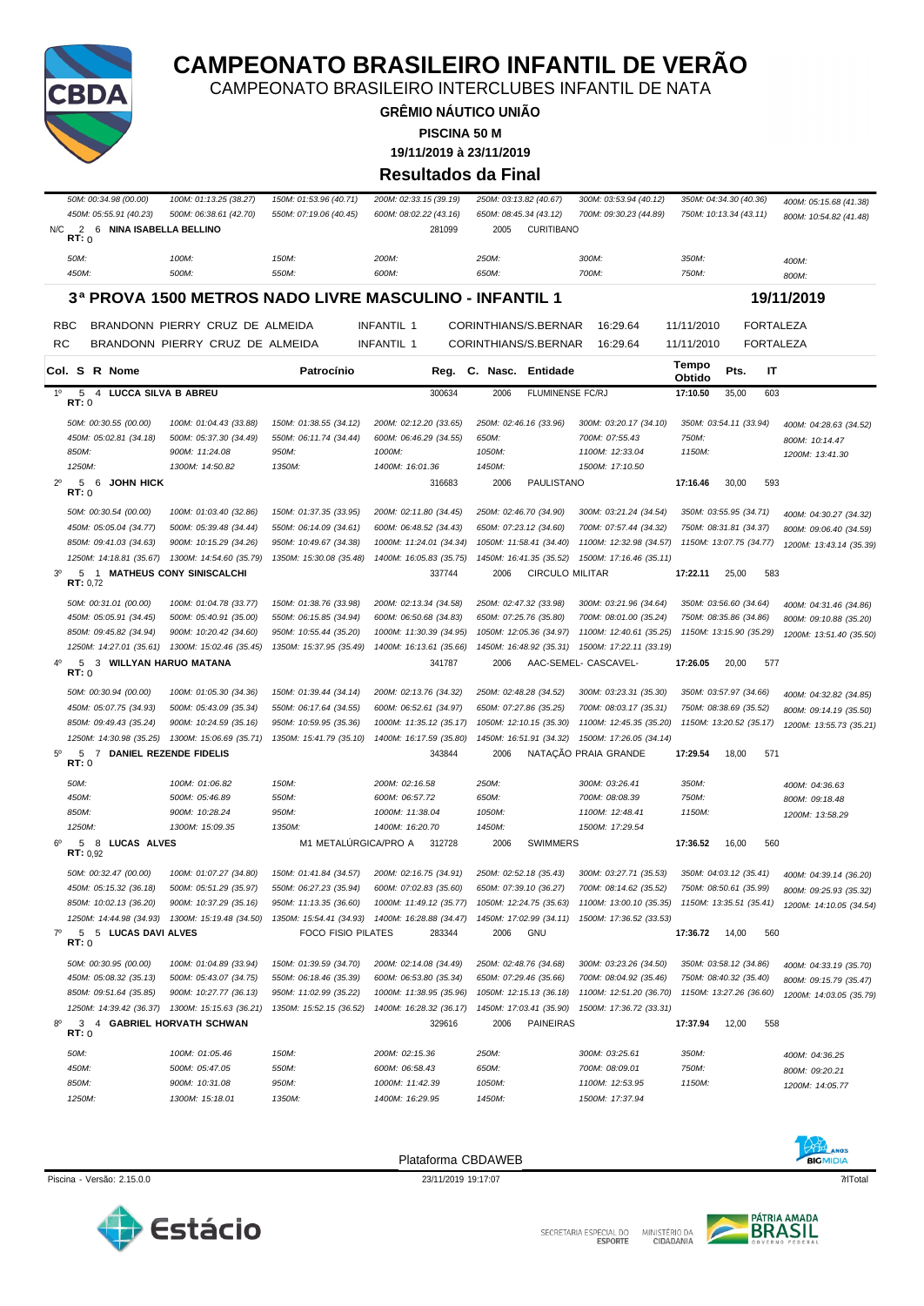# CAMPEONATO BRASILEIRO INFANTIL DE VERÃO

CAMPEONATO BRASILEIRO INTERCLUBES INFANTIL DE NATA

**GRÊMIO NÁUTICO UNIÃO**

**PISCINA 50 M**

**19/11/2019 à 23/11/2019**

**Resultados da Final**

50M: 00:34.98 (00.00) | 100M: 01:13.25 (38.27) | 150M: 01:53.96 (40.71) | 200M: 02:33.15 (39.19) | 250M: 03:13.82 (40.67) | 300M: 03:53.94 (40.12) | 350M: 04:34.30 (40.36) | 400M: 05:15.68 (41.38)
450M: 05:55.91 (40.23) | 500M: 06:38.61 (42.70) | 550M: 07:19.06 (40.45) | 600M: 08:02.22 (43.16) | 650M: 08:45.34 (43.12) | 700M: 09:30.23 (44.89) | 750M: 10:13.34 (43.11) | 800M: 10:54.82 (41.48)

N/C 2 6 **NINA ISABELLA BELLINO** 281099 2005 CURITIBANO
**RT:** 0

50M: | 100M: | 150M: | 200M: | 250M: | 300M: | 350M: | 400M:
450M: | 500M: | 550M: | 600M: | 650M: | 700M: | 750M: | 800M:

## 3ª PROVA 1500 METROS NADO LIVRE MASCULINO - INFANTIL 1 — 19/11/2019

| | | | | | | | |
|---|---|---|---|---|---|---|---|
| RBC | BRANDONN PIERRY CRUZ DE ALMEIDA | INFANTIL 1 | CORINTHIANS/S.BERNAR | 16:29.64 | 11/11/2010 | FORTALEZA |
| RC | BRANDONN PIERRY CRUZ DE ALMEIDA | INFANTIL 1 | CORINTHIANS/S.BERNAR | 16:29.64 | 11/11/2010 | FORTALEZA |

| Col. | S | R | Nome | Patrocínio | Reg. | C. Nasc. | Entidade | Tempo Obtido | Pts. | IT |
|---|---|---|---|---|---|---|---|---|---|---|
| 1º | 5 | 4 | **LUCCA SILVA B ABREU** | | 300634 | 2006 | FLUMINENSE FC/RJ | 17:10.50 | 35,00 | 603 |

**RT:** 0

50M: 00:30.55 (00.00) | 100M: 01:04.43 (33.88) | 150M: 01:38.55 (34.12) | 200M: 02:12.20 (33.65) | 250M: 02:46.16 (33.96) | 300M: 03:20.17 (34.10) | 350M: 03:54.11 (33.94) | 400M: 04:28.63 (34.52)
450M: 05:02.81 (34.18) | 500M: 05:37.30 (34.49) | 550M: 06:11.74 (34.44) | 600M: 06:46.29 (34.55) | 650M: | 700M: 07:55.43 | 750M: | 800M: 10:14.47
850M: | 900M: 11:24.08 | 950M: | 1000M: | 1050M: | 1100M: 12:33.04 | 1150M: | 1200M: 13:41.30
1250M: | 1300M: 14:50.82 | 1350M: | 1400M: 16:01.36 | 1450M: | 1500M: 17:10.50

| Col. | S | R | Nome | Patrocínio | Reg. | C. Nasc. | Entidade | Tempo Obtido | Pts. | IT |
|---|---|---|---|---|---|---|---|---|---|---|
| 2º | 5 | 6 | **JOHN HICK** | | 316683 | 2006 | PAULISTANO | 17:16.46 | 30,00 | 593 |

**RT:** 0

50M: 00:30.54 (00.00) | 100M: 01:03.40 (32.86) | 150M: 01:37.35 (33.95) | 200M: 02:11.80 (34.45) | 250M: 02:46.70 (34.90) | 300M: 03:21.24 (34.54) | 350M: 03:55.95 (34.71) | 400M: 04:30.27 (34.32)
450M: 05:05.04 (34.77) | 500M: 05:39.48 (34.44) | 550M: 06:14.09 (34.61) | 600M: 06:48.52 (34.43) | 650M: 07:23.12 (34.60) | 700M: 07:57.44 (34.32) | 750M: 08:31.81 (34.37) | 800M: 09:06.40 (34.59)
850M: 09:41.03 (34.63) | 900M: 10:15.29 (34.26) | 950M: 10:49.67 (34.38) | 1000M: 11:24.01 (34.34) | 1050M: 11:58.41 (34.40) | 1100M: 12:32.98 (34.57) | 1150M: 13:07.75 (34.77) | 1200M: 13:43.14 (35.39)
1250M: 14:18.81 (35.67) | 1300M: 14:54.60 (35.79) | 1350M: 15:30.08 (35.48) | 1400M: 16:05.83 (35.75) | 1450M: 16:41.35 (35.52) | 1500M: 17:16.46 (35.11)

| Col. | S | R | Nome | Patrocínio | Reg. | C. Nasc. | Entidade | Tempo Obtido | Pts. | IT |
|---|---|---|---|---|---|---|---|---|---|---|
| 3º | 5 | 1 | **MATHEUS CONY SINISCALCHI** | | 337744 | 2006 | CIRCULO MILITAR | 17:22.11 | 25,00 | 583 |

**RT:** 0,72

50M: 00:31.01 (00.00) | 100M: 01:04.78 (33.77) | 150M: 01:38.76 (33.98) | 200M: 02:13.34 (34.58) | 250M: 02:47.32 (33.98) | 300M: 03:21.96 (34.64) | 350M: 03:56.60 (34.64) | 400M: 04:31.46 (34.86)
450M: 05:05.91 (34.45) | 500M: 05:40.91 (35.00) | 550M: 06:15.85 (34.94) | 600M: 06:50.68 (34.83) | 650M: 07:25.76 (35.08) | 700M: 08:01.00 (35.24) | 750M: 08:35.86 (34.86) | 800M: 09:10.88 (35.20)
850M: 09:45.82 (34.94) | 900M: 10:20.42 (34.60) | 950M: 10:55.44 (35.20) | 1000M: 11:30.39 (34.95) | 1050M: 12:05.36 (34.97) | 1100M: 12:40.61 (35.25) | 1150M: 13:15.90 (35.29) | 1200M: 13:51.40 (35.50)
1250M: 14:27.01 (35.61) | 1300M: 15:02.46 (35.45) | 1350M: 15:37.95 (35.49) | 1400M: 16:13.61 (35.66) | 1450M: 16:48.92 (35.31) | 1500M: 17:22.11 (33.19)

| Col. | S | R | Nome | Patrocínio | Reg. | C. Nasc. | Entidade | Tempo Obtido | Pts. | IT |
|---|---|---|---|---|---|---|---|---|---|---|
| 4º | 5 | 3 | **WILLYAN HARUO MATANA** | | 341787 | 2006 | AAC-SEMEL- CASCAVEL- | 17:26.05 | 20,00 | 577 |

**RT:** 0

50M: 00:30.94 (00.00) | 100M: 01:05.30 (34.36) | 150M: 01:39.44 (34.14) | 200M: 02:13.76 (34.32) | 250M: 02:48.28 (34.52) | 300M: 03:23.31 (35.30) | 350M: 03:57.97 (34.66) | 400M: 04:32.82 (34.85)
450M: 05:07.75 (34.93) | 500M: 05:43.09 (35.34) | 550M: 06:17.64 (34.55) | 600M: 06:52.61 (34.97) | 650M: 07:27.86 (35.25) | 700M: 08:03.17 (35.31) | 750M: 08:38.69 (35.52) | 800M: 09:14.19 (35.50)
850M: 09:49.43 (35.24) | 900M: 10:24.59 (35.16) | 950M: 10:59.95 (35.36) | 1000M: 11:35.12 (35.17) | 1050M: 12:10.15 (35.30) | 1100M: 12:45.35 (35.20) | 1150M: 13:20.52 (35.17) | 1200M: 13:55.73 (35.21)
1250M: 14:30.98 (35.25) | 1300M: 15:06.69 (35.71) | 1350M: 15:41.79 (35.10) | 1400M: 16:17.59 (35.80) | 1450M: 16:51.91 (34.32) | 1500M: 17:26.05 (34.14)

| Col. | S | R | Nome | Patrocínio | Reg. | C. Nasc. | Entidade | Tempo Obtido | Pts. | IT |
|---|---|---|---|---|---|---|---|---|---|---|
| 5º | 5 | 7 | **DANIEL REZENDE FIDELIS** | | 343844 | 2006 | NATAÇÃO PRAIA GRANDE | 17:29.54 | 18,00 | 571 |

**RT:** 0

50M: | 100M: 01:06.82 | 150M: | 200M: 02:16.58 | 250M: | 300M: 03:26.41 | 350M: | 400M: 04:36.63
450M: | 500M: 05:46.89 | 550M: | 600M: 06:57.72 | 650M: | 700M: 08:08.39 | 750M: | 800M: 09:18.48
850M: | 900M: 10:28.24 | 950M: | 1000M: 11:38.04 | 1050M: | 1100M: 12:48.41 | 1150M: | 1200M: 13:58.29
1250M: | 1300M: 15:09.35 | 1350M: | 1400M: 16:20.70 | 1450M: | 1500M: 17:29.54

| Col. | S | R | Nome | Patrocínio | Reg. | C. Nasc. | Entidade | Tempo Obtido | Pts. | IT |
|---|---|---|---|---|---|---|---|---|---|---|
| 6º | 5 | 8 | **LUCAS ALVES** | M1 METALÚRGICA/PRO A | 312728 | 2006 | SWIMMERS | 17:36.52 | 16,00 | 560 |

**RT:** 0,92

50M: 00:32.47 (00.00) | 100M: 01:07.27 (34.80) | 150M: 01:41.84 (34.57) | 200M: 02:16.75 (34.91) | 250M: 02:52.18 (35.43) | 300M: 03:27.71 (35.53) | 350M: 04:03.12 (35.41) | 400M: 04:39.14 (36.20)
450M: 05:15.32 (36.18) | 500M: 05:51.29 (35.97) | 550M: 06:27.23 (35.94) | 600M: 07:02.83 (35.60) | 650M: 07:39.10 (36.27) | 700M: 08:14.62 (35.52) | 750M: 08:50.61 (35.99) | 800M: 09:25.93 (35.32)
850M: 10:02.13 (36.20) | 900M: 10:37.29 (35.16) | 950M: 11:13.35 (36.60) | 1000M: 11:49.12 (35.77) | 1050M: 12:24.75 (35.63) | 1100M: 13:00.10 (35.35) | 1150M: 13:35.51 (35.41) | 1200M: 14:10.05 (34.54)
1250M: 14:44.98 (34.93) | 1300M: 15:19.48 (34.50) | 1350M: 15:54.41 (34.93) | 1400M: 16:28.88 (34.47) | 1450M: 17:02.99 (34.11) | 1500M: 17:36.52 (33.53)

| Col. | S | R | Nome | Patrocínio | Reg. | C. Nasc. | Entidade | Tempo Obtido | Pts. | IT |
|---|---|---|---|---|---|---|---|---|---|---|
| 7º | 5 | 5 | **LUCAS DAVI ALVES** | FOCO FISIO PILATES | 283344 | 2006 | GNU | 17:36.72 | 14,00 | 560 |

**RT:** 0

50M: 00:30.95 (00.00) | 100M: 01:04.89 (33.94) | 150M: 01:39.59 (34.70) | 200M: 02:14.08 (34.49) | 250M: 02:48.76 (34.68) | 300M: 03:23.26 (34.50) | 350M: 03:58.12 (34.86) | 400M: 04:33.19 (35.70)
450M: 05:08.32 (35.13) | 500M: 05:43.07 (34.75) | 550M: 06:18.46 (35.39) | 600M: 06:53.80 (35.34) | 650M: 07:29.46 (35.66) | 700M: 08:04.92 (35.46) | 750M: 08:40.32 (35.40) | 800M: 09:15.79 (35.47)
850M: 09:51.64 (35.85) | 900M: 10:27.77 (36.13) | 950M: 11:02.99 (35.22) | 1000M: 11:38.95 (35.96) | 1050M: 12:15.13 (36.18) | 1100M: 12:51.20 (36.70) | 1150M: 13:27.26 (36.60) | 1200M: 14:03.05 (35.79)
1250M: 14:39.42 (36.37) | 1300M: 15:15.63 (36.21) | 1350M: 15:52.15 (36.52) | 1400M: 16:28.32 (36.17) | 1450M: 17:03.41 (35.90) | 1500M: 17:36.72 (33.31)

| Col. | S | R | Nome | Patrocínio | Reg. | C. Nasc. | Entidade | Tempo Obtido | Pts. | IT |
|---|---|---|---|---|---|---|---|---|---|---|
| 8º | 3 | 4 | **GABRIEL HORVATH SCHWAN** | | 329616 | 2006 | PAINEIRAS | 17:37.94 | 12,00 | 558 |

**RT:** 0

50M: | 100M: 01:05.46 | 150M: | 200M: 02:15.36 | 250M: | 300M: 03:25.61 | 350M: | 400M: 04:36.25
450M: | 500M: 05:47.05 | 550M: | 600M: 06:58.43 | 650M: | 700M: 08:09.01 | 750M: | 800M: 09:20.21
850M: | 900M: 10:31.08 | 950M: | 1000M: 11:42.39 | 1050M: | 1100M: 12:53.95 | 1150M: | 1200M: 14:05.77
1250M: | 1300M: 15:18.01 | 1350M: | 1400M: 16:29.95 | 1450M: | 1500M: 17:37.94

Plataforma CBDAWEB

Piscina - Versão: 2.15.0.0 — 23/11/2019 19:17:07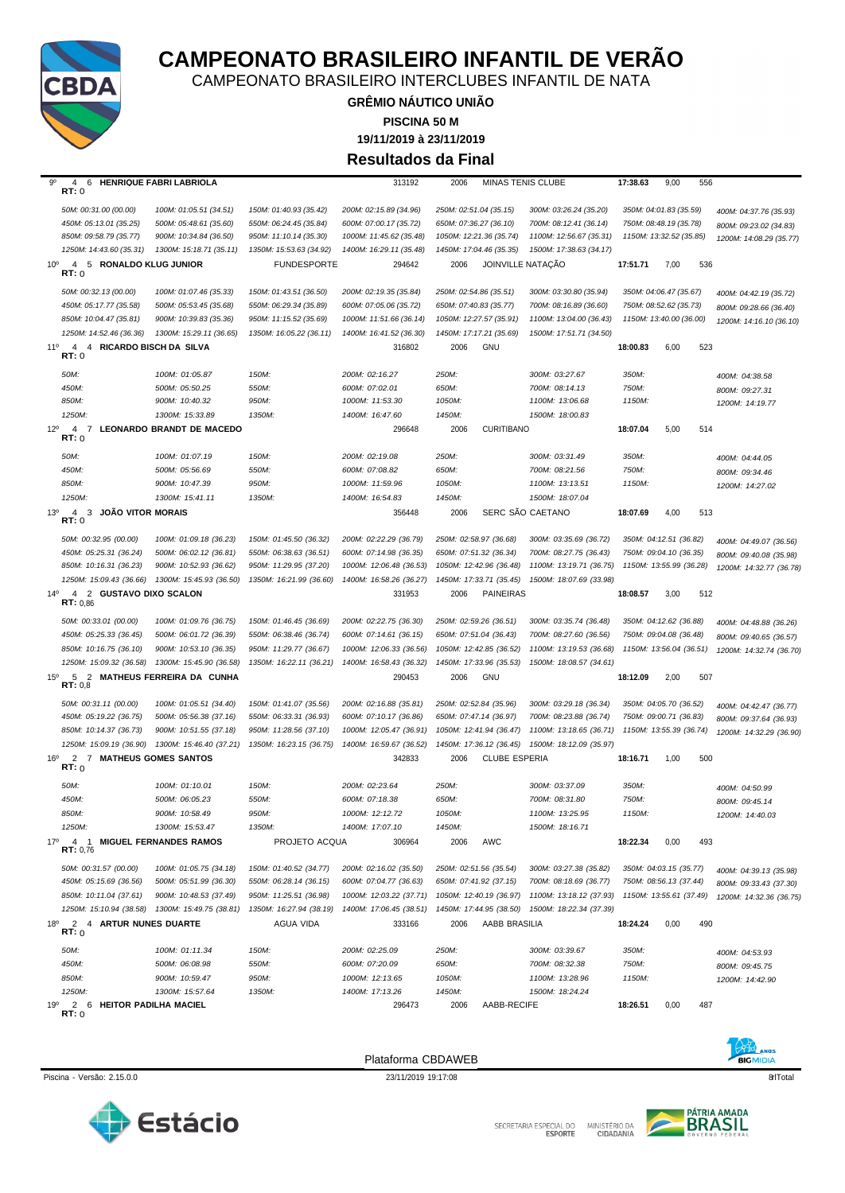# CAMPEONATO BRASILEIRO INFANTIL DE VERÃO

CAMPEONATO BRASILEIRO INTERCLUBES INFANTIL DE NATA

**GRÊMIO NÁUTICO UNIÃO**

**PISCINA 50 M**

**19/11/2019 à 23/11/2019**

## Resultados da Final

9º 4 6 **HENRIQUE FABRI LABRIOLA** 313192 2006 MINAS TENIS CLUBE **17:38.63** 9,00 556
**RT:** 0

50M: 00:31.00 (00.00) | 100M: 01:05.51 (34.51) | 150M: 01:40.93 (35.42) | 200M: 02:15.89 (34.96) | 250M: 02:51.04 (35.15) | 300M: 03:26.24 (35.20) | 350M: 04:01.83 (35.59) | 400M: 04:37.76 (35.93)
450M: 05:13.01 (35.25) | 500M: 05:48.61 (35.60) | 550M: 06:24.45 (35.84) | 600M: 07:00.17 (35.72) | 650M: 07:36.27 (36.10) | 700M: 08:12.41 (36.14) | 750M: 08:48.19 (35.78) | 800M: 09:23.02 (34.83)
850M: 09:58.79 (35.77) | 900M: 10:34.84 (36.50) | 950M: 11:10.14 (35.30) | 1000M: 11:45.62 (35.48) | 1050M: 12:21.36 (35.74) | 1100M: 12:56.67 (35.31) | 1150M: 13:32.52 (35.85) | 1200M: 14:08.29 (35.77)
1250M: 14:43.60 (35.31) | 1300M: 15:18.71 (35.11) | 1350M: 15:53.63 (34.92) | 1400M: 16:29.11 (35.48) | 1450M: 17:04.46 (35.35) | 1500M: 17:38.63 (34.17)

10º 4 5 **RONALDO KLUG JUNIOR** FUNDESPORTE 294642 2006 JOINVILLE NATAÇÃO **17:51.71** 7,00 536
**RT:** 0

50M: 00:32.13 (00.00) | 100M: 01:07.46 (35.33) | 150M: 01:43.51 (36.50) | 200M: 02:19.35 (35.84) | 250M: 02:54.86 (35.51) | 300M: 03:30.80 (35.94) | 350M: 04:06.47 (35.67) | 400M: 04:42.19 (35.72)
450M: 05:17.77 (35.58) | 500M: 05:53.45 (35.68) | 550M: 06:29.34 (35.89) | 600M: 07:05.06 (35.72) | 650M: 07:40.83 (35.77) | 700M: 08:16.89 (36.60) | 750M: 08:52.62 (35.73) | 800M: 09:28.66 (36.40)
850M: 10:04.47 (35.81) | 900M: 10:39.83 (35.36) | 950M: 11:15.52 (35.69) | 1000M: 11:51.66 (36.14) | 1050M: 12:27.57 (35.91) | 1100M: 13:04.00 (36.43) | 1150M: 13:40.00 (36.00) | 1200M: 14:16.10 (36.10)
1250M: 14:52.46 (36.36) | 1300M: 15:29.11 (36.65) | 1350M: 16:05.22 (36.11) | 1400M: 16:41.52 (36.30) | 1450M: 17:17.21 (35.69) | 1500M: 17:51.71 (34.50)

11º 4 4 **RICARDO BISCH DA SILVA** 316802 2006 GNU **18:00.83** 6,00 523
**RT:** 0

50M: | 100M: 01:05.87 | 150M: | 200M: 02:16.27 | 250M: | 300M: 03:27.67 | 350M: | 400M: 04:38.58
450M: | 500M: 05:50.25 | 550M: | 600M: 07:02.01 | 650M: | 700M: 08:14.13 | 750M: | 800M: 09:27.31
850M: | 900M: 10:40.32 | 950M: | 1000M: 11:53.30 | 1050M: | 1100M: 13:06.68 | 1150M: | 1200M: 14:19.77
1250M: | 1300M: 15:33.89 | 1350M: | 1400M: 16:47.60 | 1450M: | 1500M: 18:00.83

12º 4 7 **LEONARDO BRANDT DE MACEDO** 296648 2006 CURITIBANO **18:07.04** 5,00 514
**RT:** 0

50M: | 100M: 01:07.19 | 150M: | 200M: 02:19.08 | 250M: | 300M: 03:31.49 | 350M: | 400M: 04:44.05
450M: | 500M: 05:56.69 | 550M: | 600M: 07:08.82 | 650M: | 700M: 08:21.56 | 750M: | 800M: 09:34.46
850M: | 900M: 10:47.39 | 950M: | 1000M: 11:59.96 | 1050M: | 1100M: 13:13.51 | 1150M: | 1200M: 14:27.02
1250M: | 1300M: 15:41.11 | 1350M: | 1400M: 16:54.83 | 1450M: | 1500M: 18:07.04

13º 4 3 **JOÃO VITOR MORAIS** 356448 2006 SERC SÃO CAETANO **18:07.69** 4,00 513
**RT:** 0

50M: 00:32.95 (00.00) | 100M: 01:09.18 (36.23) | 150M: 01:45.50 (36.32) | 200M: 02:22.29 (36.79) | 250M: 02:58.97 (36.68) | 300M: 03:35.69 (36.72) | 350M: 04:12.51 (36.82) | 400M: 04:49.07 (36.56)
450M: 05:25.31 (36.24) | 500M: 06:02.12 (36.81) | 550M: 06:38.63 (36.51) | 600M: 07:14.98 (36.35) | 650M: 07:51.32 (36.34) | 700M: 08:27.75 (36.43) | 750M: 09:04.10 (36.35) | 800M: 09:40.08 (35.98)
850M: 10:16.31 (36.23) | 900M: 10:52.93 (36.62) | 950M: 11:29.95 (37.20) | 1000M: 12:06.48 (36.53) | 1050M: 12:42.96 (36.48) | 1100M: 13:19.71 (36.75) | 1150M: 13:55.99 (36.28) | 1200M: 14:32.77 (36.78)
1250M: 15:09.43 (36.66) | 1300M: 15:45.93 (36.50) | 1350M: 16:21.99 (36.60) | 1400M: 16:58.26 (36.27) | 1450M: 17:33.71 (35.45) | 1500M: 18:07.69 (33.98)

14º 4 2 **GUSTAVO DIXO SCALON** 331953 2006 PAINEIRAS **18:08.57** 3,00 512
**RT:** 0,86

50M: 00:33.01 (00.00) | 100M: 01:09.76 (36.75) | 150M: 01:46.45 (36.69) | 200M: 02:22.75 (36.30) | 250M: 02:59.26 (36.51) | 300M: 03:35.74 (36.48) | 350M: 04:12.62 (36.88) | 400M: 04:48.88 (36.26)
450M: 05:25.33 (36.45) | 500M: 06:01.72 (36.39) | 550M: 06:38.46 (36.74) | 600M: 07:14.61 (36.15) | 650M: 07:51.04 (36.43) | 700M: 08:27.60 (36.56) | 750M: 09:04.08 (36.48) | 800M: 09:40.65 (36.57)
850M: 10:16.75 (36.10) | 900M: 10:53.10 (36.35) | 950M: 11:29.77 (36.67) | 1000M: 12:06.33 (36.56) | 1050M: 12:42.85 (36.52) | 1100M: 13:19.53 (36.68) | 1150M: 13:56.04 (36.51) | 1200M: 14:32.74 (36.70)
1250M: 15:09.32 (36.58) | 1300M: 15:45.90 (36.58) | 1350M: 16:22.11 (36.21) | 1400M: 16:58.43 (36.32) | 1450M: 17:33.96 (35.53) | 1500M: 18:08.57 (34.61)

15º 5 2 **MATHEUS FERREIRA DA CUNHA** 290453 2006 GNU **18:12.09** 2,00 507
**RT:** 0,8

50M: 00:31.11 (00.00) | 100M: 01:05.51 (34.40) | 150M: 01:41.07 (35.56) | 200M: 02:16.88 (35.81) | 250M: 02:52.84 (35.96) | 300M: 03:29.18 (36.34) | 350M: 04:05.70 (36.52) | 400M: 04:42.47 (36.77)
450M: 05:19.22 (36.75) | 500M: 05:56.38 (37.16) | 550M: 06:33.31 (36.93) | 600M: 07:10.17 (36.86) | 650M: 07:47.14 (36.97) | 700M: 08:23.88 (36.74) | 750M: 09:00.71 (36.83) | 800M: 09:37.64 (36.93)
850M: 10:14.37 (36.73) | 900M: 10:51.55 (37.18) | 950M: 11:28.56 (37.10) | 1000M: 12:05.47 (36.91) | 1050M: 12:41.94 (36.47) | 1100M: 13:18.65 (36.71) | 1150M: 13:55.39 (36.74) | 1200M: 14:32.29 (36.90)
1250M: 15:09.19 (36.90) | 1300M: 15:46.40 (37.21) | 1350M: 16:23.15 (36.75) | 1400M: 16:59.67 (36.52) | 1450M: 17:36.12 (36.45) | 1500M: 18:12.09 (35.97)

16º 2 7 **MATHEUS GOMES SANTOS** 342833 2006 CLUBE ESPERIA **18:16.71** 1,00 500
**RT:** 0

50M: | 100M: 01:10.01 | 150M: | 200M: 02:23.64 | 250M: | 300M: 03:37.09 | 350M: | 400M: 04:50.99
450M: | 500M: 06:05.23 | 550M: | 600M: 07:18.38 | 650M: | 700M: 08:31.80 | 750M: | 800M: 09:45.14
850M: | 900M: 10:58.49 | 950M: | 1000M: 12:12.72 | 1050M: | 1100M: 13:25.95 | 1150M: | 1200M: 14:40.03
1250M: | 1300M: 15:53.47 | 1350M: | 1400M: 17:07.10 | 1450M: | 1500M: 18:16.71

17º 4 1 **MIGUEL FERNANDES RAMOS** PROJETO ACQUA 306964 2006 AWC **18:22.34** 0,00 493
**RT:** 0,76

50M: 00:31.57 (00.00) | 100M: 01:05.75 (34.18) | 150M: 01:40.52 (34.77) | 200M: 02:16.02 (35.50) | 250M: 02:51.56 (35.54) | 300M: 03:27.38 (35.82) | 350M: 04:03.15 (35.77) | 400M: 04:39.13 (35.98)
450M: 05:15.69 (36.56) | 500M: 05:51.99 (36.30) | 550M: 06:28.14 (36.15) | 600M: 07:04.77 (36.63) | 650M: 07:41.92 (37.15) | 700M: 08:18.69 (36.77) | 750M: 08:56.13 (37.44) | 800M: 09:33.43 (37.30)
850M: 10:11.04 (37.61) | 900M: 10:48.53 (37.49) | 950M: 11:25.51 (36.98) | 1000M: 12:03.22 (37.71) | 1050M: 12:40.19 (36.97) | 1100M: 13:18.12 (37.93) | 1150M: 13:55.61 (37.49) | 1200M: 14:32.36 (36.75)
1250M: 15:10.94 (38.58) | 1300M: 15:49.75 (38.81) | 1350M: 16:27.94 (38.19) | 1400M: 17:06.45 (38.51) | 1450M: 17:44.95 (38.50) | 1500M: 18:22.34 (37.39)

18º 2 4 **ARTUR NUNES DUARTE** AGUA VIDA 333166 2006 AABB BRASILIA **18:24.24** 0,00 490
**RT:** 0

50M: | 100M: 01:11.34 | 150M: | 200M: 02:25.09 | 250M: | 300M: 03:39.67 | 350M: | 400M: 04:53.93
450M: | 500M: 06:08.98 | 550M: | 600M: 07:20.09 | 650M: | 700M: 08:32.38 | 750M: | 800M: 09:45.75
850M: | 900M: 10:59.47 | 950M: | 1000M: 12:13.65 | 1050M: | 1100M: 13:28.96 | 1150M: | 1200M: 14:42.90
1250M: | 1300M: 15:57.64 | 1350M: | 1400M: 17:13.26 | 1450M: | 1500M: 18:24.24

19º 2 6 **HEITOR PADILHA MACIEL** 296473 2006 AABB-RECIFE **18:26.51** 0,00 487
**RT:** 0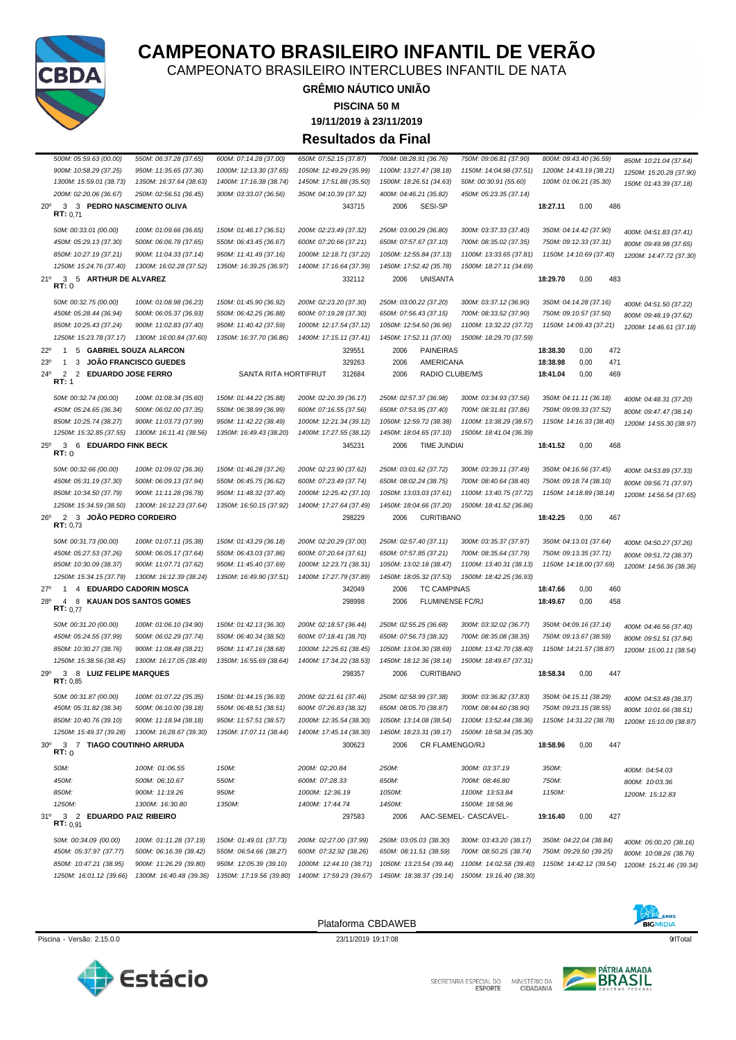# CAMPEONATO BRASILEIRO INFANTIL DE VERÃO

CAMPEONATO BRASILEIRO INTERCLUBES INFANTIL DE NATA

**GRÊMIO NÁUTICO UNIÃO**

**PISCINA 50 M**

**19/11/2019 à 23/11/2019**

## Resultados da Final

500M: 05:59.63 (00.00) | 550M: 06:37.28 (37.65) | 600M: 07:14.28 (37.00) | 650M: 07:52.15 (37.87) | 700M: 08:28.91 (36.76) | 750M: 09:06.81 (37.90) | 800M: 09:43.40 (36.59) | 850M: 10:21.04 (37.64)
900M: 10:58.29 (37.25) | 950M: 11:35.65 (37.36) | 1000M: 12:13.30 (37.65) | 1050M: 12:49.29 (35.99) | 1100M: 13:27.47 (38.18) | 1150M: 14:04.98 (37.51) | 1200M: 14:43.19 (38.21) | 1250M: 15:20.28 (37.90)
1300M: 15:59.01 (38.73) | 1350M: 16:37.64 (38.63) | 1400M: 17:16.38 (38.74) | 1450M: 17:51.88 (35.50) | 1500M: 18:26.51 (34.63) | 50M: 00:30.91 (55.60) | 100M: 01:06.21 (35.30) | 150M: 01:43.39 (37.18)
200M: 02:20.06 (36.67) | 250M: 02:56.51 (36.45) | 300M: 03:33.07 (36.56) | 350M: 04:10.39 (37.32) | 400M: 04:46.21 (35.82) | 450M: 05:23.35 (37.14)

**20º 3 3 PEDRO NASCIMENTO OLIVA** 343715 2006 SESI-SP **18:27.11** 0,00 486
**RT:** 0,71

50M: 00:33.01 (00.00) | 100M: 01:09.66 (36.65) | 150M: 01:46.17 (36.51) | 200M: 02:23.49 (37.32) | 250M: 03:00.29 (36.80) | 300M: 03:37.33 (37.40) | 350M: 04:14.42 (37.90) | 400M: 04:51.83 (37.41)
450M: 05:29.13 (37.30) | 500M: 06:06.78 (37.65) | 550M: 06:43.45 (36.67) | 600M: 07:20.66 (37.21) | 650M: 07:57.67 (37.10) | 700M: 08:35.02 (37.35) | 750M: 09:12.33 (37.31) | 800M: 09:49.98 (37.65)
850M: 10:27.19 (37.21) | 900M: 11:04.33 (37.14) | 950M: 11:41.49 (37.16) | 1000M: 12:18.71 (37.22) | 1050M: 12:55.84 (37.13) | 1100M: 13:33.65 (37.81) | 1150M: 14:10.69 (37.40) | 1200M: 14:47.72 (37.30)
1250M: 15:24.76 (37.40) | 1300M: 16:02.28 (37.52) | 1350M: 16:39.25 (36.97) | 1400M: 17:16.64 (37.39) | 1450M: 17:52.42 (35.78) | 1500M: 18:27.11 (34.69)

**21º 3 5 ARTHUR DE ALVAREZ** 332112 2006 UNISANTA **18:29.70** 0,00 483
**RT:** 0

50M: 00:32.75 (00.00) | 100M: 01:08.98 (36.23) | 150M: 01:45.90 (36.92) | 200M: 02:23.20 (37.30) | 250M: 03:00.22 (37.20) | 300M: 03:37.12 (36.90) | 350M: 04:14.28 (37.16) | 400M: 04:51.50 (37.22)
450M: 05:28.44 (36.94) | 500M: 06:05.37 (36.93) | 550M: 06:42.25 (36.88) | 600M: 07:19.28 (37.30) | 650M: 07:56.43 (37.15) | 700M: 08:33.52 (37.90) | 750M: 09:10.57 (37.50) | 800M: 09:48.19 (37.62)
850M: 10:25.43 (37.24) | 900M: 11:02.83 (37.40) | 950M: 11:40.42 (37.59) | 1000M: 12:17.54 (37.12) | 1050M: 12:54.50 (36.96) | 1100M: 13:32.22 (37.72) | 1150M: 14:09.43 (37.21) | 1200M: 14:46.61 (37.18)
1250M: 15:23.78 (37.17) | 1300M: 16:00.84 (37.60) | 1350M: 16:37.70 (36.86) | 1400M: 17:15.11 (37.41) | 1450M: 17:52.11 (37.00) | 1500M: 18:29.70 (37.59)

**22º 1 5 GABRIEL SOUZA ALARCON** 329551 2006 PAINEIRAS **18:38.30** 0,00 472
**23º 1 3 JOÃO FRANCISCO GUEDES** 329263 2006 AMERICANA **18:38.98** 0,00 471
**24º 2 2 EDUARDO JOSE FERRO** SANTA RITA HORTIFRUT 312684 2006 RADIO CLUBE/MS **18:41.04** 0,00 469
**RT:** 1

50M: 00:32.74 (00.00) | 100M: 01:08.34 (35.60) | 150M: 01:44.22 (35.88) | 200M: 02:20.39 (36.17) | 250M: 02:57.37 (36.98) | 300M: 03:34.93 (37.56) | 350M: 04:11.11 (36.18) | 400M: 04:48.31 (37.20)
450M: 05:24.65 (36.34) | 500M: 06:02.00 (37.35) | 550M: 06:38.99 (36.99) | 600M: 07:16.55 (37.56) | 650M: 07:53.95 (37.40) | 700M: 08:31.81 (37.86) | 750M: 09:09.33 (37.52) | 800M: 09:47.47 (38.14)
850M: 10:25.74 (38.27) | 900M: 11:03.73 (37.99) | 950M: 11:42.22 (38.49) | 1000M: 12:21.34 (39.12) | 1050M: 12:59.72 (38.38) | 1100M: 13:38.29 (38.57) | 1150M: 14:16.33 (38.40) | 1200M: 14:55.30 (38.97)
1250M: 15:32.85 (37.55) | 1300M: 16:11.41 (38.56) | 1350M: 16:49.43 (38.20) | 1400M: 17:27.55 (38.12) | 1450M: 18:04.65 (37.10) | 1500M: 18:41.04 (36.39)

**25º 3 6 EDUARDO FINK BECK** 345231 2006 TIME JUNDIAI **18:41.52** 0,00 468
**RT:** 0

50M: 00:32.66 (00.00) | 100M: 01:09.02 (36.36) | 150M: 01:46.28 (37.26) | 200M: 02:23.90 (37.62) | 250M: 03:01.62 (37.72) | 300M: 03:39.11 (37.49) | 350M: 04:16.56 (37.45) | 400M: 04:53.89 (37.33)
450M: 05:31.19 (37.30) | 500M: 06:09.13 (37.94) | 550M: 06:45.75 (36.62) | 600M: 07:23.49 (37.74) | 650M: 08:02.24 (38.75) | 700M: 08:40.64 (38.40) | 750M: 09:18.74 (38.10) | 800M: 09:56.71 (37.97)
850M: 10:34.50 (37.79) | 900M: 11:11.28 (36.78) | 950M: 11:48.32 (37.40) | 1000M: 12:25.42 (37.10) | 1050M: 13:03.03 (37.61) | 1100M: 13:40.75 (37.72) | 1150M: 14:18.89 (38.14) | 1200M: 14:56.54 (37.65)
1250M: 15:34.59 (38.50) | 1300M: 16:12.23 (37.64) | 1350M: 16:50.15 (37.92) | 1400M: 17:27.64 (37.49) | 1450M: 18:04.66 (37.20) | 1500M: 18:41.52 (36.86)

**26º 2 3 JOÃO PEDRO CORDEIRO** 298229 2006 CURITIBANO **18:42.25** 0,00 467
**RT:** 0,73

50M: 00:31.73 (00.00) | 100M: 01:07.11 (35.38) | 150M: 01:43.29 (36.18) | 200M: 02:20.29 (37.00) | 250M: 02:57.40 (37.11) | 300M: 03:35.37 (37.97) | 350M: 04:13.01 (37.64) | 400M: 04:50.27 (37.26)
450M: 05:27.53 (37.26) | 500M: 06:05.17 (37.64) | 550M: 06:43.03 (37.86) | 600M: 07:20.64 (37.61) | 650M: 07:57.85 (37.21) | 700M: 08:35.64 (37.79) | 750M: 09:13.35 (37.71) | 800M: 09:51.72 (38.37)
850M: 10:30.09 (38.37) | 900M: 11:07.71 (37.62) | 950M: 11:45.40 (37.69) | 1000M: 12:23.71 (38.31) | 1050M: 13:02.18 (38.47) | 1100M: 13:40.31 (38.13) | 1150M: 14:18.00 (37.69) | 1200M: 14:56.36 (38.36)
1250M: 15:34.15 (37.79) | 1300M: 16:12.39 (38.24) | 1350M: 16:49.90 (37.51) | 1400M: 17:27.79 (37.89) | 1450M: 18:05.32 (37.53) | 1500M: 18:42.25 (36.93)

**27º 1 4 EDUARDO CADORIN MOSCA** 342049 2006 TC CAMPINAS **18:47.66** 0,00 460
**28º 4 8 KAUAN DOS SANTOS GOMES** 298998 2006 FLUMINENSE FC/RJ **18:49.67** 0,00 458
**RT:** 0,77

50M: 00:31.20 (00.00) | 100M: 01:06.10 (34.90) | 150M: 01:42.13 (36.30) | 200M: 02:18.57 (36.44) | 250M: 02:55.25 (36.68) | 300M: 03:32.02 (36.77) | 350M: 04:09.16 (37.14) | 400M: 04:46.56 (37.40)
450M: 05:24.55 (37.99) | 500M: 06:02.29 (37.74) | 550M: 06:40.34 (38.50) | 600M: 07:18.41 (38.70) | 650M: 07:56.73 (38.32) | 700M: 08:35.08 (38.35) | 750M: 09:13.67 (38.59) | 800M: 09:51.51 (37.84)
850M: 10:30.27 (38.76) | 900M: 11:08.48 (38.21) | 950M: 11:47.16 (38.68) | 1000M: 12:25.61 (38.45) | 1050M: 13:04.30 (38.69) | 1100M: 13:42.70 (38.40) | 1150M: 14:21.57 (38.87) | 1200M: 15:00.11 (38.54)
1250M: 15:38.56 (38.45) | 1300M: 16:17.05 (38.49) | 1350M: 16:55.69 (38.64) | 1400M: 17:34.22 (38.53) | 1450M: 18:12.36 (38.14) | 1500M: 18:49.67 (37.31)

**29º 3 8 LUIZ FELIPE MARQUES** 298357 2006 CURITIBANO **18:58.34** 0,00 447
**RT:** 0,85

50M: 00:31.87 (00.00) | 100M: 01:07.22 (35.35) | 150M: 01:44.15 (36.93) | 200M: 02:21.61 (37.46) | 250M: 02:58.99 (37.38) | 300M: 03:36.82 (37.83) | 350M: 04:15.11 (38.29) | 400M: 04:53.48 (38.37)
450M: 05:31.82 (38.34) | 500M: 06:10.00 (38.18) | 550M: 06:48.51 (38.51) | 600M: 07:26.83 (38.32) | 650M: 08:05.70 (38.87) | 700M: 08:44.60 (38.90) | 750M: 09:23.15 (38.55) | 800M: 10:01.66 (38.51)
850M: 10:40.76 (39.10) | 900M: 11:18.94 (38.18) | 950M: 11:57.51 (38.57) | 1000M: 12:35.54 (38.03) | 1050M: 13:14.08 (38.54) | 1100M: 13:52.44 (38.36) | 1150M: 14:31.22 (38.78) | 1200M: 15:10.09 (38.87)
1250M: 15:49.37 (39.28) | 1300M: 16:28.67 (39.30) | 1350M: 17:07.11 (38.44) | 1400M: 17:45.14 (38.30) | 1450M: 18:23.31 (38.17) | 1500M: 18:58.34 (35.30)

**30º 3 7 TIAGO COUTINHO ARRUDA** 300623 2006 CR FLAMENGO/RJ **18:58.96** 0,00 447
**RT:** 0

50M: | 100M: 01:06.55 | 150M: | 200M: 02:20.84 | 250M: | 300M: 03:37.19 | 350M: | 400M: 04:54.03
450M: | 500M: 06:10.67 | 550M: | 600M: 07:28.33 | 650M: | 700M: 08:46.80 | 750M: | 800M: 10:03.36
850M: | 900M: 11:19.26 | 950M: | 1000M: 12:36.19 | 1050M: | 1100M: 13:53.84 | 1150M: | 1200M: 15:12.83
1250M: | 1300M: 16:30.80 | 1350M: | 1400M: 17:44.74 | 1450M: | 1500M: 18:58.96

**31º 3 2 EDUARDO PAIZ RIBEIRO** 297583 2006 AAC-SEMEL- CASCAVEL- **19:16.40** 0,00 427
**RT:** 0,91

50M: 00:34.09 (00.00) | 100M: 01:11.28 (37.19) | 150M: 01:49.01 (37.73) | 200M: 02:27.00 (37.99) | 250M: 03:05.03 (38.30) | 300M: 03:43.20 (38.17) | 350M: 04:22.04 (38.84) | 400M: 05:00.20 (38.16)
450M: 05:37.97 (37.77) | 500M: 06:16.39 (38.42) | 550M: 06:54.66 (38.27) | 600M: 07:32.92 (38.26) | 650M: 08:11.51 (38.59) | 700M: 08:50.25 (38.74) | 750M: 09:29.50 (39.25) | 800M: 10:08.26 (38.76)
850M: 10:47.21 (38.95) | 900M: 11:26.29 (39.80) | 950M: 12:05.39 (39.10) | 1000M: 12:44.10 (38.71) | 1050M: 13:23.54 (39.44) | 1100M: 14:02.58 (39.40) | 1150M: 14:42.12 (39.54) | 1200M: 15:21.46 (39.34)
1250M: 16:01.12 (39.66) | 1300M: 16:40.48 (39.36) | 1350M: 17:19.56 (39.80) | 1400M: 17:59.23 (39.67) | 1450M: 18:38.37 (39.14) | 1500M: 19:16.40 (38.30)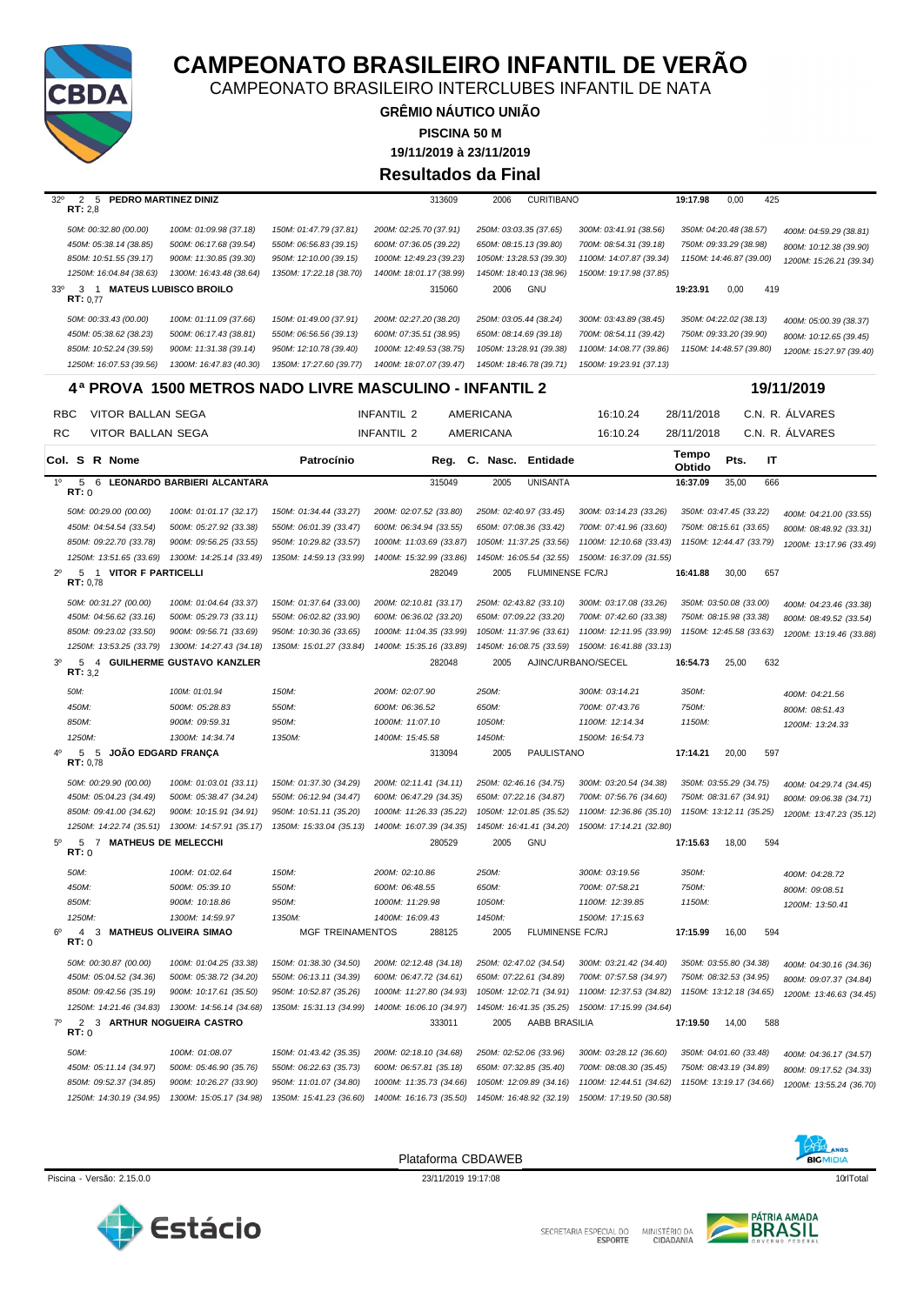# CAMPEONATO BRASILEIRO INFANTIL DE VERÃO

CAMPEONATO BRASILEIRO INTERCLUBES INFANTIL DE NATA

**GRÊMIO NÁUTICO UNIÃO**

**PISCINA 50 M**

**19/11/2019 à 23/11/2019**

**Resultados da Final**

32º 2 5 **PEDRO MARTINEZ DINIZ** 313609 2006 CURITIBANO **19:17.98** 0,00 425
**RT:** 2,8

| | | | | | | | |
|---|---|---|---|---|---|---|---|
| 50M: 00:32.80 (00.00) | 100M: 01:09.98 (37.18) | 150M: 01:47.79 (37.81) | 200M: 02:25.70 (37.91) | 250M: 03:03.35 (37.65) | 300M: 03:41.91 (38.56) | 350M: 04:20.48 (38.57) | 400M: 04:59.29 (38.81) |
| 450M: 05:38.14 (38.85) | 500M: 06:17.68 (39.54) | 550M: 06:56.83 (39.15) | 600M: 07:36.05 (39.22) | 650M: 08:15.13 (39.80) | 700M: 08:54.31 (39.18) | 750M: 09:33.29 (38.98) | 800M: 10:12.38 (39.90) |
| 850M: 10:51.55 (39.17) | 900M: 11:30.85 (39.30) | 950M: 12:10.00 (39.15) | 1000M: 12:49.23 (39.23) | 1050M: 13:28.53 (39.30) | 1100M: 14:07.87 (39.34) | 1150M: 14:46.87 (39.00) | 1200M: 15:26.21 (39.34) |
| 1250M: 16:04.84 (38.63) | 1300M: 16:43.48 (38.64) | 1350M: 17:22.18 (38.70) | 1400M: 18:01.17 (38.99) | 1450M: 18:40.13 (38.96) | 1500M: 19:17.98 (37.85) | | |

33º 3 1 **MATEUS LUBISCO BROILO** 315060 2006 GNU **19:23.91** 0,00 419
**RT:** 0,77

| | | | | | | | |
|---|---|---|---|---|---|---|---|
| 50M: 00:33.43 (00.00) | 100M: 01:11.09 (37.66) | 150M: 01:49.00 (37.91) | 200M: 02:27.20 (38.20) | 250M: 03:05.44 (38.24) | 300M: 03:43.89 (38.45) | 350M: 04:22.02 (38.13) | 400M: 05:00.39 (38.37) |
| 450M: 05:38.62 (38.23) | 500M: 06:17.43 (38.81) | 550M: 06:56.56 (39.13) | 600M: 07:35.51 (38.95) | 650M: 08:14.69 (39.18) | 700M: 08:54.11 (39.42) | 750M: 09:33.20 (39.90) | 800M: 10:12.65 (39.45) |
| 850M: 10:52.24 (39.59) | 900M: 11:31.38 (39.14) | 950M: 12:10.78 (39.40) | 1000M: 12:49.53 (38.75) | 1050M: 13:28.91 (39.38) | 1100M: 14:08.77 (39.86) | 1150M: 14:48.57 (39.80) | 1200M: 15:27.97 (39.40) |
| 1250M: 16:07.53 (39.56) | 1300M: 16:47.83 (40.30) | 1350M: 17:27.60 (39.77) | 1400M: 18:07.07 (39.47) | 1450M: 18:46.78 (39.71) | 1500M: 19:23.91 (37.13) | | |

## 4ª PROVA 1500 METROS NADO LIVRE MASCULINO - INFANTIL 2 — 19/11/2019

| | | | | | | |
|---|---|---|---|---|---|---|
| RBC | VITOR BALLAN SEGA | INFANTIL 2 | AMERICANA | 16:10.24 | 28/11/2018 | C.N. R. ÁLVARES |
| RC | VITOR BALLAN SEGA | INFANTIL 2 | AMERICANA | 16:10.24 | 28/11/2018 | C.N. R. ÁLVARES |

**Col. S R Nome — Patrocínio — Reg. — C. Nasc. — Entidade — Tempo Obtido — Pts. — IT**

1º 5 6 **LEONARDO BARBIERI ALCANTARA** 315049 2005 UNISANTA **16:37.09** 35,00 666
**RT:** 0

| | | | | | | | |
|---|---|---|---|---|---|---|---|
| 50M: 00:29.00 (00.00) | 100M: 01:01.17 (32.17) | 150M: 01:34.44 (33.27) | 200M: 02:07.52 (33.80) | 250M: 02:40.97 (33.45) | 300M: 03:14.23 (33.26) | 350M: 03:47.45 (33.22) | 400M: 04:21.00 (33.55) |
| 450M: 04:54.54 (33.54) | 500M: 05:27.92 (33.38) | 550M: 06:01.39 (33.47) | 600M: 06:34.94 (33.55) | 650M: 07:08.36 (33.42) | 700M: 07:41.96 (33.60) | 750M: 08:15.61 (33.65) | 800M: 08:48.92 (33.31) |
| 850M: 09:22.70 (33.78) | 900M: 09:56.25 (33.55) | 950M: 10:29.82 (33.57) | 1000M: 11:03.69 (33.87) | 1050M: 11:37.25 (33.56) | 1100M: 12:10.68 (33.43) | 1150M: 12:44.47 (33.79) | 1200M: 13:17.96 (33.49) |
| 1250M: 13:51.65 (33.69) | 1300M: 14:25.14 (33.49) | 1350M: 14:59.13 (33.99) | 1400M: 15:32.99 (33.86) | 1450M: 16:05.54 (32.55) | 1500M: 16:37.09 (31.55) | | |

2º 5 1 **VITOR F PARTICELLI** 282049 2005 FLUMINENSE FC/RJ **16:41.88** 30,00 657
**RT:** 0,78

| | | | | | | | |
|---|---|---|---|---|---|---|---|
| 50M: 00:31.27 (00.00) | 100M: 01:04.64 (33.37) | 150M: 01:37.64 (33.00) | 200M: 02:10.81 (33.17) | 250M: 02:43.82 (33.10) | 300M: 03:17.08 (33.26) | 350M: 03:50.08 (33.00) | 400M: 04:23.46 (33.38) |
| 450M: 04:56.62 (33.16) | 500M: 05:29.73 (33.11) | 550M: 06:02.82 (33.90) | 600M: 06:36.02 (33.20) | 650M: 07:09.22 (33.20) | 700M: 07:42.60 (33.38) | 750M: 08:15.98 (33.38) | 800M: 08:49.52 (33.54) |
| 850M: 09:23.02 (33.50) | 900M: 09:56.71 (33.69) | 950M: 10:30.36 (33.65) | 1000M: 11:04.35 (33.99) | 1050M: 11:37.96 (33.61) | 1100M: 12:11.95 (33.99) | 1150M: 12:45.58 (33.63) | 1200M: 13:19.46 (33.88) |
| 1250M: 13:53.25 (33.79) | 1300M: 14:27.43 (34.18) | 1350M: 15:01.27 (33.84) | 1400M: 15:35.16 (33.89) | 1450M: 16:08.75 (33.59) | 1500M: 16:41.88 (33.13) | | |

3º 5 4 **GUILHERME GUSTAVO KANZLER** 282048 2005 AJINC/URBANO/SECEL **16:54.73** 25,00 632
**RT:** 3,2

| | | | | | | | |
|---|---|---|---|---|---|---|---|
| 50M: | 100M: 01:01.94 | 150M: | 200M: 02:07.90 | 250M: | 300M: 03:14.21 | 350M: | 400M: 04:21.56 |
| 450M: | 500M: 05:28.83 | 550M: | 600M: 06:36.52 | 650M: | 700M: 07:43.76 | 750M: | 800M: 08:51.43 |
| 850M: | 900M: 09:59.31 | 950M: | 1000M: 11:07.10 | 1050M: | 1100M: 12:14.34 | 1150M: | 1200M: 13:24.33 |
| 1250M: | 1300M: 14:34.74 | 1350M: | 1400M: 15:45.58 | 1450M: | 1500M: 16:54.73 | | |

4º 5 5 **JOÃO EDGARD FRANÇA** 313094 2005 PAULISTANO **17:14.21** 20,00 597
**RT:** 0,78

| | | | | | | | |
|---|---|---|---|---|---|---|---|
| 50M: 00:29.90 (00.00) | 100M: 01:03.01 (33.11) | 150M: 01:37.30 (34.29) | 200M: 02:11.41 (34.11) | 250M: 02:46.16 (34.75) | 300M: 03:20.54 (34.38) | 350M: 03:55.29 (34.75) | 400M: 04:29.74 (34.45) |
| 450M: 05:04.23 (34.49) | 500M: 05:38.47 (34.24) | 550M: 06:12.94 (34.47) | 600M: 06:47.29 (34.35) | 650M: 07:22.16 (34.87) | 700M: 07:56.76 (34.60) | 750M: 08:31.67 (34.91) | 800M: 09:06.38 (34.71) |
| 850M: 09:41.00 (34.62) | 900M: 10:15.91 (34.91) | 950M: 10:51.11 (35.20) | 1000M: 11:26.33 (35.22) | 1050M: 12:01.85 (35.52) | 1100M: 12:36.86 (35.10) | 1150M: 13:12.11 (35.25) | 1200M: 13:47.23 (35.12) |
| 1250M: 14:22.74 (35.51) | 1300M: 14:57.91 (35.17) | 1350M: 15:33.04 (35.13) | 1400M: 16:07.39 (34.35) | 1450M: 16:41.40 (34.20) | 1500M: 17:14.21 (32.80) | | |

5º 5 7 **MATHEUS DE MELECCHI** 280529 2005 GNU **17:15.63** 18,00 594
**RT:** 0

| | | | | | | | |
|---|---|---|---|---|---|---|---|
| 50M: | 100M: 01:02.64 | 150M: | 200M: 02:10.86 | 250M: | 300M: 03:19.56 | 350M: | 400M: 04:28.72 |
| 450M: | 500M: 05:39.10 | 550M: | 600M: 06:48.55 | 650M: | 700M: 07:58.21 | 750M: | 800M: 09:08.51 |
| 850M: | 900M: 10:18.86 | 950M: | 1000M: 11:29.98 | 1050M: | 1100M: 12:39.85 | 1150M: | 1200M: 13:50.41 |
| 1250M: | 1300M: 14:59.97 | 1350M: | 1400M: 16:09.43 | 1450M: | 1500M: 17:15.63 | | |

6º 4 3 **MATHEUS OLIVEIRA SIMAO** MGF TREINAMENTOS 288125 2005 FLUMINENSE FC/RJ **17:15.99** 16,00 594
**RT:** 0

| | | | | | | | |
|---|---|---|---|---|---|---|---|
| 50M: 00:30.87 (00.00) | 100M: 01:04.25 (33.38) | 150M: 01:38.30 (34.50) | 200M: 02:12.48 (34.18) | 250M: 02:47.02 (34.54) | 300M: 03:21.42 (34.40) | 350M: 03:55.80 (34.38) | 400M: 04:30.16 (34.36) |
| 450M: 05:04.52 (34.36) | 500M: 05:38.72 (34.20) | 550M: 06:13.11 (34.39) | 600M: 06:47.72 (34.61) | 650M: 07:22.61 (34.89) | 700M: 07:57.58 (34.97) | 750M: 08:32.53 (34.95) | 800M: 09:07.37 (34.84) |
| 850M: 09:42.56 (35.19) | 900M: 10:17.61 (35.50) | 950M: 10:52.87 (35.26) | 1000M: 11:27.80 (34.93) | 1050M: 12:02.71 (34.91) | 1100M: 12:37.53 (34.82) | 1150M: 13:12.18 (34.65) | 1200M: 13:46.63 (34.45) |
| 1250M: 14:21.46 (34.83) | 1300M: 14:56.14 (34.68) | 1350M: 15:31.13 (34.99) | 1400M: 16:06.10 (34.97) | 1450M: 16:41.35 (35.25) | 1500M: 17:15.99 (34.64) | | |

7º 2 3 **ARTHUR NOGUEIRA CASTRO** 333011 2005 AABB BRASILIA **17:19.50** 14,00 588
**RT:** 0

| | | | | | | | |
|---|---|---|---|---|---|---|---|
| 50M: | 100M: 01:08.07 | 150M: 01:43.42 (35.35) | 200M: 02:18.10 (34.68) | 250M: 02:52.06 (33.96) | 300M: 03:28.12 (36.60) | 350M: 04:01.60 (33.48) | 400M: 04:36.17 (34.57) |
| 450M: 05:11.14 (34.97) | 500M: 05:46.90 (35.76) | 550M: 06:22.63 (35.73) | 600M: 06:57.81 (35.18) | 650M: 07:32.85 (35.40) | 700M: 08:08.30 (35.45) | 750M: 08:43.19 (34.89) | 800M: 09:17.52 (34.33) |
| 850M: 09:52.37 (34.85) | 900M: 10:26.27 (33.90) | 950M: 11:01.07 (34.80) | 1000M: 11:35.73 (34.66) | 1050M: 12:09.89 (34.16) | 1100M: 12:44.51 (34.62) | 1150M: 13:19.17 (34.66) | 1200M: 13:55.24 (36.70) |
| 1250M: 14:30.19 (34.95) | 1300M: 15:05.17 (34.98) | 1350M: 15:41.23 (36.60) | 1400M: 16:16.73 (35.50) | 1450M: 16:48.92 (32.19) | 1500M: 17:19.50 (30.58) | | |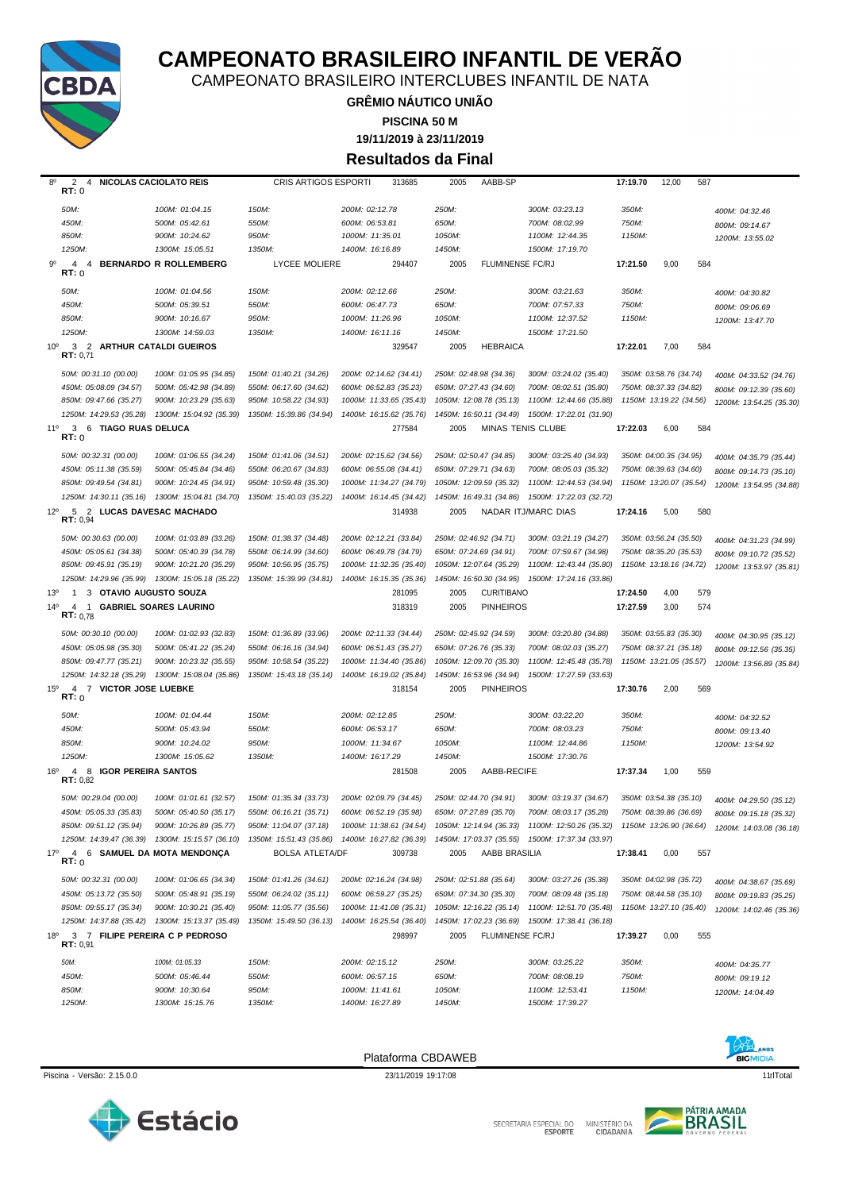# CAMPEONATO BRASILEIRO INFANTIL DE VERÃO

CAMPEONATO BRASILEIRO INTERCLUBES INFANTIL DE NATA

**GRÊMIO NÁUTICO UNIÃO**

**PISCINA 50 M**

**19/11/2019 à 23/11/2019**

## Resultados da Final

8º 2 4 **NICOLAS CACIOLATO REIS** — CRIS ARTIGOS ESPORTI — 313685 — 2005 — AABB-SP — **17:19.70** — 12,00 — 587
**RT:** 0

| | | | | | | | |
|---|---|---|---|---|---|---|---|
| 50M: | 100M: 01:04.15 | 150M: | 200M: 02:12.78 | 250M: | 300M: 03:23.13 | 350M: | 400M: 04:32.46 |
| 450M: | 500M: 05:42.61 | 550M: | 600M: 06:53.81 | 650M: | 700M: 08:02.99 | 750M: | 800M: 09:14.67 |
| 850M: | 900M: 10:24.62 | 950M: | 1000M: 11:35.01 | 1050M: | 1100M: 12:44.35 | 1150M: | 1200M: 13:55.02 |
| 1250M: | 1300M: 15:05.51 | 1350M: | 1400M: 16:16.89 | 1450M: | 1500M: 17:19.70 | | |

9º 4 4 **BERNARDO R ROLLEMBERG** — LYCEE MOLIERE — 294407 — 2005 — FLUMINENSE FC/RJ — **17:21.50** — 9,00 — 584
**RT:** 0

| | | | | | | | |
|---|---|---|---|---|---|---|---|
| 50M: | 100M: 01:04.56 | 150M: | 200M: 02:12.66 | 250M: | 300M: 03:21.63 | 350M: | 400M: 04:30.82 |
| 450M: | 500M: 05:39.51 | 550M: | 600M: 06:47.73 | 650M: | 700M: 07:57.33 | 750M: | 800M: 09:06.69 |
| 850M: | 900M: 10:16.67 | 950M: | 1000M: 11:26.96 | 1050M: | 1100M: 12:37.52 | 1150M: | 1200M: 13:47.70 |
| 1250M: | 1300M: 14:59.03 | 1350M: | 1400M: 16:11.16 | 1450M: | 1500M: 17:21.50 | | |

10º 3 2 **ARTHUR CATALDI GUEIROS** — 329547 — 2005 — HEBRAICA — **17:22.01** — 7,00 — 584
**RT:** 0,71

| | | | | | | | |
|---|---|---|---|---|---|---|---|
| 50M: 00:31.10 (00.00) | 100M: 01:05.95 (34.85) | 150M: 01:40.21 (34.26) | 200M: 02:14.62 (34.41) | 250M: 02:48.98 (34.36) | 300M: 03:24.02 (35.40) | 350M: 03:58.76 (34.74) | 400M: 04:33.52 (34.76) |
| 450M: 05:08.09 (34.57) | 500M: 05:42.98 (34.89) | 550M: 06:17.60 (34.62) | 600M: 06:52.83 (35.23) | 650M: 07:27.43 (34.60) | 700M: 08:02.51 (35.80) | 750M: 08:37.33 (34.82) | 800M: 09:12.39 (35.60) |
| 850M: 09:47.66 (35.27) | 900M: 10:23.29 (35.63) | 950M: 10:58.22 (34.93) | 1000M: 11:33.65 (35.43) | 1050M: 12:08.78 (35.13) | 1100M: 12:44.66 (35.88) | 1150M: 13:19.22 (34.56) | 1200M: 13:54.25 (35.30) |
| 1250M: 14:29.53 (35.28) | 1300M: 15:04.92 (35.39) | 1350M: 15:39.86 (34.94) | 1400M: 16:15.62 (35.76) | 1450M: 16:50.11 (34.49) | 1500M: 17:22.01 (31.90) | | |

11º 3 6 **TIAGO RUAS DELUCA** — 277584 — 2005 — MINAS TENIS CLUBE — **17:22.03** — 6,00 — 584
**RT:** 0

| | | | | | | | |
|---|---|---|---|---|---|---|---|
| 50M: 00:32.31 (00.00) | 100M: 01:06.55 (34.24) | 150M: 01:41.06 (34.51) | 200M: 02:15.62 (34.56) | 250M: 02:50.47 (34.85) | 300M: 03:25.40 (34.93) | 350M: 04:00.35 (34.95) | 400M: 04:35.79 (35.44) |
| 450M: 05:11.38 (35.59) | 500M: 05:45.84 (34.46) | 550M: 06:20.67 (34.83) | 600M: 06:55.08 (34.41) | 650M: 07:29.71 (34.63) | 700M: 08:05.03 (35.32) | 750M: 08:39.63 (34.60) | 800M: 09:14.73 (35.10) |
| 850M: 09:49.54 (34.81) | 900M: 10:24.45 (34.91) | 950M: 10:59.48 (35.30) | 1000M: 11:34.27 (34.79) | 1050M: 12:09.59 (35.32) | 1100M: 12:44.53 (34.94) | 1150M: 13:20.07 (35.54) | 1200M: 13:54.95 (34.88) |
| 1250M: 14:30.11 (35.16) | 1300M: 15:04.81 (34.70) | 1350M: 15:40.03 (35.22) | 1400M: 16:14.45 (34.42) | 1450M: 16:49.31 (34.86) | 1500M: 17:22.03 (32.72) | | |

12º 5 2 **LUCAS DAVESAC MACHADO** — 314938 — 2005 — NADAR ITJ/MARC DIAS — **17:24.16** — 5,00 — 580
**RT:** 0,94

| | | | | | | | |
|---|---|---|---|---|---|---|---|
| 50M: 00:30.63 (00.00) | 100M: 01:03.89 (33.26) | 150M: 01:38.37 (34.48) | 200M: 02:12.21 (33.84) | 250M: 02:46.92 (34.71) | 300M: 03:21.19 (34.27) | 350M: 03:56.24 (35.50) | 400M: 04:31.23 (34.99) |
| 450M: 05:05.61 (34.38) | 500M: 05:40.39 (34.78) | 550M: 06:14.99 (34.60) | 600M: 06:49.78 (34.79) | 650M: 07:24.69 (34.91) | 700M: 07:59.67 (34.98) | 750M: 08:35.20 (35.53) | 800M: 09:10.72 (35.52) |
| 850M: 09:45.91 (35.19) | 900M: 10:21.20 (35.29) | 950M: 10:56.95 (35.75) | 1000M: 11:32.35 (35.40) | 1050M: 12:07.64 (35.29) | 1100M: 12:43.44 (35.80) | 1150M: 13:18.16 (34.72) | 1200M: 13:53.97 (35.81) |
| 1250M: 14:29.96 (35.99) | 1300M: 15:05.18 (35.22) | 1350M: 15:39.99 (34.81) | 1400M: 16:15.35 (35.36) | 1450M: 16:50.30 (34.95) | 1500M: 17:24.16 (33.86) | | |

13º 1 3 **OTAVIO AUGUSTO SOUZA** — 281095 — 2005 — CURITIBANO — **17:24.50** — 4,00 — 579

14º 4 1 **GABRIEL SOARES LAURINO** — 318319 — 2005 — PINHEIROS — **17:27.59** — 3,00 — 574
**RT:** 0,78

| | | | | | | | |
|---|---|---|---|---|---|---|---|
| 50M: 00:30.10 (00.00) | 100M: 01:02.93 (32.83) | 150M: 01:36.89 (33.96) | 200M: 02:11.33 (34.44) | 250M: 02:45.92 (34.59) | 300M: 03:20.80 (34.88) | 350M: 03:55.83 (35.30) | 400M: 04:30.95 (35.12) |
| 450M: 05:05.98 (35.30) | 500M: 05:41.22 (35.24) | 550M: 06:16.16 (34.94) | 600M: 06:51.43 (35.27) | 650M: 07:26.76 (35.33) | 700M: 08:02.03 (35.27) | 750M: 08:37.21 (35.18) | 800M: 09:12.56 (35.35) |
| 850M: 09:47.77 (35.21) | 900M: 10:23.32 (35.55) | 950M: 10:58.54 (35.22) | 1000M: 11:34.40 (35.86) | 1050M: 12:09.70 (35.30) | 1100M: 12:45.48 (35.78) | 1150M: 13:21.05 (35.57) | 1200M: 13:56.89 (35.84) |
| 1250M: 14:32.18 (35.29) | 1300M: 15:08.04 (35.86) | 1350M: 15:43.18 (35.14) | 1400M: 16:19.02 (35.84) | 1450M: 16:53.96 (34.94) | 1500M: 17:27.59 (33.63) | | |

15º 4 7 **VICTOR JOSE LUEBKE** — 318154 — 2005 — PINHEIROS — **17:30.76** — 2,00 — 569
**RT:** 0

| | | | | | | | |
|---|---|---|---|---|---|---|---|
| 50M: | 100M: 01:04.44 | 150M: | 200M: 02:12.85 | 250M: | 300M: 03:22.20 | 350M: | 400M: 04:32.52 |
| 450M: | 500M: 05:43.94 | 550M: | 600M: 06:53.17 | 650M: | 700M: 08:03.23 | 750M: | 800M: 09:13.40 |
| 850M: | 900M: 10:24.02 | 950M: | 1000M: 11:34.67 | 1050M: | 1100M: 12:44.86 | 1150M: | 1200M: 13:54.92 |
| 1250M: | 1300M: 15:05.62 | 1350M: | 1400M: 16:17.29 | 1450M: | 1500M: 17:30.76 | | |

16º 4 8 **IGOR PEREIRA SANTOS** — 281508 — 2005 — AABB-RECIFE — **17:37.34** — 1,00 — 559
**RT:** 0,82

| | | | | | | | |
|---|---|---|---|---|---|---|---|
| 50M: 00:29.04 (00.00) | 100M: 01:01.61 (32.57) | 150M: 01:35.34 (33.73) | 200M: 02:09.79 (34.45) | 250M: 02:44.70 (34.91) | 300M: 03:19.37 (34.67) | 350M: 03:54.38 (35.10) | 400M: 04:29.50 (35.12) |
| 450M: 05:05.33 (35.83) | 500M: 05:40.50 (35.17) | 550M: 06:16.21 (35.71) | 600M: 06:52.19 (35.98) | 650M: 07:27.89 (35.70) | 700M: 08:03.17 (35.28) | 750M: 08:39.86 (36.69) | 800M: 09:15.18 (35.32) |
| 850M: 09:51.12 (35.94) | 900M: 10:26.89 (35.77) | 950M: 11:04.07 (37.18) | 1000M: 11:38.61 (34.54) | 1050M: 12:14.94 (36.33) | 1100M: 12:50.26 (35.32) | 1150M: 13:26.90 (36.64) | 1200M: 14:03.08 (36.18) |
| 1250M: 14:39.47 (36.39) | 1300M: 15:15.57 (36.10) | 1350M: 15:51.43 (35.86) | 1400M: 16:27.82 (36.39) | 1450M: 17:03.37 (35.55) | 1500M: 17:37.34 (33.97) | | |

17º 4 6 **SAMUEL DA MOTA MENDONÇA** — BOLSA ATLETA/DF — 309738 — 2005 — AABB BRASILIA — **17:38.41** — 0,00 — 557
**RT:** 0

| | | | | | | | |
|---|---|---|---|---|---|---|---|
| 50M: 00:32.31 (00.00) | 100M: 01:06.65 (34.34) | 150M: 01:41.26 (34.61) | 200M: 02:16.24 (34.98) | 250M: 02:51.88 (35.64) | 300M: 03:27.26 (35.38) | 350M: 04:02.98 (35.72) | 400M: 04:38.67 (35.69) |
| 450M: 05:13.72 (35.50) | 500M: 05:48.91 (35.19) | 550M: 06:24.02 (35.11) | 600M: 06:59.27 (35.25) | 650M: 07:34.30 (35.30) | 700M: 08:09.48 (35.18) | 750M: 08:44.58 (35.10) | 800M: 09:19.83 (35.25) |
| 850M: 09:55.17 (35.34) | 900M: 10:30.21 (35.40) | 950M: 11:05.77 (35.56) | 1000M: 11:41.08 (35.31) | 1050M: 12:16.22 (35.14) | 1100M: 12:51.70 (35.48) | 1150M: 13:27.10 (35.40) | 1200M: 14:02.46 (35.36) |
| 1250M: 14:37.88 (35.42) | 1300M: 15:13.37 (35.49) | 1350M: 15:49.50 (36.13) | 1400M: 16:25.54 (36.40) | 1450M: 17:02.23 (36.69) | 1500M: 17:38.41 (36.18) | | |

18º 3 7 **FILIPE PEREIRA C P PEDROSO** — 298997 — 2005 — FLUMINENSE FC/RJ — **17:39.27** — 0,00 — 555
**RT:** 0,91

| | | | | | | | |
|---|---|---|---|---|---|---|---|
| 50M: | 100M: 01:05.33 | 150M: | 200M: 02:15.12 | 250M: | 300M: 03:25.22 | 350M: | 400M: 04:35.77 |
| 450M: | 500M: 05:46.44 | 550M: | 600M: 06:57.15 | 650M: | 700M: 08:08.19 | 750M: | 800M: 09:19.12 |
| 850M: | 900M: 10:30.64 | 950M: | 1000M: 11:41.61 | 1050M: | 1100M: 12:53.41 | 1150M: | 1200M: 14:04.49 |
| 1250M: | 1300M: 15:15.76 | 1350M: | 1400M: 16:27.89 | 1450M: | 1500M: 17:39.27 | | |

Plataforma CBDAWEB

Piscina - Versão: 2.15.0.0 — 23/11/2019 19:17:08 — 11rlTotal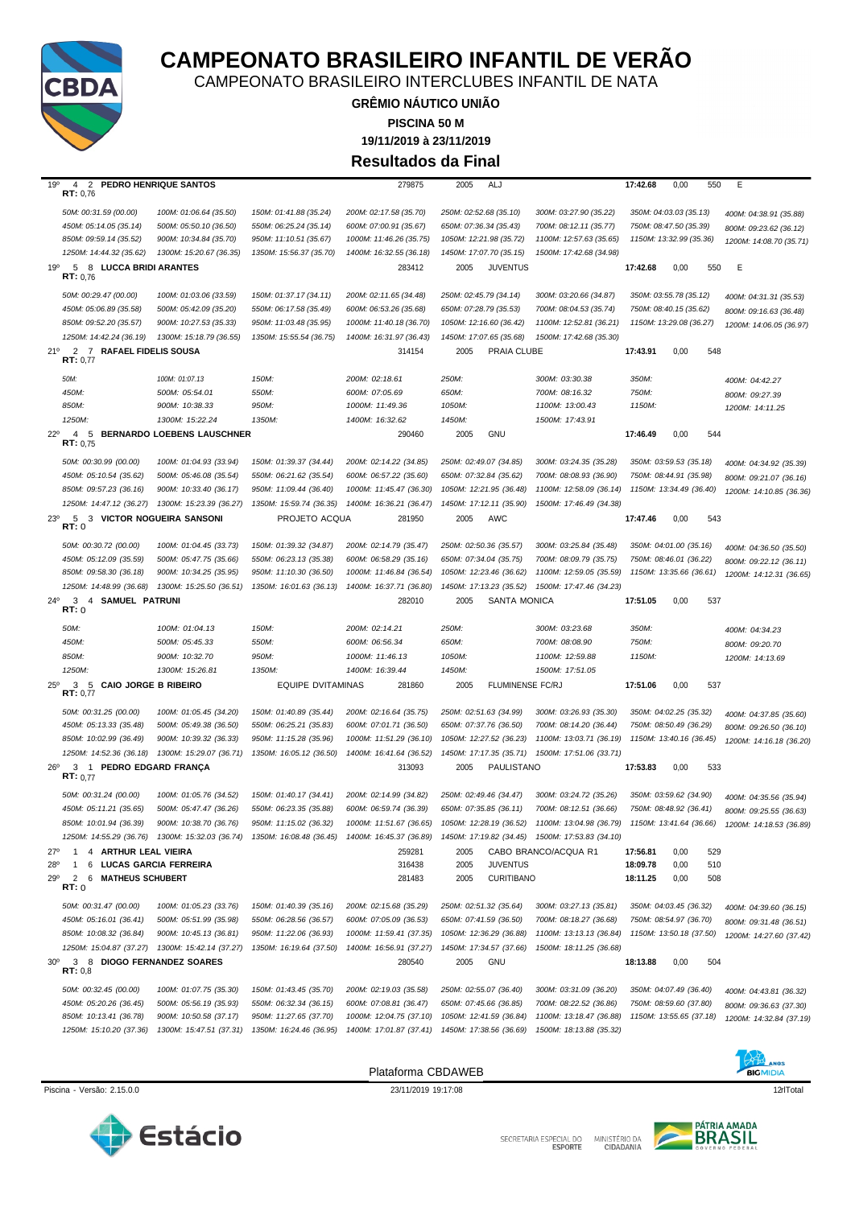# CAMPEONATO BRASILEIRO INFANTIL DE VERÃO

CAMPEONATO BRASILEIRO INTERCLUBES INFANTIL DE NATA

**GRÊMIO NÁUTICO UNIÃO**

**PISCINA 50 M**

**19/11/2019 à 23/11/2019**

## Resultados da Final

**19º 4 2 PEDRO HENRIQUE SANTOS** — 279875 — 2005 — ALJ — **17:42.68** — 0,00 — 550 — E
RT: 0,76

| | | | | | | | |
|---|---|---|---|---|---|---|---|
| 50M: 00:31.59 (00.00) | 100M: 01:06.64 (35.50) | 150M: 01:41.88 (35.24) | 200M: 02:17.58 (35.70) | 250M: 02:52.68 (35.10) | 300M: 03:27.90 (35.22) | 350M: 04:03.03 (35.13) | 400M: 04:38.91 (35.88) |
| 450M: 05:14.05 (35.14) | 500M: 05:50.10 (36.50) | 550M: 06:25.24 (35.14) | 600M: 07:00.91 (35.67) | 650M: 07:36.34 (35.43) | 700M: 08:12.11 (35.77) | 750M: 08:47.50 (35.39) | 800M: 09:23.62 (36.12) |
| 850M: 09:59.14 (35.52) | 900M: 10:34.84 (35.70) | 950M: 11:10.51 (35.67) | 1000M: 11:46.26 (35.75) | 1050M: 12:21.98 (35.72) | 1100M: 12:57.63 (35.65) | 1150M: 13:32.99 (35.36) | 1200M: 14:08.70 (35.71) |
| 1250M: 14:44.32 (35.62) | 1300M: 15:20.67 (36.35) | 1350M: 15:56.37 (35.70) | 1400M: 16:32.55 (36.18) | 1450M: 17:07.70 (35.15) | 1500M: 17:42.68 (34.98) | | |

**19º 5 8 LUCCA BRIDI ARANTES** — 283412 — 2005 — JUVENTUS — **17:42.68** — 0,00 — 550 — E
RT: 0,76

| | | | | | | | |
|---|---|---|---|---|---|---|---|
| 50M: 00:29.47 (00.00) | 100M: 01:03.06 (33.59) | 150M: 01:37.17 (34.11) | 200M: 02:11.65 (34.48) | 250M: 02:45.79 (34.14) | 300M: 03:20.66 (34.87) | 350M: 03:55.78 (35.12) | 400M: 04:31.31 (35.53) |
| 450M: 05:06.89 (35.58) | 500M: 05:42.09 (35.20) | 550M: 06:17.58 (35.49) | 600M: 06:53.26 (35.68) | 650M: 07:28.79 (35.53) | 700M: 08:04.53 (35.74) | 750M: 08:40.15 (35.62) | 800M: 09:16.63 (36.48) |
| 850M: 09:52.20 (35.57) | 900M: 10:27.53 (35.33) | 950M: 11:03.48 (35.95) | 1000M: 11:40.18 (36.70) | 1050M: 12:16.60 (36.42) | 1100M: 12:52.81 (36.21) | 1150M: 13:29.08 (36.27) | 1200M: 14:06.05 (36.97) |
| 1250M: 14:42.24 (36.19) | 1300M: 15:18.79 (36.55) | 1350M: 15:55.54 (36.75) | 1400M: 16:31.97 (36.43) | 1450M: 17:07.65 (35.68) | 1500M: 17:42.68 (35.30) | | |

**21º 2 7 RAFAEL FIDELIS SOUSA** — 314154 — 2005 — PRAIA CLUBE — **17:43.91** — 0,00 — 548
RT: 0,77

| | | | | | | | |
|---|---|---|---|---|---|---|---|
| 50M: | 100M: 01:07.13 | 150M: | 200M: 02:18.61 | 250M: | 300M: 03:30.38 | 350M: | 400M: 04:42.27 |
| 450M: | 500M: 05:54.01 | 550M: | 600M: 07:05.69 | 650M: | 700M: 08:16.32 | 750M: | 800M: 09:27.39 |
| 850M: | 900M: 10:38.33 | 950M: | 1000M: 11:49.36 | 1050M: | 1100M: 13:00.43 | 1150M: | 1200M: 14:11.25 |
| 1250M: | 1300M: 15:22.24 | 1350M: | 1400M: 16:32.62 | 1450M: | 1500M: 17:43.91 | | |

**22º 4 5 BERNARDO LOEBENS LAUSCHNER** — 290460 — 2005 — GNU — **17:46.49** — 0,00 — 544
RT: 0,75

| | | | | | | | |
|---|---|---|---|---|---|---|---|
| 50M: 00:30.99 (00.00) | 100M: 01:04.93 (33.94) | 150M: 01:39.37 (34.44) | 200M: 02:14.22 (34.85) | 250M: 02:49.07 (34.85) | 300M: 03:24.35 (35.28) | 350M: 03:59.53 (35.18) | 400M: 04:34.92 (35.39) |
| 450M: 05:10.54 (35.62) | 500M: 05:46.08 (35.54) | 550M: 06:21.62 (35.54) | 600M: 06:57.22 (35.60) | 650M: 07:32.84 (35.62) | 700M: 08:08.93 (36.09) | 750M: 08:44.91 (35.98) | 800M: 09:21.07 (36.16) |
| 850M: 09:57.23 (36.16) | 900M: 10:33.40 (36.17) | 950M: 11:09.44 (36.40) | 1000M: 11:45.47 (36.30) | 1050M: 12:21.95 (36.48) | 1100M: 12:58.09 (36.14) | 1150M: 13:34.49 (36.40) | 1200M: 14:10.85 (36.36) |
| 1250M: 14:47.12 (36.27) | 1300M: 15:23.39 (36.27) | 1350M: 15:59.74 (36.35) | 1400M: 16:36.21 (36.47) | 1450M: 17:12.11 (35.90) | 1500M: 17:46.49 (34.38) | | |

**23º 5 3 VICTOR NOGUEIRA SANSONI** — PROJETO ACQUA — 281950 — 2005 — AWC — **17:47.46** — 0,00 — 543
RT: 0

| | | | | | | | |
|---|---|---|---|---|---|---|---|
| 50M: 00:30.72 (00.00) | 100M: 01:04.45 (33.73) | 150M: 01:39.32 (34.87) | 200M: 02:14.79 (35.47) | 250M: 02:50.36 (35.57) | 300M: 03:25.84 (35.48) | 350M: 04:01.00 (35.16) | 400M: 04:36.50 (35.50) |
| 450M: 05:12.09 (35.59) | 500M: 05:47.75 (35.66) | 550M: 06:23.13 (35.38) | 600M: 06:58.29 (35.16) | 650M: 07:34.04 (35.75) | 700M: 08:09.79 (35.75) | 750M: 08:46.01 (36.22) | 800M: 09:22.12 (36.11) |
| 850M: 09:58.30 (36.18) | 900M: 10:34.25 (35.95) | 950M: 11:10.30 (36.50) | 1000M: 11:46.84 (36.54) | 1050M: 12:23.46 (36.62) | 1100M: 12:59.05 (35.59) | 1150M: 13:35.66 (36.61) | 1200M: 14:12.31 (36.65) |
| 1250M: 14:48.99 (36.68) | 1300M: 15:25.50 (36.51) | 1350M: 16:01.63 (36.13) | 1400M: 16:37.71 (36.80) | 1450M: 17:13.23 (35.52) | 1500M: 17:47.46 (34.23) | | |

**24º 3 4 SAMUEL PATRUNI** — 282010 — 2005 — SANTA MONICA — **17:51.05** — 0,00 — 537
RT: 0

| | | | | | | | |
|---|---|---|---|---|---|---|---|
| 50M: | 100M: 01:04.13 | 150M: | 200M: 02:14.21 | 250M: | 300M: 03:23.68 | 350M: | 400M: 04:34.23 |
| 450M: | 500M: 05:45.33 | 550M: | 600M: 06:56.34 | 650M: | 700M: 08:08.90 | 750M: | 800M: 09:20.70 |
| 850M: | 900M: 10:32.70 | 950M: | 1000M: 11:46.13 | 1050M: | 1100M: 12:59.88 | 1150M: | 1200M: 14:13.69 |
| 1250M: | 1300M: 15:26.81 | 1350M: | 1400M: 16:39.44 | 1450M: | 1500M: 17:51.05 | | |

**25º 3 5 CAIO JORGE B RIBEIRO** — EQUIPE DVITAMINAS — 281860 — 2005 — FLUMINENSE FC/RJ — **17:51.06** — 0,00 — 537
RT: 0,77

| | | | | | | | |
|---|---|---|---|---|---|---|---|
| 50M: 00:31.25 (00.00) | 100M: 01:05.45 (34.20) | 150M: 01:40.89 (35.44) | 200M: 02:16.64 (35.75) | 250M: 02:51.63 (34.99) | 300M: 03:26.93 (35.30) | 350M: 04:02.25 (35.32) | 400M: 04:37.85 (35.60) |
| 450M: 05:13.33 (35.48) | 500M: 05:49.38 (36.50) | 550M: 06:25.21 (35.83) | 600M: 07:01.71 (36.50) | 650M: 07:37.76 (36.50) | 700M: 08:14.20 (36.44) | 750M: 08:50.49 (36.29) | 800M: 09:26.50 (36.10) |
| 850M: 10:02.99 (36.49) | 900M: 10:39.32 (36.33) | 950M: 11:15.28 (35.96) | 1000M: 11:51.29 (36.10) | 1050M: 12:27.52 (36.23) | 1100M: 13:03.71 (36.19) | 1150M: 13:40.16 (36.45) | 1200M: 14:16.18 (36.20) |
| 1250M: 14:52.36 (36.18) | 1300M: 15:29.07 (36.71) | 1350M: 16:05.12 (36.50) | 1400M: 16:41.64 (36.52) | 1450M: 17:17.35 (35.71) | 1500M: 17:51.06 (33.71) | | |

**26º 3 1 PEDRO EDGARD FRANÇA** — 313093 — 2005 — PAULISTANO — **17:53.83** — 0,00 — 533
RT: 0,77

| | | | | | | | |
|---|---|---|---|---|---|---|---|
| 50M: 00:31.24 (00.00) | 100M: 01:05.76 (34.52) | 150M: 01:40.17 (34.41) | 200M: 02:14.99 (34.82) | 250M: 02:49.46 (34.47) | 300M: 03:24.72 (35.26) | 350M: 03:59.62 (34.90) | 400M: 04:35.56 (35.94) |
| 450M: 05:11.21 (35.65) | 500M: 05:47.47 (36.26) | 550M: 06:23.35 (35.88) | 600M: 06:59.74 (36.39) | 650M: 07:35.85 (36.11) | 700M: 08:12.51 (36.66) | 750M: 08:48.92 (36.41) | 800M: 09:25.55 (36.63) |
| 850M: 10:01.94 (36.39) | 900M: 10:38.70 (36.76) | 950M: 11:15.02 (36.32) | 1000M: 11:51.67 (36.65) | 1050M: 12:28.19 (36.52) | 1100M: 13:04.98 (36.79) | 1150M: 13:41.64 (36.66) | 1200M: 14:18.53 (36.89) |
| 1250M: 14:55.29 (36.76) | 1300M: 15:32.03 (36.74) | 1350M: 16:08.48 (36.45) | 1400M: 16:45.37 (36.89) | 1450M: 17:19.82 (34.45) | 1500M: 17:53.83 (34.10) | | |

**27º 1 4 ARTHUR LEAL VIEIRA** — 259281 — 2005 — CABO BRANCO/ACQUA R1 — **17:56.81** — 0,00 — 529

**28º 1 6 LUCAS GARCIA FERREIRA** — 316438 — 2005 — JUVENTUS — **18:09.78** — 0,00 — 510

**29º 2 6 MATHEUS SCHUBERT** — 281483 — 2005 — CURITIBANO — **18:11.25** — 0,00 — 508
RT: 0

| | | | | | | | |
|---|---|---|---|---|---|---|---|
| 50M: 00:31.47 (00.00) | 100M: 01:05.23 (33.76) | 150M: 01:40.39 (35.16) | 200M: 02:15.68 (35.29) | 250M: 02:51.32 (35.64) | 300M: 03:27.13 (35.81) | 350M: 04:03.45 (36.32) | 400M: 04:39.60 (36.15) |
| 450M: 05:16.01 (36.41) | 500M: 05:51.99 (35.98) | 550M: 06:28.56 (36.57) | 600M: 07:05.09 (36.53) | 650M: 07:41.59 (36.50) | 700M: 08:18.27 (36.68) | 750M: 08:54.97 (36.70) | 800M: 09:31.48 (36.51) |
| 850M: 10:08.32 (36.84) | 900M: 10:45.13 (36.81) | 950M: 11:22.06 (36.93) | 1000M: 11:59.41 (37.35) | 1050M: 12:36.29 (36.88) | 1100M: 13:13.13 (36.84) | 1150M: 13:50.18 (37.50) | 1200M: 14:27.60 (37.42) |
| 1250M: 15:04.87 (37.27) | 1300M: 15:42.14 (37.27) | 1350M: 16:19.64 (37.50) | 1400M: 16:56.91 (37.27) | 1450M: 17:34.57 (37.66) | 1500M: 18:11.25 (36.68) | | |

**30º 3 8 DIOGO FERNANDEZ SOARES** — 280540 — 2005 — GNU — **18:13.88** — 0,00 — 504
RT: 0,8

| | | | | | | | |
|---|---|---|---|---|---|---|---|
| 50M: 00:32.45 (00.00) | 100M: 01:07.75 (35.30) | 150M: 01:43.45 (35.70) | 200M: 02:19.03 (35.58) | 250M: 02:55.07 (36.40) | 300M: 03:31.09 (36.20) | 350M: 04:07.49 (36.40) | 400M: 04:43.81 (36.32) |
| 450M: 05:20.26 (36.45) | 500M: 05:56.19 (35.93) | 550M: 06:32.34 (36.15) | 600M: 07:08.81 (36.47) | 650M: 07:45.66 (36.85) | 700M: 08:22.52 (36.86) | 750M: 08:59.60 (37.80) | 800M: 09:36.63 (37.30) |
| 850M: 10:13.41 (36.78) | 900M: 10:50.58 (37.17) | 950M: 11:27.65 (37.70) | 1000M: 12:04.75 (37.10) | 1050M: 12:41.59 (36.84) | 1100M: 13:18.47 (36.88) | 1150M: 13:55.65 (37.18) | 1200M: 14:32.84 (37.19) |
| 1250M: 15:10.20 (37.36) | 1300M: 15:47.51 (37.31) | 1350M: 16:24.46 (36.95) | 1400M: 17:01.87 (37.41) | 1450M: 17:38.56 (36.69) | 1500M: 18:13.88 (35.32) | | |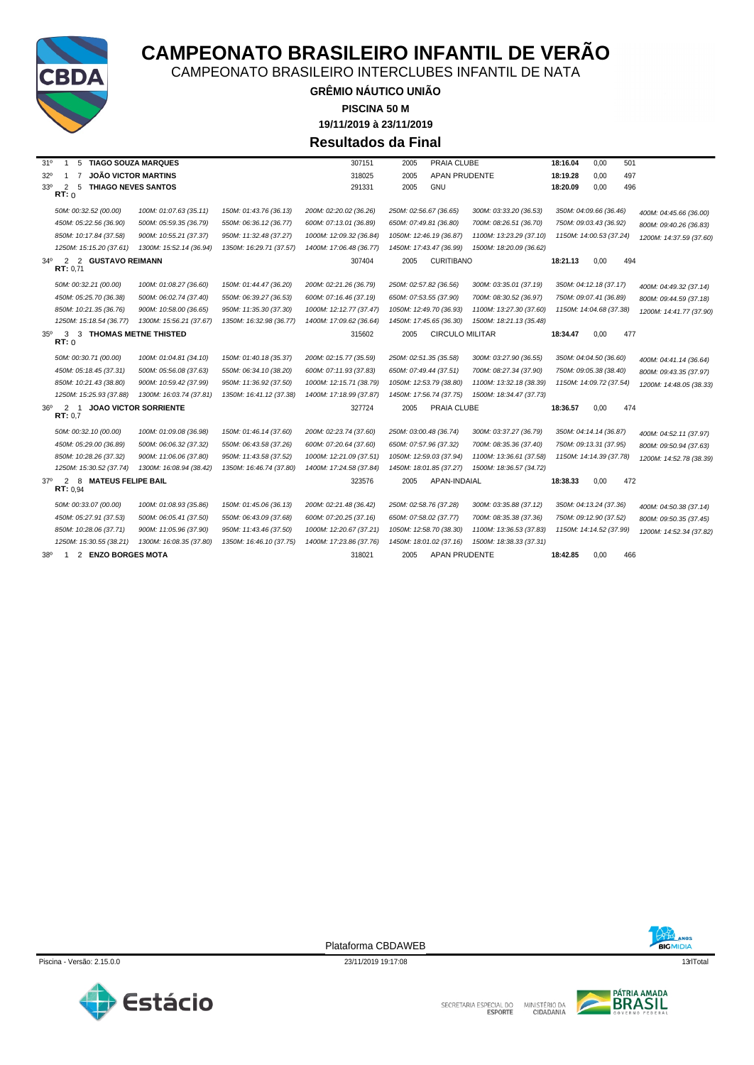# CAMPEONATO BRASILEIRO INFANTIL DE VERÃO

CAMPEONATO BRASILEIRO INTERCLUBES INFANTIL DE NATA

**GRÊMIO NÁUTICO UNIÃO**

**PISCINA 50 M**

**19/11/2019 à 23/11/2019**

## Resultados da Final

31º 1 5 **TIAGO SOUZA MARQUES** 307151 2005 PRAIA CLUBE **18:16.04** 0,00 501

32º 1 7 **JOÃO VICTOR MARTINS** 318025 2005 APAN PRUDENTE **18:19.28** 0,00 497

33º 2 5 **THIAGO NEVES SANTOS** 291331 2005 GNU **18:20.09** 0,00 496
**RT:** 0

| | | | | | | | |
|---|---|---|---|---|---|---|---|
| *50M: 00:32.52 (00.00)* | *100M: 01:07.63 (35.11)* | *150M: 01:43.76 (36.13)* | *200M: 02:20.02 (36.26)* | *250M: 02:56.67 (36.65)* | *300M: 03:33.20 (36.53)* | *350M: 04:09.66 (36.46)* | *400M: 04:45.66 (36.00)* |
| *450M: 05:22.56 (36.90)* | *500M: 05:59.35 (36.79)* | *550M: 06:36.12 (36.77)* | *600M: 07:13.01 (36.89)* | *650M: 07:49.81 (36.80)* | *700M: 08:26.51 (36.70)* | *750M: 09:03.43 (36.92)* | *800M: 09:40.26 (36.83)* |
| *850M: 10:17.84 (37.58)* | *900M: 10:55.21 (37.37)* | *950M: 11:32.48 (37.27)* | *1000M: 12:09.32 (36.84)* | *1050M: 12:46.19 (36.87)* | *1100M: 13:23.29 (37.10)* | *1150M: 14:00.53 (37.24)* | *1200M: 14:37.59 (37.60)* |
| *1250M: 15:15.20 (37.61)* | *1300M: 15:52.14 (36.94)* | *1350M: 16:29.71 (37.57)* | *1400M: 17:06.48 (36.77)* | *1450M: 17:43.47 (36.99)* | *1500M: 18:20.09 (36.62)* | | |

34º 2 2 **GUSTAVO REIMANN** 307404 2005 CURITIBANO **18:21.13** 0,00 494
**RT:** 0,71

| | | | | | | | |
|---|---|---|---|---|---|---|---|
| *50M: 00:32.21 (00.00)* | *100M: 01:08.27 (36.60)* | *150M: 01:44.47 (36.20)* | *200M: 02:21.26 (36.79)* | *250M: 02:57.82 (36.56)* | *300M: 03:35.01 (37.19)* | *350M: 04:12.18 (37.17)* | *400M: 04:49.32 (37.14)* |
| *450M: 05:25.70 (36.38)* | *500M: 06:02.74 (37.40)* | *550M: 06:39.27 (36.53)* | *600M: 07:16.46 (37.19)* | *650M: 07:53.55 (37.90)* | *700M: 08:30.52 (36.97)* | *750M: 09:07.41 (36.89)* | *800M: 09:44.59 (37.18)* |
| *850M: 10:21.35 (36.76)* | *900M: 10:58.00 (36.65)* | *950M: 11:35.30 (37.30)* | *1000M: 12:12.77 (37.47)* | *1050M: 12:49.70 (36.93)* | *1100M: 13:27.30 (37.60)* | *1150M: 14:04.68 (37.38)* | *1200M: 14:41.77 (37.90)* |
| *1250M: 15:18.54 (36.77)* | *1300M: 15:56.21 (37.67)* | *1350M: 16:32.98 (36.77)* | *1400M: 17:09.62 (36.64)* | *1450M: 17:45.65 (36.30)* | *1500M: 18:21.13 (35.48)* | | |

35º 3 3 **THOMAS METNE THISTED** 315602 2005 CIRCULO MILITAR **18:34.47** 0,00 477
**RT:** 0

| | | | | | | | |
|---|---|---|---|---|---|---|---|
| *50M: 00:30.71 (00.00)* | *100M: 01:04.81 (34.10)* | *150M: 01:40.18 (35.37)* | *200M: 02:15.77 (35.59)* | *250M: 02:51.35 (35.58)* | *300M: 03:27.90 (36.55)* | *350M: 04:04.50 (36.60)* | *400M: 04:41.14 (36.64)* |
| *450M: 05:18.45 (37.31)* | *500M: 05:56.08 (37.63)* | *550M: 06:34.10 (38.20)* | *600M: 07:11.93 (37.83)* | *650M: 07:49.44 (37.51)* | *700M: 08:27.34 (37.90)* | *750M: 09:05.38 (38.40)* | *800M: 09:43.35 (37.97)* |
| *850M: 10:21.43 (38.80)* | *900M: 10:59.42 (37.99)* | *950M: 11:36.92 (37.50)* | *1000M: 12:15.71 (38.79)* | *1050M: 12:53.79 (38.80)* | *1100M: 13:32.18 (38.39)* | *1150M: 14:09.72 (37.54)* | *1200M: 14:48.05 (38.33)* |
| *1250M: 15:25.93 (37.88)* | *1300M: 16:03.74 (37.81)* | *1350M: 16:41.12 (37.38)* | *1400M: 17:18.99 (37.87)* | *1450M: 17:56.74 (37.75)* | *1500M: 18:34.47 (37.73)* | | |

36º 2 1 **JOAO VICTOR SORRIENTE** 327724 2005 PRAIA CLUBE **18:36.57** 0,00 474
**RT:** 0,7

| | | | | | | | |
|---|---|---|---|---|---|---|---|
| *50M: 00:32.10 (00.00)* | *100M: 01:09.08 (36.98)* | *150M: 01:46.14 (37.60)* | *200M: 02:23.74 (37.60)* | *250M: 03:00.48 (36.74)* | *300M: 03:37.27 (36.79)* | *350M: 04:14.14 (36.87)* | *400M: 04:52.11 (37.97)* |
| *450M: 05:29.00 (36.89)* | *500M: 06:06.32 (37.32)* | *550M: 06:43.58 (37.26)* | *600M: 07:20.64 (37.60)* | *650M: 07:57.96 (37.32)* | *700M: 08:35.36 (37.40)* | *750M: 09:13.31 (37.95)* | *800M: 09:50.94 (37.63)* |
| *850M: 10:28.26 (37.32)* | *900M: 11:06.06 (37.80)* | *950M: 11:43.58 (37.52)* | *1000M: 12:21.09 (37.51)* | *1050M: 12:59.03 (37.94)* | *1100M: 13:36.61 (37.58)* | *1150M: 14:14.39 (37.78)* | *1200M: 14:52.78 (38.39)* |
| *1250M: 15:30.52 (37.74)* | *1300M: 16:08.94 (38.42)* | *1350M: 16:46.74 (37.80)* | *1400M: 17:24.58 (37.84)* | *1450M: 18:01.85 (37.27)* | *1500M: 18:36.57 (34.72)* | | |

37º 2 8 **MATEUS FELIPE BAIL** 323576 2005 APAN-INDAIAL **18:38.33** 0,00 472
**RT:** 0,94

| | | | | | | | |
|---|---|---|---|---|---|---|---|
| *50M: 00:33.07 (00.00)* | *100M: 01:08.93 (35.86)* | *150M: 01:45.06 (36.13)* | *200M: 02:21.48 (36.42)* | *250M: 02:58.76 (37.28)* | *300M: 03:35.88 (37.12)* | *350M: 04:13.24 (37.36)* | *400M: 04:50.38 (37.14)* |
| *450M: 05:27.91 (37.53)* | *500M: 06:05.41 (37.50)* | *550M: 06:43.09 (37.68)* | *600M: 07:20.25 (37.16)* | *650M: 07:58.02 (37.77)* | *700M: 08:35.38 (37.36)* | *750M: 09:12.90 (37.52)* | *800M: 09:50.35 (37.45)* |
| *850M: 10:28.06 (37.71)* | *900M: 11:05.96 (37.90)* | *950M: 11:43.46 (37.50)* | *1000M: 12:20.67 (37.21)* | *1050M: 12:58.70 (38.30)* | *1100M: 13:36.53 (37.83)* | *1150M: 14:14.52 (37.99)* | *1200M: 14:52.34 (37.82)* |
| *1250M: 15:30.55 (38.21)* | *1300M: 16:08.35 (37.80)* | *1350M: 16:46.10 (37.75)* | *1400M: 17:23.86 (37.76)* | *1450M: 18:01.02 (37.16)* | *1500M: 18:38.33 (37.31)* | | |

38º 1 2 **ENZO BORGES MOTA** 318021 2005 APAN PRUDENTE **18:42.85** 0,00 466

Plataforma CBDAWEB

Piscina - Versão: 2.15.0.0 23/11/2019 19:17:08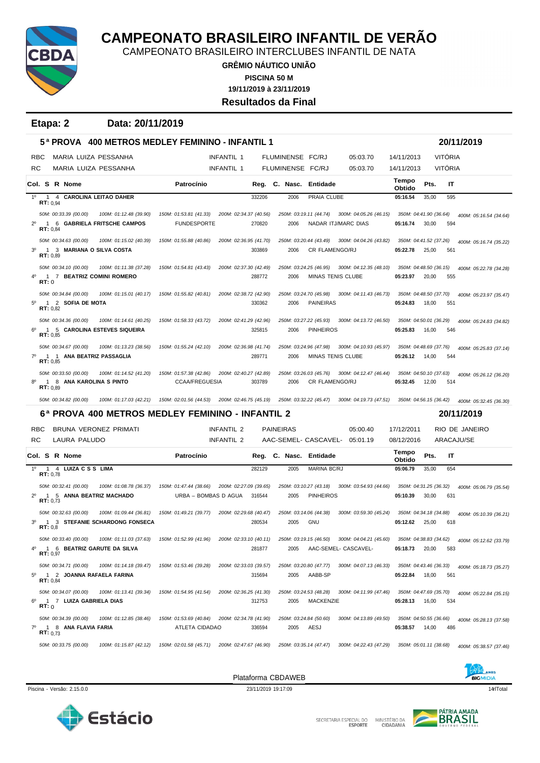# CAMPEONATO BRASILEIRO INFANTIL DE VERÃO

CAMPEONATO BRASILEIRO INTERCLUBES INFANTIL DE NATA

**GRÊMIO NÁUTICO UNIÃO**

**PISCINA 50 M**

**19/11/2019 à 23/11/2019**

**Resultados da Final**

## Etapa: 2 Data: 20/11/2019

### 5ª PROVA 400 METROS MEDLEY FEMININO - INFANTIL 1 — 20/11/2019

| | Nome | Categoria | Entidade | Tempo | Data | Local |
|---|---|---|---|---|---|---|
| RBC | MARIA LUIZA PESSANHA | INFANTIL 1 | FLUMINENSE FC/RJ | 05:03.70 | 14/11/2013 | VITÓRIA |
| RC | MARIA LUIZA PESSANHA | INFANTIL 1 | FLUMINENSE FC/RJ | 05:03.70 | 14/11/2013 | VITÓRIA |

| Col. | S | R | Nome | Patrocínio | Reg. | C. Nasc. | Entidade | Tempo Obtido | Pts. | IT |
|---|---|---|---|---|---|---|---|---|---|---|
| 1º | 1 | 4 | **CAROLINA LEITAO DAHER** (RT: 0,94) | | 332206 | 2006 | PRAIA CLUBE | 05:16.54 | 35,00 | 595 |
| | | | 50M: 00:33.39 (00.00) 100M: 01:12.48 (39.90) 150M: 01:53.81 (41.33) 200M: 02:34.37 (40.56) 250M: 03:19.11 (44.74) 300M: 04:05.26 (46.15) 350M: 04:41.90 (36.64) 400M: 05:16.54 (34.64) | | | | | | | |
| 2º | 1 | 6 | **GABRIELA FRITSCHE CAMPOS** (RT: 0,84) | FUNDESPORTE | 270820 | 2006 | NADAR ITJ/MARC DIAS | 05:16.74 | 30,00 | 594 |
| | | | 50M: 00:34.63 (00.00) 100M: 01:15.02 (40.39) 150M: 01:55.88 (40.86) 200M: 02:36.95 (41.70) 250M: 03:20.44 (43.49) 300M: 04:04.26 (43.82) 350M: 04:41.52 (37.26) 400M: 05:16.74 (35.22) | | | | | | | |
| 3º | 1 | 3 | **MARIANA O SILVA COSTA** (RT: 0,89) | | 303869 | 2006 | CR FLAMENGO/RJ | 05:22.78 | 25,00 | 561 |
| | | | 50M: 00:34.10 (00.00) 100M: 01:11.38 (37.28) 150M: 01:54.81 (43.43) 200M: 02:37.30 (42.49) 250M: 03:24.25 (46.95) 300M: 04:12.35 (48.10) 350M: 04:48.50 (36.15) 400M: 05:22.78 (34.28) | | | | | | | |
| 4º | 1 | 7 | **BEATRIZ COMINI ROMERO** (RT: 0) | | 288772 | 2006 | MINAS TENIS CLUBE | 05:23.97 | 20,00 | 555 |
| | | | 50M: 00:34.84 (00.00) 100M: 01:15.01 (40.17) 150M: 01:55.82 (40.81) 200M: 02:38.72 (42.90) 250M: 03:24.70 (45.98) 300M: 04:11.43 (46.73) 350M: 04:48.50 (37.70) 400M: 05:23.97 (35.47) | | | | | | | |
| 5º | 1 | 2 | **SOFIA DE MOTA** (RT: 0,82) | | 330362 | 2006 | PAINEIRAS | 05:24.83 | 18,00 | 551 |
| | | | 50M: 00:34.36 (00.00) 100M: 01:14.61 (40.25) 150M: 01:58.33 (43.72) 200M: 02:41.29 (42.96) 250M: 03:27.22 (45.93) 300M: 04:13.72 (46.50) 350M: 04:50.01 (36.29) 400M: 05:24.83 (34.82) | | | | | | | |
| 6º | 1 | 5 | **CAROLINA ESTEVES SIQUEIRA** (RT: 0,85) | | 325815 | 2006 | PINHEIROS | 05:25.83 | 16,00 | 546 |
| | | | 50M: 00:34.67 (00.00) 100M: 01:13.23 (38.56) 150M: 01:55.24 (42.10) 200M: 02:36.98 (41.74) 250M: 03:24.96 (47.98) 300M: 04:10.93 (45.97) 350M: 04:48.69 (37.76) 400M: 05:25.83 (37.14) | | | | | | | |
| 7º | 1 | 1 | **ANA BEATRIZ PASSAGLIA** (RT: 0,85) | | 289771 | 2006 | MINAS TENIS CLUBE | 05:26.12 | 14,00 | 544 |
| | | | 50M: 00:33.50 (00.00) 100M: 01:14.52 (41.20) 150M: 01:57.38 (42.86) 200M: 02:40.27 (42.89) 250M: 03:26.03 (45.76) 300M: 04:12.47 (46.44) 350M: 04:50.10 (37.63) 400M: 05:26.12 (36.20) | | | | | | | |
| 8º | 1 | 8 | **ANA KAROLINA S PINTO** (RT: 0,89) | CCAA/FREGUESIA | 303789 | 2006 | CR FLAMENGO/RJ | 05:32.45 | 12,00 | 514 |
| | | | 50M: 00:34.82 (00.00) 100M: 01:17.03 (42.21) 150M: 02:01.56 (44.53) 200M: 02:46.75 (45.19) 250M: 03:32.22 (45.47) 300M: 04:19.73 (47.51) 350M: 04:56.15 (36.42) 400M: 05:32.45 (36.30) | | | | | | | |

### 6ª PROVA 400 METROS MEDLEY FEMININO - INFANTIL 2 — 20/11/2019

| | Nome | Categoria | Entidade | Tempo | Data | Local |
|---|---|---|---|---|---|---|
| RBC | BRUNA VERONEZ PRIMATI | INFANTIL 2 | PAINEIRAS | 05:00.40 | 17/12/2011 | RIO DE JANEIRO |
| RC | LAURA PALUDO | INFANTIL 2 | AAC-SEMEL- CASCAVEL- | 05:01.19 | 08/12/2016 | ARACAJU/SE |

| Col. | S | R | Nome | Patrocínio | Reg. | C. Nasc. | Entidade | Tempo Obtido | Pts. | IT |
|---|---|---|---|---|---|---|---|---|---|---|
| 1º | 1 | 4 | **LUIZA C S S LIMA** (RT: 0,78) | | 282129 | 2005 | MARINA BC/RJ | 05:06.79 | 35,00 | 654 |
| | | | 50M: 00:32.41 (00.00) 100M: 01:08.78 (36.37) 150M: 01:47.44 (38.66) 200M: 02:27.09 (39.65) 250M: 03:10.27 (43.18) 300M: 03:54.93 (44.66) 350M: 04:31.25 (36.32) 400M: 05:06.79 (35.54) | | | | | | | |
| 2º | 1 | 5 | **ANNA BEATRIZ MACHADO** (RT: 0,73) | URBA – BOMBAS D AGUA | 316544 | 2005 | PINHEIROS | 05:10.39 | 30,00 | 631 |
| | | | 50M: 00:32.63 (00.00) 100M: 01:09.44 (36.81) 150M: 01:49.21 (39.77) 200M: 02:29.68 (40.47) 250M: 03:14.06 (44.38) 300M: 03:59.30 (45.24) 350M: 04:34.18 (34.88) 400M: 05:10.39 (36.21) | | | | | | | |
| 3º | 1 | 3 | **STEFANIE SCHARDONG FONSECA** (RT: 0,8) | | 280534 | 2005 | GNU | 05:12.62 | 25,00 | 618 |
| | | | 50M: 00:33.40 (00.00) 100M: 01:11.03 (37.63) 150M: 01:52.99 (41.96) 200M: 02:33.10 (40.11) 250M: 03:19.60 (46.50) 300M: 04:04.21 (45.60) 350M: 04:38.83 (34.62) 400M: 05:12.62 (33.79) | | | | | | | |
| 4º | 1 | 6 | **BEATRIZ GARUTE DA SILVA** (RT: 0,97) | | 281877 | 2005 | AAC-SEMEL- CASCAVEL- | 05:18.73 | 20,00 | 583 |
| | | | 50M: 00:34.71 (00.00) 100M: 01:14.18 (39.47) 150M: 01:53.46 (39.28) 200M: 02:33.03 (39.57) 250M: 03:20.80 (47.77) 300M: 04:07.13 (46.33) 350M: 04:43.46 (36.33) 400M: 05:18.73 (35.27) | | | | | | | |
| 5º | 1 | 2 | **JOANNA RAFAELA FARINA** (RT: 0,84) | | 315694 | 2005 | AABB-SP | 05:22.84 | 18,00 | 561 |
| | | | 50M: 00:34.07 (00.00) 100M: 01:13.41 (39.34) 150M: 01:54.95 (41.54) 200M: 02:36.25 (41.30) 250M: 03:24.53 (48.28) 300M: 04:11.99 (47.46) 350M: 04:47.69 (35.70) 400M: 05:22.84 (35.15) | | | | | | | |
| 6º | 1 | 7 | **LUIZA GABRIELA DIAS** (RT: 0) | | 312753 | 2005 | MACKENZIE | 05:28.13 | 16,00 | 534 |
| | | | 50M: 00:34.39 (00.00) 100M: 01:12.85 (38.46) 150M: 01:53.69 (40.84) 200M: 02:34.78 (41.90) 250M: 03:24.84 (50.60) 300M: 04:13.89 (49.50) 350M: 04:50.55 (36.66) 400M: 05:28.13 (37.58) | | | | | | | |
| 7º | 1 | 8 | **ANA FLAVIA FARIA** (RT: 0,73) | ATLETA CIDADAO | 336594 | 2005 | AESJ | 05:38.57 | 14,00 | 486 |
| | | | 50M: 00:33.75 (00.00) 100M: 01:15.87 (42.12) 150M: 02:01.58 (45.71) 200M: 02:47.67 (46.90) 250M: 03:35.14 (47.47) 300M: 04:22.43 (47.29) 350M: 05:01.11 (38.68) 400M: 05:38.57 (37.46) | | | | | | | |

Plataforma CBDAWEB

Piscina - Versão: 2.15.0.0 — 23/11/2019 19:17:09 — 14rlTotal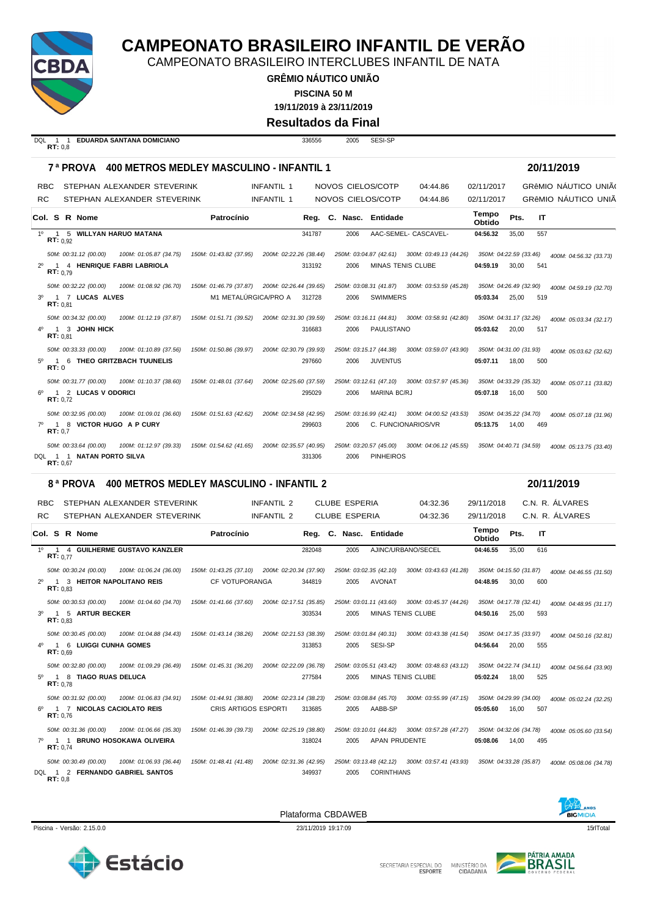# CAMPEONATO BRASILEIRO INFANTIL DE VERÃO

CAMPEONATO BRASILEIRO INTERCLUBES INFANTIL DE NATA

**GRÊMIO NÁUTICO UNIÃO**

**PISCINA 50 M**

**19/11/2019 à 23/11/2019**

**Resultados da Final**

| | | | | | | |
|---|---|---|---|---|---|---|
| DQL 1 1 | **EDUARDA SANTANA DOMICIANO** RT: 0,8 | | 336556 | 2005 | SESI-SP | |

## 7ª PROVA 400 METROS MEDLEY MASCULINO - INFANTIL 1 — 20/11/2019

| | | | | | | |
|---|---|---|---|---|---|---|
| RBC | STEPHAN ALEXANDER STEVERINK | INFANTIL 1 | NOVOS CIELOS/COTP | 04:44.86 | 02/11/2017 | GRêMIO NÁUTICO UNIÃ |
| RC | STEPHAN ALEXANDER STEVERINK | INFANTIL 1 | NOVOS CIELOS/COTP | 04:44.86 | 02/11/2017 | GRêMIO NÁUTICO UNIÃ |

| Col. | S | R | Nome | Patrocínio | Reg. | C. Nasc. | Entidade | Tempo Obtido | Pts. | IT |
|---|---|---|---|---|---|---|---|---|---|---|
| 1º | 1 | 5 | **WILLYAN HARUO MATANA** RT: 0,92 | | 341787 | 2006 | AAC-SEMEL- CASCAVEL- | **04:56.32** | 35,00 | 557 |
| | | | *50M: 00:31.12 (00.00) 100M: 01:05.87 (34.75) 150M: 01:43.82 (37.95) 200M: 02:22.26 (38.44) 250M: 03:04.87 (42.61) 300M: 03:49.13 (44.26) 350M: 04:22.59 (33.46) 400M: 04:56.32 (33.73)* | | | | | | | |
| 2º | 1 | 4 | **HENRIQUE FABRI LABRIOLA** RT: 0,79 | | 313192 | 2006 | MINAS TENIS CLUBE | **04:59.19** | 30,00 | 541 |
| | | | *50M: 00:32.22 (00.00) 100M: 01:08.92 (36.70) 150M: 01:46.79 (37.87) 200M: 02:26.44 (39.65) 250M: 03:08.31 (41.87) 300M: 03:53.59 (45.28) 350M: 04:26.49 (32.90) 400M: 04:59.19 (32.70)* | | | | | | | |
| 3º | 1 | 7 | **LUCAS ALVES** RT: 0,81 | M1 METALÚRGICA/PRO A | 312728 | 2006 | SWIMMERS | **05:03.34** | 25,00 | 519 |
| | | | *50M: 00:34.32 (00.00) 100M: 01:12.19 (37.87) 150M: 01:51.71 (39.52) 200M: 02:31.30 (39.59) 250M: 03:16.11 (44.81) 300M: 03:58.91 (42.80) 350M: 04:31.17 (32.26) 400M: 05:03.34 (32.17)* | | | | | | | |
| 4º | 1 | 3 | **JOHN HICK** RT: 0,81 | | 316683 | 2006 | PAULISTANO | **05:03.62** | 20,00 | 517 |
| | | | *50M: 00:33.33 (00.00) 100M: 01:10.89 (37.56) 150M: 01:50.86 (39.97) 200M: 02:30.79 (39.93) 250M: 03:15.17 (44.38) 300M: 03:59.07 (43.90) 350M: 04:31.00 (31.93) 400M: 05:03.62 (32.62)* | | | | | | | |
| 5º | 1 | 6 | **THEO GRITZBACH TUUNELIS** RT: 0 | | 297660 | 2006 | JUVENTUS | **05:07.11** | 18,00 | 500 |
| | | | *50M: 00:31.77 (00.00) 100M: 01:10.37 (38.60) 150M: 01:48.01 (37.64) 200M: 02:25.60 (37.59) 250M: 03:12.61 (47.10) 300M: 03:57.97 (45.36) 350M: 04:33.29 (35.32) 400M: 05:07.11 (33.82)* | | | | | | | |
| 6º | 1 | 2 | **LUCAS V ODORICI** RT: 0,72 | | 295029 | 2006 | MARINA BC/RJ | **05:07.18** | 16,00 | 500 |
| | | | *50M: 00:32.95 (00.00) 100M: 01:09.01 (36.60) 150M: 01:51.63 (42.62) 200M: 02:34.58 (42.95) 250M: 03:16.99 (42.41) 300M: 04:00.52 (43.53) 350M: 04:35.22 (34.70) 400M: 05:07.18 (31.96)* | | | | | | | |
| 7º | 1 | 8 | **VICTOR HUGO A P CURY** RT: 0,7 | | 299603 | 2006 | C. FUNCIONARIOS/VR | **05:13.75** | 14,00 | 469 |
| | | | *50M: 00:33.64 (00.00) 100M: 01:12.97 (39.33) 150M: 01:54.62 (41.65) 200M: 02:35.57 (40.95) 250M: 03:20.57 (45.00) 300M: 04:06.12 (45.55) 350M: 04:40.71 (34.59) 400M: 05:13.75 (33.40)* | | | | | | | |
| DQL | 1 | 1 | **NATAN PORTO SILVA** RT: 0,67 | | 331306 | 2006 | PINHEIROS | | | |

## 8ª PROVA 400 METROS MEDLEY MASCULINO - INFANTIL 2 — 20/11/2019

| | | | | | | |
|---|---|---|---|---|---|---|
| RBC | STEPHAN ALEXANDER STEVERINK | INFANTIL 2 | CLUBE ESPERIA | 04:32.36 | 29/11/2018 | C.N. R. ÁLVARES |
| RC | STEPHAN ALEXANDER STEVERINK | INFANTIL 2 | CLUBE ESPERIA | 04:32.36 | 29/11/2018 | C.N. R. ÁLVARES |

| Col. | S | R | Nome | Patrocínio | Reg. | C. Nasc. | Entidade | Tempo Obtido | Pts. | IT |
|---|---|---|---|---|---|---|---|---|---|---|
| 1º | 1 | 4 | **GUILHERME GUSTAVO KANZLER** RT: 0,77 | | 282048 | 2005 | AJINC/URBANO/SECEL | **04:46.55** | 35,00 | 616 |
| | | | *50M: 00:30.24 (00.00) 100M: 01:06.24 (36.00) 150M: 01:43.25 (37.10) 200M: 02:20.34 (37.90) 250M: 03:02.35 (42.10) 300M: 03:43.63 (41.28) 350M: 04:15.50 (31.87) 400M: 04:46.55 (31.50)* | | | | | | | |
| 2º | 1 | 3 | **HEITOR NAPOLITANO REIS** RT: 0,83 | CF VOTUPORANGA | 344819 | 2005 | AVONAT | **04:48.95** | 30,00 | 600 |
| | | | *50M: 00:30.53 (00.00) 100M: 01:04.60 (34.70) 150M: 01:41.66 (37.60) 200M: 02:17.51 (35.85) 250M: 03:01.11 (43.60) 300M: 03:45.37 (44.26) 350M: 04:17.78 (32.41) 400M: 04:48.95 (31.17)* | | | | | | | |
| 3º | 1 | 5 | **ARTUR BECKER** RT: 0,83 | | 303534 | 2005 | MINAS TENIS CLUBE | **04:50.16** | 25,00 | 593 |
| | | | *50M: 00:30.45 (00.00) 100M: 01:04.88 (34.43) 150M: 01:43.14 (38.26) 200M: 02:21.53 (38.39) 250M: 03:01.84 (40.31) 300M: 03:43.38 (41.54) 350M: 04:17.35 (33.97) 400M: 04:50.16 (32.81)* | | | | | | | |
| 4º | 1 | 6 | **LUIGGI CUNHA GOMES** RT: 0,69 | | 313853 | 2005 | SESI-SP | **04:56.64** | 20,00 | 555 |
| | | | *50M: 00:32.80 (00.00) 100M: 01:09.29 (36.49) 150M: 01:45.31 (36.20) 200M: 02:22.09 (36.78) 250M: 03:05.51 (43.42) 300M: 03:48.63 (43.12) 350M: 04:22.74 (34.11) 400M: 04:56.64 (33.90)* | | | | | | | |
| 5º | 1 | 8 | **TIAGO RUAS DELUCA** RT: 0,78 | | 277584 | 2005 | MINAS TENIS CLUBE | **05:02.24** | 18,00 | 525 |
| | | | *50M: 00:31.92 (00.00) 100M: 01:06.83 (34.91) 150M: 01:44.91 (38.80) 200M: 02:23.14 (38.23) 250M: 03:08.84 (45.70) 300M: 03:55.99 (47.15) 350M: 04:29.99 (34.00) 400M: 05:02.24 (32.25)* | | | | | | | |
| 6º | 1 | 7 | **NICOLAS CACIOLATO REIS** RT: 0,76 | CRIS ARTIGOS ESPORTI | 313685 | 2005 | AABB-SP | **05:05.60** | 16,00 | 507 |
| | | | *50M: 00:31.36 (00.00) 100M: 01:06.66 (35.30) 150M: 01:46.39 (39.73) 200M: 02:25.19 (38.80) 250M: 03:10.01 (44.82) 300M: 03:57.28 (47.27) 350M: 04:32.06 (34.78) 400M: 05:05.60 (33.54)* | | | | | | | |
| 7º | 1 | 1 | **BRUNO HOSOKAWA OLIVEIRA** RT: 0,74 | | 318024 | 2005 | APAN PRUDENTE | **05:08.06** | 14,00 | 495 |
| | | | *50M: 00:30.49 (00.00) 100M: 01:06.93 (36.44) 150M: 01:48.41 (41.48) 200M: 02:31.36 (42.95) 250M: 03:13.48 (42.12) 300M: 03:57.41 (43.93) 350M: 04:33.28 (35.87) 400M: 05:08.06 (34.78)* | | | | | | | |
| DQL | 1 | 2 | **FERNANDO GABRIEL SANTOS** RT: 0,8 | | 349937 | 2005 | CORINTHIANS | | | |

Plataforma CBDAWEB

Piscina - Versão: 2.15.0.0 — 23/11/2019 19:17:09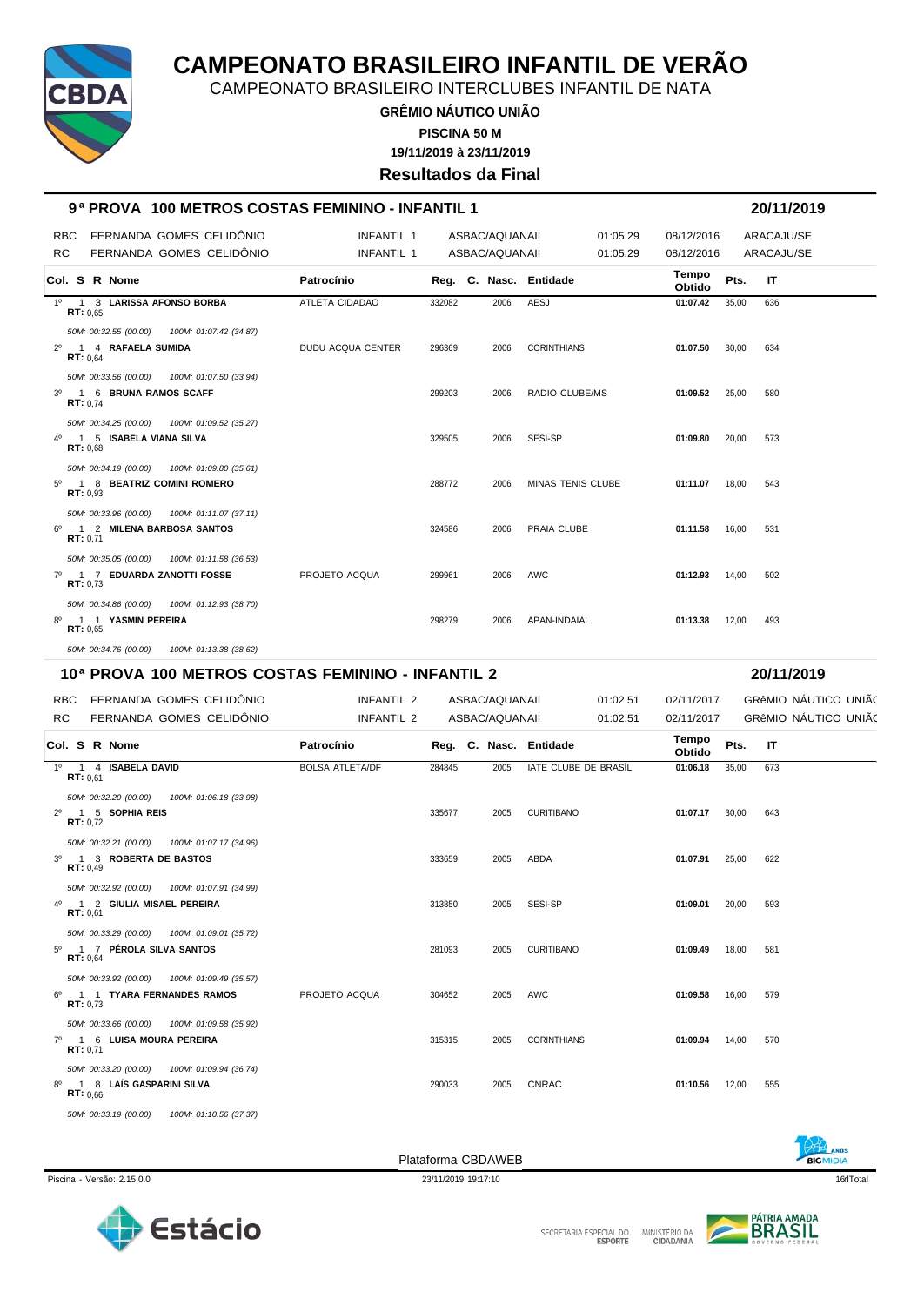# CAMPEONATO BRASILEIRO INFANTIL DE VERÃO

CAMPEONATO BRASILEIRO INTERCLUBES INFANTIL DE NATA

**GRÊMIO NÁUTICO UNIÃO**

**PISCINA 50 M**

**19/11/2019 à 23/11/2019**

**Resultados da Final**

## 9ª PROVA 100 METROS COSTAS FEMININO - INFANTIL 1 — 20/11/2019

| | | | | | | |
|---|---|---|---|---|---|---|
| RBC | FERNANDA GOMES CELIDÔNIO | INFANTIL 1 | ASBAC/AQUANAII | 01:05.29 | 08/12/2016 | ARACAJU/SE |
| RC | FERNANDA GOMES CELIDÔNIO | INFANTIL 1 | ASBAC/AQUANAII | 01:05.29 | 08/12/2016 | ARACAJU/SE |

| Col. | S | R | Nome | Patrocínio | Reg. | C. | Nasc. | Entidade | Tempo Obtido | Pts. | IT |
|---|---|---|---|---|---|---|---|---|---|---|---|
| 1º | 1 | 3 | **LARISSA AFONSO BORBA** RT: 0,65 | ATLETA CIDADAO | 332082 | | 2006 | AESJ | **01:07.42** | 35,00 | 636 |
| | | | *50M: 00:32.55 (00.00) 100M: 01:07.42 (34.87)* | | | | | | | | |
| 2º | 1 | 4 | **RAFAELA SUMIDA** RT: 0,64 | DUDU ACQUA CENTER | 296369 | | 2006 | CORINTHIANS | **01:07.50** | 30,00 | 634 |
| | | | *50M: 00:33.56 (00.00) 100M: 01:07.50 (33.94)* | | | | | | | | |
| 3º | 1 | 6 | **BRUNA RAMOS SCAFF** RT: 0,74 | | 299203 | | 2006 | RADIO CLUBE/MS | **01:09.52** | 25,00 | 580 |
| | | | *50M: 00:34.25 (00.00) 100M: 01:09.52 (35.27)* | | | | | | | | |
| 4º | 1 | 5 | **ISABELA VIANA SILVA** RT: 0,68 | | 329505 | | 2006 | SESI-SP | **01:09.80** | 20,00 | 573 |
| | | | *50M: 00:34.19 (00.00) 100M: 01:09.80 (35.61)* | | | | | | | | |
| 5º | 1 | 8 | **BEATRIZ COMINI ROMERO** RT: 0,93 | | 288772 | | 2006 | MINAS TENIS CLUBE | **01:11.07** | 18,00 | 543 |
| | | | *50M: 00:33.96 (00.00) 100M: 01:11.07 (37.11)* | | | | | | | | |
| 6º | 1 | 2 | **MILENA BARBOSA SANTOS** RT: 0,71 | | 324586 | | 2006 | PRAIA CLUBE | **01:11.58** | 16,00 | 531 |
| | | | *50M: 00:35.05 (00.00) 100M: 01:11.58 (36.53)* | | | | | | | | |
| 7º | 1 | 7 | **EDUARDA ZANOTTI FOSSE** RT: 0,73 | PROJETO ACQUA | 299961 | | 2006 | AWC | **01:12.93** | 14,00 | 502 |
| | | | *50M: 00:34.86 (00.00) 100M: 01:12.93 (38.70)* | | | | | | | | |
| 8º | 1 | 1 | **YASMIN PEREIRA** RT: 0,65 | | 298279 | | 2006 | APAN-INDAIAL | **01:13.38** | 12,00 | 493 |
| | | | *50M: 00:34.76 (00.00) 100M: 01:13.38 (38.62)* | | | | | | | | |

## 10ª PROVA 100 METROS COSTAS FEMININO - INFANTIL 2 — 20/11/2019

| | | | | | | |
|---|---|---|---|---|---|---|
| RBC | FERNANDA GOMES CELIDÔNIO | INFANTIL 2 | ASBAC/AQUANAII | 01:02.51 | 02/11/2017 | GRêMIO NÁUTICO UNIÃO |
| RC | FERNANDA GOMES CELIDÔNIO | INFANTIL 2 | ASBAC/AQUANAII | 01:02.51 | 02/11/2017 | GRêMIO NÁUTICO UNIÃO |

| Col. | S | R | Nome | Patrocínio | Reg. | C. | Nasc. | Entidade | Tempo Obtido | Pts. | IT |
|---|---|---|---|---|---|---|---|---|---|---|---|
| 1º | 1 | 4 | **ISABELA DAVID** RT: 0,61 | BOLSA ATLETA/DF | 284845 | | 2005 | IATE CLUBE DE BRASÍL | **01:06.18** | 35,00 | 673 |
| | | | *50M: 00:32.20 (00.00) 100M: 01:06.18 (33.98)* | | | | | | | | |
| 2º | 1 | 5 | **SOPHIA REIS** RT: 0,72 | | 335677 | | 2005 | CURITIBANO | **01:07.17** | 30,00 | 643 |
| | | | *50M: 00:32.21 (00.00) 100M: 01:07.17 (34.96)* | | | | | | | | |
| 3º | 1 | 3 | **ROBERTA DE BASTOS** RT: 0,49 | | 333659 | | 2005 | ABDA | **01:07.91** | 25,00 | 622 |
| | | | *50M: 00:32.92 (00.00) 100M: 01:07.91 (34.99)* | | | | | | | | |
| 4º | 1 | 2 | **GIULIA MISAEL PEREIRA** RT: 0,61 | | 313850 | | 2005 | SESI-SP | **01:09.01** | 20,00 | 593 |
| | | | *50M: 00:33.29 (00.00) 100M: 01:09.01 (35.72)* | | | | | | | | |
| 5º | 1 | 7 | **PÉROLA SILVA SANTOS** RT: 0,64 | | 281093 | | 2005 | CURITIBANO | **01:09.49** | 18,00 | 581 |
| | | | *50M: 00:33.92 (00.00) 100M: 01:09.49 (35.57)* | | | | | | | | |
| 6º | 1 | 1 | **TYARA FERNANDES RAMOS** RT: 0,73 | PROJETO ACQUA | 304652 | | 2005 | AWC | **01:09.58** | 16,00 | 579 |
| | | | *50M: 00:33.66 (00.00) 100M: 01:09.58 (35.92)* | | | | | | | | |
| 7º | 1 | 6 | **LUISA MOURA PEREIRA** RT: 0,71 | | 315315 | | 2005 | CORINTHIANS | **01:09.94** | 14,00 | 570 |
| | | | *50M: 00:33.20 (00.00) 100M: 01:09.94 (36.74)* | | | | | | | | |
| 8º | 1 | 8 | **LAÍS GASPARINI SILVA** RT: 0,66 | | 290033 | | 2005 | CNRAC | **01:10.56** | 12,00 | 555 |
| | | | *50M: 00:33.19 (00.00) 100M: 01:10.56 (37.37)* | | | | | | | | |

Plataforma CBDAWEB

Piscina - Versão: 2.15.0.0 — 23/11/2019 19:17:10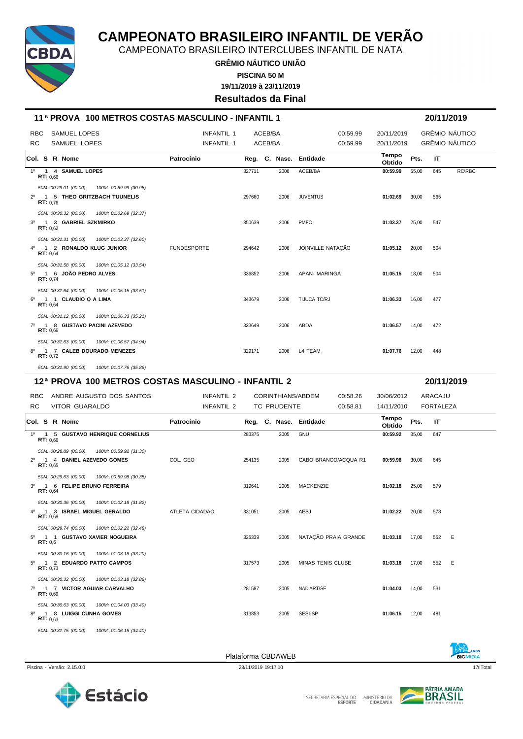# CAMPEONATO BRASILEIRO INFANTIL DE VERÃO

CAMPEONATO BRASILEIRO INTERCLUBES INFANTIL DE NATA

**GRÊMIO NÁUTICO UNIÃO**

**PISCINA 50 M**

**19/11/2019 à 23/11/2019**

## Resultados da Final

### 11ª PROVA 100 METROS COSTAS MASCULINO - INFANTIL 1 — 20/11/2019

| | | | | | | |
|---|---|---|---|---|---|---|
| RBC | SAMUEL LOPES | INFANTIL 1 | ACEB/BA | 00:59.99 | 20/11/2019 | GRÊMIO NÁUTICO |
| RC | SAMUEL LOPES | INFANTIL 1 | ACEB/BA | 00:59.99 | 20/11/2019 | GRÊMIO NÁUTICO |

| Col. | S | R | Nome | Patrocínio | Reg. | C. Nasc. | Entidade | Tempo Obtido | Pts. | IT | |
|---|---|---|---|---|---|---|---|---|---|---|---|
| 1º | 1 | 4 | **SAMUEL LOPES** RT: 0,66 | | 327711 | 2006 | ACEB/BA | **00:59.99** | 55,00 | 645 | RC\RBC |
| | | | *50M: 00:29.01 (00.00) 100M: 00:59.99 (30.98)* | | | | | | | | |
| 2º | 1 | 5 | **THEO GRITZBACH TUUNELIS** RT: 0,76 | | 297660 | 2006 | JUVENTUS | **01:02.69** | 30,00 | 565 | |
| | | | *50M: 00:30.32 (00.00) 100M: 01:02.69 (32.37)* | | | | | | | | |
| 3º | 1 | 3 | **GABRIEL SZKMIRKO** RT: 0,62 | | 350639 | 2006 | PMFC | **01:03.37** | 25,00 | 547 | |
| | | | *50M: 00:31.31 (00.00) 100M: 01:03.37 (32.60)* | | | | | | | | |
| 4º | 1 | 2 | **RONALDO KLUG JUNIOR** RT: 0,64 | FUNDESPORTE | 294642 | 2006 | JOINVILLE NATAÇÃO | **01:05.12** | 20,00 | 504 | |
| | | | *50M: 00:31.58 (00.00) 100M: 01:05.12 (33.54)* | | | | | | | | |
| 5º | 1 | 6 | **JOÃO PEDRO ALVES** RT: 0,74 | | 336852 | 2006 | APAN- MARINGÁ | **01:05.15** | 18,00 | 504 | |
| | | | *50M: 00:31.64 (00.00) 100M: 01:05.15 (33.51)* | | | | | | | | |
| 6º | 1 | 1 | **CLAUDIO Q A LIMA** RT: 0,64 | | 343679 | 2006 | TIJUCA TC/RJ | **01:06.33** | 16,00 | 477 | |
| | | | *50M: 00:31.12 (00.00) 100M: 01:06.33 (35.21)* | | | | | | | | |
| 7º | 1 | 8 | **GUSTAVO PACINI AZEVEDO** RT: 0,66 | | 333649 | 2006 | ABDA | **01:06.57** | 14,00 | 472 | |
| | | | *50M: 00:31.63 (00.00) 100M: 01:06.57 (34.94)* | | | | | | | | |
| 8º | 1 | 7 | **CALEB DOURADO MENEZES** RT: 0,72 | | 329171 | 2006 | L4 TEAM | **01:07.76** | 12,00 | 448 | |
| | | | *50M: 00:31.90 (00.00) 100M: 01:07.76 (35.86)* | | | | | | | | |

### 12ª PROVA 100 METROS COSTAS MASCULINO - INFANTIL 2 — 20/11/2019

| | | | | | | |
|---|---|---|---|---|---|---|
| RBC | ANDRE AUGUSTO DOS SANTOS | INFANTIL 2 | CORINTHIANS/ABDEM | 00:58.26 | 30/06/2012 | ARACAJU |
| RC | VITOR GUARALDO | INFANTIL 2 | TC PRUDENTE | 00:58.81 | 14/11/2010 | FORTALEZA |

| Col. | S | R | Nome | Patrocínio | Reg. | C. Nasc. | Entidade | Tempo Obtido | Pts. | IT | |
|---|---|---|---|---|---|---|---|---|---|---|---|
| 1º | 1 | 5 | **GUSTAVO HENRIQUE CORNELIUS** RT: 0,66 | | 283375 | 2005 | GNU | **00:59.92** | 35,00 | 647 | |
| | | | *50M: 00:28.89 (00.00) 100M: 00:59.92 (31.30)* | | | | | | | | |
| 2º | 1 | 4 | **DANIEL AZEVEDO GOMES** RT: 0,65 | COL. GEO | 254135 | 2005 | CABO BRANCO/ACQUA R1 | **00:59.98** | 30,00 | 645 | |
| | | | *50M: 00:29.63 (00.00) 100M: 00:59.98 (30.35)* | | | | | | | | |
| 3º | 1 | 6 | **FELIPE BRUNO FERREIRA** RT: 0,64 | | 319641 | 2005 | MACKENZIE | **01:02.18** | 25,00 | 579 | |
| | | | *50M: 00:30.36 (00.00) 100M: 01:02.18 (31.82)* | | | | | | | | |
| 4º | 1 | 3 | **ISRAEL MIGUEL GERALDO** RT: 0,68 | ATLETA CIDADAO | 331051 | 2005 | AESJ | **01:02.22** | 20,00 | 578 | |
| | | | *50M: 00:29.74 (00.00) 100M: 01:02.22 (32.48)* | | | | | | | | |
| 5º | 1 | 1 | **GUSTAVO XAVIER NOGUEIRA** RT: 0,6 | | 325339 | 2005 | NATAÇÃO PRAIA GRANDE | **01:03.18** | 17,00 | 552 | E |
| | | | *50M: 00:30.16 (00.00) 100M: 01:03.18 (33.20)* | | | | | | | | |
| 5º | 1 | 2 | **EDUARDO PATTO CAMPOS** RT: 0,73 | | 317573 | 2005 | MINAS TENIS CLUBE | **01:03.18** | 17,00 | 552 | E |
| | | | *50M: 00:30.32 (00.00) 100M: 01:03.18 (32.86)* | | | | | | | | |
| 7º | 1 | 7 | **VICTOR AGUIAR CARVALHO** RT: 0,69 | | 281587 | 2005 | NAD'ART/SE | **01:04.03** | 14,00 | 531 | |
| | | | *50M: 00:30.63 (00.00) 100M: 01:04.03 (33.40)* | | | | | | | | |
| 8º | 1 | 8 | **LUIGGI CUNHA GOMES** RT: 0,63 | | 313853 | 2005 | SESI-SP | **01:06.15** | 12,00 | 481 | |
| | | | *50M: 00:31.75 (00.00) 100M: 01:06.15 (34.40)* | | | | | | | | |

Plataforma CBDAWEB

Piscina - Versão: 2.15.0.0 — 23/11/2019 19:17:10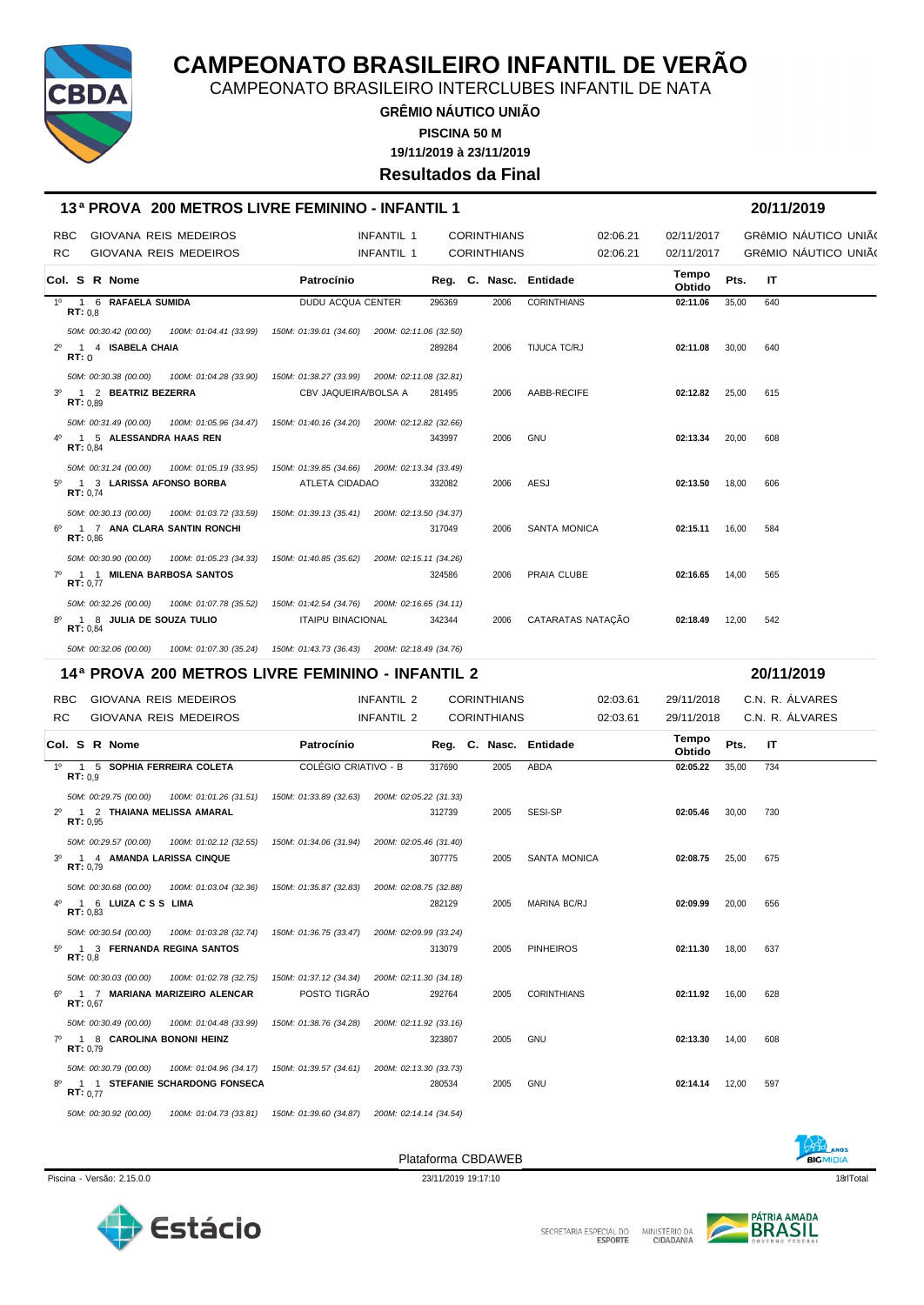# CAMPEONATO BRASILEIRO INFANTIL DE VERÃO

CAMPEONATO BRASILEIRO INTERCLUBES INFANTIL DE NATA

**GRÊMIO NÁUTICO UNIÃO**

**PISCINA 50 M**

**19/11/2019 à 23/11/2019**

**Resultados da Final**

## 13ª PROVA 200 METROS LIVRE FEMININO - INFANTIL 1 — 20/11/2019

| | | | | | | |
|---|---|---|---|---|---|---|
| RBC | GIOVANA REIS MEDEIROS | INFANTIL 1 | CORINTHIANS | 02:06.21 | 02/11/2017 | GRêMIO NÁUTICO UNIÃ( |
| RC | GIOVANA REIS MEDEIROS | INFANTIL 1 | CORINTHIANS | 02:06.21 | 02/11/2017 | GRêMIO NÁUTICO UNIÃ( |

| Col. | S | R | Nome | Patrocínio | Reg. | C. Nasc. | Entidade | Tempo Obtido | Pts. | IT |
|---|---|---|---|---|---|---|---|---|---|---|
| 1º | 1 | 6 | **RAFAELA SUMIDA** RT: 0,8 | DUDU ACQUA CENTER | 296369 | 2006 | CORINTHIANS | **02:11.06** | 35,00 | 640 |
| | | | *50M: 00:30.42 (00.00) 100M: 01:04.41 (33.99) 150M: 01:39.01 (34.60) 200M: 02:11.06 (32.50)* | | | | | | | |
| 2º | 1 | 4 | **ISABELA CHAIA** RT: 0 | | 289284 | 2006 | TIJUCA TC/RJ | **02:11.08** | 30,00 | 640 |
| | | | *50M: 00:30.38 (00.00) 100M: 01:04.28 (33.90) 150M: 01:38.27 (33.99) 200M: 02:11.08 (32.81)* | | | | | | | |
| 3º | 1 | 2 | **BEATRIZ BEZERRA** RT: 0,89 | CBV JAQUEIRA/BOLSA A | 281495 | 2006 | AABB-RECIFE | **02:12.82** | 25,00 | 615 |
| | | | *50M: 00:31.49 (00.00) 100M: 01:05.96 (34.47) 150M: 01:40.16 (34.20) 200M: 02:12.82 (32.66)* | | | | | | | |
| 4º | 1 | 5 | **ALESSANDRA HAAS REN** RT: 0,84 | | 343997 | 2006 | GNU | **02:13.34** | 20,00 | 608 |
| | | | *50M: 00:31.24 (00.00) 100M: 01:05.19 (33.95) 150M: 01:39.85 (34.66) 200M: 02:13.34 (33.49)* | | | | | | | |
| 5º | 1 | 3 | **LARISSA AFONSO BORBA** RT: 0,74 | ATLETA CIDADAO | 332082 | 2006 | AESJ | **02:13.50** | 18,00 | 606 |
| | | | *50M: 00:30.13 (00.00) 100M: 01:03.72 (33.59) 150M: 01:39.13 (35.41) 200M: 02:13.50 (34.37)* | | | | | | | |
| 6º | 1 | 7 | **ANA CLARA SANTIN RONCHI** RT: 0,86 | | 317049 | 2006 | SANTA MONICA | **02:15.11** | 16,00 | 584 |
| | | | *50M: 00:30.90 (00.00) 100M: 01:05.23 (34.33) 150M: 01:40.85 (35.62) 200M: 02:15.11 (34.26)* | | | | | | | |
| 7º | 1 | 1 | **MILENA BARBOSA SANTOS** RT: 0,77 | | 324586 | 2006 | PRAIA CLUBE | **02:16.65** | 14,00 | 565 |
| | | | *50M: 00:32.26 (00.00) 100M: 01:07.78 (35.52) 150M: 01:42.54 (34.76) 200M: 02:16.65 (34.11)* | | | | | | | |
| 8º | 1 | 8 | **JULIA DE SOUZA TULIO** RT: 0,84 | ITAIPU BINACIONAL | 342344 | 2006 | CATARATAS NATAÇÃO | **02:18.49** | 12,00 | 542 |
| | | | *50M: 00:32.06 (00.00) 100M: 01:07.30 (35.24) 150M: 01:43.73 (36.43) 200M: 02:18.49 (34.76)* | | | | | | | |

## 14ª PROVA 200 METROS LIVRE FEMININO - INFANTIL 2 — 20/11/2019

| | | | | | | |
|---|---|---|---|---|---|---|
| RBC | GIOVANA REIS MEDEIROS | INFANTIL 2 | CORINTHIANS | 02:03.61 | 29/11/2018 | C.N. R. ÁLVARES |
| RC | GIOVANA REIS MEDEIROS | INFANTIL 2 | CORINTHIANS | 02:03.61 | 29/11/2018 | C.N. R. ÁLVARES |

| Col. | S | R | Nome | Patrocínio | Reg. | C. Nasc. | Entidade | Tempo Obtido | Pts. | IT |
|---|---|---|---|---|---|---|---|---|---|---|
| 1º | 1 | 5 | **SOPHIA FERREIRA COLETA** RT: 0,9 | COLÉGIO CRIATIVO - B | 317690 | 2005 | ABDA | **02:05.22** | 35,00 | 734 |
| | | | *50M: 00:29.75 (00.00) 100M: 01:01.26 (31.51) 150M: 01:33.89 (32.63) 200M: 02:05.22 (31.33)* | | | | | | | |
| 2º | 1 | 2 | **THAIANA MELISSA AMARAL** RT: 0,95 | | 312739 | 2005 | SESI-SP | **02:05.46** | 30,00 | 730 |
| | | | *50M: 00:29.57 (00.00) 100M: 01:02.12 (32.55) 150M: 01:34.06 (31.94) 200M: 02:05.46 (31.40)* | | | | | | | |
| 3º | 1 | 4 | **AMANDA LARISSA CINQUE** RT: 0,79 | | 307775 | 2005 | SANTA MONICA | **02:08.75** | 25,00 | 675 |
| | | | *50M: 00:30.68 (00.00) 100M: 01:03.04 (32.36) 150M: 01:35.87 (32.83) 200M: 02:08.75 (32.88)* | | | | | | | |
| 4º | 1 | 6 | **LUIZA C S S LIMA** RT: 0,83 | | 282129 | 2005 | MARINA BC/RJ | **02:09.99** | 20,00 | 656 |
| | | | *50M: 00:30.54 (00.00) 100M: 01:03.28 (32.74) 150M: 01:36.75 (33.47) 200M: 02:09.99 (33.24)* | | | | | | | |
| 5º | 1 | 3 | **FERNANDA REGINA SANTOS** RT: 0,8 | | 313079 | 2005 | PINHEIROS | **02:11.30** | 18,00 | 637 |
| | | | *50M: 00:30.03 (00.00) 100M: 01:02.78 (32.75) 150M: 01:37.12 (34.34) 200M: 02:11.30 (34.18)* | | | | | | | |
| 6º | 1 | 7 | **MARIANA MARIZEIRO ALENCAR** RT: 0,67 | POSTO TIGRÃO | 292764 | 2005 | CORINTHIANS | **02:11.92** | 16,00 | 628 |
| | | | *50M: 00:30.49 (00.00) 100M: 01:04.48 (33.99) 150M: 01:38.76 (34.28) 200M: 02:11.92 (33.16)* | | | | | | | |
| 7º | 1 | 8 | **CAROLINA BONONI HEINZ** RT: 0,79 | | 323807 | 2005 | GNU | **02:13.30** | 14,00 | 608 |
| | | | *50M: 00:30.79 (00.00) 100M: 01:04.96 (34.17) 150M: 01:39.57 (34.61) 200M: 02:13.30 (33.73)* | | | | | | | |
| 8º | 1 | 1 | **STEFANIE SCHARDONG FONSECA** RT: 0,77 | | 280534 | 2005 | GNU | **02:14.14** | 12,00 | 597 |
| | | | *50M: 00:30.92 (00.00) 100M: 01:04.73 (33.81) 150M: 01:39.60 (34.87) 200M: 02:14.14 (34.54)* | | | | | | | |

Plataforma CBDAWEB

Piscina - Versão: 2.15.0.0 — 23/11/2019 19:17:10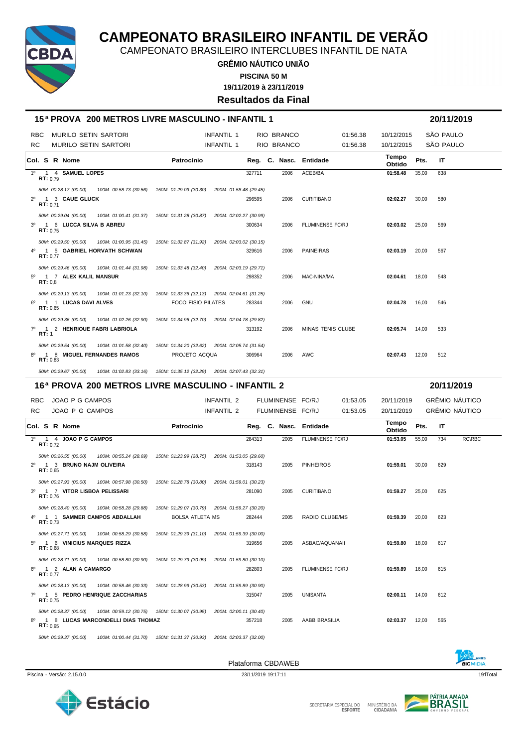# CAMPEONATO BRASILEIRO INFANTIL DE VERÃO

CAMPEONATO BRASILEIRO INTERCLUBES INFANTIL DE NATA

**GRÊMIO NÁUTICO UNIÃO**

**PISCINA 50 M**

**19/11/2019 à 23/11/2019**

**Resultados da Final**

## 15ª PROVA 200 METROS LIVRE MASCULINO - INFANTIL 1 — 20/11/2019

| | | | | | | |
|---|---|---|---|---|---|---|
| RBC | MURILO SETIN SARTORI | INFANTIL 1 | RIO BRANCO | 01:56.38 | 10/12/2015 | SÃO PAULO |
| RC | MURILO SETIN SARTORI | INFANTIL 1 | RIO BRANCO | 01:56.38 | 10/12/2015 | SÃO PAULO |

| Col. | S | R | Nome | Patrocínio | Reg. | C. Nasc. | Entidade | Tempo Obtido | Pts. | IT |
|---|---|---|---|---|---|---|---|---|---|---|
| 1º | 1 | 4 | **SAMUEL LOPES** (RT: 0,79) | | 327711 | 2006 | ACEB/BA | 01:58.48 | 35,00 | 638 |
| | | | *50M: 00:28.17 (00.00) 100M: 00:58.73 (30.56) 150M: 01:29.03 (30.30) 200M: 01:58.48 (29.45)* | | | | | | | |
| 2º | 1 | 3 | **CAUE GLUCK** (RT: 0,71) | | 296595 | 2006 | CURITIBANO | 02:02.27 | 30,00 | 580 |
| | | | *50M: 00:29.04 (00.00) 100M: 01:00.41 (31.37) 150M: 01:31.28 (30.87) 200M: 02:02.27 (30.99)* | | | | | | | |
| 3º | 1 | 6 | **LUCCA SILVA B ABREU** (RT: 0,75) | | 300634 | 2006 | FLUMINENSE FC/RJ | 02:03.02 | 25,00 | 569 |
| | | | *50M: 00:29.50 (00.00) 100M: 01:00.95 (31.45) 150M: 01:32.87 (31.92) 200M: 02:03.02 (30.15)* | | | | | | | |
| 4º | 1 | 5 | **GABRIEL HORVATH SCHWAN** (RT: 0,77) | | 329616 | 2006 | PAINEIRAS | 02:03.19 | 20,00 | 567 |
| | | | *50M: 00:29.46 (00.00) 100M: 01:01.44 (31.98) 150M: 01:33.48 (32.40) 200M: 02:03.19 (29.71)* | | | | | | | |
| 5º | 1 | 7 | **ALEX KALIL MANSUR** (RT: 0,8) | | 298352 | 2006 | MAC-NINA/MA | 02:04.61 | 18,00 | 548 |
| | | | *50M: 00:29.13 (00.00) 100M: 01:01.23 (32.10) 150M: 01:33.36 (32.13) 200M: 02:04.61 (31.25)* | | | | | | | |
| 6º | 1 | 1 | **LUCAS DAVI ALVES** (RT: 0,65) | FOCO FISIO PILATES | 283344 | 2006 | GNU | 02:04.78 | 16,00 | 546 |
| | | | *50M: 00:29.36 (00.00) 100M: 01:02.26 (32.90) 150M: 01:34.96 (32.70) 200M: 02:04.78 (29.82)* | | | | | | | |
| 7º | 1 | 2 | **HENRIOUE FABRI LABRIOLA** (RT: 1) | | 313192 | 2006 | MINAS TENIS CLUBE | 02:05.74 | 14,00 | 533 |
| | | | *50M: 00:29.54 (00.00) 100M: 01:01.58 (32.40) 150M: 01:34.20 (32.62) 200M: 02:05.74 (31.54)* | | | | | | | |
| 8º | 1 | 8 | **MIGUEL FERNANDES RAMOS** (RT: 0,83) | PROJETO ACQUA | 306964 | 2006 | AWC | 02:07.43 | 12,00 | 512 |
| | | | *50M: 00:29.67 (00.00) 100M: 01:02.83 (33.16) 150M: 01:35.12 (32.29) 200M: 02:07.43 (32.31)* | | | | | | | |

## 16ª PROVA 200 METROS LIVRE MASCULINO - INFANTIL 2 — 20/11/2019

| | | | | | | |
|---|---|---|---|---|---|---|
| RBC | JOAO P G CAMPOS | INFANTIL 2 | FLUMINENSE FC/RJ | 01:53.05 | 20/11/2019 | GRÊMIO NÁUTICO |
| RC | JOAO P G CAMPOS | INFANTIL 2 | FLUMINENSE FC/RJ | 01:53.05 | 20/11/2019 | GRÊMIO NÁUTICO |

| Col. | S | R | Nome | Patrocínio | Reg. | C. Nasc. | Entidade | Tempo Obtido | Pts. | IT | |
|---|---|---|---|---|---|---|---|---|---|---|---|
| 1º | 1 | 4 | **JOAO P G CAMPOS** (RT: 0,72) | | 284313 | 2005 | FLUMINENSE FC/RJ | 01:53.05 | 55,00 | 734 | RC\RBC |
| | | | *50M: 00:26.55 (00.00) 100M: 00:55.24 (28.69) 150M: 01:23.99 (28.75) 200M: 01:53.05 (29.60)* | | | | | | | | |
| 2º | 1 | 3 | **BRUNO NAJM OLIVEIRA** (RT: 0,65) | | 318143 | 2005 | PINHEIROS | 01:59.01 | 30,00 | 629 | |
| | | | *50M: 00:27.93 (00.00) 100M: 00:57.98 (30.50) 150M: 01:28.78 (30.80) 200M: 01:59.01 (30.23)* | | | | | | | | |
| 3º | 1 | 7 | **VITOR LISBOA PELISSARI** (RT: 0,76) | | 281090 | 2005 | CURITIBANO | 01:59.27 | 25,00 | 625 | |
| | | | *50M: 00:28.40 (00.00) 100M: 00:58.28 (29.88) 150M: 01:29.07 (30.79) 200M: 01:59.27 (30.20)* | | | | | | | | |
| 4º | 1 | 1 | **SAMMER CAMPOS ABDALLAH** (RT: 0,73) | BOLSA ATLETA MS | 282444 | 2005 | RADIO CLUBE/MS | 01:59.39 | 20,00 | 623 | |
| | | | *50M: 00:27.71 (00.00) 100M: 00:58.29 (30.58) 150M: 01:29.39 (31.10) 200M: 01:59.39 (30.00)* | | | | | | | | |
| 5º | 1 | 6 | **VINICIUS MARQUES RIZZA** (RT: 0,68) | | 319656 | 2005 | ASBAC/AQUANAII | 01:59.80 | 18,00 | 617 | |
| | | | *50M: 00:28.71 (00.00) 100M: 00:58.80 (30.90) 150M: 01:29.79 (30.99) 200M: 01:59.80 (30.10)* | | | | | | | | |
| 6º | 1 | 2 | **ALAN A CAMARGO** (RT: 0,77) | | 282803 | 2005 | FLUMINENSE FC/RJ | 01:59.89 | 16,00 | 615 | |
| | | | *50M: 00:28.13 (00.00) 100M: 00:58.46 (30.33) 150M: 01:28.99 (30.53) 200M: 01:59.89 (30.90)* | | | | | | | | |
| 7º | 1 | 5 | **PEDRO HENRIQUE ZACCHARIAS** (RT: 0,75) | | 315047 | 2005 | UNISANTA | 02:00.11 | 14,00 | 612 | |
| | | | *50M: 00:28.37 (00.00) 100M: 00:59.12 (30.75) 150M: 01:30.07 (30.95) 200M: 02:00.11 (30.40)* | | | | | | | | |
| 8º | 1 | 8 | **LUCAS MARCONDELLI DIAS THOMAZ** (RT: 0,95) | | 357218 | 2005 | AABB BRASILIA | 02:03.37 | 12,00 | 565 | |
| | | | *50M: 00:29.37 (00.00) 100M: 01:00.44 (31.70) 150M: 01:31.37 (30.93) 200M: 02:03.37 (32.00)* | | | | | | | | |

Plataforma CBDAWEB

Piscina - Versão: 2.15.0.0 — 23/11/2019 19:17:11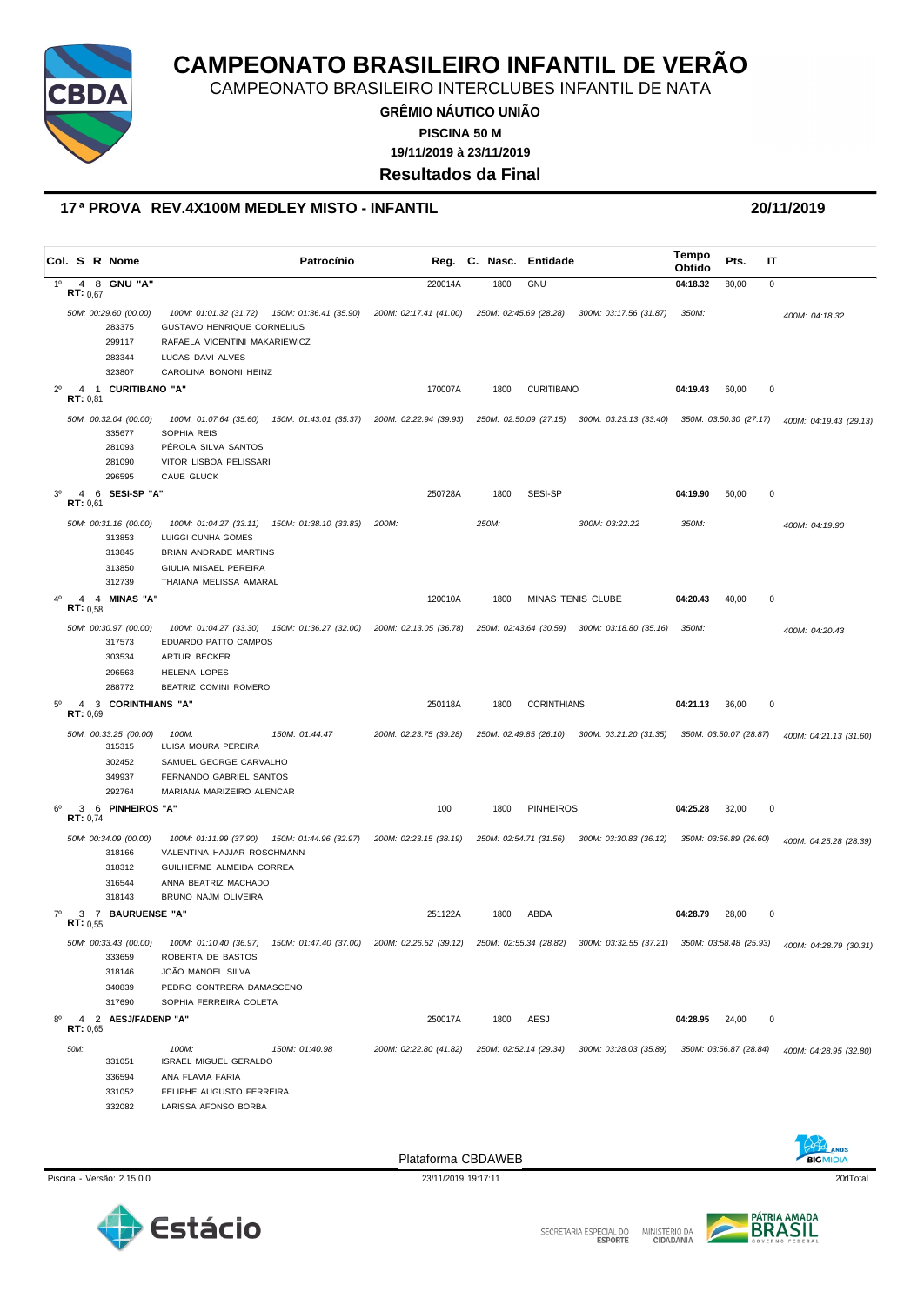# CAMPEONATO BRASILEIRO INFANTIL DE VERÃO

CAMPEONATO BRASILEIRO INTERCLUBES INFANTIL DE NATA

**GRÊMIO NÁUTICO UNIÃO**

**PISCINA 50 M**

**19/11/2019 à 23/11/2019**

**Resultados da Final**

## 17ª PROVA REV.4X100M MEDLEY MISTO - INFANTIL — 20/11/2019

| Col. | S | R | Nome | Patrocínio | Reg. | C. Nasc. | Entidade | Tempo Obtido | Pts. | IT |
|---|---|---|---|---|---|---|---|---|---|---|
| 1º | 4 | 8 | **GNU "A"** RT: 0,67 | | 220014A | 1800 | GNU | **04:18.32** | 80,00 | 0 |
| | | | 50M: 00:29.60 (00.00) / 100M: 01:01.32 (31.72) / 150M: 01:36.41 (35.90) / 200M: 02:17.41 (41.00) / 250M: 02:45.69 (28.28) / 300M: 03:17.56 (31.87) / 350M: / 400M: 04:18.32 | | | | | | | |
| | | | 283375 GUSTAVO HENRIQUE CORNELIUS; 299117 RAFAELA VICENTINI MAKARIEWICZ; 283344 LUCAS DAVI ALVES; 323807 CAROLINA BONONI HEINZ | | | | | | | |
| 2º | 4 | 1 | **CURITIBANO "A"** RT: 0,81 | | 170007A | 1800 | CURITIBANO | **04:19.43** | 60,00 | 0 |
| | | | 50M: 00:32.04 (00.00) / 100M: 01:07.64 (35.60) / 150M: 01:43.01 (35.37) / 200M: 02:22.94 (39.93) / 250M: 02:50.09 (27.15) / 300M: 03:23.13 (33.40) / 350M: 03:50.30 (27.17) / 400M: 04:19.43 (29.13) | | | | | | | |
| | | | 335677 SOPHIA REIS; 281093 PÉROLA SILVA SANTOS; 281090 VITOR LISBOA PELISSARI; 296595 CAUE GLUCK | | | | | | | |
| 3º | 4 | 6 | **SESI-SP "A"** RT: 0,61 | | 250728A | 1800 | SESI-SP | **04:19.90** | 50,00 | 0 |
| | | | 50M: 00:31.16 (00.00) / 100M: 01:04.27 (33.11) / 150M: 01:38.10 (33.83) / 200M: / 250M: / 300M: 03:22.22 / 350M: / 400M: 04:19.90 | | | | | | | |
| | | | 313853 LUIGGI CUNHA GOMES; 313845 BRIAN ANDRADE MARTINS; 313850 GIULIA MISAEL PEREIRA; 312739 THAIANA MELISSA AMARAL | | | | | | | |
| 4º | 4 | 4 | **MINAS "A"** RT: 0,58 | | 120010A | 1800 | MINAS TENIS CLUBE | **04:20.43** | 40,00 | 0 |
| | | | 50M: 00:30.97 (00.00) / 100M: 01:04.27 (33.30) / 150M: 01:36.27 (32.00) / 200M: 02:13.05 (36.78) / 250M: 02:43.64 (30.59) / 300M: 03:18.80 (35.16) / 350M: / 400M: 04:20.43 | | | | | | | |
| | | | 317573 EDUARDO PATTO CAMPOS; 303534 ARTUR BECKER; 296563 HELENA LOPES; 288772 BEATRIZ COMINI ROMERO | | | | | | | |
| 5º | 4 | 3 | **CORINTHIANS "A"** RT: 0,69 | | 250118A | 1800 | CORINTHIANS | **04:21.13** | 36,00 | 0 |
| | | | 50M: 00:33.25 (00.00) / 100M: / 150M: 01:44.47 / 200M: 02:23.75 (39.28) / 250M: 02:49.85 (26.10) / 300M: 03:21.20 (31.35) / 350M: 03:50.07 (28.87) / 400M: 04:21.13 (31.60) | | | | | | | |
| | | | 315315 LUISA MOURA PEREIRA; 302452 SAMUEL GEORGE CARVALHO; 349937 FERNANDO GABRIEL SANTOS; 292764 MARIANA MARIZEIRO ALENCAR | | | | | | | |
| 6º | 3 | 6 | **PINHEIROS "A"** RT: 0,74 | | 100 | 1800 | PINHEIROS | **04:25.28** | 32,00 | 0 |
| | | | 50M: 00:34.09 (00.00) / 100M: 01:11.99 (37.90) / 150M: 01:44.96 (32.97) / 200M: 02:23.15 (38.19) / 250M: 02:54.71 (31.56) / 300M: 03:30.83 (36.12) / 350M: 03:56.89 (26.60) / 400M: 04:25.28 (28.39) | | | | | | | |
| | | | 318166 VALENTINA HAJJAR ROSCHMANN; 318312 GUILHERME ALMEIDA CORREA; 316544 ANNA BEATRIZ MACHADO; 318143 BRUNO NAJM OLIVEIRA | | | | | | | |
| 7º | 3 | 7 | **BAURUENSE "A"** RT: 0,55 | | 251122A | 1800 | ABDA | **04:28.79** | 28,00 | 0 |
| | | | 50M: 00:33.43 (00.00) / 100M: 01:10.40 (36.97) / 150M: 01:47.40 (37.00) / 200M: 02:26.52 (39.12) / 250M: 02:55.34 (28.82) / 300M: 03:32.55 (37.21) / 350M: 03:58.48 (25.93) / 400M: 04:28.79 (30.31) | | | | | | | |
| | | | 333659 ROBERTA DE BASTOS; 318146 JOÃO MANOEL SILVA; 340839 PEDRO CONTRERA DAMASCENO; 317690 SOPHIA FERREIRA COLETA | | | | | | | |
| 8º | 4 | 2 | **AESJ/FADENP "A"** RT: 0,65 | | 250017A | 1800 | AESJ | **04:28.95** | 24,00 | 0 |
| | | | 50M: / 100M: / 150M: 01:40.98 / 200M: 02:22.80 (41.82) / 250M: 02:52.14 (29.34) / 300M: 03:28.03 (35.89) / 350M: 03:56.87 (28.84) / 400M: 04:28.95 (32.80) | | | | | | | |
| | | | 331051 ISRAEL MIGUEL GERALDO; 336594 ANA FLAVIA FARIA; 331052 FELIPHE AUGUSTO FERREIRA; 332082 LARISSA AFONSO BORBA | | | | | | | |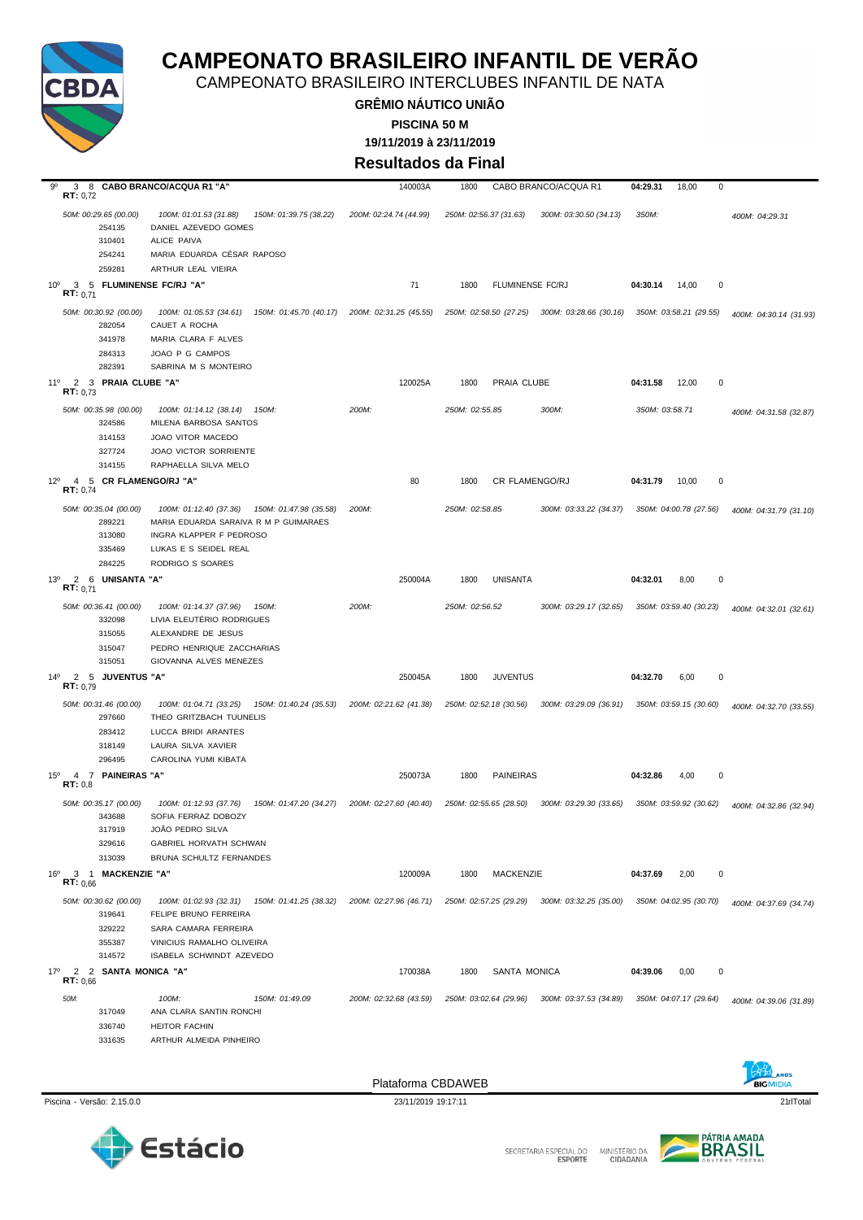# CAMPEONATO BRASILEIRO INFANTIL DE VERÃO

CAMPEONATO BRASILEIRO INTERCLUBES INFANTIL DE NATA

**GRÊMIO NÁUTICO UNIÃO**

**PISCINA 50 M**

**19/11/2019 à 23/11/2019**

## Resultados da Final

9º 3 8 **CABO BRANCO/ACQUA R1 "A"** 140003A 1800 CABO BRANCO/ACQUA R1 **04:29.31** 18,00 0
**RT:** 0,72

*50M: 00:29.65 (00.00) 100M: 01:01.53 (31.88) 150M: 01:39.75 (38.22) 200M: 02:24.74 (44.99) 250M: 02:56.37 (31.63) 300M: 03:30.50 (34.13) 350M: 400M: 04:29.31*

- 254135 DANIEL AZEVEDO GOMES
- 310401 ALICE PAIVA
- 254241 MARIA EDUARDA CÉSAR RAPOSO
- 259281 ARTHUR LEAL VIEIRA

10º 3 5 **FLUMINENSE FC/RJ "A"** 71 1800 FLUMINENSE FC/RJ **04:30.14** 14,00 0
**RT:** 0,71

*50M: 00:30.92 (00.00) 100M: 01:05.53 (34.61) 150M: 01:45.70 (40.17) 200M: 02:31.25 (45.55) 250M: 02:58.50 (27.25) 300M: 03:28.66 (30.16) 350M: 03:58.21 (29.55) 400M: 04:30.14 (31.93)*

- 282054 CAUET A ROCHA
- 341978 MARIA CLARA F ALVES
- 284313 JOAO P G CAMPOS
- 282391 SABRINA M S MONTEIRO

11º 2 3 **PRAIA CLUBE "A"** 120025A 1800 PRAIA CLUBE **04:31.58** 12,00 0
**RT:** 0,73

*50M: 00:35.98 (00.00) 100M: 01:14.12 (38.14) 150M: 200M: 250M: 02:55.85 300M: 350M: 03:58.71 400M: 04:31.58 (32.87)*

- 324586 MILENA BARBOSA SANTOS
- 314153 JOAO VITOR MACEDO
- 327724 JOAO VICTOR SORRIENTE
- 314155 RAPHAELLA SILVA MELO

12º 4 5 **CR FLAMENGO/RJ "A"** 80 1800 CR FLAMENGO/RJ **04:31.79** 10,00 0
**RT:** 0,74

*50M: 00:35.04 (00.00) 100M: 01:12.40 (37.36) 150M: 01:47.98 (35.58) 200M: 250M: 02:58.85 300M: 03:33.22 (34.37) 350M: 04:00.78 (27.56) 400M: 04:31.79 (31.10)*

- 289221 MARIA EDUARDA SARAIVA R M P GUIMARAES
- 313080 INGRA KLAPPER F PEDROSO
- 335469 LUKAS E S SEIDEL REAL
- 284225 RODRIGO S SOARES

13º 2 6 **UNISANTA "A"** 250004A 1800 UNISANTA **04:32.01** 8,00 0
**RT:** 0,71

*50M: 00:36.41 (00.00) 100M: 01:14.37 (37.96) 150M: 200M: 250M: 02:56.52 300M: 03:29.17 (32.65) 350M: 03:59.40 (30.23) 400M: 04:32.01 (32.61)*

- 332098 LIVIA ELEUTÉRIO RODRIGUES
- 315055 ALEXANDRE DE JESUS
- 315047 PEDRO HENRIQUE ZACCHARIAS
- 315051 GIOVANNA ALVES MENEZES

14º 2 5 **JUVENTUS "A"** 250045A 1800 JUVENTUS **04:32.70** 6,00 0
**RT:** 0,79

*50M: 00:31.46 (00.00) 100M: 01:04.71 (33.25) 150M: 01:40.24 (35.53) 200M: 02:21.62 (41.38) 250M: 02:52.18 (30.56) 300M: 03:29.09 (36.91) 350M: 03:59.15 (30.60) 400M: 04:32.70 (33.55)*

- 297660 THEO GRITZBACH TUUNELIS
- 283412 LUCCA BRIDI ARANTES
- 318149 LAURA SILVA XAVIER
- 296495 CAROLINA YUMI KIBATA

15º 4 7 **PAINEIRAS "A"** 250073A 1800 PAINEIRAS **04:32.86** 4,00 0
**RT:** 0,8

*50M: 00:35.17 (00.00) 100M: 01:12.93 (37.76) 150M: 01:47.20 (34.27) 200M: 02:27.60 (40.40) 250M: 02:55.65 (28.50) 300M: 03:29.30 (33.65) 350M: 03:59.92 (30.62) 400M: 04:32.86 (32.94)*

- 343688 SOFIA FERRAZ DOBOZY
- 317919 JOÃO PEDRO SILVA
- 329616 GABRIEL HORVATH SCHWAN
- 313039 BRUNA SCHULTZ FERNANDES

16º 3 1 **MACKENZIE "A"** 120009A 1800 MACKENZIE **04:37.69** 2,00 0
**RT:** 0,66

*50M: 00:30.62 (00.00) 100M: 01:02.93 (32.31) 150M: 01:41.25 (38.32) 200M: 02:27.96 (46.71) 250M: 02:57.25 (29.29) 300M: 03:32.25 (35.00) 350M: 04:02.95 (30.70) 400M: 04:37.69 (34.74)*

- 319641 FELIPE BRUNO FERREIRA
- 329222 SARA CAMARA FERREIRA
- 355387 VINICIUS RAMALHO OLIVEIRA
- 314572 ISABELA SCHWINDT AZEVEDO

17º 2 2 **SANTA MONICA "A"** 170038A 1800 SANTA MONICA **04:39.06** 0,00 0
**RT:** 0,66

*50M: 100M: 150M: 01:49.09 200M: 02:32.68 (43.59) 250M: 03:02.64 (29.96) 300M: 03:37.53 (34.89) 350M: 04:07.17 (29.64) 400M: 04:39.06 (31.89)*

- 317049 ANA CLARA SANTIN RONCHI
- 336740 HEITOR FACHIN
- 331635 ARTHUR ALMEIDA PINHEIRO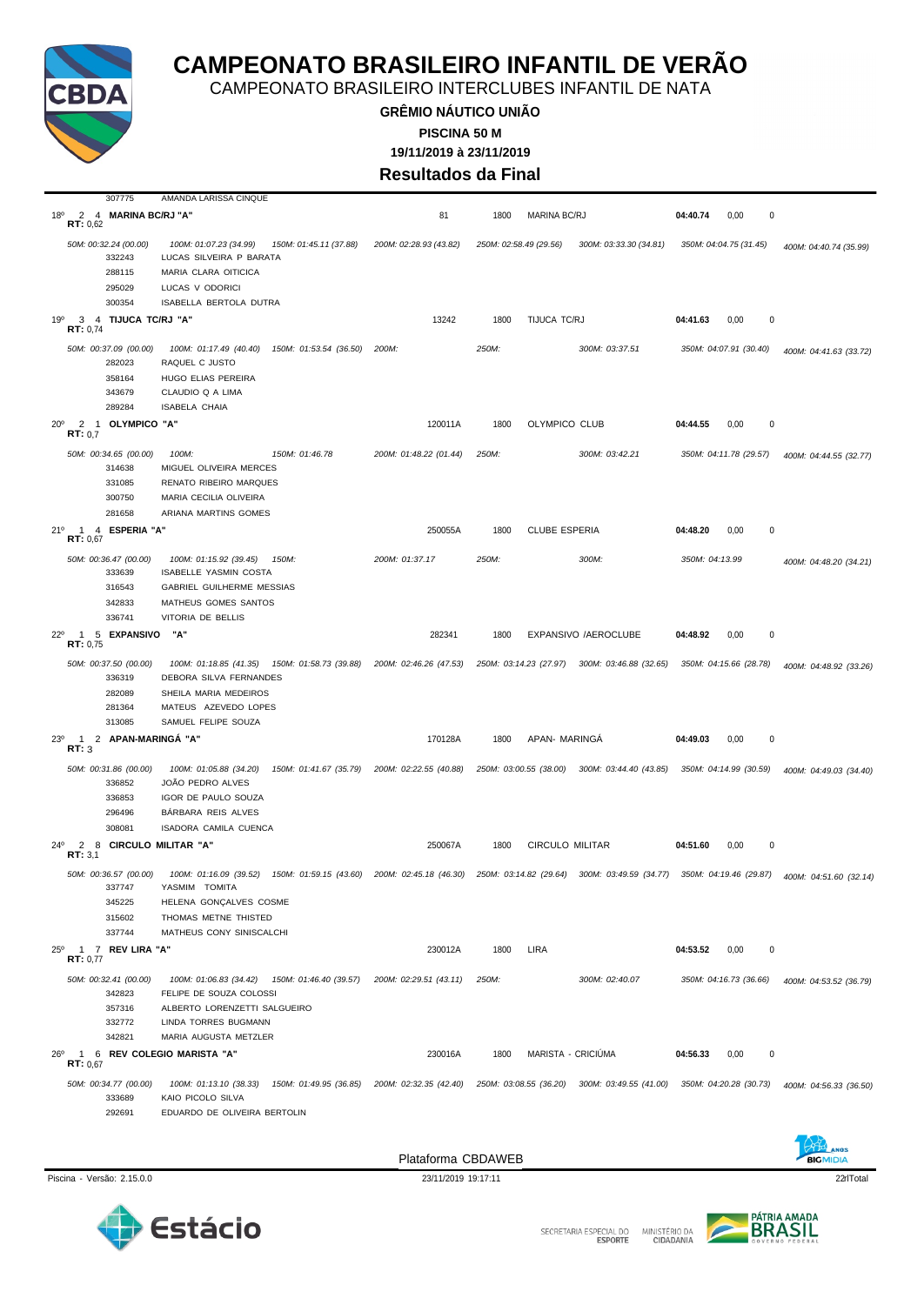# CAMPEONATO BRASILEIRO INFANTIL DE VERÃO

CAMPEONATO BRASILEIRO INTERCLUBES INFANTIL DE NATA

**GRÊMIO NÁUTICO UNIÃO**

**PISCINA 50 M**

**19/11/2019 à 23/11/2019**

## Resultados da Final

307775 AMANDA LARISSA CINQUE

**18º 2 4 MARINA BC/RJ "A"** — 81 — 1800 — MARINA BC/RJ — **04:40.74** — 0,00 — 0
**RT:** 0,62

*50M: 00:32.24 (00.00) — 100M: 01:07.23 (34.99) — 150M: 01:45.11 (37.88) — 200M: 02:28.93 (43.82) — 250M: 02:58.49 (29.56) — 300M: 03:33.30 (34.81) — 350M: 04:04.75 (31.45) — 400M: 04:40.74 (35.99)*

- 332243 LUCAS SILVEIRA P BARATA
- 288115 MARIA CLARA OITICICA
- 295029 LUCAS V ODORICI
- 300354 ISABELLA BERTOLA DUTRA

**19º 3 4 TIJUCA TC/RJ "A"** — 13242 — 1800 — TIJUCA TC/RJ — **04:41.63** — 0,00 — 0
**RT:** 0,74

*50M: 00:37.09 (00.00) — 100M: 01:17.49 (40.40) — 150M: 01:53.54 (36.50) — 200M: — 250M: — 300M: 03:37.51 — 350M: 04:07.91 (30.40) — 400M: 04:41.63 (33.72)*

- 282023 RAQUEL C JUSTO
- 358164 HUGO ELIAS PEREIRA
- 343679 CLAUDIO Q A LIMA
- 289284 ISABELA CHAIA

**20º 2 1 OLYMPICO "A"** — 120011A — 1800 — OLYMPICO CLUB — **04:44.55** — 0,00 — 0
**RT:** 0,7

*50M: 00:34.65 (00.00) — 100M: — 150M: 01:46.78 — 200M: 01:48.22 (01.44) — 250M: — 300M: 03:42.21 — 350M: 04:11.78 (29.57) — 400M: 04:44.55 (32.77)*

- 314638 MIGUEL OLIVEIRA MERCES
- 331085 RENATO RIBEIRO MARQUES
- 300750 MARIA CECILIA OLIVEIRA
- 281658 ARIANA MARTINS GOMES

**21º 1 4 ESPERIA "A"** — 250055A — 1800 — CLUBE ESPERIA — **04:48.20** — 0,00 — 0
**RT:** 0,67

*50M: 00:36.47 (00.00) — 100M: 01:15.92 (39.45) — 150M: — 200M: 01:37.17 — 250M: — 300M: — 350M: 04:13.99 — 400M: 04:48.20 (34.21)*

- 333639 ISABELLE YASMIN COSTA
- 316543 GABRIEL GUILHERME MESSIAS
- 342833 MATHEUS GOMES SANTOS
- 336741 VITORIA DE BELLIS

**22º 1 5 EXPANSIVO "A"** — 282341 — 1800 — EXPANSIVO /AEROCLUBE — **04:48.92** — 0,00 — 0
**RT:** 0,75

*50M: 00:37.50 (00.00) — 100M: 01:18.85 (41.35) — 150M: 01:58.73 (39.88) — 200M: 02:46.26 (47.53) — 250M: 03:14.23 (27.97) — 300M: 03:46.88 (32.65) — 350M: 04:15.66 (28.78) — 400M: 04:48.92 (33.26)*

- 336319 DEBORA SILVA FERNANDES
- 282089 SHEILA MARIA MEDEIROS
- 281364 MATEUS AZEVEDO LOPES
- 313085 SAMUEL FELIPE SOUZA

**23º 1 2 APAN-MARINGÁ "A"** — 170128A — 1800 — APAN- MARINGÁ — **04:49.03** — 0,00 — 0
**RT:** 3

*50M: 00:31.86 (00.00) — 100M: 01:05.88 (34.20) — 150M: 01:41.67 (35.79) — 200M: 02:22.55 (40.88) — 250M: 03:00.55 (38.00) — 300M: 03:44.40 (43.85) — 350M: 04:14.99 (30.59) — 400M: 04:49.03 (34.40)*

- 336852 JOÃO PEDRO ALVES
- 336853 IGOR DE PAULO SOUZA
- 296496 BÁRBARA REIS ALVES
- 308081 ISADORA CAMILA CUENCA

**24º 2 8 CIRCULO MILITAR "A"** — 250067A — 1800 — CIRCULO MILITAR — **04:51.60** — 0,00 — 0
**RT:** 3,1

*50M: 00:36.57 (00.00) — 100M: 01:16.09 (39.52) — 150M: 01:59.15 (43.60) — 200M: 02:45.18 (46.30) — 250M: 03:14.82 (29.64) — 300M: 03:49.59 (34.77) — 350M: 04:19.46 (29.87) — 400M: 04:51.60 (32.14)*

- 337747 YASMIM TOMITA
- 345225 HELENA GONÇALVES COSME
- 315602 THOMAS METNE THISTED
- 337744 MATHEUS CONY SINISCALCHI

**25º 1 7 REV LIRA "A"** — 230012A — 1800 — LIRA — **04:53.52** — 0,00 — 0
**RT:** 0,77

*50M: 00:32.41 (00.00) — 100M: 01:06.83 (34.42) — 150M: 01:46.40 (39.57) — 200M: 02:29.51 (43.11) — 250M: — 300M: 02:40.07 — 350M: 04:16.73 (36.66) — 400M: 04:53.52 (36.79)*

- 342823 FELIPE DE SOUZA COLOSSI
- 357316 ALBERTO LORENZETTI SALGUEIRO
- 332772 LINDA TORRES BUGMANN
- 342821 MARIA AUGUSTA METZLER

**26º 1 6 REV COLEGIO MARISTA "A"** — 230016A — 1800 — MARISTA - CRICIÚMA — **04:56.33** — 0,00 — 0
**RT:** 0,67

*50M: 00:34.77 (00.00) — 100M: 01:13.10 (38.33) — 150M: 01:49.95 (36.85) — 200M: 02:32.35 (42.40) — 250M: 03:08.55 (36.20) — 300M: 03:49.55 (41.00) — 350M: 04:20.28 (30.73) — 400M: 04:56.33 (36.50)*

- 333689 KAIO PICOLO SILVA
- 292691 EDUARDO DE OLIVEIRA BERTOLIN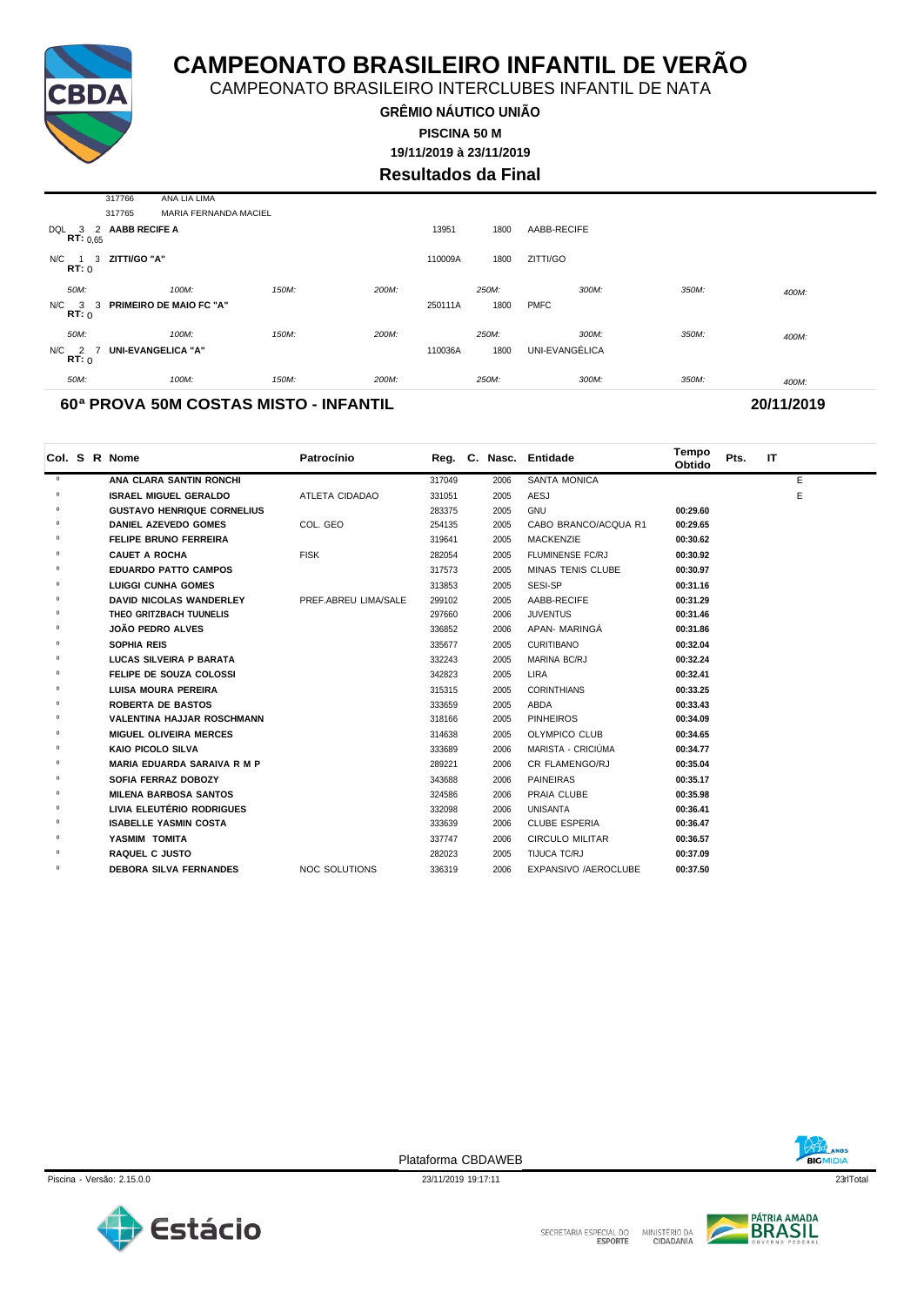# CAMPEONATO BRASILEIRO INFANTIL DE VERÃO

CAMPEONATO BRASILEIRO INTERCLUBES INFANTIL DE NATA

**GRÊMIO NÁUTICO UNIÃO**

**PISCINA 50 M**

**19/11/2019 à 23/11/2019**

**Resultados da Final**

| | | | | | | | |
|---|---|---|---|---|---|---|---|
| | 317766 | ANA LIA LIMA | | | | | |
| | 317765 | MARIA FERNANDA MACIEL | | | | | |
| DQL 3 2 RT: 0,65 | AABB RECIFE A | | | 13951 | 1800 | AABB-RECIFE | |
| N/C 1 3 RT: 0 | ZITTI/GO "A" | | | 110009A | 1800 | ZITTI/GO | |
| *50M:* | *100M:* | *150M:* | *200M:* | *250M:* | *300M:* | *350M:* | *400M:* |
| N/C 3 3 RT: 0 | PRIMEIRO DE MAIO FC "A" | | | 250111A | 1800 | PMFC | |
| *50M:* | *100M:* | *150M:* | *200M:* | *250M:* | *300M:* | *350M:* | *400M:* |
| N/C 2 7 RT: 0 | UNI-EVANGELICA "A" | | | 110036A | 1800 | UNI-EVANGÉLICA | |
| *50M:* | *100M:* | *150M:* | *200M:* | *250M:* | *300M:* | *350M:* | *400M:* |

## 60ª PROVA 50M COSTAS MISTO - INFANTIL

**20/11/2019**

| Col. | S | R | Nome | Patrocínio | Reg. | C. | Nasc. | Entidade | Tempo Obtido | Pts. | IT |
|---|---|---|---|---|---|---|---|---|---|---|---|
| 0 | | | ANA CLARA SANTIN RONCHI | | 317049 | | 2006 | SANTA MONICA | | | E |
| 0 | | | ISRAEL MIGUEL GERALDO | ATLETA CIDADAO | 331051 | | 2005 | AESJ | | | E |
| 0 | | | GUSTAVO HENRIQUE CORNELIUS | | 283375 | | 2005 | GNU | 00:29.60 | | |
| 0 | | | DANIEL AZEVEDO GOMES | COL. GEO | 254135 | | 2005 | CABO BRANCO/ACQUA R1 | 00:29.65 | | |
| 0 | | | FELIPE BRUNO FERREIRA | | 319641 | | 2005 | MACKENZIE | 00:30.62 | | |
| 0 | | | CAUET A ROCHA | FISK | 282054 | | 2005 | FLUMINENSE FC/RJ | 00:30.92 | | |
| 0 | | | EDUARDO PATTO CAMPOS | | 317573 | | 2005 | MINAS TENIS CLUBE | 00:30.97 | | |
| 0 | | | LUIGGI CUNHA GOMES | | 313853 | | 2005 | SESI-SP | 00:31.16 | | |
| 0 | | | DAVID NICOLAS WANDERLEY | PREF.ABREU LIMA/SALE | 299102 | | 2005 | AABB-RECIFE | 00:31.29 | | |
| 0 | | | THEO GRITZBACH TUUNELIS | | 297660 | | 2006 | JUVENTUS | 00:31.46 | | |
| 0 | | | JOÃO PEDRO ALVES | | 336852 | | 2006 | APAN- MARINGÁ | 00:31.86 | | |
| 0 | | | SOPHIA REIS | | 335677 | | 2005 | CURITIBANO | 00:32.04 | | |
| 0 | | | LUCAS SILVEIRA P BARATA | | 332243 | | 2005 | MARINA BC/RJ | 00:32.24 | | |
| 0 | | | FELIPE DE SOUZA COLOSSI | | 342823 | | 2005 | LIRA | 00:32.41 | | |
| 0 | | | LUISA MOURA PEREIRA | | 315315 | | 2005 | CORINTHIANS | 00:33.25 | | |
| 0 | | | ROBERTA DE BASTOS | | 333659 | | 2005 | ABDA | 00:33.43 | | |
| 0 | | | VALENTINA HAJJAR ROSCHMANN | | 318166 | | 2005 | PINHEIROS | 00:34.09 | | |
| 0 | | | MIGUEL OLIVEIRA MERCES | | 314638 | | 2005 | OLYMPICO CLUB | 00:34.65 | | |
| 0 | | | KAIO PICOLO SILVA | | 333689 | | 2006 | MARISTA - CRICIÚMA | 00:34.77 | | |
| 0 | | | MARIA EDUARDA SARAIVA R M P | | 289221 | | 2006 | CR FLAMENGO/RJ | 00:35.04 | | |
| 0 | | | SOFIA FERRAZ DOBOZY | | 343688 | | 2006 | PAINEIRAS | 00:35.17 | | |
| 0 | | | MILENA BARBOSA SANTOS | | 324586 | | 2006 | PRAIA CLUBE | 00:35.98 | | |
| 0 | | | LIVIA ELEUTÉRIO RODRIGUES | | 332098 | | 2006 | UNISANTA | 00:36.41 | | |
| 0 | | | ISABELLE YASMIN COSTA | | 333639 | | 2006 | CLUBE ESPERIA | 00:36.47 | | |
| 0 | | | YASMIM TOMITA | | 337747 | | 2006 | CIRCULO MILITAR | 00:36.57 | | |
| 0 | | | RAQUEL C JUSTO | | 282023 | | 2005 | TIJUCA TC/RJ | 00:37.09 | | |
| 0 | | | DEBORA SILVA FERNANDES | NOC SOLUTIONS | 336319 | | 2006 | EXPANSIVO /AEROCLUBE | 00:37.50 | | |

Plataforma CBDAWEB

Piscina - Versão: 2.15.0.0 — 23/11/2019 19:17:11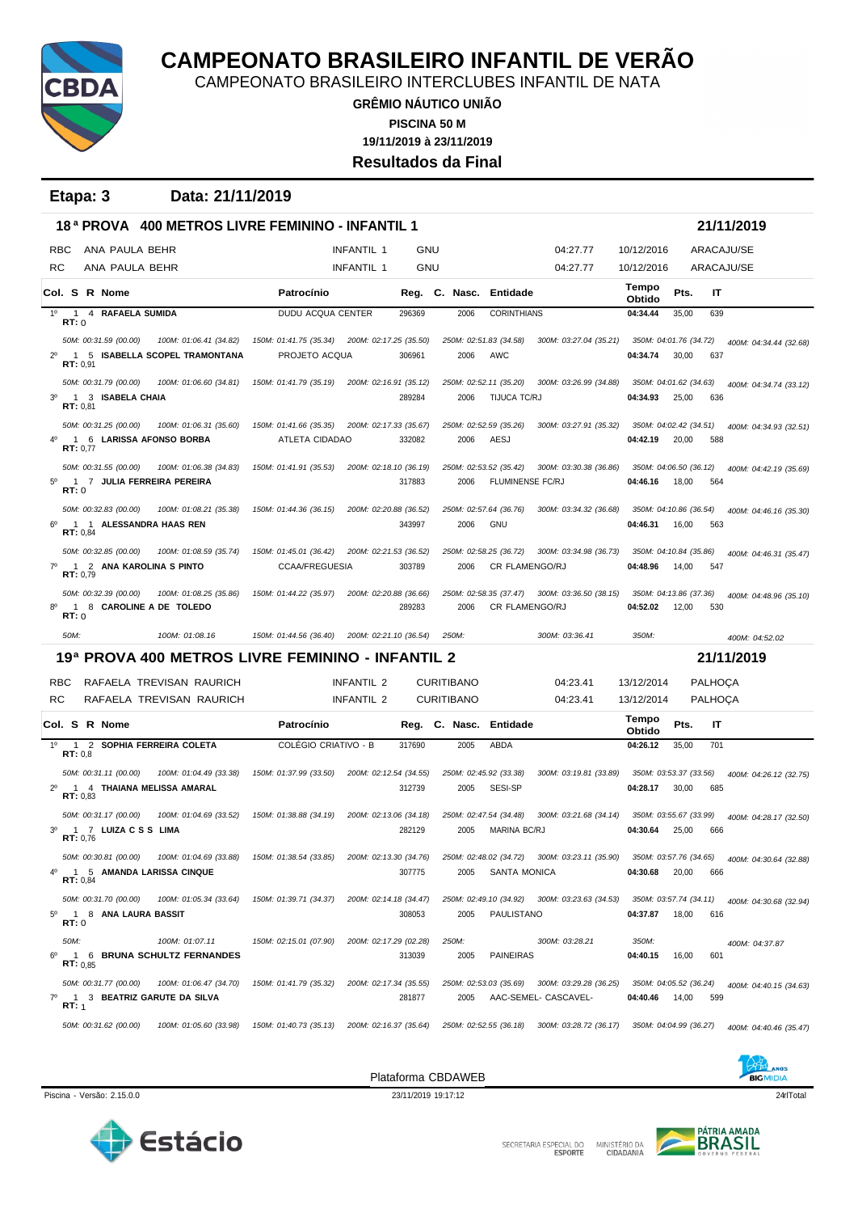# CAMPEONATO BRASILEIRO INFANTIL DE VERÃO

CAMPEONATO BRASILEIRO INTERCLUBES INFANTIL DE NATA

**GRÊMIO NÁUTICO UNIÃO**

**PISCINA 50 M**

**19/11/2019 à 23/11/2019**

**Resultados da Final**

## Etapa: 3 Data: 21/11/2019

### 18ª PROVA 400 METROS LIVRE FEMININO - INFANTIL 1 — 21/11/2019

| | | | | | | |
|---|---|---|---|---|---|---|
| RBC | ANA PAULA BEHR | INFANTIL 1 | GNU | 04:27.77 | 10/12/2016 | ARACAJU/SE |
| RC | ANA PAULA BEHR | INFANTIL 1 | GNU | 04:27.77 | 10/12/2016 | ARACAJU/SE |

| Col. | S | R | Nome | Patrocínio | Reg. | C. Nasc. | Entidade | Tempo Obtido | Pts. | IT |
|---|---|---|---|---|---|---|---|---|---|---|
| 1º | 1 | 4 | **RAFAELA SUMIDA** (RT: 0) | DUDU ACQUA CENTER | 296369 | 2006 | CORINTHIANS | **04:34.44** | 35,00 | 639 |
| | | | 50M: 00:31.59 (00.00) · 100M: 01:06.41 (34.82) · 150M: 01:41.75 (35.34) · 200M: 02:17.25 (35.50) · 250M: 02:51.83 (34.58) · 300M: 03:27.04 (35.21) · 350M: 04:01.76 (34.72) · 400M: 04:34.44 (32.68) | | | | | | | |
| 2º | 1 | 5 | **ISABELLA SCOPEL TRAMONTANA** (RT: 0,91) | PROJETO ACQUA | 306961 | 2006 | AWC | **04:34.74** | 30,00 | 637 |
| | | | 50M: 00:31.79 (00.00) · 100M: 01:06.60 (34.81) · 150M: 01:41.79 (35.19) · 200M: 02:16.91 (35.12) · 250M: 02:52.11 (35.20) · 300M: 03:26.99 (34.88) · 350M: 04:01.62 (34.63) · 400M: 04:34.74 (33.12) | | | | | | | |
| 3º | 1 | 3 | **ISABELA CHAIA** (RT: 0,81) | | 289284 | 2006 | TIJUCA TC/RJ | **04:34.93** | 25,00 | 636 |
| | | | 50M: 00:31.25 (00.00) · 100M: 01:06.31 (35.60) · 150M: 01:41.66 (35.35) · 200M: 02:17.33 (35.67) · 250M: 02:52.59 (35.26) · 300M: 03:27.91 (35.32) · 350M: 04:02.42 (34.51) · 400M: 04:34.93 (32.51) | | | | | | | |
| 4º | 1 | 6 | **LARISSA AFONSO BORBA** (RT: 0,77) | ATLETA CIDADAO | 332082 | 2006 | AESJ | **04:42.19** | 20,00 | 588 |
| | | | 50M: 00:31.55 (00.00) · 100M: 01:06.38 (34.83) · 150M: 01:41.91 (35.53) · 200M: 02:18.10 (36.19) · 250M: 02:53.52 (35.42) · 300M: 03:30.38 (36.86) · 350M: 04:06.50 (36.12) · 400M: 04:42.19 (35.69) | | | | | | | |
| 5º | 1 | 7 | **JULIA FERREIRA PEREIRA** (RT: 0) | | 317883 | 2006 | FLUMINENSE FC/RJ | **04:46.16** | 18,00 | 564 |
| | | | 50M: 00:32.83 (00.00) · 100M: 01:08.21 (35.38) · 150M: 01:44.36 (36.15) · 200M: 02:20.88 (36.52) · 250M: 02:57.64 (36.76) · 300M: 03:34.32 (36.68) · 350M: 04:10.86 (36.54) · 400M: 04:46.16 (35.30) | | | | | | | |
| 6º | 1 | 1 | **ALESSANDRA HAAS REN** (RT: 0,84) | | 343997 | 2006 | GNU | **04:46.31** | 16,00 | 563 |
| | | | 50M: 00:32.85 (00.00) · 100M: 01:08.59 (35.74) · 150M: 01:45.01 (36.42) · 200M: 02:21.53 (36.52) · 250M: 02:58.25 (36.72) · 300M: 03:34.98 (36.73) · 350M: 04:10.84 (35.86) · 400M: 04:46.31 (35.47) | | | | | | | |
| 7º | 1 | 2 | **ANA KAROLINA S PINTO** (RT: 0,79) | CCAA/FREGUESIA | 303789 | 2006 | CR FLAMENGO/RJ | **04:48.96** | 14,00 | 547 |
| | | | 50M: 00:32.39 (00.00) · 100M: 01:08.25 (35.86) · 150M: 01:44.22 (35.97) · 200M: 02:20.88 (36.66) · 250M: 02:58.35 (37.47) · 300M: 03:36.50 (38.15) · 350M: 04:13.86 (37.36) · 400M: 04:48.96 (35.10) | | | | | | | |
| 8º | 1 | 8 | **CAROLINE A DE TOLEDO** (RT: 0) | | 289283 | 2006 | CR FLAMENGO/RJ | **04:52.02** | 12,00 | 530 |
| | | | 50M: · 100M: 01:08.16 · 150M: 01:44.56 (36.40) · 200M: 02:21.10 (36.54) · 250M: · 300M: 03:36.41 · 350M: · 400M: 04:52.02 | | | | | | | |

### 19ª PROVA 400 METROS LIVRE FEMININO - INFANTIL 2 — 21/11/2019

| | | | | | | |
|---|---|---|---|---|---|---|
| RBC | RAFAELA TREVISAN RAURICH | INFANTIL 2 | CURITIBANO | 04:23.41 | 13/12/2014 | PALHOÇA |
| RC | RAFAELA TREVISAN RAURICH | INFANTIL 2 | CURITIBANO | 04:23.41 | 13/12/2014 | PALHOÇA |

| Col. | S | R | Nome | Patrocínio | Reg. | C. Nasc. | Entidade | Tempo Obtido | Pts. | IT |
|---|---|---|---|---|---|---|---|---|---|---|
| 1º | 1 | 2 | **SOPHIA FERREIRA COLETA** (RT: 0,8) | COLÉGIO CRIATIVO - B | 317690 | 2005 | ABDA | **04:26.12** | 35,00 | 701 |
| | | | 50M: 00:31.11 (00.00) · 100M: 01:04.49 (33.38) · 150M: 01:37.99 (33.50) · 200M: 02:12.54 (34.55) · 250M: 02:45.92 (33.38) · 300M: 03:19.81 (33.89) · 350M: 03:53.37 (33.56) · 400M: 04:26.12 (32.75) | | | | | | | |
| 2º | 1 | 4 | **THAIANA MELISSA AMARAL** (RT: 0,83) | | 312739 | 2005 | SESI-SP | **04:28.17** | 30,00 | 685 |
| | | | 50M: 00:31.17 (00.00) · 100M: 01:04.69 (33.52) · 150M: 01:38.88 (34.19) · 200M: 02:13.06 (34.18) · 250M: 02:47.54 (34.48) · 300M: 03:21.68 (34.14) · 350M: 03:55.67 (33.99) · 400M: 04:28.17 (32.50) | | | | | | | |
| 3º | 1 | 7 | **LUIZA C S S LIMA** (RT: 0,76) | | 282129 | 2005 | MARINA BC/RJ | **04:30.64** | 25,00 | 666 |
| | | | 50M: 00:30.81 (00.00) · 100M: 01:04.69 (33.88) · 150M: 01:38.54 (33.85) · 200M: 02:13.30 (34.76) · 250M: 02:48.02 (34.72) · 300M: 03:23.11 (35.90) · 350M: 03:57.76 (34.65) · 400M: 04:30.64 (32.88) | | | | | | | |
| 4º | 1 | 5 | **AMANDA LARISSA CINQUE** (RT: 0,84) | | 307775 | 2005 | SANTA MONICA | **04:30.68** | 20,00 | 666 |
| | | | 50M: 00:31.70 (00.00) · 100M: 01:05.34 (33.64) · 150M: 01:39.71 (34.37) · 200M: 02:14.18 (34.47) · 250M: 02:49.10 (34.92) · 300M: 03:23.63 (34.53) · 350M: 03:57.74 (34.11) · 400M: 04:30.68 (32.94) | | | | | | | |
| 5º | 1 | 8 | **ANA LAURA BASSIT** (RT: 0) | | 308053 | 2005 | PAULISTANO | **04:37.87** | 18,00 | 616 |
| | | | 50M: · 100M: 01:07.11 · 150M: 02:15.01 (07.90) · 200M: 02:17.29 (02.28) · 250M: · 300M: 03:28.21 · 350M: · 400M: 04:37.87 | | | | | | | |
| 6º | 1 | 6 | **BRUNA SCHULTZ FERNANDES** (RT: 0,85) | | 313039 | 2005 | PAINEIRAS | **04:40.15** | 16,00 | 601 |
| | | | 50M: 00:31.77 (00.00) · 100M: 01:06.47 (34.70) · 150M: 01:41.79 (35.32) · 200M: 02:17.34 (35.55) · 250M: 02:53.03 (35.69) · 300M: 03:29.28 (36.25) · 350M: 04:05.52 (36.24) · 400M: 04:40.15 (34.63) | | | | | | | |
| 7º | 1 | 3 | **BEATRIZ GARUTE DA SILVA** (RT: 1) | | 281877 | 2005 | AAC-SEMEL- CASCAVEL- | **04:40.46** | 14,00 | 599 |
| | | | 50M: 00:31.62 (00.00) · 100M: 01:05.60 (33.98) · 150M: 01:40.73 (35.13) · 200M: 02:16.37 (35.64) · 250M: 02:52.55 (36.18) · 300M: 03:28.72 (36.17) · 350M: 04:04.99 (36.27) · 400M: 04:40.46 (35.47) | | | | | | | |

Plataforma CBDAWEB

Piscina - Versão: 2.15.0.0 — 23/11/2019 19:17:12 — 24rlTotal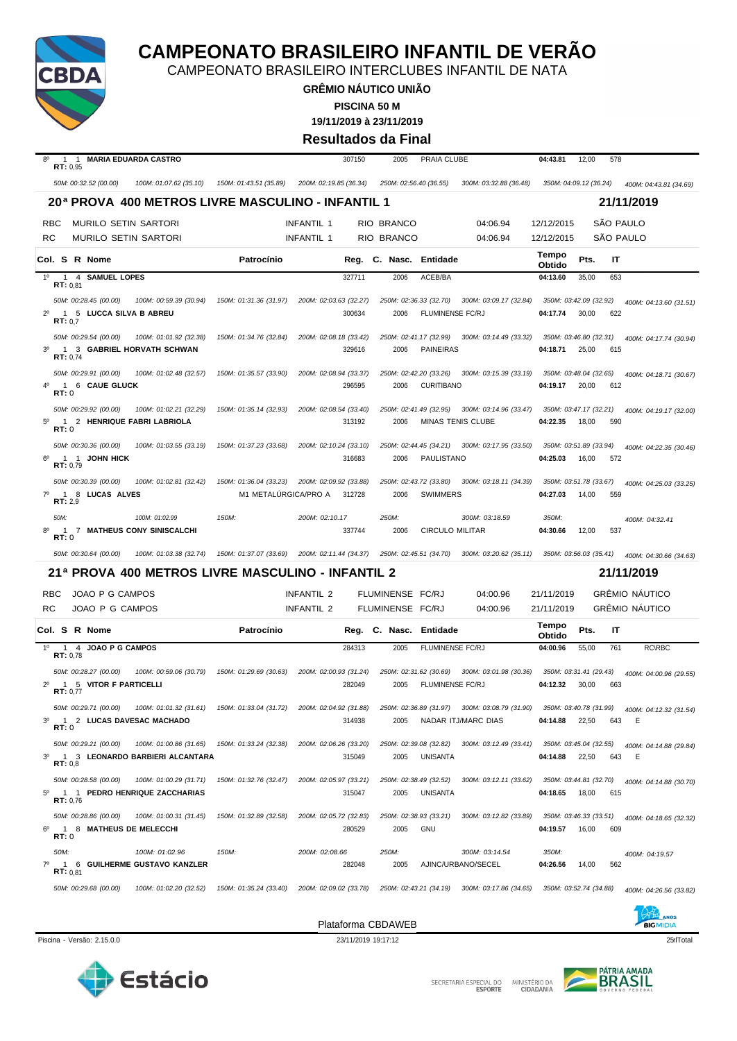# CAMPEONATO BRASILEIRO INFANTIL DE VERÃO

CAMPEONATO BRASILEIRO INTERCLUBES INFANTIL DE NATA

**GRÊMIO NÁUTICO UNIÃO**

**PISCINA 50 M**

**19/11/2019 à 23/11/2019**

**Resultados da Final**

| Col. | S | R | Nome | Patrocínio | Reg. | C. Nasc. | Entidade | Tempo Obtido | Pts. | IT | |
|---|---|---|---|---|---|---|---|---|---|---|---|
| 8º | 1 | 1 | **MARIA EDUARDA CASTRO** RT: 0,95 | | 307150 | 2005 | PRAIA CLUBE | 04:43.81 | 12,00 | 578 | |

*50M: 00:32.52 (00.00) 100M: 01:07.62 (35.10) 150M: 01:43.51 (35.89) 200M: 02:19.85 (36.34) 250M: 02:56.40 (36.55) 300M: 03:32.88 (36.48) 350M: 04:09.12 (36.24) 400M: 04:43.81 (34.69)*

## 20ª PROVA 400 METROS LIVRE MASCULINO - INFANTIL 1 — 21/11/2019

| | | | | | | |
|---|---|---|---|---|---|---|
| RBC | MURILO SETIN SARTORI | INFANTIL 1 | RIO BRANCO | 04:06.94 | 12/12/2015 | SÃO PAULO |
| RC | MURILO SETIN SARTORI | INFANTIL 1 | RIO BRANCO | 04:06.94 | 12/12/2015 | SÃO PAULO |

| Col. | S | R | Nome | Patrocínio | Reg. | C. Nasc. | Entidade | Tempo Obtido | Pts. | IT | |
|---|---|---|---|---|---|---|---|---|---|---|---|
| 1º | 1 | 4 | **SAMUEL LOPES** RT: 0,81 | | 327711 | 2006 | ACEB/BA | 04:13.60 | 35,00 | 653 | |
| | | | *50M: 00:28.45 (00.00) 100M: 00:59.39 (30.94) 150M: 01:31.36 (31.97) 200M: 02:03.63 (32.27) 250M: 02:36.33 (32.70) 300M: 03:09.17 (32.84) 350M: 03:42.09 (32.92) 400M: 04:13.60 (31.51)* | | | | | | | | |
| 2º | 1 | 5 | **LUCCA SILVA B ABREU** RT: 0,7 | | 300634 | 2006 | FLUMINENSE FC/RJ | 04:17.74 | 30,00 | 622 | |
| | | | *50M: 00:29.54 (00.00) 100M: 01:01.92 (32.38) 150M: 01:34.76 (32.84) 200M: 02:08.18 (33.42) 250M: 02:41.17 (32.99) 300M: 03:14.49 (33.32) 350M: 03:46.80 (32.31) 400M: 04:17.74 (30.94)* | | | | | | | | |
| 3º | 1 | 3 | **GABRIEL HORVATH SCHWAN** RT: 0,74 | | 329616 | 2006 | PAINEIRAS | 04:18.71 | 25,00 | 615 | |
| | | | *50M: 00:29.91 (00.00) 100M: 01:02.48 (32.57) 150M: 01:35.57 (33.90) 200M: 02:08.94 (33.37) 250M: 02:42.20 (33.26) 300M: 03:15.39 (33.19) 350M: 03:48.04 (32.65) 400M: 04:18.71 (30.67)* | | | | | | | | |
| 4º | 1 | 6 | **CAUE GLUCK** RT: 0 | | 296595 | 2006 | CURITIBANO | 04:19.17 | 20,00 | 612 | |
| | | | *50M: 00:29.92 (00.00) 100M: 01:02.21 (32.29) 150M: 01:35.14 (32.93) 200M: 02:08.54 (33.40) 250M: 02:41.49 (32.95) 300M: 03:14.96 (33.47) 350M: 03:47.17 (32.21) 400M: 04:19.17 (32.00)* | | | | | | | | |
| 5º | 1 | 2 | **HENRIQUE FABRI LABRIOLA** RT: 0 | | 313192 | 2006 | MINAS TENIS CLUBE | 04:22.35 | 18,00 | 590 | |
| | | | *50M: 00:30.36 (00.00) 100M: 01:03.55 (33.19) 150M: 01:37.23 (33.68) 200M: 02:10.24 (33.10) 250M: 02:44.45 (34.21) 300M: 03:17.95 (33.50) 350M: 03:51.89 (33.94) 400M: 04:22.35 (30.46)* | | | | | | | | |
| 6º | 1 | 1 | **JOHN HICK** RT: 0,79 | | 316683 | 2006 | PAULISTANO | 04:25.03 | 16,00 | 572 | |
| | | | *50M: 00:30.39 (00.00) 100M: 01:02.81 (32.42) 150M: 01:36.04 (33.23) 200M: 02:09.92 (33.88) 250M: 02:43.72 (33.80) 300M: 03:18.11 (34.39) 350M: 03:51.78 (33.67) 400M: 04:25.03 (33.25)* | | | | | | | | |
| 7º | 1 | 8 | **LUCAS ALVES** RT: 2,9 | M1 METALÚRGICA/PRO A | 312728 | 2006 | SWIMMERS | 04:27.03 | 14,00 | 559 | |
| | | | *50M: 100M: 01:02.99 150M: 200M: 02:10.17 250M: 300M: 03:18.59 350M: 400M: 04:32.41* | | | | | | | | |
| 8º | 1 | 7 | **MATHEUS CONY SINISCALCHI** RT: 0 | | 337744 | 2006 | CIRCULO MILITAR | 04:30.66 | 12,00 | 537 | |
| | | | *50M: 00:30.64 (00.00) 100M: 01:03.38 (32.74) 150M: 01:37.07 (33.69) 200M: 02:11.44 (34.37) 250M: 02:45.51 (34.70) 300M: 03:20.62 (35.11) 350M: 03:56.03 (35.41) 400M: 04:30.66 (34.63)* | | | | | | | | |

## 21ª PROVA 400 METROS LIVRE MASCULINO - INFANTIL 2 — 21/11/2019

| | | | | | | |
|---|---|---|---|---|---|---|
| RBC | JOAO P G CAMPOS | INFANTIL 2 | FLUMINENSE FC/RJ | 04:00.96 | 21/11/2019 | GRÊMIO NÁUTICO |
| RC | JOAO P G CAMPOS | INFANTIL 2 | FLUMINENSE FC/RJ | 04:00.96 | 21/11/2019 | GRÊMIO NÁUTICO |

| Col. | S | R | Nome | Patrocínio | Reg. | C. Nasc. | Entidade | Tempo Obtido | Pts. | IT | |
|---|---|---|---|---|---|---|---|---|---|---|---|
| 1º | 1 | 4 | **JOAO P G CAMPOS** RT: 0,78 | | 284313 | 2005 | FLUMINENSE FC/RJ | 04:00.96 | 55,00 | 761 | RC\RBC |
| | | | *50M: 00:28.27 (00.00) 100M: 00:59.06 (30.79) 150M: 01:29.69 (30.63) 200M: 02:00.93 (31.24) 250M: 02:31.62 (30.69) 300M: 03:01.98 (30.36) 350M: 03:31.41 (29.43) 400M: 04:00.96 (29.55)* | | | | | | | | |
| 2º | 1 | 5 | **VITOR F PARTICELLI** RT: 0,77 | | 282049 | 2005 | FLUMINENSE FC/RJ | 04:12.32 | 30,00 | 663 | |
| | | | *50M: 00:29.71 (00.00) 100M: 01:01.32 (31.61) 150M: 01:33.04 (31.72) 200M: 02:04.92 (31.88) 250M: 02:36.89 (31.97) 300M: 03:08.79 (31.90) 350M: 03:40.78 (31.99) 400M: 04:12.32 (31.54)* | | | | | | | | |
| 3º | 1 | 2 | **LUCAS DAVESAC MACHADO** RT: 0 | | 314938 | 2005 | NADAR ITJ/MARC DIAS | 04:14.88 | 22,50 | 643 | E |
| | | | *50M: 00:29.21 (00.00) 100M: 01:00.86 (31.65) 150M: 01:33.24 (32.38) 200M: 02:06.26 (33.20) 250M: 02:39.08 (32.82) 300M: 03:12.49 (33.41) 350M: 03:45.04 (32.55) 400M: 04:14.88 (29.84)* | | | | | | | | |
| 3º | 1 | 3 | **LEONARDO BARBIERI ALCANTARA** RT: 0,8 | | 315049 | 2005 | UNISANTA | 04:14.88 | 22,50 | 643 | E |
| | | | *50M: 00:28.58 (00.00) 100M: 01:00.29 (31.71) 150M: 01:32.76 (32.47) 200M: 02:05.97 (33.21) 250M: 02:38.49 (32.52) 300M: 03:12.11 (33.62) 350M: 03:44.81 (32.70) 400M: 04:14.88 (30.70)* | | | | | | | | |
| 5º | 1 | 1 | **PEDRO HENRIQUE ZACCHARIAS** RT: 0,76 | | 315047 | 2005 | UNISANTA | 04:18.65 | 18,00 | 615 | |
| | | | *50M: 00:28.86 (00.00) 100M: 01:00.31 (31.45) 150M: 01:32.89 (32.58) 200M: 02:05.72 (32.83) 250M: 02:38.93 (33.21) 300M: 03:12.82 (33.89) 350M: 03:46.33 (33.51) 400M: 04:18.65 (32.32)* | | | | | | | | |
| 6º | 1 | 8 | **MATHEUS DE MELECCHI** RT: 0 | | 280529 | 2005 | GNU | 04:19.57 | 16,00 | 609 | |
| | | | *50M: 100M: 01:02.96 150M: 200M: 02:08.66 250M: 300M: 03:14.54 350M: 400M: 04:19.57* | | | | | | | | |
| 7º | 1 | 6 | **GUILHERME GUSTAVO KANZLER** RT: 0,81 | | 282048 | 2005 | AJINC/URBANO/SECEL | 04:26.56 | 14,00 | 562 | |
| | | | *50M: 00:29.68 (00.00) 100M: 01:02.20 (32.52) 150M: 01:35.24 (33.40) 200M: 02:09.02 (33.78) 250M: 02:43.21 (34.19) 300M: 03:17.86 (34.65) 350M: 03:52.74 (34.88) 400M: 04:26.56 (33.82)* | | | | | | | | |

Plataforma CBDAWEB

Piscina - Versão: 2.15.0.0 — 23/11/2019 19:17:12 — 25/Total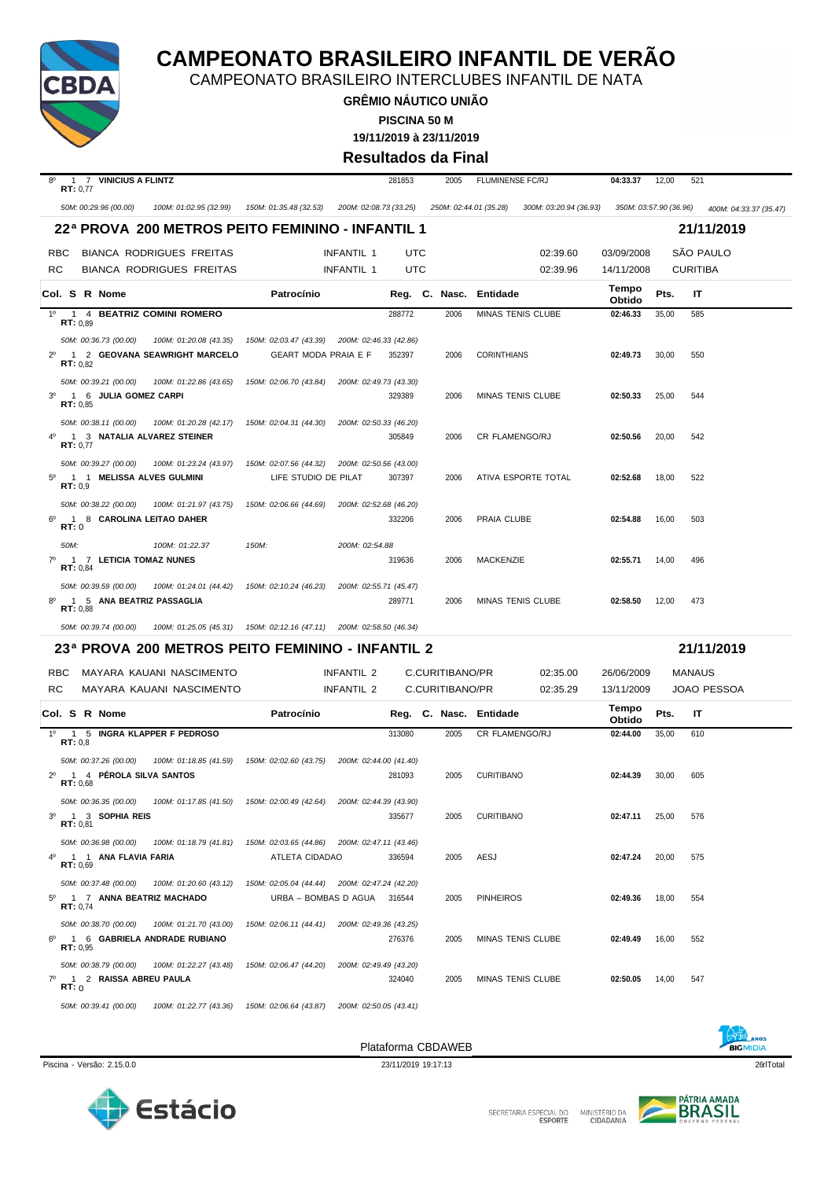# CAMPEONATO BRASILEIRO INFANTIL DE VERÃO

CAMPEONATO BRASILEIRO INTERCLUBES INFANTIL DE NATA

**GRÊMIO NÁUTICO UNIÃO**

**PISCINA 50 M**

**19/11/2019 à 23/11/2019**

**Resultados da Final**

| Col. | S | R | Nome | Patrocínio | Reg. | C. Nasc. | Entidade | Tempo Obtido | Pts. | IT |
|---|---|---|---|---|---|---|---|---|---|---|
| 8º | 1 | 7 | **VINICIUS A FLINTZ** RT: 0,77 | | 281853 | 2005 | FLUMINENSE FC/RJ | **04:33.37** | 12,00 | 521 |

*50M: 00:29.96 (00.00) 100M: 01:02.95 (32.99) 150M: 01:35.48 (32.53) 200M: 02:08.73 (33.25) 250M: 02:44.01 (35.28) 300M: 03:20.94 (36.93) 350M: 03:57.90 (36.96) 400M: 04:33.37 (35.47)*

## 22ª PROVA 200 METROS PEITO FEMININO - INFANTIL 1 — 21/11/2019

| | Nome | Categoria | Entidade | Tempo | Data | Local |
|---|---|---|---|---|---|---|
| RBC | BIANCA RODRIGUES FREITAS | INFANTIL 1 | UTC | 02:39.60 | 03/09/2008 | SÃO PAULO |
| RC | BIANCA RODRIGUES FREITAS | INFANTIL 1 | UTC | 02:39.96 | 14/11/2008 | CURITIBA |

| Col. | S | R | Nome | Patrocínio | Reg. | C. Nasc. | Entidade | Tempo Obtido | Pts. | IT |
|---|---|---|---|---|---|---|---|---|---|---|
| 1º | 1 | 4 | **BEATRIZ COMINI ROMERO** RT: 0,89 | | 288772 | 2006 | MINAS TENIS CLUBE | **02:46.33** | 35,00 | 585 |
| | | | *50M: 00:36.73 (00.00) 100M: 01:20.08 (43.35) 150M: 02:03.47 (43.39) 200M: 02:46.33 (42.86)* | | | | | | | |
| 2º | 1 | 2 | **GEOVANA SEAWRIGHT MARCELO** RT: 0,82 | GEART MODA PRAIA E F | 352397 | 2006 | CORINTHIANS | **02:49.73** | 30,00 | 550 |
| | | | *50M: 00:39.21 (00.00) 100M: 01:22.86 (43.65) 150M: 02:06.70 (43.84) 200M: 02:49.73 (43.30)* | | | | | | | |
| 3º | 1 | 6 | **JULIA GOMEZ CARPI** RT: 0,85 | | 329389 | 2006 | MINAS TENIS CLUBE | **02:50.33** | 25,00 | 544 |
| | | | *50M: 00:38.11 (00.00) 100M: 01:20.28 (42.17) 150M: 02:04.31 (44.30) 200M: 02:50.33 (46.20)* | | | | | | | |
| 4º | 1 | 3 | **NATALIA ALVAREZ STEINER** RT: 0,77 | | 305849 | 2006 | CR FLAMENGO/RJ | **02:50.56** | 20,00 | 542 |
| | | | *50M: 00:39.27 (00.00) 100M: 01:23.24 (43.97) 150M: 02:07.56 (44.32) 200M: 02:50.56 (43.00)* | | | | | | | |
| 5º | 1 | 1 | **MELISSA ALVES GULMINI** RT: 0,9 | LIFE STUDIO DE PILAT | 307397 | 2006 | ATIVA ESPORTE TOTAL | **02:52.68** | 18,00 | 522 |
| | | | *50M: 00:38.22 (00.00) 100M: 01:21.97 (43.75) 150M: 02:06.66 (44.69) 200M: 02:52.68 (46.20)* | | | | | | | |
| 6º | 1 | 8 | **CAROLINA LEITAO DAHER** RT: 0 | | 332206 | 2006 | PRAIA CLUBE | **02:54.88** | 16,00 | 503 |
| | | | *50M: 100M: 01:22.37 150M: 200M: 02:54.88* | | | | | | | |
| 7º | 1 | 7 | **LETICIA TOMAZ NUNES** RT: 0,84 | | 319636 | 2006 | MACKENZIE | **02:55.71** | 14,00 | 496 |
| | | | *50M: 00:39.59 (00.00) 100M: 01:24.01 (44.42) 150M: 02:10.24 (46.23) 200M: 02:55.71 (45.47)* | | | | | | | |
| 8º | 1 | 5 | **ANA BEATRIZ PASSAGLIA** RT: 0,88 | | 289771 | 2006 | MINAS TENIS CLUBE | **02:58.50** | 12,00 | 473 |
| | | | *50M: 00:39.74 (00.00) 100M: 01:25.05 (45.31) 150M: 02:12.16 (47.11) 200M: 02:58.50 (46.34)* | | | | | | | |

## 23ª PROVA 200 METROS PEITO FEMININO - INFANTIL 2 — 21/11/2019

| | Nome | Categoria | Entidade | Tempo | Data | Local |
|---|---|---|---|---|---|---|
| RBC | MAYARA KAUANI NASCIMENTO | INFANTIL 2 | C.CURITIBANO/PR | 02:35.00 | 26/06/2009 | MANAUS |
| RC | MAYARA KAUANI NASCIMENTO | INFANTIL 2 | C.CURITIBANO/PR | 02:35.29 | 13/11/2009 | JOAO PESSOA |

| Col. | S | R | Nome | Patrocínio | Reg. | C. Nasc. | Entidade | Tempo Obtido | Pts. | IT |
|---|---|---|---|---|---|---|---|---|---|---|
| 1º | 1 | 5 | **INGRA KLAPPER F PEDROSO** RT: 0,8 | | 313080 | 2005 | CR FLAMENGO/RJ | **02:44.00** | 35,00 | 610 |
| | | | *50M: 00:37.26 (00.00) 100M: 01:18.85 (41.59) 150M: 02:02.60 (43.75) 200M: 02:44.00 (41.40)* | | | | | | | |
| 2º | 1 | 4 | **PÉROLA SILVA SANTOS** RT: 0,68 | | 281093 | 2005 | CURITIBANO | **02:44.39** | 30,00 | 605 |
| | | | *50M: 00:36.35 (00.00) 100M: 01:17.85 (41.50) 150M: 02:00.49 (42.64) 200M: 02:44.39 (43.90)* | | | | | | | |
| 3º | 1 | 3 | **SOPHIA REIS** RT: 0,81 | | 335677 | 2005 | CURITIBANO | **02:47.11** | 25,00 | 576 |
| | | | *50M: 00:36.98 (00.00) 100M: 01:18.79 (41.81) 150M: 02:03.65 (44.86) 200M: 02:47.11 (43.46)* | | | | | | | |
| 4º | 1 | 1 | **ANA FLAVIA FARIA** RT: 0,69 | ATLETA CIDADAO | 336594 | 2005 | AESJ | **02:47.24** | 20,00 | 575 |
| | | | *50M: 00:37.48 (00.00) 100M: 01:20.60 (43.12) 150M: 02:05.04 (44.44) 200M: 02:47.24 (42.20)* | | | | | | | |
| 5º | 1 | 7 | **ANNA BEATRIZ MACHADO** RT: 0,74 | URBA – BOMBAS D AGUA | 316544 | 2005 | PINHEIROS | **02:49.36** | 18,00 | 554 |
| | | | *50M: 00:38.70 (00.00) 100M: 01:21.70 (43.00) 150M: 02:06.11 (44.41) 200M: 02:49.36 (43.25)* | | | | | | | |
| 6º | 1 | 6 | **GABRIELA ANDRADE RUBIANO** RT: 0,95 | | 276376 | 2005 | MINAS TENIS CLUBE | **02:49.49** | 16,00 | 552 |
| | | | *50M: 00:38.79 (00.00) 100M: 01:22.27 (43.48) 150M: 02:06.47 (44.20) 200M: 02:49.49 (43.20)* | | | | | | | |
| 7º | 1 | 2 | **RAISSA ABREU PAULA** RT: 0 | | 324040 | 2005 | MINAS TENIS CLUBE | **02:50.05** | 14,00 | 547 |
| | | | *50M: 00:39.41 (00.00) 100M: 01:22.77 (43.36) 150M: 02:06.64 (43.87) 200M: 02:50.05 (43.41)* | | | | | | | |

Plataforma CBDAWEB

Piscina - Versão: 2.15.0.0 — 23/11/2019 19:17:13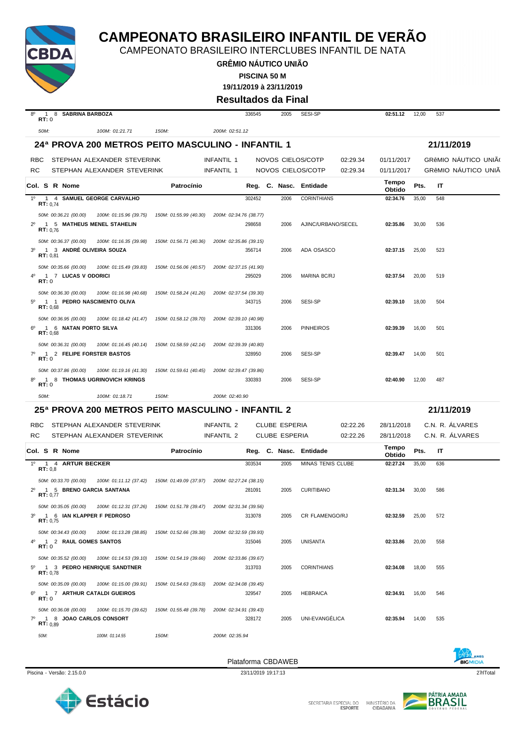# CAMPEONATO BRASILEIRO INFANTIL DE VERÃO

CAMPEONATO BRASILEIRO INTERCLUBES INFANTIL DE NATA

**GRÊMIO NÁUTICO UNIÃO**

**PISCINA 50 M**

**19/11/2019 à 23/11/2019**

**Resultados da Final**

| Col. | S | R | Nome | Patrocínio | Reg. | C. | Nasc. | Entidade | Tempo Obtido | Pts. | IT |
|---|---|---|---|---|---|---|---|---|---|---|---|
| 8º | 1 | 8 | **SABRINA BARBOZA** RT: 0 | | 336545 | | 2005 | SESI-SP | **02:51.12** | 12,00 | 537 |

*50M: 100M: 01:21.71 150M: 200M: 02:51.12*

## 24ª PROVA 200 METROS PEITO MASCULINO - INFANTIL 1 — 21/11/2019

| | | | | | | |
|---|---|---|---|---|---|---|
| RBC | STEPHAN ALEXANDER STEVERINK | INFANTIL 1 | NOVOS CIELOS/COTP | 02:29.34 | 01/11/2017 | GRêMIO NÁUTICO UNIÃ |
| RC | STEPHAN ALEXANDER STEVERINK | INFANTIL 1 | NOVOS CIELOS/COTP | 02:29.34 | 01/11/2017 | GRêMIO NÁUTICO UNIÃ |

| Col. | S | R | Nome | Patrocínio | Reg. | C. | Nasc. | Entidade | Tempo Obtido | Pts. | IT |
|---|---|---|---|---|---|---|---|---|---|---|---|
| 1º | 1 | 4 | **SAMUEL GEORGE CARVALHO** RT: 0,74 | | 302452 | | 2006 | CORINTHIANS | **02:34.76** | 35,00 | 548 |
| | | | *50M: 00:36.21 (00.00) 100M: 01:15.96 (39.75) 150M: 01:55.99 (40.30) 200M: 02:34.76 (38.77)* | | | | | | | | |
| 2º | 1 | 5 | **MATHEUS MENEL STAHELIN** RT: 0,76 | | 298658 | | 2006 | AJINC/URBANO/SECEL | **02:35.86** | 30,00 | 536 |
| | | | *50M: 00:36.37 (00.00) 100M: 01:16.35 (39.98) 150M: 01:56.71 (40.36) 200M: 02:35.86 (39.15)* | | | | | | | | |
| 3º | 1 | 3 | **ANDRÉ OLIVEIRA SOUZA** RT: 0,81 | | 356714 | | 2006 | ADA OSASCO | **02:37.15** | 25,00 | 523 |
| | | | *50M: 00:35.66 (00.00) 100M: 01:15.49 (39.83) 150M: 01:56.06 (40.57) 200M: 02:37.15 (41.90)* | | | | | | | | |
| 4º | 1 | 7 | **LUCAS V ODORICI** RT: 0 | | 295029 | | 2006 | MARINA BC/RJ | **02:37.54** | 20,00 | 519 |
| | | | *50M: 00:36.30 (00.00) 100M: 01:16.98 (40.68) 150M: 01:58.24 (41.26) 200M: 02:37.54 (39.30)* | | | | | | | | |
| 5º | 1 | 1 | **PEDRO NASCIMENTO OLIVA** RT: 0,68 | | 343715 | | 2006 | SESI-SP | **02:39.10** | 18,00 | 504 |
| | | | *50M: 00:36.95 (00.00) 100M: 01:18.42 (41.47) 150M: 01:58.12 (39.70) 200M: 02:39.10 (40.98)* | | | | | | | | |
| 6º | 1 | 6 | **NATAN PORTO SILVA** RT: 0,68 | | 331306 | | 2006 | PINHEIROS | **02:39.39** | 16,00 | 501 |
| | | | *50M: 00:36.31 (00.00) 100M: 01:16.45 (40.14) 150M: 01:58.59 (42.14) 200M: 02:39.39 (40.80)* | | | | | | | | |
| 7º | 1 | 2 | **FELIPE FORSTER BASTOS** RT: 0 | | 328950 | | 2006 | SESI-SP | **02:39.47** | 14,00 | 501 |
| | | | *50M: 00:37.86 (00.00) 100M: 01:19.16 (41.30) 150M: 01:59.61 (40.45) 200M: 02:39.47 (39.86)* | | | | | | | | |
| 8º | 1 | 8 | **THOMAS UGRINOVICH KRINGS** RT: 0 | | 330393 | | 2006 | SESI-SP | **02:40.90** | 12,00 | 487 |
| | | | *50M: 100M: 01:18.71 150M: 200M: 02:40.90* | | | | | | | | |

## 25ª PROVA 200 METROS PEITO MASCULINO - INFANTIL 2 — 21/11/2019

| | | | | | | |
|---|---|---|---|---|---|---|
| RBC | STEPHAN ALEXANDER STEVERINK | INFANTIL 2 | CLUBE ESPERIA | 02:22.26 | 28/11/2018 | C.N. R. ÁLVARES |
| RC | STEPHAN ALEXANDER STEVERINK | INFANTIL 2 | CLUBE ESPERIA | 02:22.26 | 28/11/2018 | C.N. R. ÁLVARES |

| Col. | S | R | Nome | Patrocínio | Reg. | C. | Nasc. | Entidade | Tempo Obtido | Pts. | IT |
|---|---|---|---|---|---|---|---|---|---|---|---|
| 1º | 1 | 4 | **ARTUR BECKER** RT: 0,8 | | 303534 | | 2005 | MINAS TENIS CLUBE | **02:27.24** | 35,00 | 636 |
| | | | *50M: 00:33.70 (00.00) 100M: 01:11.12 (37.42) 150M: 01:49.09 (37.97) 200M: 02:27.24 (38.15)* | | | | | | | | |
| 2º | 1 | 5 | **BRENO GARCIA SANTANA** RT: 0,77 | | 281091 | | 2005 | CURITIBANO | **02:31.34** | 30,00 | 586 |
| | | | *50M: 00:35.05 (00.00) 100M: 01:12.31 (37.26) 150M: 01:51.78 (39.47) 200M: 02:31.34 (39.56)* | | | | | | | | |
| 3º | 1 | 6 | **IAN KLAPPER F PEDROSO** RT: 0,75 | | 313078 | | 2005 | CR FLAMENGO/RJ | **02:32.59** | 25,00 | 572 |
| | | | *50M: 00:34.43 (00.00) 100M: 01:13.28 (38.85) 150M: 01:52.66 (39.38) 200M: 02:32.59 (39.93)* | | | | | | | | |
| 4º | 1 | 2 | **RAUL GOMES SANTOS** RT: 0 | | 315046 | | 2005 | UNISANTA | **02:33.86** | 20,00 | 558 |
| | | | *50M: 00:35.52 (00.00) 100M: 01:14.53 (39.10) 150M: 01:54.19 (39.66) 200M: 02:33.86 (39.67)* | | | | | | | | |
| 5º | 1 | 3 | **PEDRO HENRIQUE SANDTNER** RT: 0,78 | | 313703 | | 2005 | CORINTHIANS | **02:34.08** | 18,00 | 555 |
| | | | *50M: 00:35.09 (00.00) 100M: 01:15.00 (39.91) 150M: 01:54.63 (39.63) 200M: 02:34.08 (39.45)* | | | | | | | | |
| 6º | 1 | 7 | **ARTHUR CATALDI GUEIROS** RT: 0 | | 329547 | | 2005 | HEBRAICA | **02:34.91** | 16,00 | 546 |
| | | | *50M: 00:36.08 (00.00) 100M: 01:15.70 (39.62) 150M: 01:55.48 (39.78) 200M: 02:34.91 (39.43)* | | | | | | | | |
| 7º | 1 | 8 | **JOAO CARLOS CONSORT** RT: 0,89 | | 328172 | | 2005 | UNI-EVANGÉLICA | **02:35.94** | 14,00 | 535 |
| | | | *50M: 100M: 01:14.55 150M: 200M: 02:35.94* | | | | | | | | |

Plataforma CBDAWEB

Piscina - Versão: 2.15.0.0 — 23/11/2019 19:17:13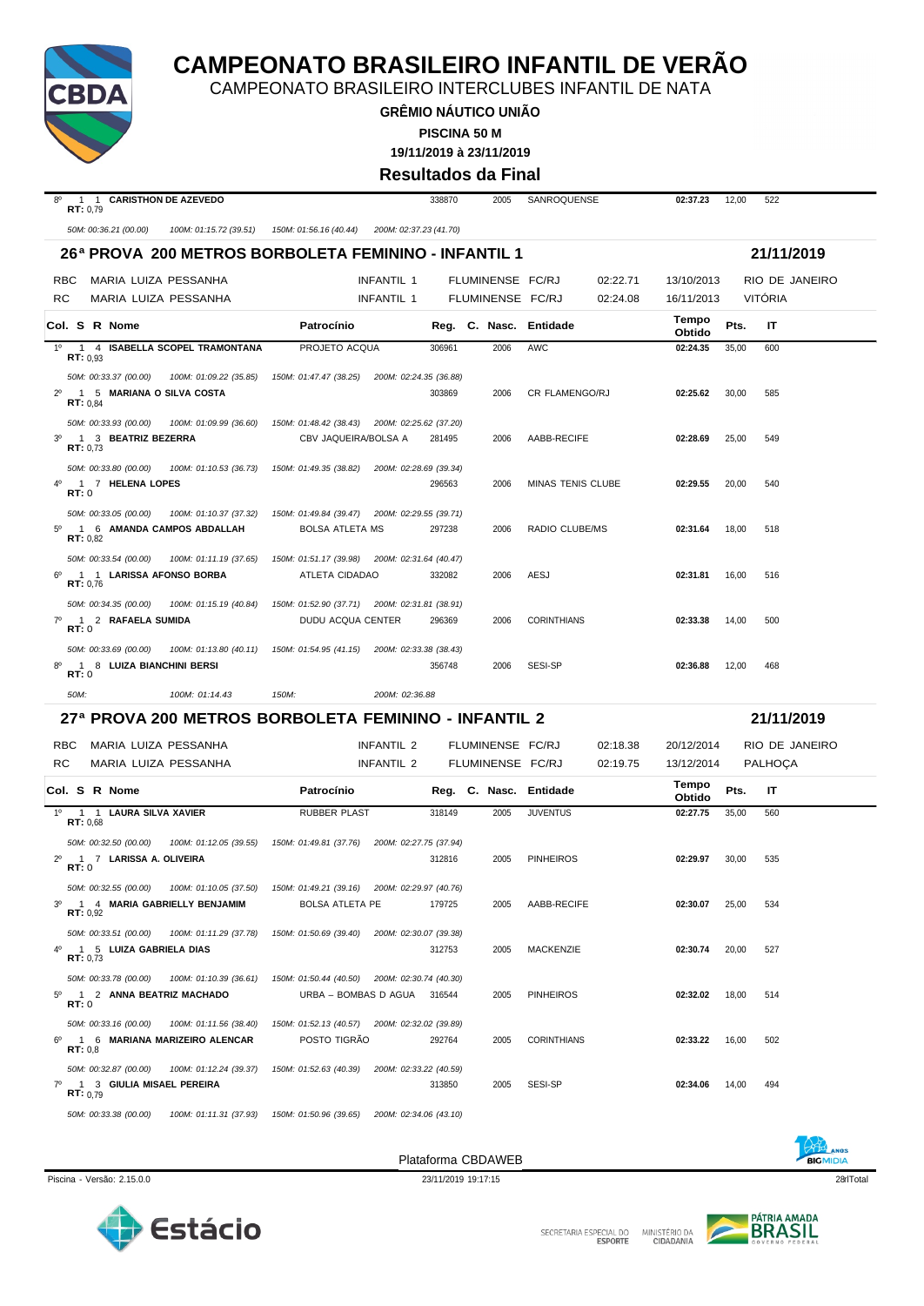# CAMPEONATO BRASILEIRO INFANTIL DE VERÃO

CAMPEONATO BRASILEIRO INTERCLUBES INFANTIL DE NATA

**GRÊMIO NÁUTICO UNIÃO**

**PISCINA 50 M**

**19/11/2019 à 23/11/2019**

**Resultados da Final**

| Col. | S | R | Nome | Patrocínio | Reg. | C. | Nasc. | Entidade | Tempo Obtido | Pts. | IT |
|---|---|---|---|---|---|---|---|---|---|---|---|
| 8º | 1 | 1 | **CARISTHON DE AZEVEDO** RT: 0,79 | | 338870 | | 2005 | SANROQUENSE | **02:37.23** | 12,00 | 522 |

*50M: 00:36.21 (00.00) 100M: 01:15.72 (39.51) 150M: 01:56.16 (40.44) 200M: 02:37.23 (41.70)*

## 26ª PROVA 200 METROS BORBOLETA FEMININO - INFANTIL 1 — 21/11/2019

| | | | | | | |
|---|---|---|---|---|---|---|
| RBC | MARIA LUIZA PESSANHA | INFANTIL 1 | FLUMINENSE FC/RJ | 02:22.71 | 13/10/2013 | RIO DE JANEIRO |
| RC | MARIA LUIZA PESSANHA | INFANTIL 1 | FLUMINENSE FC/RJ | 02:24.08 | 16/11/2013 | VITÓRIA |

| Col. | S | R | Nome | Patrocínio | Reg. | C. | Nasc. | Entidade | Tempo Obtido | Pts. | IT |
|---|---|---|---|---|---|---|---|---|---|---|---|
| 1º | 1 | 4 | **ISABELLA SCOPEL TRAMONTANA** RT: 0,93 | PROJETO ACQUA | 306961 | | 2006 | AWC | **02:24.35** | 35,00 | 600 |
| | | | *50M: 00:33.37 (00.00) 100M: 01:09.22 (35.85) 150M: 01:47.47 (38.25) 200M: 02:24.35 (36.88)* | | | | | | | | |
| 2º | 1 | 5 | **MARIANA O SILVA COSTA** RT: 0,84 | | 303869 | | 2006 | CR FLAMENGO/RJ | **02:25.62** | 30,00 | 585 |
| | | | *50M: 00:33.93 (00.00) 100M: 01:09.99 (36.60) 150M: 01:48.42 (38.43) 200M: 02:25.62 (37.20)* | | | | | | | | |
| 3º | 1 | 3 | **BEATRIZ BEZERRA** RT: 0,73 | CBV JAQUEIRA/BOLSA A | 281495 | | 2006 | AABB-RECIFE | **02:28.69** | 25,00 | 549 |
| | | | *50M: 00:33.80 (00.00) 100M: 01:10.53 (36.73) 150M: 01:49.35 (38.82) 200M: 02:28.69 (39.34)* | | | | | | | | |
| 4º | 1 | 7 | **HELENA LOPES** RT: 0 | | 296563 | | 2006 | MINAS TENIS CLUBE | **02:29.55** | 20,00 | 540 |
| | | | *50M: 00:33.05 (00.00) 100M: 01:10.37 (37.32) 150M: 01:49.84 (39.47) 200M: 02:29.55 (39.71)* | | | | | | | | |
| 5º | 1 | 6 | **AMANDA CAMPOS ABDALLAH** RT: 0,82 | BOLSA ATLETA MS | 297238 | | 2006 | RADIO CLUBE/MS | **02:31.64** | 18,00 | 518 |
| | | | *50M: 00:33.54 (00.00) 100M: 01:11.19 (37.65) 150M: 01:51.17 (39.98) 200M: 02:31.64 (40.47)* | | | | | | | | |
| 6º | 1 | 1 | **LARISSA AFONSO BORBA** RT: 0,76 | ATLETA CIDADAO | 332082 | | 2006 | AESJ | **02:31.81** | 16,00 | 516 |
| | | | *50M: 00:34.35 (00.00) 100M: 01:15.19 (40.84) 150M: 01:52.90 (37.71) 200M: 02:31.81 (38.91)* | | | | | | | | |
| 7º | 1 | 2 | **RAFAELA SUMIDA** RT: 0 | DUDU ACQUA CENTER | 296369 | | 2006 | CORINTHIANS | **02:33.38** | 14,00 | 500 |
| | | | *50M: 00:33.69 (00.00) 100M: 01:13.80 (40.11) 150M: 01:54.95 (41.15) 200M: 02:33.38 (38.43)* | | | | | | | | |
| 8º | 1 | 8 | **LUIZA BIANCHINI BERSI** RT: 0 | | 356748 | | 2006 | SESI-SP | **02:36.88** | 12,00 | 468 |
| | | | *50M: 100M: 01:14.43 150M: 200M: 02:36.88* | | | | | | | | |

## 27ª PROVA 200 METROS BORBOLETA FEMININO - INFANTIL 2 — 21/11/2019

| | | | | | | |
|---|---|---|---|---|---|---|
| RBC | MARIA LUIZA PESSANHA | INFANTIL 2 | FLUMINENSE FC/RJ | 02:18.38 | 20/12/2014 | RIO DE JANEIRO |
| RC | MARIA LUIZA PESSANHA | INFANTIL 2 | FLUMINENSE FC/RJ | 02:19.75 | 13/12/2014 | PALHOÇA |

| Col. | S | R | Nome | Patrocínio | Reg. | C. | Nasc. | Entidade | Tempo Obtido | Pts. | IT |
|---|---|---|---|---|---|---|---|---|---|---|---|
| 1º | 1 | 1 | **LAURA SILVA XAVIER** RT: 0,68 | RUBBER PLAST | 318149 | | 2005 | JUVENTUS | **02:27.75** | 35,00 | 560 |
| | | | *50M: 00:32.50 (00.00) 100M: 01:12.05 (39.55) 150M: 01:49.81 (37.76) 200M: 02:27.75 (37.94)* | | | | | | | | |
| 2º | 1 | 7 | **LARISSA A. OLIVEIRA** RT: 0 | | 312816 | | 2005 | PINHEIROS | **02:29.97** | 30,00 | 535 |
| | | | *50M: 00:32.55 (00.00) 100M: 01:10.05 (37.50) 150M: 01:49.21 (39.16) 200M: 02:29.97 (40.76)* | | | | | | | | |
| 3º | 1 | 4 | **MARIA GABRIELLY BENJAMIM** RT: 0,92 | BOLSA ATLETA PE | 179725 | | 2005 | AABB-RECIFE | **02:30.07** | 25,00 | 534 |
| | | | *50M: 00:33.51 (00.00) 100M: 01:11.29 (37.78) 150M: 01:50.69 (39.40) 200M: 02:30.07 (39.38)* | | | | | | | | |
| 4º | 1 | 5 | **LUIZA GABRIELA DIAS** RT: 0,73 | | 312753 | | 2005 | MACKENZIE | **02:30.74** | 20,00 | 527 |
| | | | *50M: 00:33.78 (00.00) 100M: 01:10.39 (36.61) 150M: 01:50.44 (40.50) 200M: 02:30.74 (40.30)* | | | | | | | | |
| 5º | 1 | 2 | **ANNA BEATRIZ MACHADO** RT: 0 | URBA – BOMBAS D AGUA | 316544 | | 2005 | PINHEIROS | **02:32.02** | 18,00 | 514 |
| | | | *50M: 00:33.16 (00.00) 100M: 01:11.56 (38.40) 150M: 01:52.13 (40.57) 200M: 02:32.02 (39.89)* | | | | | | | | |
| 6º | 1 | 6 | **MARIANA MARIZEIRO ALENCAR** RT: 0,8 | POSTO TIGRÃO | 292764 | | 2005 | CORINTHIANS | **02:33.22** | 16,00 | 502 |
| | | | *50M: 00:32.87 (00.00) 100M: 01:12.24 (39.37) 150M: 01:52.63 (40.39) 200M: 02:33.22 (40.59)* | | | | | | | | |
| 7º | 1 | 3 | **GIULIA MISAEL PEREIRA** RT: 0,79 | | 313850 | | 2005 | SESI-SP | **02:34.06** | 14,00 | 494 |
| | | | *50M: 00:33.38 (00.00) 100M: 01:11.31 (37.93) 150M: 01:50.96 (39.65) 200M: 02:34.06 (43.10)* | | | | | | | | |

Plataforma CBDAWEB

Piscina - Versão: 2.15.0.0 — 23/11/2019 19:17:15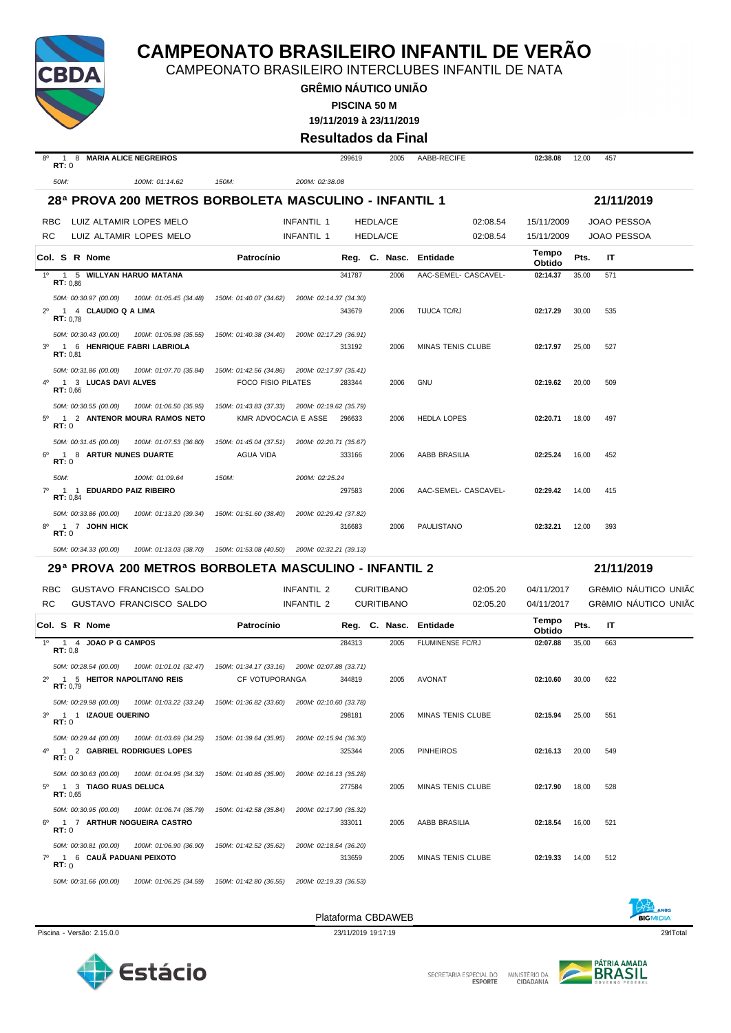# CAMPEONATO BRASILEIRO INFANTIL DE VERÃO

CAMPEONATO BRASILEIRO INTERCLUBES INFANTIL DE NATA

**GRÊMIO NÁUTICO UNIÃO**

**PISCINA 50 M**

**19/11/2019 à 23/11/2019**

**Resultados da Final**

| Col. | S | R | Nome | Patrocínio | Reg. | C. Nasc. | Entidade | Tempo Obtido | Pts. | IT |
|---|---|---|---|---|---|---|---|---|---|---|
| 8º | 1 | 8 | **MARIA ALICE NEGREIROS** RT: 0 | | 299619 | 2005 | AABB-RECIFE | **02:38.08** | 12,00 | 457 |

*50M: 100M: 01:14.62 150M: 200M: 02:38.08*

## 28ª PROVA 200 METROS BORBOLETA MASCULINO - INFANTIL 1 — 21/11/2019

| | | | | | | |
|---|---|---|---|---|---|---|
| RBC | LUIZ ALTAMIR LOPES MELO | INFANTIL 1 | HEDLA/CE | 02:08.54 | 15/11/2009 | JOAO PESSOA |
| RC | LUIZ ALTAMIR LOPES MELO | INFANTIL 1 | HEDLA/CE | 02:08.54 | 15/11/2009 | JOAO PESSOA |

| Col. | S | R | Nome | Patrocínio | Reg. | C. Nasc. | Entidade | Tempo Obtido | Pts. | IT |
|---|---|---|---|---|---|---|---|---|---|---|
| 1º | 1 | 5 | **WILLYAN HARUO MATANA** RT: 0,86 | | 341787 | 2006 | AAC-SEMEL- CASCAVEL- | **02:14.37** | 35,00 | 571 |
| | | | *50M: 00:30.97 (00.00) 100M: 01:05.45 (34.48) 150M: 01:40.07 (34.62) 200M: 02:14.37 (34.30)* | | | | | | | |
| 2º | 1 | 4 | **CLAUDIO Q A LIMA** RT: 0,78 | | 343679 | 2006 | TIJUCA TC/RJ | **02:17.29** | 30,00 | 535 |
| | | | *50M: 00:30.43 (00.00) 100M: 01:05.98 (35.55) 150M: 01:40.38 (34.40) 200M: 02:17.29 (36.91)* | | | | | | | |
| 3º | 1 | 6 | **HENRIQUE FABRI LABRIOLA** RT: 0,81 | | 313192 | 2006 | MINAS TENIS CLUBE | **02:17.97** | 25,00 | 527 |
| | | | *50M: 00:31.86 (00.00) 100M: 01:07.70 (35.84) 150M: 01:42.56 (34.86) 200M: 02:17.97 (35.41)* | | | | | | | |
| 4º | 1 | 3 | **LUCAS DAVI ALVES** RT: 0,66 | FOCO FISIO PILATES | 283344 | 2006 | GNU | **02:19.62** | 20,00 | 509 |
| | | | *50M: 00:30.55 (00.00) 100M: 01:06.50 (35.95) 150M: 01:43.83 (37.33) 200M: 02:19.62 (35.79)* | | | | | | | |
| 5º | 1 | 2 | **ANTENOR MOURA RAMOS NETO** RT: 0 | KMR ADVOCACIA E ASSE | 296633 | 2006 | HEDLA LOPES | **02:20.71** | 18,00 | 497 |
| | | | *50M: 00:31.45 (00.00) 100M: 01:07.53 (36.80) 150M: 01:45.04 (37.51) 200M: 02:20.71 (35.67)* | | | | | | | |
| 6º | 1 | 8 | **ARTUR NUNES DUARTE** RT: 0 | AGUA VIDA | 333166 | 2006 | AABB BRASILIA | **02:25.24** | 16,00 | 452 |
| | | | *50M: 100M: 01:09.64 150M: 200M: 02:25.24* | | | | | | | |
| 7º | 1 | 1 | **EDUARDO PAIZ RIBEIRO** RT: 0,84 | | 297583 | 2006 | AAC-SEMEL- CASCAVEL- | **02:29.42** | 14,00 | 415 |
| | | | *50M: 00:33.86 (00.00) 100M: 01:13.20 (39.34) 150M: 01:51.60 (38.40) 200M: 02:29.42 (37.82)* | | | | | | | |
| 8º | 1 | 7 | **JOHN HICK** RT: 0 | | 316683 | 2006 | PAULISTANO | **02:32.21** | 12,00 | 393 |
| | | | *50M: 00:34.33 (00.00) 100M: 01:13.03 (38.70) 150M: 01:53.08 (40.50) 200M: 02:32.21 (39.13)* | | | | | | | |

## 29ª PROVA 200 METROS BORBOLETA MASCULINO - INFANTIL 2 — 21/11/2019

| | | | | | | |
|---|---|---|---|---|---|---|
| RBC | GUSTAVO FRANCISCO SALDO | INFANTIL 2 | CURITIBANO | 02:05.20 | 04/11/2017 | GRêMIO NÁUTICO UNIÃC |
| RC | GUSTAVO FRANCISCO SALDO | INFANTIL 2 | CURITIBANO | 02:05.20 | 04/11/2017 | GRêMIO NÁUTICO UNIÃC |

| Col. | S | R | Nome | Patrocínio | Reg. | C. Nasc. | Entidade | Tempo Obtido | Pts. | IT |
|---|---|---|---|---|---|---|---|---|---|---|
| 1º | 1 | 4 | **JOAO P G CAMPOS** RT: 0,8 | | 284313 | 2005 | FLUMINENSE FC/RJ | **02:07.88** | 35,00 | 663 |
| | | | *50M: 00:28.54 (00.00) 100M: 01:01.01 (32.47) 150M: 01:34.17 (33.16) 200M: 02:07.88 (33.71)* | | | | | | | |
| 2º | 1 | 5 | **HEITOR NAPOLITANO REIS** RT: 0,79 | CF VOTUPORANGA | 344819 | 2005 | AVONAT | **02:10.60** | 30,00 | 622 |
| | | | *50M: 00:29.98 (00.00) 100M: 01:03.22 (33.24) 150M: 01:36.82 (33.60) 200M: 02:10.60 (33.78)* | | | | | | | |
| 3º | 1 | 1 | **IZAOUE OUERINO** RT: 0 | | 298181 | 2005 | MINAS TENIS CLUBE | **02:15.94** | 25,00 | 551 |
| | | | *50M: 00:29.44 (00.00) 100M: 01:03.69 (34.25) 150M: 01:39.64 (35.95) 200M: 02:15.94 (36.30)* | | | | | | | |
| 4º | 1 | 2 | **GABRIEL RODRIGUES LOPES** RT: 0 | | 325344 | 2005 | PINHEIROS | **02:16.13** | 20,00 | 549 |
| | | | *50M: 00:30.63 (00.00) 100M: 01:04.95 (34.32) 150M: 01:40.85 (35.90) 200M: 02:16.13 (35.28)* | | | | | | | |
| 5º | 1 | 3 | **TIAGO RUAS DELUCA** RT: 0,65 | | 277584 | 2005 | MINAS TENIS CLUBE | **02:17.90** | 18,00 | 528 |
| | | | *50M: 00:30.95 (00.00) 100M: 01:06.74 (35.79) 150M: 01:42.58 (35.84) 200M: 02:17.90 (35.32)* | | | | | | | |
| 6º | 1 | 7 | **ARTHUR NOGUEIRA CASTRO** RT: 0 | | 333011 | 2005 | AABB BRASILIA | **02:18.54** | 16,00 | 521 |
| | | | *50M: 00:30.81 (00.00) 100M: 01:06.90 (36.90) 150M: 01:42.52 (35.62) 200M: 02:18.54 (36.20)* | | | | | | | |
| 7º | 1 | 6 | **CAUÃ PADUANI PEIXOTO** RT: 0 | | 313659 | 2005 | MINAS TENIS CLUBE | **02:19.33** | 14,00 | 512 |
| | | | *50M: 00:31.66 (00.00) 100M: 01:06.25 (34.59) 150M: 01:42.80 (36.55) 200M: 02:19.33 (36.53)* | | | | | | | |

Plataforma CBDAWEB

Piscina - Versão: 2.15.0.0 — 23/11/2019 19:17:19 — 29/Total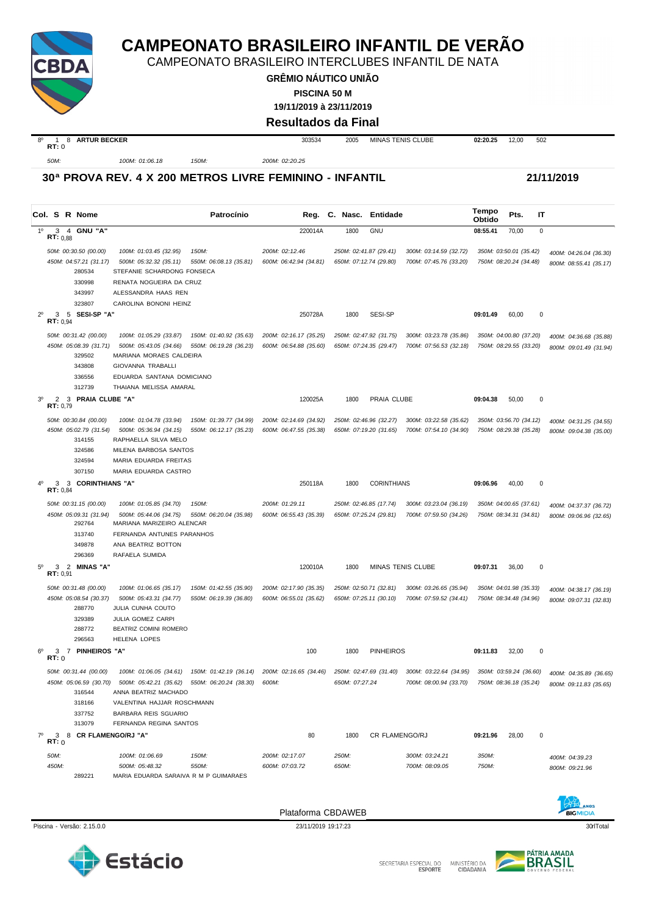# CAMPEONATO BRASILEIRO INFANTIL DE VERÃO

CAMPEONATO BRASILEIRO INTERCLUBES INFANTIL DE NATA

**GRÊMIO NÁUTICO UNIÃO**

**PISCINA 50 M**

**19/11/2019 à 23/11/2019**

**Resultados da Final**

| | | | | | | | | | |
|---|---|---|---|---|---|---|---|---|---|
| 8º | 1 | 8 | **ARTUR BECKER** RT: 0 | 303534 | 2005 | MINAS TENIS CLUBE | **02:20.25** | 12,00 | 502 |

*50M:* | *100M: 01:06.18* | *150M:* | *200M: 02:20.25*

## 30ª PROVA REV. 4 X 200 METROS LIVRE FEMININO - INFANTIL

**21/11/2019**

| Col. | S | R | Nome | Reg. | Nasc. | Entidade | Tempo Obtido | Pts. | IT |
|---|---|---|---|---|---|---|---|---|---|
| 1º | 3 | 4 | **GNU "A"** RT: 0,88 | 220014A | 1800 | GNU | **08:55.41** | 70,00 | 0 |

*50M: 00:30.50 (00.00) | 100M: 01:03.45 (32.95) | 150M: | 200M: 02:12.46 | 250M: 02:41.87 (29.41) | 300M: 03:14.59 (32.72) | 350M: 03:50.01 (35.42) | 400M: 04:26.04 (36.30)*
*450M: 04:57.21 (31.17) | 500M: 05:32.32 (35.11) | 550M: 06:08.13 (35.81) | 600M: 06:42.94 (34.81) | 650M: 07:12.74 (29.80) | 700M: 07:45.76 (33.20) | 750M: 08:20.24 (34.48) | 800M: 08:55.41 (35.17)*

- 280534 STEFANIE SCHARDONG FONSECA
- 330998 RENATA NOGUEIRA DA CRUZ
- 343997 ALESSANDRA HAAS REN
- 323807 CAROLINA BONONI HEINZ

| Col. | S | R | Nome | Reg. | Nasc. | Entidade | Tempo Obtido | Pts. | IT |
|---|---|---|---|---|---|---|---|---|---|
| 2º | 3 | 5 | **SESI-SP "A"** RT: 0,94 | 250728A | 1800 | SESI-SP | **09:01.49** | 60,00 | 0 |

*50M: 00:31.42 (00.00) | 100M: 01:05.29 (33.87) | 150M: 01:40.92 (35.63) | 200M: 02:16.17 (35.25) | 250M: 02:47.92 (31.75) | 300M: 03:23.78 (35.86) | 350M: 04:00.80 (37.20) | 400M: 04:36.68 (35.88)*
*450M: 05:08.39 (31.71) | 500M: 05:43.05 (34.66) | 550M: 06:19.28 (36.23) | 600M: 06:54.88 (35.60) | 650M: 07:24.35 (29.47) | 700M: 07:56.53 (32.18) | 750M: 08:29.55 (33.20) | 800M: 09:01.49 (31.94)*

- 329502 MARIANA MORAES CALDEIRA
- 343808 GIOVANNA TRABALLI
- 336556 EDUARDA SANTANA DOMICIANO
- 312739 THAIANA MELISSA AMARAL

| Col. | S | R | Nome | Reg. | Nasc. | Entidade | Tempo Obtido | Pts. | IT |
|---|---|---|---|---|---|---|---|---|---|
| 3º | 2 | 3 | **PRAIA CLUBE "A"** RT: 0,79 | 120025A | 1800 | PRAIA CLUBE | **09:04.38** | 50,00 | 0 |

*50M: 00:30.84 (00.00) | 100M: 01:04.78 (33.94) | 150M: 01:39.77 (34.99) | 200M: 02:14.69 (34.92) | 250M: 02:46.96 (32.27) | 300M: 03:22.58 (35.62) | 350M: 03:56.70 (34.12) | 400M: 04:31.25 (34.55)*
*450M: 05:02.79 (31.54) | 500M: 05:36.94 (34.15) | 550M: 06:12.17 (35.23) | 600M: 06:47.55 (35.38) | 650M: 07:19.20 (31.65) | 700M: 07:54.10 (34.90) | 750M: 08:29.38 (35.28) | 800M: 09:04.38 (35.00)*

- 314155 RAPHAELLA SILVA MELO
- 324586 MILENA BARBOSA SANTOS
- 324594 MARIA EDUARDA FREITAS
- 307150 MARIA EDUARDA CASTRO

| Col. | S | R | Nome | Reg. | Nasc. | Entidade | Tempo Obtido | Pts. | IT |
|---|---|---|---|---|---|---|---|---|---|
| 4º | 3 | 3 | **CORINTHIANS "A"** RT: 0,84 | 250118A | 1800 | CORINTHIANS | **09:06.96** | 40,00 | 0 |

*50M: 00:31.15 (00.00) | 100M: 01:05.85 (34.70) | 150M: | 200M: 01:29.11 | 250M: 02:46.85 (17.74) | 300M: 03:23.04 (36.19) | 350M: 04:00.65 (37.61) | 400M: 04:37.37 (36.72)*
*450M: 05:09.31 (31.94) | 500M: 05:44.06 (34.75) | 550M: 06:20.04 (35.98) | 600M: 06:55.43 (35.39) | 650M: 07:25.24 (29.81) | 700M: 07:59.50 (34.26) | 750M: 08:34.31 (34.81) | 800M: 09:06.96 (32.65)*

- 292764 MARIANA MARIZEIRO ALENCAR
- 313740 FERNANDA ANTUNES PARANHOS
- 349878 ANA BEATRIZ BOTTON
- 296369 RAFAELA SUMIDA

| Col. | S | R | Nome | Reg. | Nasc. | Entidade | Tempo Obtido | Pts. | IT |
|---|---|---|---|---|---|---|---|---|---|
| 5º | 3 | 2 | **MINAS "A"** RT: 0,91 | 120010A | 1800 | MINAS TENIS CLUBE | **09:07.31** | 36,00 | 0 |

*50M: 00:31.48 (00.00) | 100M: 01:06.65 (35.17) | 150M: 01:42.55 (35.90) | 200M: 02:17.90 (35.35) | 250M: 02:50.71 (32.81) | 300M: 03:26.65 (35.94) | 350M: 04:01.98 (35.33) | 400M: 04:38.17 (36.19)*
*450M: 05:08.54 (30.37) | 500M: 05:43.31 (34.77) | 550M: 06:19.39 (36.80) | 600M: 06:55.01 (35.62) | 650M: 07:25.11 (30.10) | 700M: 07:59.52 (34.41) | 750M: 08:34.48 (34.96) | 800M: 09:07.31 (32.83)*

- 288770 JULIA CUNHA COUTO
- 329389 JULIA GOMEZ CARPI
- 288772 BEATRIZ COMINI ROMERO
- 296563 HELENA LOPES

| Col. | S | R | Nome | Reg. | Nasc. | Entidade | Tempo Obtido | Pts. | IT |
|---|---|---|---|---|---|---|---|---|---|
| 6º | 3 | 7 | **PINHEIROS "A"** RT: 0 | 100 | 1800 | PINHEIROS | **09:11.83** | 32,00 | 0 |

*50M: 00:31.44 (00.00) | 100M: 01:06.05 (34.61) | 150M: 01:42.19 (36.14) | 200M: 02:16.65 (34.46) | 250M: 02:47.69 (31.40) | 300M: 03:22.64 (34.95) | 350M: 03:59.24 (36.60) | 400M: 04:35.89 (36.65)*
*450M: 05:06.59 (30.70) | 500M: 05:42.21 (35.62) | 550M: 06:20.24 (38.30) | 600M: | 650M: 07:27.24 | 700M: 08:00.94 (33.70) | 750M: 08:36.18 (35.24) | 800M: 09:11.83 (35.65)*

- 316544 ANNA BEATRIZ MACHADO
- 318166 VALENTINA HAJJAR ROSCHMANN
- 337752 BARBARA REIS SGUARIO
- 313079 FERNANDA REGINA SANTOS

| Col. | S | R | Nome | Reg. | Nasc. | Entidade | Tempo Obtido | Pts. | IT |
|---|---|---|---|---|---|---|---|---|---|
| 7º | 3 | 8 | **CR FLAMENGO/RJ "A"** RT: 0 | 80 | 1800 | CR FLAMENGO/RJ | **09:21.96** | 28,00 | 0 |

*50M: | 100M: 01:06.69 | 150M: | 200M: 02:17.07 | 250M: | 300M: 03:24.21 | 350M: | 400M: 04:39.23*
*450M: | 500M: 05:48.32 | 550M: | 600M: 07:03.72 | 650M: | 700M: 08:09.05 | 750M: | 800M: 09:21.96*

- 289221 MARIA EDUARDA SARAIVA R M P GUIMARAES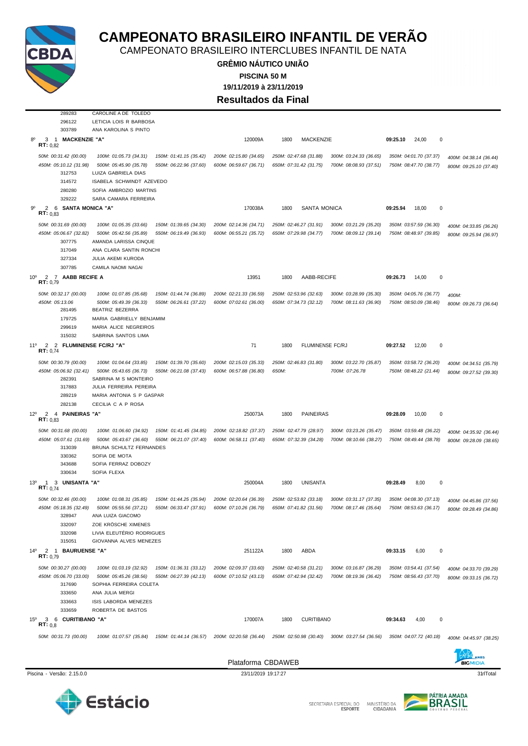# CAMPEONATO BRASILEIRO INFANTIL DE VERÃO

CAMPEONATO BRASILEIRO INTERCLUBES INFANTIL DE NATA

**GRÊMIO NÁUTICO UNIÃO**

**PISCINA 50 M**

**19/11/2019 à 23/11/2019**

**Resultados da Final**

289283 CAROLINE A DE TOLEDO
296122 LETICIA LOIS R BARBOSA
303789 ANA KAROLINA S PINTO

**8º 3 1 MACKENZIE "A"** — 120009A — 1800 — MACKENZIE — **09:25.10** — 24,00 — 0
**RT:** 0,82

*50M: 00:31.42 (00.00) 100M: 01:05.73 (34.31) 150M: 01:41.15 (35.42) 200M: 02:15.80 (34.65) 250M: 02:47.68 (31.88) 300M: 03:24.33 (36.65) 350M: 04:01.70 (37.37) 400M: 04:38.14 (36.44) 450M: 05:10.12 (31.98) 500M: 05:45.90 (35.78) 550M: 06:22.96 (37.60) 600M: 06:59.67 (36.71) 650M: 07:31.42 (31.75) 700M: 08:08.93 (37.51) 750M: 08:47.70 (38.77) 800M: 09:25.10 (37.40)*

312753 LUIZA GABRIELA DIAS
314572 ISABELA SCHWINDT AZEVEDO
280280 SOFIA AMBROZIO MARTINS
329222 SARA CAMARA FERREIRA

**9º 2 6 SANTA MONICA "A"** — 170038A — 1800 — SANTA MONICA — **09:25.94** — 18,00 — 0
**RT:** 0,83

*50M: 00:31.69 (00.00) 100M: 01:05.35 (33.66) 150M: 01:39.65 (34.30) 200M: 02:14.36 (34.71) 250M: 02:46.27 (31.91) 300M: 03:21.29 (35.20) 350M: 03:57.59 (36.30) 400M: 04:33.85 (36.26) 450M: 05:06.67 (32.82) 500M: 05:42.56 (35.89) 550M: 06:19.49 (36.93) 600M: 06:55.21 (35.72) 650M: 07:29.98 (34.77) 700M: 08:09.12 (39.14) 750M: 08:48.97 (39.85) 800M: 09:25.94 (36.97)*

307775 AMANDA LARISSA CINQUE
317049 ANA CLARA SANTIN RONCHI
327334 JULIA AKEMI KURODA
307785 CAMILA NAOMI NAGAI

**10º 2 7 AABB RECIFE A** — 13951 — 1800 — AABB-RECIFE — **09:26.73** — 14,00 — 0
**RT:** 0,79

*50M: 00:32.17 (00.00) 100M: 01:07.85 (35.68) 150M: 01:44.74 (36.89) 200M: 02:21.33 (36.59) 250M: 02:53.96 (32.63) 300M: 03:28.99 (35.30) 350M: 04:05.76 (36.77) 400M: 450M: 05:13.06 500M: 05:49.39 (36.33) 550M: 06:26.61 (37.22) 600M: 07:02.61 (36.00) 650M: 07:34.73 (32.12) 700M: 08:11.63 (36.90) 750M: 08:50.09 (38.46) 800M: 09:26.73 (36.64)*

281495 BEATRIZ BEZERRA
179725 MARIA GABRIELLY BENJAMIM
299619 MARIA ALICE NEGREIROS
315032 SABRINA SANTOS LIMA

**11º 2 2 FLUMINENSE FC/RJ "A"** — 71 — 1800 — FLUMINENSE FC/RJ — **09:27.52** — 12,00 — 0
**RT:** 0,74

*50M: 00:30.79 (00.00) 100M: 01:04.64 (33.85) 150M: 01:39.70 (35.60) 200M: 02:15.03 (35.33) 250M: 02:46.83 (31.80) 300M: 03:22.70 (35.87) 350M: 03:58.72 (36.20) 400M: 04:34.51 (35.79) 450M: 05:06.92 (32.41) 500M: 05:43.65 (36.73) 550M: 06:21.08 (37.43) 600M: 06:57.88 (36.80) 650M: 700M: 07:26.78 750M: 08:48.22 (21.44) 800M: 09:27.52 (39.30)*

282391 SABRINA M S MONTEIRO
317883 JULIA FERREIRA PEREIRA
289219 MARIA ANTONIA S P GASPAR
282138 CECILIA C A P ROSA

**12º 2 4 PAINEIRAS "A"** — 250073A — 1800 — PAINEIRAS — **09:28.09** — 10,00 — 0
**RT:** 0,83

*50M: 00:31.68 (00.00) 100M: 01:06.60 (34.92) 150M: 01:41.45 (34.85) 200M: 02:18.82 (37.37) 250M: 02:47.79 (28.97) 300M: 03:23.26 (35.47) 350M: 03:59.48 (36.22) 400M: 04:35.92 (36.44) 450M: 05:07.61 (31.69) 500M: 05:43.67 (36.60) 550M: 06:21.07 (37.40) 600M: 06:58.11 (37.40) 650M: 07:32.39 (34.28) 700M: 08:10.66 (38.27) 750M: 08:49.44 (38.78) 800M: 09:28.09 (38.65)*

313039 BRUNA SCHULTZ FERNANDES
330362 SOFIA DE MOTA
343688 SOFIA FERRAZ DOBOZY
330634 SOFIA FLEXA

**13º 1 3 UNISANTA "A"** — 250004A — 1800 — UNISANTA — **09:28.49** — 8,00 — 0
**RT:** 0,74

*50M: 00:32.46 (00.00) 100M: 01:08.31 (35.85) 150M: 01:44.25 (35.94) 200M: 02:20.64 (36.39) 250M: 02:53.82 (33.18) 300M: 03:31.17 (37.35) 350M: 04:08.30 (37.13) 400M: 04:45.86 (37.56) 450M: 05:18.35 (32.49) 500M: 05:55.56 (37.21) 550M: 06:33.47 (37.91) 600M: 07:10.26 (36.79) 650M: 07:41.82 (31.56) 700M: 08:17.46 (35.64) 750M: 08:53.63 (36.17) 800M: 09:28.49 (34.86)*

328947 ANA LUIZA GIACOMO
332097 ZOE KRÖSCHE XIMENES
332098 LIVIA ELEUTÉRIO RODRIGUES
315051 GIOVANNA ALVES MENEZES

**14º 2 1 BAURUENSE "A"** — 251122A — 1800 — ABDA — **09:33.15** — 6,00 — 0
**RT:** 0,79

*50M: 00:30.27 (00.00) 100M: 01:03.19 (32.92) 150M: 01:36.31 (33.12) 200M: 02:09.37 (33.60) 250M: 02:40.58 (31.21) 300M: 03:16.87 (36.29) 350M: 03:54.41 (37.54) 400M: 04:33.70 (39.29) 450M: 05:06.70 (33.00) 500M: 05:45.26 (38.56) 550M: 06:27.39 (42.13) 600M: 07:10.52 (43.13) 650M: 07:42.94 (32.42) 700M: 08:19.36 (36.42) 750M: 08:56.43 (37.70) 800M: 09:33.15 (36.72)*

317690 SOPHIA FERREIRA COLETA
333650 ANA JULIA MERGI
333663 ISIS LABORDA MENEZES
333659 ROBERTA DE BASTOS

**15º 3 6 CURITIBANO "A"** — 170007A — 1800 — CURITIBANO — **09:34.63** — 4,00 — 0
**RT:** 0,8

*50M: 00:31.73 (00.00) 100M: 01:07.57 (35.84) 150M: 01:44.14 (36.57) 200M: 02:20.58 (36.44) 250M: 02:50.98 (30.40) 300M: 03:27.54 (36.56) 350M: 04:07.72 (40.18) 400M: 04:45.97 (38.25)*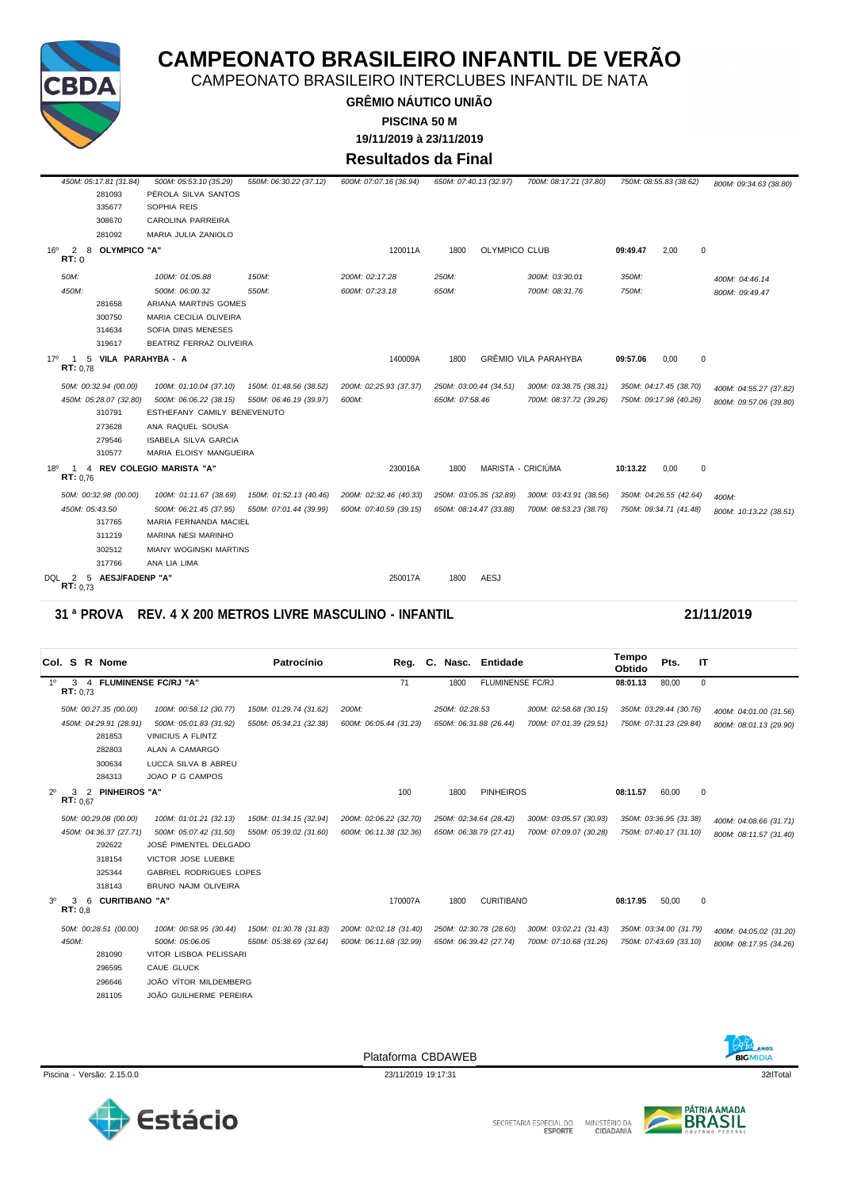# CAMPEONATO BRASILEIRO INFANTIL DE VERÃO

CAMPEONATO BRASILEIRO INTERCLUBES INFANTIL DE NATA

**GRÊMIO NÁUTICO UNIÃO**

**PISCINA 50 M**

**19/11/2019 à 23/11/2019**

## Resultados da Final

| | | | | | | | |
|---|---|---|---|---|---|---|---|
| 450M: 05:17.81 (31.84) | 500M: 05:53.10 (35.29) | 550M: 06:30.22 (37.12) | 600M: 07:07.16 (36.94) | 650M: 07:40.13 (32.97) | 700M: 08:17.21 (37.80) | 750M: 08:55.83 (38.62) | 800M: 09:34.63 (38.80) |

281093 PÉROLA SILVA SANTOS
335677 SOPHIA REIS
308670 CAROLINA PARREIRA
281092 MARIA JULIA ZANIOLO

**16º 2 8 OLYMPICO "A"** — 120011A — 1800 — OLYMPICO CLUB — **09:49.47** — 2,00 — 0
**RT:** 0

| | | | | | | | |
|---|---|---|---|---|---|---|---|
| 50M: | 100M: 01:05.88 | 150M: | 200M: 02:17.28 | 250M: | 300M: 03:30.01 | 350M: | 400M: 04:46.14 |
| 450M: | 500M: 06:00.32 | 550M: | 600M: 07:23.18 | 650M: | 700M: 08:31.76 | 750M: | 800M: 09:49.47 |

281658 ARIANA MARTINS GOMES
300750 MARIA CECILIA OLIVEIRA
314634 SOFIA DINIS MENESES
319617 BEATRIZ FERRAZ OLIVEIRA

**17º 1 5 VILA PARAHYBA - A** — 140009A — 1800 — GRÊMIO VILA PARAHYBA — **09:57.06** — 0,00 — 0
**RT:** 0,78

| | | | | | | | |
|---|---|---|---|---|---|---|---|
| 50M: 00:32.94 (00.00) | 100M: 01:10.04 (37.10) | 150M: 01:48.56 (38.52) | 200M: 02:25.93 (37.37) | 250M: 03:00.44 (34.51) | 300M: 03:38.75 (38.31) | 350M: 04:17.45 (38.70) | 400M: 04:55.27 (37.82) |
| 450M: 05:28.07 (32.80) | 500M: 06:06.22 (38.15) | 550M: 06:46.19 (39.97) | 600M: | 650M: 07:58.46 | 700M: 08:37.72 (39.26) | 750M: 09:17.98 (40.26) | 800M: 09:57.06 (39.80) |

310791 ESTHEFANY CAMILY BENEVENUTO
273628 ANA RAQUEL SOUSA
279546 ISABELA SILVA GARCIA
310577 MARIA ELOISY MANGUEIRA

**18º 1 4 REV COLEGIO MARISTA "A"** — 230016A — 1800 — MARISTA - CRICIÚMA — **10:13.22** — 0,00 — 0
**RT:** 0,76

| | | | | | | | |
|---|---|---|---|---|---|---|---|
| 50M: 00:32.98 (00.00) | 100M: 01:11.67 (38.69) | 150M: 01:52.13 (40.46) | 200M: 02:32.46 (40.33) | 250M: 03:05.35 (32.89) | 300M: 03:43.91 (38.56) | 350M: 04:26.55 (42.64) | 400M: |
| 450M: 05:43.50 | 500M: 06:21.45 (37.95) | 550M: 07:01.44 (39.99) | 600M: 07:40.59 (39.15) | 650M: 08:14.47 (33.88) | 700M: 08:53.23 (38.76) | 750M: 09:34.71 (41.48) | 800M: 10:13.22 (38.51) |

317765 MARIA FERNANDA MACIEL
311219 MARINA NESI MARINHO
302512 MIANY WOGINSKI MARTINS
317766 ANA LIA LIMA

**DQL 2 5 AESJ/FADENP "A"** — 250017A — 1800 — AESJ
**RT:** 0,73

## 31 ª PROVA REV. 4 X 200 METROS LIVRE MASCULINO - INFANTIL — 21/11/2019

| Col. | S | R | Nome | Patrocínio | Reg. | C. Nasc. | Entidade | Tempo Obtido | Pts. | IT |
|---|---|---|---|---|---|---|---|---|---|---|
| 1º | 3 | 4 | **FLUMINENSE FC/RJ "A"** (RT: 0,73) | | 71 | 1800 | FLUMINENSE FC/RJ | **08:01.13** | 80,00 | 0 |

| | | | | | | | |
|---|---|---|---|---|---|---|---|
| 50M: 00:27.35 (00.00) | 100M: 00:58.12 (30.77) | 150M: 01:29.74 (31.62) | 200M: | 250M: 02:28.53 | 300M: 02:58.68 (30.15) | 350M: 03:29.44 (30.76) | 400M: 04:01.00 (31.56) |
| 450M: 04:29.91 (28.91) | 500M: 05:01.83 (31.92) | 550M: 05:34.21 (32.38) | 600M: 06:05.44 (31.23) | 650M: 06:31.88 (26.44) | 700M: 07:01.39 (29.51) | 750M: 07:31.23 (29.84) | 800M: 08:01.13 (29.90) |

281853 VINICIUS A FLINTZ
282803 ALAN A CAMARGO
300634 LUCCA SILVA B ABREU
284313 JOAO P G CAMPOS

| Col. | S | R | Nome | Patrocínio | Reg. | C. Nasc. | Entidade | Tempo Obtido | Pts. | IT |
|---|---|---|---|---|---|---|---|---|---|---|
| 2º | 3 | 2 | **PINHEIROS "A"** (RT: 0,67) | | 100 | 1800 | PINHEIROS | **08:11.57** | 60,00 | 0 |

| | | | | | | | |
|---|---|---|---|---|---|---|---|
| 50M: 00:29.08 (00.00) | 100M: 01:01.21 (32.13) | 150M: 01:34.15 (32.94) | 200M: 02:06.22 (32.70) | 250M: 02:34.64 (28.42) | 300M: 03:05.57 (30.93) | 350M: 03:36.95 (31.38) | 400M: 04:08.66 (31.71) |
| 450M: 04:36.37 (27.71) | 500M: 05:07.42 (31.50) | 550M: 05:39.02 (31.60) | 600M: 06:11.38 (32.36) | 650M: 06:38.79 (27.41) | 700M: 07:09.07 (30.28) | 750M: 07:40.17 (31.10) | 800M: 08:11.57 (31.40) |

292622 JOSÉ PIMENTEL DELGADO
318154 VICTOR JOSE LUEBKE
325344 GABRIEL RODRIGUES LOPES
318143 BRUNO NAJM OLIVEIRA

| Col. | S | R | Nome | Patrocínio | Reg. | C. Nasc. | Entidade | Tempo Obtido | Pts. | IT |
|---|---|---|---|---|---|---|---|---|---|---|
| 3º | 3 | 6 | **CURITIBANO "A"** (RT: 0,8) | | 170007A | 1800 | CURITIBANO | **08:17.95** | 50,00 | 0 |

| | | | | | | | |
|---|---|---|---|---|---|---|---|
| 50M: 00:28.51 (00.00) | 100M: 00:58.95 (30.44) | 150M: 01:30.78 (31.83) | 200M: 02:02.18 (31.40) | 250M: 02:30.78 (28.60) | 300M: 03:02.21 (31.43) | 350M: 03:34.00 (31.79) | 400M: 04:05.02 (31.20) |
| 450M: | 500M: 05:06.05 | 550M: 05:38.69 (32.64) | 600M: 06:11.68 (32.99) | 650M: 06:39.42 (27.74) | 700M: 07:10.68 (31.26) | 750M: 07:43.69 (33.10) | 800M: 08:17.95 (34.26) |

281090 VITOR LISBOA PELISSARI
296595 CAUE GLUCK
296646 JOÃO VÍTOR MILDEMBERG
281105 JOÃO GUILHERME PEREIRA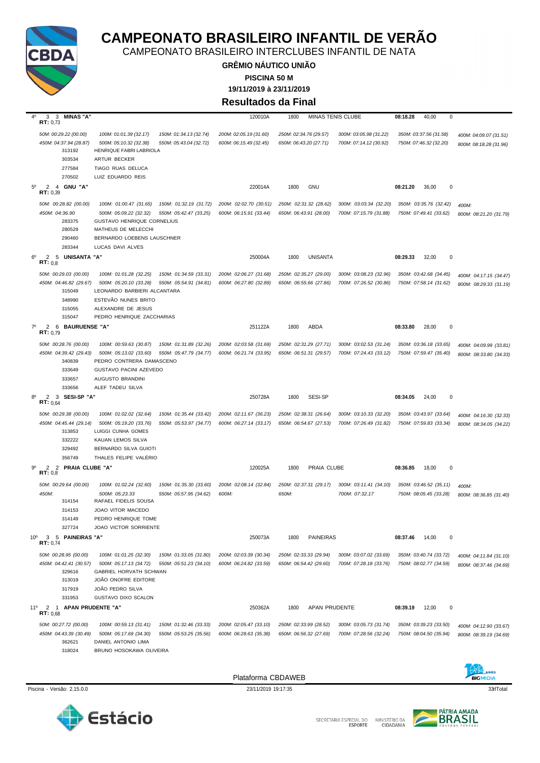# CAMPEONATO BRASILEIRO INFANTIL DE VERÃO

CAMPEONATO BRASILEIRO INTERCLUBES INFANTIL DE NATA

**GRÊMIO NÁUTICO UNIÃO**

**PISCINA 50 M**

**19/11/2019 à 23/11/2019**

## Resultados da Final

**4º 3 3 MINAS "A"** — 120010A — 1800 — MINAS TENIS CLUBE — **08:18.28** — 40,00 — 0
**RT:** 0,73

50M: 00:29.22 (00.00) | 100M: 01:01.39 (32.17) | 150M: 01:34.13 (32.74) | 200M: 02:05.19 (31.60) | 250M: 02:34.76 (29.57) | 300M: 03:05.98 (31.22) | 350M: 03:37.56 (31.58) | 400M: 04:09.07 (31.51)
450M: 04:37.94 (28.87) | 500M: 05:10.32 (32.38) | 550M: 05:43.04 (32.72) | 600M: 06:15.49 (32.45) | 650M: 06:43.20 (27.71) | 700M: 07:14.12 (30.92) | 750M: 07:46.32 (32.20) | 800M: 08:18.28 (31.96)

- 313192 HENRIQUE FABRI LABRIOLA
- 303534 ARTUR BECKER
- 277584 TIAGO RUAS DELUCA
- 270502 LUIZ EDUARDO REIS

**5º 2 4 GNU "A"** — 220014A — 1800 — GNU — **08:21.20** — 36,00 — 0
**RT:** 0,39

50M: 00:28.82 (00.00) | 100M: 01:00.47 (31.65) | 150M: 01:32.19 (31.72) | 200M: 02:02.70 (30.51) | 250M: 02:31.32 (28.62) | 300M: 03:03.34 (32.20) | 350M: 03:35.76 (32.42) | 400M:
450M: 04:36.90 | 500M: 05:09.22 (32.32) | 550M: 05:42.47 (33.25) | 600M: 06:15.91 (33.44) | 650M: 06:43.91 (28.00) | 700M: 07:15.79 (31.88) | 750M: 07:49.41 (33.62) | 800M: 08:21.20 (31.79)

- 283375 GUSTAVO HENRIQUE CORNELIUS
- 280529 MATHEUS DE MELECCHI
- 290460 BERNARDO LOEBENS LAUSCHNER
- 283344 LUCAS DAVI ALVES

**6º 2 5 UNISANTA "A"** — 250004A — 1800 — UNISANTA — **08:29.33** — 32,00 — 0
**RT:** 0,8

50M: 00:29.03 (00.00) | 100M: 01:01.28 (32.25) | 150M: 01:34.59 (33.31) | 200M: 02:06.27 (31.68) | 250M: 02:35.27 (29.00) | 300M: 03:08.23 (32.96) | 350M: 03:42.68 (34.45) | 400M: 04:17.15 (34.47)
450M: 04:46.82 (29.67) | 500M: 05:20.10 (33.28) | 550M: 05:54.91 (34.81) | 600M: 06:27.80 (32.89) | 650M: 06:55.66 (27.86) | 700M: 07:26.52 (30.86) | 750M: 07:58.14 (31.62) | 800M: 08:29.33 (31.19)

- 315049 LEONARDO BARBIERI ALCANTARA
- 348990 ESTEVÃO NUNES BRITO
- 315055 ALEXANDRE DE JESUS
- 315047 PEDRO HENRIQUE ZACCHARIAS

**7º 2 6 BAURUENSE "A"** — 251122A — 1800 — ABDA — **08:33.80** — 28,00 — 0
**RT:** 0,79

50M: 00:28.76 (00.00) | 100M: 00:59.63 (30.87) | 150M: 01:31.89 (32.26) | 200M: 02:03.58 (31.69) | 250M: 02:31.29 (27.71) | 300M: 03:02.53 (31.24) | 350M: 03:36.18 (33.65) | 400M: 04:09.99 (33.81)
450M: 04:39.42 (29.43) | 500M: 05:13.02 (33.60) | 550M: 05:47.79 (34.77) | 600M: 06:21.74 (33.95) | 650M: 06:51.31 (29.57) | 700M: 07:24.43 (33.12) | 750M: 07:59.47 (35.40) | 800M: 08:33.80 (34.33)

- 340839 PEDRO CONTRERA DAMASCENO
- 333649 GUSTAVO PACINI AZEVEDO
- 333657 AUGUSTO BRANDINI
- 333656 ALEF TADEU SILVA

**8º 2 3 SESI-SP "A"** — 250728A — 1800 — SESI-SP — **08:34.05** — 24,00 — 0
**RT:** 0,64

50M: 00:29.38 (00.00) | 100M: 01:02.02 (32.64) | 150M: 01:35.44 (33.42) | 200M: 02:11.67 (36.23) | 250M: 02:38.31 (26.64) | 300M: 03:10.33 (32.20) | 350M: 03:43.97 (33.64) | 400M: 04:16.30 (32.33)
450M: 04:45.44 (29.14) | 500M: 05:19.20 (33.76) | 550M: 05:53.97 (34.77) | 600M: 06:27.14 (33.17) | 650M: 06:54.67 (27.53) | 700M: 07:26.49 (31.82) | 750M: 07:59.83 (33.34) | 800M: 08:34.05 (34.22)

- 313853 LUIGGI CUNHA GOMES
- 332222 KAUAN LEMOS SILVA
- 329492 BERNARDO SILVA GUIOTI
- 356749 THALES FELIPE VALÉRIO

**9º 2 2 PRAIA CLUBE "A"** — 120025A — 1800 — PRAIA CLUBE — **08:36.85** — 18,00 — 0
**RT:** 0,8

50M: 00:29.64 (00.00) | 100M: 01:02.24 (32.60) | 150M: 01:35.30 (33.60) | 200M: 02:08.14 (32.84) | 250M: 02:37.31 (29.17) | 300M: 03:11.41 (34.10) | 350M: 03:46.52 (35.11) | 400M:
450M: | 500M: 05:23.33 | 550M: 05:57.95 (34.62) | 600M: | 650M: | 700M: 07:32.17 | 750M: 08:05.45 (33.28) | 800M: 08:36.85 (31.40)

- 314154 RAFAEL FIDELIS SOUSA
- 314153 JOAO VITOR MACEDO
- 314149 PEDRO HENRIQUE TOME
- 327724 JOAO VICTOR SORRIENTE

**10º 3 5 PAINEIRAS "A"** — 250073A — 1800 — PAINEIRAS — **08:37.46** — 14,00 — 0
**RT:** 0,74

50M: 00:28.95 (00.00) | 100M: 01:01.25 (32.30) | 150M: 01:33.05 (31.80) | 200M: 02:03.39 (30.34) | 250M: 02:33.33 (29.94) | 300M: 03:07.02 (33.69) | 350M: 03:40.74 (33.72) | 400M: 04:11.84 (31.10)
450M: 04:42.41 (30.57) | 500M: 05:17.13 (34.72) | 550M: 05:51.23 (34.10) | 600M: 06:24.82 (33.59) | 650M: 06:54.42 (29.60) | 700M: 07:28.18 (33.76) | 750M: 08:02.77 (34.59) | 800M: 08:37.46 (34.69)

- 329616 GABRIEL HORVATH SCHWAN
- 313019 JOÃO ONOFRE EDITORE
- 317919 JOÃO PEDRO SILVA
- 331953 GUSTAVO DIXO SCALON

**11º 2 1 APAN PRUDENTE "A"** — 250362A — 1800 — APAN PRUDENTE — **08:39.19** — 12,00 — 0
**RT:** 0,68

50M: 00:27.72 (00.00) | 100M: 00:59.13 (31.41) | 150M: 01:32.46 (33.33) | 200M: 02:05.47 (33.10) | 250M: 02:33.99 (28.52) | 300M: 03:05.73 (31.74) | 350M: 03:39.23 (33.50) | 400M: 04:12.90 (33.67)
450M: 04:43.39 (30.49) | 500M: 05:17.69 (34.30) | 550M: 05:53.25 (35.56) | 600M: 06:28.63 (35.38) | 650M: 06:56.32 (27.69) | 700M: 07:28.56 (32.24) | 750M: 08:04.50 (35.94) | 800M: 08:39.19 (34.69)

- 362621 DANIEL ANTONIO LIMA
- 318024 BRUNO HOSOKAWA OLIVEIRA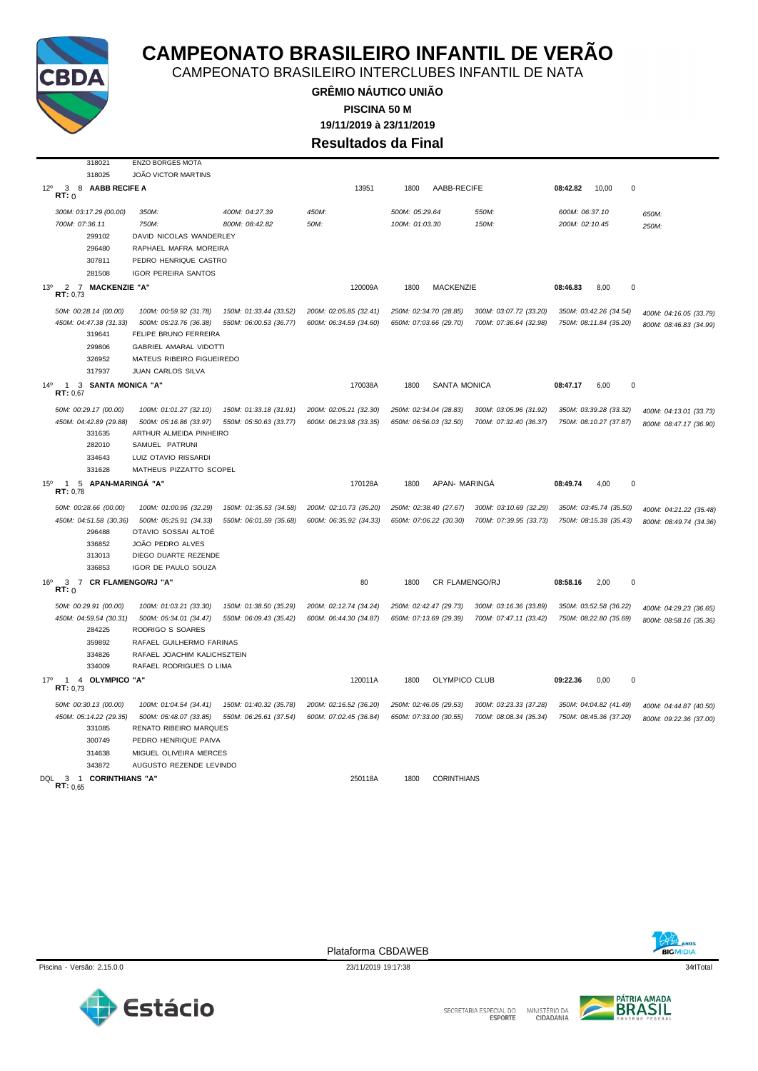# CAMPEONATO BRASILEIRO INFANTIL DE VERÃO

CAMPEONATO BRASILEIRO INTERCLUBES INFANTIL DE NATA

**GRÊMIO NÁUTICO UNIÃO**

**PISCINA 50 M**

**19/11/2019 à 23/11/2019**

## Resultados da Final

318021 ENZO BORGES MOTA
318025 JOÃO VICTOR MARTINS

**12º 3 8 AABB RECIFE A** — 13951 — 1800 — AABB-RECIFE — **08:42.82** — 10,00 — 0
**RT:** 0

*300M: 03:17.29 (00.00) | 350M: | 400M: 04:27.39 | 450M: | 500M: 05:29.64 | 550M: | 600M: 06:37.10 | 650M:*
*700M: 07:36.11 | 750M: | 800M: 08:42.82 | 50M: | 100M: 01:03.30 | 150M: | 200M: 02:10.45 | 250M:*

299102 DAVID NICOLAS WANDERLEY
296480 RAPHAEL MAFRA MOREIRA
307811 PEDRO HENRIQUE CASTRO
281508 IGOR PEREIRA SANTOS

**13º 2 7 MACKENZIE "A"** — 120009A — 1800 — MACKENZIE — **08:46.83** — 8,00 — 0
**RT:** 0,73

*50M: 00:28.14 (00.00) | 100M: 00:59.92 (31.78) | 150M: 01:33.44 (33.52) | 200M: 02:05.85 (32.41) | 250M: 02:34.70 (28.85) | 300M: 03:07.72 (33.20) | 350M: 03:42.26 (34.54) | 400M: 04:16.05 (33.79)*
*450M: 04:47.38 (31.33) | 500M: 05:23.76 (36.38) | 550M: 06:00.53 (36.77) | 600M: 06:34.59 (34.60) | 650M: 07:03.66 (29.70) | 700M: 07:36.64 (32.98) | 750M: 08:11.84 (35.20) | 800M: 08:46.83 (34.99)*

319641 FELIPE BRUNO FERREIRA
299806 GABRIEL AMARAL VIDOTTI
326952 MATEUS RIBEIRO FIGUEIREDO
317937 JUAN CARLOS SILVA

**14º 1 3 SANTA MONICA "A"** — 170038A — 1800 — SANTA MONICA — **08:47.17** — 6,00 — 0
**RT:** 0,67

*50M: 00:29.17 (00.00) | 100M: 01:01.27 (32.10) | 150M: 01:33.18 (31.91) | 200M: 02:05.21 (32.30) | 250M: 02:34.04 (28.83) | 300M: 03:05.96 (31.92) | 350M: 03:39.28 (33.32) | 400M: 04:13.01 (33.73)*
*450M: 04:42.89 (29.88) | 500M: 05:16.86 (33.97) | 550M: 05:50.63 (33.77) | 600M: 06:23.98 (33.35) | 650M: 06:56.03 (32.50) | 700M: 07:32.40 (36.37) | 750M: 08:10.27 (37.87) | 800M: 08:47.17 (36.90)*

331635 ARTHUR ALMEIDA PINHEIRO
282010 SAMUEL PATRUNI
334643 LUIZ OTAVIO RISSARDI
331628 MATHEUS PIZZATTO SCOPEL

**15º 1 5 APAN-MARINGÁ "A"** — 170128A — 1800 — APAN- MARINGÁ — **08:49.74** — 4,00 — 0
**RT:** 0,78

*50M: 00:28.66 (00.00) | 100M: 01:00.95 (32.29) | 150M: 01:35.53 (34.58) | 200M: 02:10.73 (35.20) | 250M: 02:38.40 (27.67) | 300M: 03:10.69 (32.29) | 350M: 03:45.74 (35.50) | 400M: 04:21.22 (35.48)*
*450M: 04:51.58 (30.36) | 500M: 05:25.91 (34.33) | 550M: 06:01.59 (35.68) | 600M: 06:35.92 (34.33) | 650M: 07:06.22 (30.30) | 700M: 07:39.95 (33.73) | 750M: 08:15.38 (35.43) | 800M: 08:49.74 (34.36)*

296488 OTAVIO SOSSAI ALTOÉ
336852 JOÃO PEDRO ALVES
313013 DIEGO DUARTE REZENDE
336853 IGOR DE PAULO SOUZA

**16º 3 7 CR FLAMENGO/RJ "A"** — 80 — 1800 — CR FLAMENGO/RJ — **08:58.16** — 2,00 — 0
**RT:** 0

*50M: 00:29.91 (00.00) | 100M: 01:03.21 (33.30) | 150M: 01:38.50 (35.29) | 200M: 02:12.74 (34.24) | 250M: 02:42.47 (29.73) | 300M: 03:16.36 (33.89) | 350M: 03:52.58 (36.22) | 400M: 04:29.23 (36.65)*
*450M: 04:59.54 (30.31) | 500M: 05:34.01 (34.47) | 550M: 06:09.43 (35.42) | 600M: 06:44.30 (34.87) | 650M: 07:13.69 (29.39) | 700M: 07:47.11 (33.42) | 750M: 08:22.80 (35.69) | 800M: 08:58.16 (35.36)*

284225 RODRIGO S SOARES
359892 RAFAEL GUILHERMO FARINAS
334826 RAFAEL JOACHIM KALICHSZTEIN
334009 RAFAEL RODRIGUES D LIMA

**17º 1 4 OLYMPICO "A"** — 120011A — 1800 — OLYMPICO CLUB — **09:22.36** — 0,00 — 0
**RT:** 0,73

*50M: 00:30.13 (00.00) | 100M: 01:04.54 (34.41) | 150M: 01:40.32 (35.78) | 200M: 02:16.52 (36.20) | 250M: 02:46.05 (29.53) | 300M: 03:23.33 (37.28) | 350M: 04:04.82 (41.49) | 400M: 04:44.87 (40.50)*
*450M: 05:14.22 (29.35) | 500M: 05:48.07 (33.85) | 550M: 06:25.61 (37.54) | 600M: 07:02.45 (36.84) | 650M: 07:33.00 (30.55) | 700M: 08:08.34 (35.34) | 750M: 08:45.36 (37.20) | 800M: 09:22.36 (37.00)*

331085 RENATO RIBEIRO MARQUES
300749 PEDRO HENRIQUE PAIVA
314638 MIGUEL OLIVEIRA MERCES
343872 AUGUSTO REZENDE LEVINDO

**DQL 3 1 CORINTHIANS "A"** — 250118A — 1800 — CORINTHIANS
**RT:** 0,65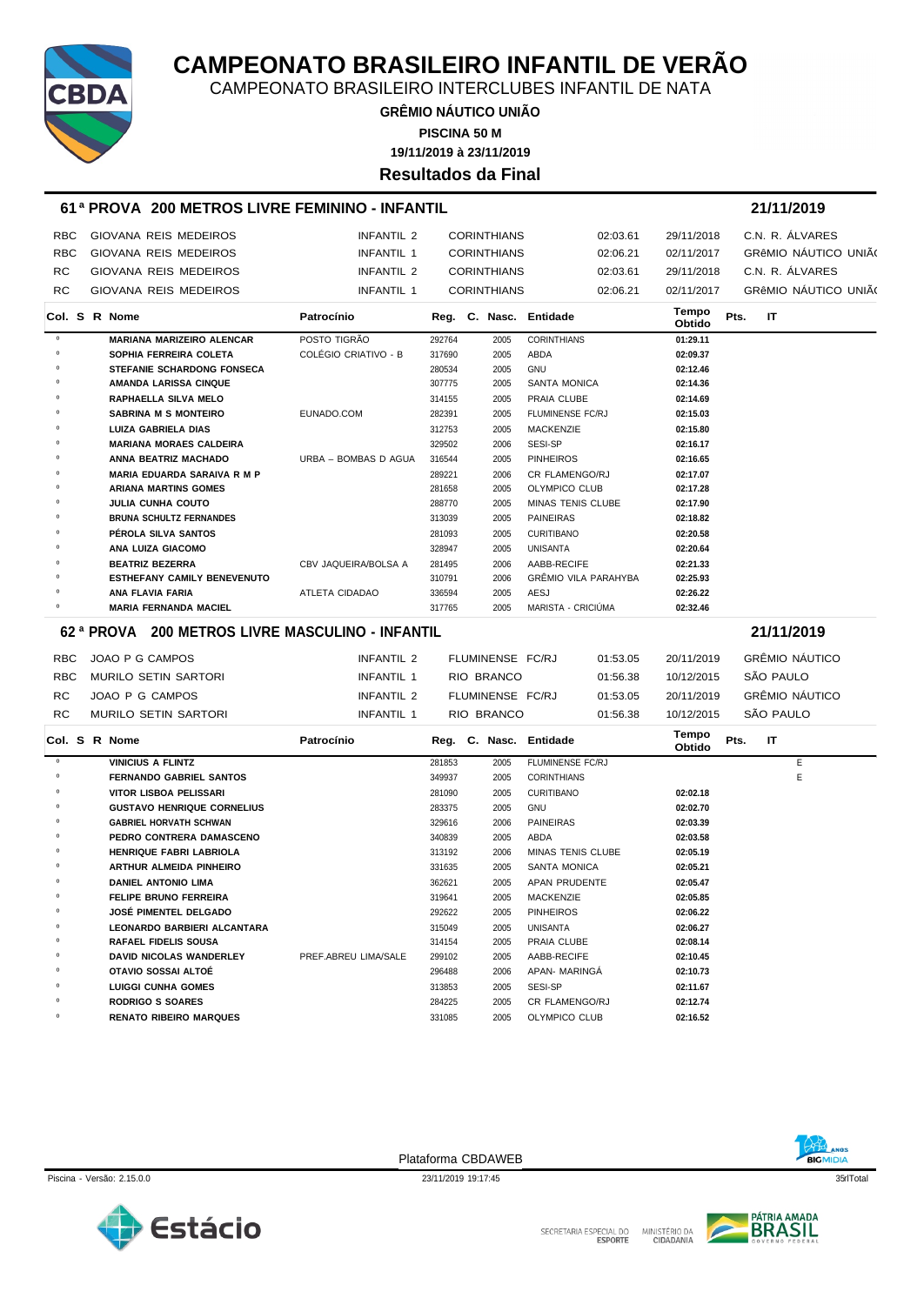# CAMPEONATO BRASILEIRO INFANTIL DE VERÃO

CAMPEONATO BRASILEIRO INTERCLUBES INFANTIL DE NATA

**GRÊMIO NÁUTICO UNIÃO**

**PISCINA 50 M**

**19/11/2019 à 23/11/2019**

**Resultados da Final**

## 61ª PROVA 200 METROS LIVRE FEMININO - INFANTIL — 21/11/2019

| | | | | | | |
|---|---|---|---|---|---|---|
| RBC | GIOVANA REIS MEDEIROS | INFANTIL 2 | CORINTHIANS | 02:03.61 | 29/11/2018 | C.N. R. ÁLVARES |
| RBC | GIOVANA REIS MEDEIROS | INFANTIL 1 | CORINTHIANS | 02:06.21 | 02/11/2017 | GRêMIO NÁUTICO UNIÃ( |
| RC | GIOVANA REIS MEDEIROS | INFANTIL 2 | CORINTHIANS | 02:03.61 | 29/11/2018 | C.N. R. ÁLVARES |
| RC | GIOVANA REIS MEDEIROS | INFANTIL 1 | CORINTHIANS | 02:06.21 | 02/11/2017 | GRêMIO NÁUTICO UNIÃ( |

| Col. | S | R | Nome | Patrocínio | Reg. | C. | Nasc. | Entidade | Tempo Obtido | Pts. | IT |
|---|---|---|---|---|---|---|---|---|---|---|---|
| º | | | MARIANA MARIZEIRO ALENCAR | POSTO TIGRÃO | 292764 | | 2005 | CORINTHIANS | 01:29.11 | | |
| º | | | SOPHIA FERREIRA COLETA | COLÉGIO CRIATIVO - B | 317690 | | 2005 | ABDA | 02:09.37 | | |
| º | | | STEFANIE SCHARDONG FONSECA | | 280534 | | 2005 | GNU | 02:12.46 | | |
| º | | | AMANDA LARISSA CINQUE | | 307775 | | 2005 | SANTA MONICA | 02:14.36 | | |
| º | | | RAPHAELLA SILVA MELO | | 314155 | | 2005 | PRAIA CLUBE | 02:14.69 | | |
| º | | | SABRINA M S MONTEIRO | EUNADO.COM | 282391 | | 2005 | FLUMINENSE FC/RJ | 02:15.03 | | |
| º | | | LUIZA GABRIELA DIAS | | 312753 | | 2005 | MACKENZIE | 02:15.80 | | |
| º | | | MARIANA MORAES CALDEIRA | | 329502 | | 2006 | SESI-SP | 02:16.17 | | |
| º | | | ANNA BEATRIZ MACHADO | URBA – BOMBAS D AGUA | 316544 | | 2005 | PINHEIROS | 02:16.65 | | |
| º | | | MARIA EDUARDA SARAIVA R M P | | 289221 | | 2006 | CR FLAMENGO/RJ | 02:17.07 | | |
| º | | | ARIANA MARTINS GOMES | | 281658 | | 2005 | OLYMPICO CLUB | 02:17.28 | | |
| º | | | JULIA CUNHA COUTO | | 288770 | | 2005 | MINAS TENIS CLUBE | 02:17.90 | | |
| º | | | BRUNA SCHULTZ FERNANDES | | 313039 | | 2005 | PAINEIRAS | 02:18.82 | | |
| º | | | PÉROLA SILVA SANTOS | | 281093 | | 2005 | CURITIBANO | 02:20.58 | | |
| º | | | ANA LUIZA GIACOMO | | 328947 | | 2005 | UNISANTA | 02:20.64 | | |
| º | | | BEATRIZ BEZERRA | CBV JAQUEIRA/BOLSA A | 281495 | | 2006 | AABB-RECIFE | 02:21.33 | | |
| º | | | ESTHEFANY CAMILY BENEVENUTO | | 310791 | | 2006 | GRÊMIO VILA PARAHYBA | 02:25.93 | | |
| º | | | ANA FLAVIA FARIA | ATLETA CIDADAO | 336594 | | 2005 | AESJ | 02:26.22 | | |
| º | | | MARIA FERNANDA MACIEL | | 317765 | | 2005 | MARISTA - CRICIÚMA | 02:32.46 | | |

## 62ª PROVA 200 METROS LIVRE MASCULINO - INFANTIL — 21/11/2019

| | | | | | | |
|---|---|---|---|---|---|---|
| RBC | JOAO P G CAMPOS | INFANTIL 2 | FLUMINENSE FC/RJ | 01:53.05 | 20/11/2019 | GRÊMIO NÁUTICO |
| RBC | MURILO SETIN SARTORI | INFANTIL 1 | RIO BRANCO | 01:56.38 | 10/12/2015 | SÃO PAULO |
| RC | JOAO P G CAMPOS | INFANTIL 2 | FLUMINENSE FC/RJ | 01:53.05 | 20/11/2019 | GRÊMIO NÁUTICO |
| RC | MURILO SETIN SARTORI | INFANTIL 1 | RIO BRANCO | 01:56.38 | 10/12/2015 | SÃO PAULO |

| Col. | S | R | Nome | Patrocínio | Reg. | C. | Nasc. | Entidade | Tempo Obtido | Pts. | IT |
|---|---|---|---|---|---|---|---|---|---|---|---|
| º | | | VINICIUS A FLINTZ | | 281853 | | 2005 | FLUMINENSE FC/RJ | | | E |
| º | | | FERNANDO GABRIEL SANTOS | | 349937 | | 2005 | CORINTHIANS | | | E |
| º | | | VITOR LISBOA PELISSARI | | 281090 | | 2005 | CURITIBANO | 02:02.18 | | |
| º | | | GUSTAVO HENRIQUE CORNELIUS | | 283375 | | 2005 | GNU | 02:02.70 | | |
| º | | | GABRIEL HORVATH SCHWAN | | 329616 | | 2006 | PAINEIRAS | 02:03.39 | | |
| º | | | PEDRO CONTRERA DAMASCENO | | 340839 | | 2005 | ABDA | 02:03.58 | | |
| º | | | HENRIQUE FABRI LABRIOLA | | 313192 | | 2006 | MINAS TENIS CLUBE | 02:05.19 | | |
| º | | | ARTHUR ALMEIDA PINHEIRO | | 331635 | | 2005 | SANTA MONICA | 02:05.21 | | |
| º | | | DANIEL ANTONIO LIMA | | 362621 | | 2005 | APAN PRUDENTE | 02:05.47 | | |
| º | | | FELIPE BRUNO FERREIRA | | 319641 | | 2005 | MACKENZIE | 02:05.85 | | |
| º | | | JOSÉ PIMENTEL DELGADO | | 292622 | | 2005 | PINHEIROS | 02:06.22 | | |
| º | | | LEONARDO BARBIERI ALCANTARA | | 315049 | | 2005 | UNISANTA | 02:06.27 | | |
| º | | | RAFAEL FIDELIS SOUSA | | 314154 | | 2005 | PRAIA CLUBE | 02:08.14 | | |
| º | | | DAVID NICOLAS WANDERLEY | PREF.ABREU LIMA/SALE | 299102 | | 2005 | AABB-RECIFE | 02:10.45 | | |
| º | | | OTAVIO SOSSAI ALTOÉ | | 296488 | | 2006 | APAN- MARINGÁ | 02:10.73 | | |
| º | | | LUIGGI CUNHA GOMES | | 313853 | | 2005 | SESI-SP | 02:11.67 | | |
| º | | | RODRIGO S SOARES | | 284225 | | 2005 | CR FLAMENGO/RJ | 02:12.74 | | |
| º | | | RENATO RIBEIRO MARQUES | | 331085 | | 2005 | OLYMPICO CLUB | 02:16.52 | | |

Plataforma CBDAWEB

Piscina - Versão: 2.15.0.0 — 23/11/2019 19:17:45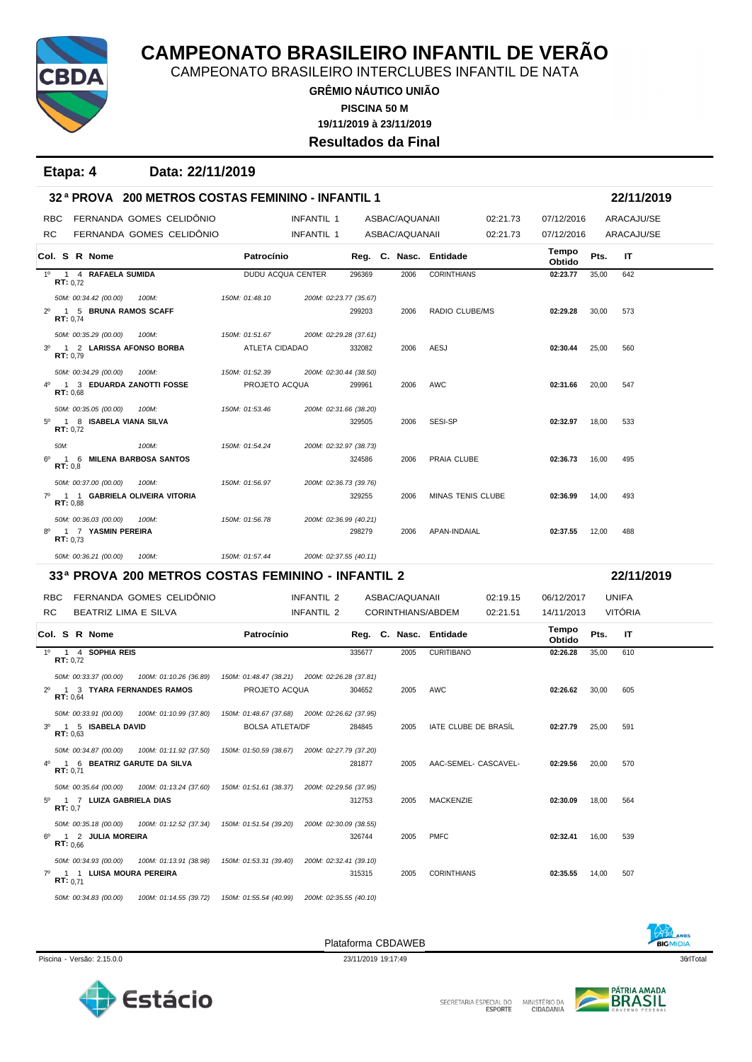# CAMPEONATO BRASILEIRO INFANTIL DE VERÃO

CAMPEONATO BRASILEIRO INTERCLUBES INFANTIL DE NATA

**GRÊMIO NÁUTICO UNIÃO**

**PISCINA 50 M**

**19/11/2019 à 23/11/2019**

**Resultados da Final**

**Etapa: 4 Data: 22/11/2019**

## 32ª PROVA 200 METROS COSTAS FEMININO - INFANTIL 1 — 22/11/2019

| | | | | | | |
|---|---|---|---|---|---|---|
| RBC | FERNANDA GOMES CELIDÔNIO | INFANTIL 1 | ASBAC/AQUANAII | 02:21.73 | 07/12/2016 | ARACAJU/SE |
| RC | FERNANDA GOMES CELIDÔNIO | INFANTIL 1 | ASBAC/AQUANAII | 02:21.73 | 07/12/2016 | ARACAJU/SE |

| Col. | S | R | Nome | Patrocínio | Reg. | C. | Nasc. | Entidade | Tempo Obtido | Pts. | IT |
|---|---|---|---|---|---|---|---|---|---|---|---|
| 1º | 1 | 4 | **RAFAELA SUMIDA** RT: 0,72 | DUDU ACQUA CENTER | 296369 | | 2006 | CORINTHIANS | 02:23.77 | 35,00 | 642 |
| | | | 50M: 00:34.42 (00.00) 100M: | 150M: 01:48.10 | 200M: 02:23.77 (35.67) | | | | | | |
| 2º | 1 | 5 | **BRUNA RAMOS SCAFF** RT: 0,74 | | 299203 | | 2006 | RADIO CLUBE/MS | 02:29.28 | 30,00 | 573 |
| | | | 50M: 00:35.29 (00.00) 100M: | 150M: 01:51.67 | 200M: 02:29.28 (37.61) | | | | | | |
| 3º | 1 | 2 | **LARISSA AFONSO BORBA** RT: 0,79 | ATLETA CIDADAO | 332082 | | 2006 | AESJ | 02:30.44 | 25,00 | 560 |
| | | | 50M: 00:34.29 (00.00) 100M: | 150M: 01:52.39 | 200M: 02:30.44 (38.50) | | | | | | |
| 4º | 1 | 3 | **EDUARDA ZANOTTI FOSSE** RT: 0,68 | PROJETO ACQUA | 299961 | | 2006 | AWC | 02:31.66 | 20,00 | 547 |
| | | | 50M: 00:35.05 (00.00) 100M: | 150M: 01:53.46 | 200M: 02:31.66 (38.20) | | | | | | |
| 5º | 1 | 8 | **ISABELA VIANA SILVA** RT: 0,72 | | 329505 | | 2006 | SESI-SP | 02:32.97 | 18,00 | 533 |
| | | | 50M: 100M: | 150M: 01:54.24 | 200M: 02:32.97 (38.73) | | | | | | |
| 6º | 1 | 6 | **MILENA BARBOSA SANTOS** RT: 0,8 | | 324586 | | 2006 | PRAIA CLUBE | 02:36.73 | 16,00 | 495 |
| | | | 50M: 00:37.00 (00.00) 100M: | 150M: 01:56.97 | 200M: 02:36.73 (39.76) | | | | | | |
| 7º | 1 | 1 | **GABRIELA OLIVEIRA VITORIA** RT: 0,88 | | 329255 | | 2006 | MINAS TENIS CLUBE | 02:36.99 | 14,00 | 493 |
| | | | 50M: 00:36.03 (00.00) 100M: | 150M: 01:56.78 | 200M: 02:36.99 (40.21) | | | | | | |
| 8º | 1 | 7 | **YASMIN PEREIRA** RT: 0,73 | | 298279 | | 2006 | APAN-INDAIAL | 02:37.55 | 12,00 | 488 |
| | | | 50M: 00:36.21 (00.00) 100M: | 150M: 01:57.44 | 200M: 02:37.55 (40.11) | | | | | | |

## 33ª PROVA 200 METROS COSTAS FEMININO - INFANTIL 2 — 22/11/2019

| | | | | | | |
|---|---|---|---|---|---|---|
| RBC | FERNANDA GOMES CELIDÔNIO | INFANTIL 2 | ASBAC/AQUANAII | 02:19.15 | 06/12/2017 | UNIFA |
| RC | BEATRIZ LIMA E SILVA | INFANTIL 2 | CORINTHIANS/ABDEM | 02:21.51 | 14/11/2013 | VITÓRIA |

| Col. | S | R | Nome | Patrocínio | Reg. | C. | Nasc. | Entidade | Tempo Obtido | Pts. | IT |
|---|---|---|---|---|---|---|---|---|---|---|---|
| 1º | 1 | 4 | **SOPHIA REIS** RT: 0,72 | | 335677 | | 2005 | CURITIBANO | 02:26.28 | 35,00 | 610 |
| | | | 50M: 00:33.37 (00.00) 100M: 01:10.26 (36.89) | 150M: 01:48.47 (38.21) | 200M: 02:26.28 (37.81) | | | | | | |
| 2º | 1 | 3 | **TYARA FERNANDES RAMOS** RT: 0,64 | PROJETO ACQUA | 304652 | | 2005 | AWC | 02:26.62 | 30,00 | 605 |
| | | | 50M: 00:33.91 (00.00) 100M: 01:10.99 (37.80) | 150M: 01:48.67 (37.68) | 200M: 02:26.62 (37.95) | | | | | | |
| 3º | 1 | 5 | **ISABELA DAVID** RT: 0,63 | BOLSA ATLETA/DF | 284845 | | 2005 | IATE CLUBE DE BRASÍL | 02:27.79 | 25,00 | 591 |
| | | | 50M: 00:34.87 (00.00) 100M: 01:11.92 (37.50) | 150M: 01:50.59 (38.67) | 200M: 02:27.79 (37.20) | | | | | | |
| 4º | 1 | 6 | **BEATRIZ GARUTE DA SILVA** RT: 0,71 | | 281877 | | 2005 | AAC-SEMEL- CASCAVEL- | 02:29.56 | 20,00 | 570 |
| | | | 50M: 00:35.64 (00.00) 100M: 01:13.24 (37.60) | 150M: 01:51.61 (38.37) | 200M: 02:29.56 (37.95) | | | | | | |
| 5º | 1 | 7 | **LUIZA GABRIELA DIAS** RT: 0,7 | | 312753 | | 2005 | MACKENZIE | 02:30.09 | 18,00 | 564 |
| | | | 50M: 00:35.18 (00.00) 100M: 01:12.52 (37.34) | 150M: 01:51.54 (39.20) | 200M: 02:30.09 (38.55) | | | | | | |
| 6º | 1 | 2 | **JULIA MOREIRA** RT: 0,66 | | 326744 | | 2005 | PMFC | 02:32.41 | 16,00 | 539 |
| | | | 50M: 00:34.93 (00.00) 100M: 01:13.91 (38.98) | 150M: 01:53.31 (39.40) | 200M: 02:32.41 (39.10) | | | | | | |
| 7º | 1 | 1 | **LUISA MOURA PEREIRA** RT: 0,71 | | 315315 | | 2005 | CORINTHIANS | 02:35.55 | 14,00 | 507 |
| | | | 50M: 00:34.83 (00.00) 100M: 01:14.55 (39.72) | 150M: 01:55.54 (40.99) | 200M: 02:35.55 (40.10) | | | | | | |

Plataforma CBDAWEB

Piscina - Versão: 2.15.0.0 — 23/11/2019 19:17:49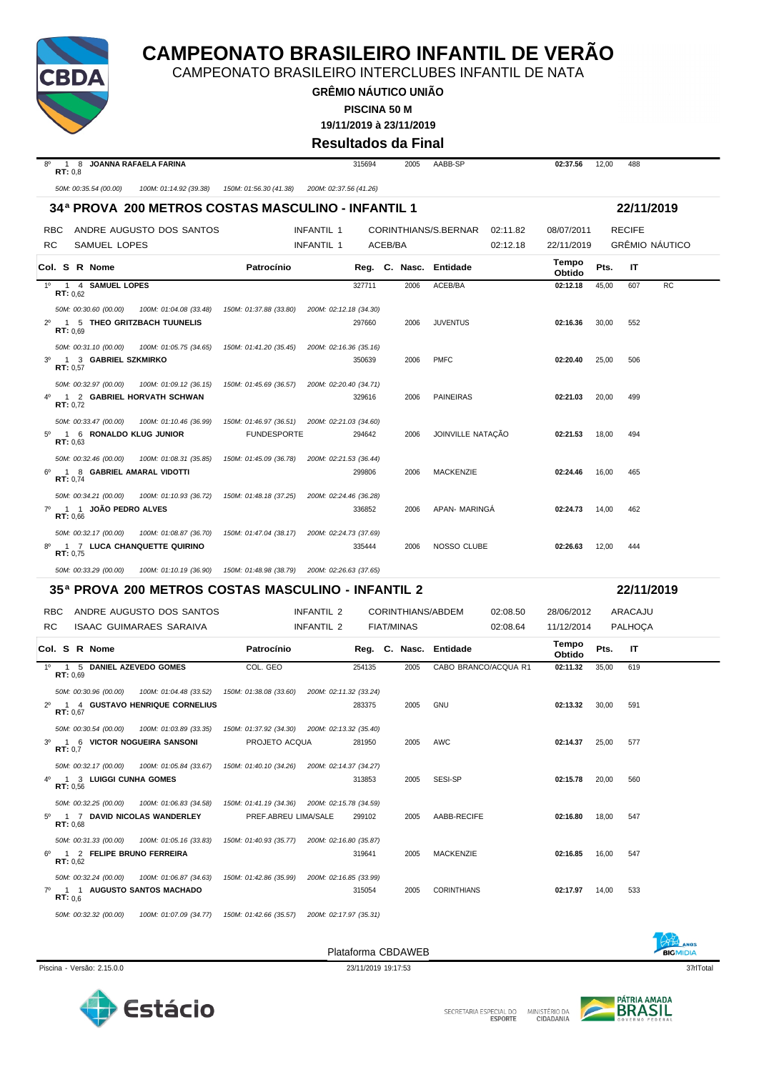# CAMPEONATO BRASILEIRO INFANTIL DE VERÃO

CAMPEONATO BRASILEIRO INTERCLUBES INFANTIL DE NATA

**GRÊMIO NÁUTICO UNIÃO**

**PISCINA 50 M**

**19/11/2019 à 23/11/2019**

**Resultados da Final**

| Col. | S | R | Nome | Patrocínio | Reg. | C. | Nasc. | Entidade | Tempo Obtido | Pts. | IT | |
|---|---|---|---|---|---|---|---|---|---|---|---|---|
| 8º | 1 | 8 | **JOANNA RAFAELA FARINA** RT: 0,8 | | 315694 | | 2005 | AABB-SP | **02:37.56** | 12,00 | 488 | |

*50M: 00:35.54 (00.00) 100M: 01:14.92 (39.38) 150M: 01:56.30 (41.38) 200M: 02:37.56 (41.26)*

## 34ª PROVA 200 METROS COSTAS MASCULINO - INFANTIL 1 — 22/11/2019

| | | | | | |
|---|---|---|---|---|---|
| RBC | ANDRE AUGUSTO DOS SANTOS | INFANTIL 1 | CORINTHIANS/S.BERNAR | 02:11.82 | 08/07/2011 | RECIFE |
| RC | SAMUEL LOPES | INFANTIL 1 | ACEB/BA | 02:12.18 | 22/11/2019 | GRÊMIO NÁUTICO |

| Col. | S | R | Nome | Patrocínio | Reg. | C. | Nasc. | Entidade | Tempo Obtido | Pts. | IT | |
|---|---|---|---|---|---|---|---|---|---|---|---|---|
| 1º | 1 | 4 | **SAMUEL LOPES** RT: 0,62 | | 327711 | | 2006 | ACEB/BA | **02:12.18** | 45,00 | 607 | RC |
| | | | *50M: 00:30.60 (00.00) 100M: 01:04.08 (33.48) 150M: 01:37.88 (33.80) 200M: 02:12.18 (34.30)* | | | | | | | | | |
| 2º | 1 | 5 | **THEO GRITZBACH TUUNELIS** RT: 0,69 | | 297660 | | 2006 | JUVENTUS | **02:16.36** | 30,00 | 552 | |
| | | | *50M: 00:31.10 (00.00) 100M: 01:05.75 (34.65) 150M: 01:41.20 (35.45) 200M: 02:16.36 (35.16)* | | | | | | | | | |
| 3º | 1 | 3 | **GABRIEL SZKMIRKO** RT: 0,57 | | 350639 | | 2006 | PMFC | **02:20.40** | 25,00 | 506 | |
| | | | *50M: 00:32.97 (00.00) 100M: 01:09.12 (36.15) 150M: 01:45.69 (36.57) 200M: 02:20.40 (34.71)* | | | | | | | | | |
| 4º | 1 | 2 | **GABRIEL HORVATH SCHWAN** RT: 0,72 | | 329616 | | 2006 | PAINEIRAS | **02:21.03** | 20,00 | 499 | |
| | | | *50M: 00:33.47 (00.00) 100M: 01:10.46 (36.99) 150M: 01:46.97 (36.51) 200M: 02:21.03 (34.60)* | | | | | | | | | |
| 5º | 1 | 6 | **RONALDO KLUG JUNIOR** RT: 0,63 | FUNDESPORTE | 294642 | | 2006 | JOINVILLE NATAÇÃO | **02:21.53** | 18,00 | 494 | |
| | | | *50M: 00:32.46 (00.00) 100M: 01:08.31 (35.85) 150M: 01:45.09 (36.78) 200M: 02:21.53 (36.44)* | | | | | | | | | |
| 6º | 1 | 8 | **GABRIEL AMARAL VIDOTTI** RT: 0,74 | | 299806 | | 2006 | MACKENZIE | **02:24.46** | 16,00 | 465 | |
| | | | *50M: 00:34.21 (00.00) 100M: 01:10.93 (36.72) 150M: 01:48.18 (37.25) 200M: 02:24.46 (36.28)* | | | | | | | | | |
| 7º | 1 | 1 | **JOÃO PEDRO ALVES** RT: 0,66 | | 336852 | | 2006 | APAN- MARINGÁ | **02:24.73** | 14,00 | 462 | |
| | | | *50M: 00:32.17 (00.00) 100M: 01:08.87 (36.70) 150M: 01:47.04 (38.17) 200M: 02:24.73 (37.69)* | | | | | | | | | |
| 8º | 1 | 7 | **LUCA CHANQUETTE QUIRINO** RT: 0,75 | | 335444 | | 2006 | NOSSO CLUBE | **02:26.63** | 12,00 | 444 | |
| | | | *50M: 00:33.29 (00.00) 100M: 01:10.19 (36.90) 150M: 01:48.98 (38.79) 200M: 02:26.63 (37.65)* | | | | | | | | | |

## 35ª PROVA 200 METROS COSTAS MASCULINO - INFANTIL 2 — 22/11/2019

| | | | | | | |
|---|---|---|---|---|---|---|
| RBC | ANDRE AUGUSTO DOS SANTOS | INFANTIL 2 | CORINTHIANS/ABDEM | 02:08.50 | 28/06/2012 | ARACAJU |
| RC | ISAAC GUIMARAES SARAIVA | INFANTIL 2 | FIAT/MINAS | 02:08.64 | 11/12/2014 | PALHOÇA |

| Col. | S | R | Nome | Patrocínio | Reg. | C. | Nasc. | Entidade | Tempo Obtido | Pts. | IT |
|---|---|---|---|---|---|---|---|---|---|---|---|
| 1º | 1 | 5 | **DANIEL AZEVEDO GOMES** RT: 0,69 | COL. GEO | 254135 | | 2005 | CABO BRANCO/ACQUA R1 | **02:11.32** | 35,00 | 619 |
| | | | *50M: 00:30.96 (00.00) 100M: 01:04.48 (33.52) 150M: 01:38.08 (33.60) 200M: 02:11.32 (33.24)* | | | | | | | | |
| 2º | 1 | 4 | **GUSTAVO HENRIQUE CORNELIUS** RT: 0,67 | | 283375 | | 2005 | GNU | **02:13.32** | 30,00 | 591 |
| | | | *50M: 00:30.54 (00.00) 100M: 01:03.89 (33.35) 150M: 01:37.92 (34.30) 200M: 02:13.32 (35.40)* | | | | | | | | |
| 3º | 1 | 6 | **VICTOR NOGUEIRA SANSONI** RT: 0,7 | PROJETO ACQUA | 281950 | | 2005 | AWC | **02:14.37** | 25,00 | 577 |
| | | | *50M: 00:32.17 (00.00) 100M: 01:05.84 (33.67) 150M: 01:40.10 (34.26) 200M: 02:14.37 (34.27)* | | | | | | | | |
| 4º | 1 | 3 | **LUIGGI CUNHA GOMES** RT: 0,56 | | 313853 | | 2005 | SESI-SP | **02:15.78** | 20,00 | 560 |
| | | | *50M: 00:32.25 (00.00) 100M: 01:06.83 (34.58) 150M: 01:41.19 (34.36) 200M: 02:15.78 (34.59)* | | | | | | | | |
| 5º | 1 | 7 | **DAVID NICOLAS WANDERLEY** RT: 0,68 | PREF.ABREU LIMA/SALE | 299102 | | 2005 | AABB-RECIFE | **02:16.80** | 18,00 | 547 |
| | | | *50M: 00:31.33 (00.00) 100M: 01:05.16 (33.83) 150M: 01:40.93 (35.77) 200M: 02:16.80 (35.87)* | | | | | | | | |
| 6º | 1 | 2 | **FELIPE BRUNO FERREIRA** RT: 0,62 | | 319641 | | 2005 | MACKENZIE | **02:16.85** | 16,00 | 547 |
| | | | *50M: 00:32.24 (00.00) 100M: 01:06.87 (34.63) 150M: 01:42.86 (35.99) 200M: 02:16.85 (33.99)* | | | | | | | | |
| 7º | 1 | 1 | **AUGUSTO SANTOS MACHADO** RT: 0,6 | | 315054 | | 2005 | CORINTHIANS | **02:17.97** | 14,00 | 533 |
| | | | *50M: 00:32.32 (00.00) 100M: 01:07.09 (34.77) 150M: 01:42.66 (35.57) 200M: 02:17.97 (35.31)* | | | | | | | | |

Plataforma CBDAWEB

Piscina - Versão: 2.15.0.0 — 23/11/2019 19:17:53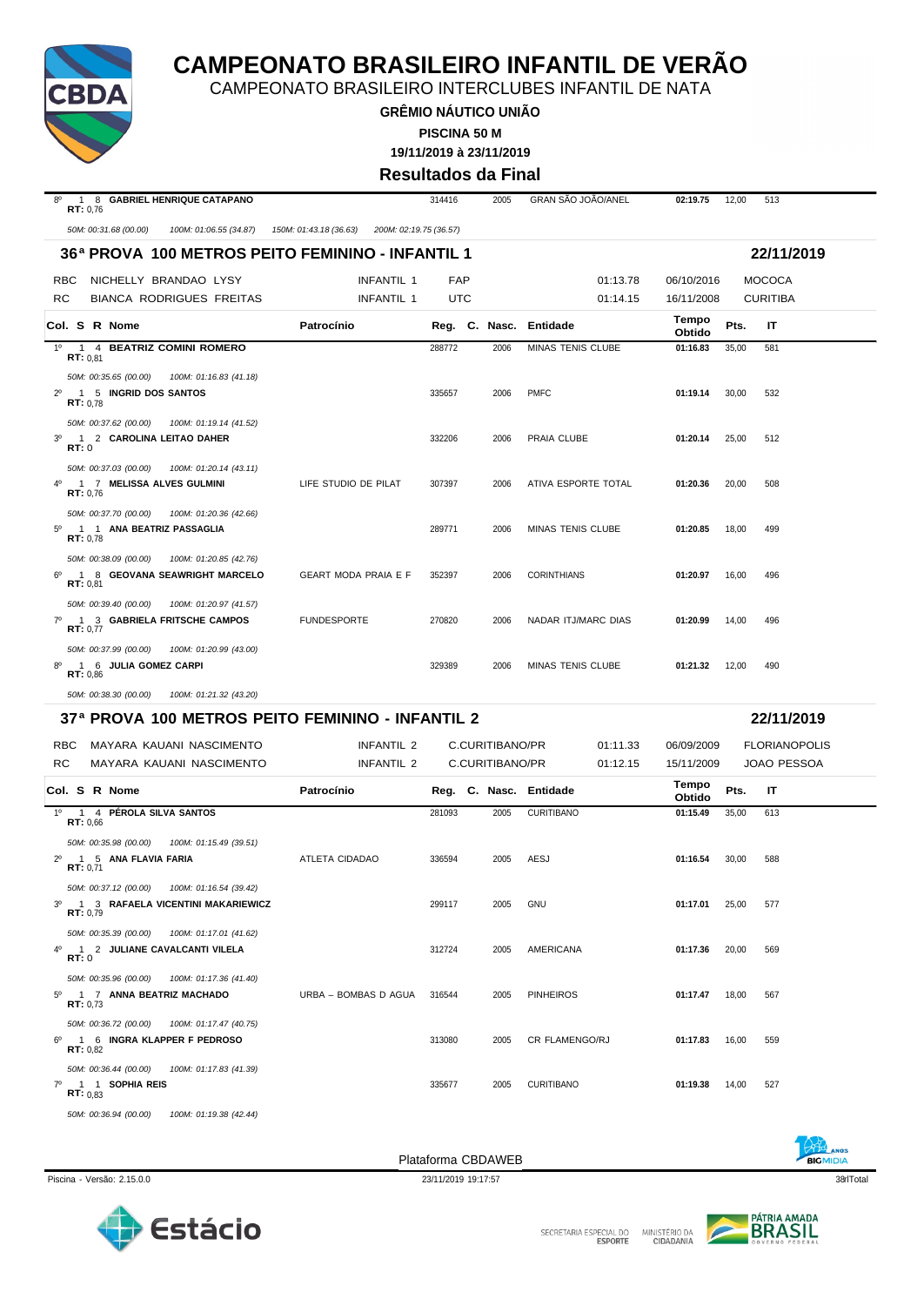# CAMPEONATO BRASILEIRO INFANTIL DE VERÃO

CAMPEONATO BRASILEIRO INTERCLUBES INFANTIL DE NATA

**GRÊMIO NÁUTICO UNIÃO**

**PISCINA 50 M**

**19/11/2019 à 23/11/2019**

**Resultados da Final**

| Col. S R Nome | Patrocínio | Reg. | C. Nasc. | Entidade | Tempo Obtido | Pts. | IT |
|---|---|---|---|---|---|---|---|
| 8º 1 8 **GABRIEL HENRIQUE CATAPANO** RT: 0,76 | | 314416 | 2005 | GRAN SÃO JOÃO/ANEL | **02:19.75** | 12,00 | 513 |
| *50M: 00:31.68 (00.00) 100M: 01:06.55 (34.87) 150M: 01:43.18 (36.63) 200M: 02:19.75 (36.57)* | | | | | | | |

## 36ª PROVA 100 METROS PEITO FEMININO - INFANTIL 1 — 22/11/2019

| | | | | | | |
|---|---|---|---|---|---|---|
| RBC | NICHELLY BRANDAO LYSY | INFANTIL 1 | FAP | 01:13.78 | 06/10/2016 | MOCOCA |
| RC | BIANCA RODRIGUES FREITAS | INFANTIL 1 | UTC | 01:14.15 | 16/11/2008 | CURITIBA |

| Col. S R Nome | Patrocínio | Reg. | C. Nasc. | Entidade | Tempo Obtido | Pts. | IT |
|---|---|---|---|---|---|---|---|
| 1º 1 4 **BEATRIZ COMINI ROMERO** RT: 0,81 | | 288772 | 2006 | MINAS TENIS CLUBE | **01:16.83** | 35,00 | 581 |
| *50M: 00:35.65 (00.00) 100M: 01:16.83 (41.18)* | | | | | | | |
| 2º 1 5 **INGRID DOS SANTOS** RT: 0,78 | | 335657 | 2006 | PMFC | **01:19.14** | 30,00 | 532 |
| *50M: 00:37.62 (00.00) 100M: 01:19.14 (41.52)* | | | | | | | |
| 3º 1 2 **CAROLINA LEITAO DAHER** RT: 0 | | 332206 | 2006 | PRAIA CLUBE | **01:20.14** | 25,00 | 512 |
| *50M: 00:37.03 (00.00) 100M: 01:20.14 (43.11)* | | | | | | | |
| 4º 1 7 **MELISSA ALVES GULMINI** RT: 0,76 | LIFE STUDIO DE PILAT | 307397 | 2006 | ATIVA ESPORTE TOTAL | **01:20.36** | 20,00 | 508 |
| *50M: 00:37.70 (00.00) 100M: 01:20.36 (42.66)* | | | | | | | |
| 5º 1 1 **ANA BEATRIZ PASSAGLIA** RT: 0,78 | | 289771 | 2006 | MINAS TENIS CLUBE | **01:20.85** | 18,00 | 499 |
| *50M: 00:38.09 (00.00) 100M: 01:20.85 (42.76)* | | | | | | | |
| 6º 1 8 **GEOVANA SEAWRIGHT MARCELO** RT: 0,81 | GEART MODA PRAIA E F | 352397 | 2006 | CORINTHIANS | **01:20.97** | 16,00 | 496 |
| *50M: 00:39.40 (00.00) 100M: 01:20.97 (41.57)* | | | | | | | |
| 7º 1 3 **GABRIELA FRITSCHE CAMPOS** RT: 0,77 | FUNDESPORTE | 270820 | 2006 | NADAR ITJ/MARC DIAS | **01:20.99** | 14,00 | 496 |
| *50M: 00:37.99 (00.00) 100M: 01:20.99 (43.00)* | | | | | | | |
| 8º 1 6 **JULIA GOMEZ CARPI** RT: 0,86 | | 329389 | 2006 | MINAS TENIS CLUBE | **01:21.32** | 12,00 | 490 |
| *50M: 00:38.30 (00.00) 100M: 01:21.32 (43.20)* | | | | | | | |

## 37ª PROVA 100 METROS PEITO FEMININO - INFANTIL 2 — 22/11/2019

| | | | | | | |
|---|---|---|---|---|---|---|
| RBC | MAYARA KAUANI NASCIMENTO | INFANTIL 2 | C.CURITIBANO/PR | 01:11.33 | 06/09/2009 | FLORIANOPOLIS |
| RC | MAYARA KAUANI NASCIMENTO | INFANTIL 2 | C.CURITIBANO/PR | 01:12.15 | 15/11/2009 | JOAO PESSOA |

| Col. S R Nome | Patrocínio | Reg. | C. Nasc. | Entidade | Tempo Obtido | Pts. | IT |
|---|---|---|---|---|---|---|---|
| 1º 1 4 **PÉROLA SILVA SANTOS** RT: 0,66 | | 281093 | 2005 | CURITIBANO | **01:15.49** | 35,00 | 613 |
| *50M: 00:35.98 (00.00) 100M: 01:15.49 (39.51)* | | | | | | | |
| 2º 1 5 **ANA FLAVIA FARIA** RT: 0,71 | ATLETA CIDADAO | 336594 | 2005 | AESJ | **01:16.54** | 30,00 | 588 |
| *50M: 00:37.12 (00.00) 100M: 01:16.54 (39.42)* | | | | | | | |
| 3º 1 3 **RAFAELA VICENTINI MAKARIEWICZ** RT: 0,79 | | 299117 | 2005 | GNU | **01:17.01** | 25,00 | 577 |
| *50M: 00:35.39 (00.00) 100M: 01:17.01 (41.62)* | | | | | | | |
| 4º 1 2 **JULIANE CAVALCANTI VILELA** RT: 0 | | 312724 | 2005 | AMERICANA | **01:17.36** | 20,00 | 569 |
| *50M: 00:35.96 (00.00) 100M: 01:17.36 (41.40)* | | | | | | | |
| 5º 1 7 **ANNA BEATRIZ MACHADO** RT: 0,73 | URBA – BOMBAS D AGUA | 316544 | 2005 | PINHEIROS | **01:17.47** | 18,00 | 567 |
| *50M: 00:36.72 (00.00) 100M: 01:17.47 (40.75)* | | | | | | | |
| 6º 1 6 **INGRA KLAPPER F PEDROSO** RT: 0,82 | | 313080 | 2005 | CR FLAMENGO/RJ | **01:17.83** | 16,00 | 559 |
| *50M: 00:36.44 (00.00) 100M: 01:17.83 (41.39)* | | | | | | | |
| 7º 1 1 **SOPHIA REIS** RT: 0,83 | | 335677 | 2005 | CURITIBANO | **01:19.38** | 14,00 | 527 |
| *50M: 00:36.94 (00.00) 100M: 01:19.38 (42.44)* | | | | | | | |

Plataforma CBDAWEB

Piscina - Versão: 2.15.0.0 — 23/11/2019 19:17:57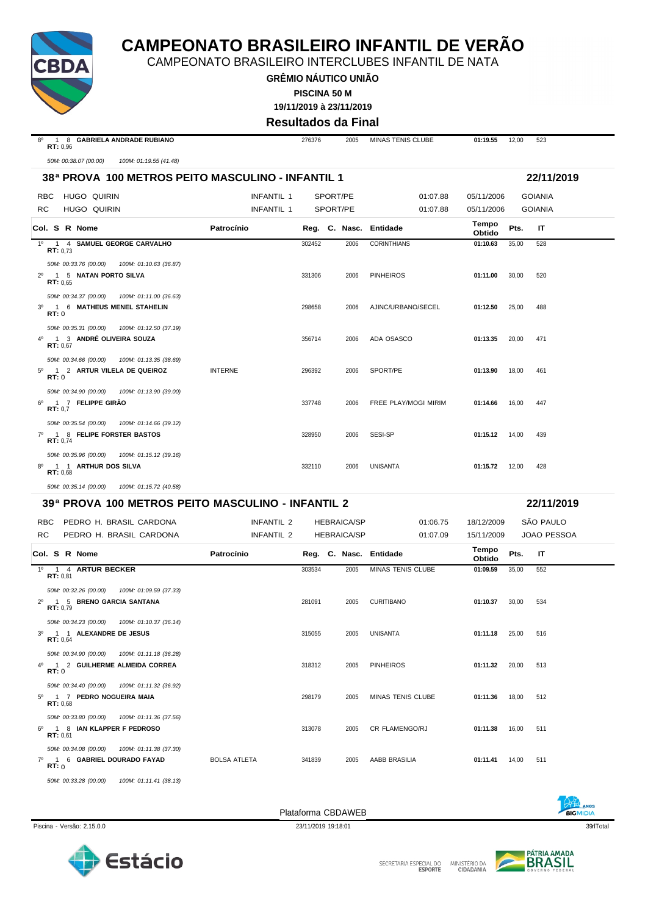# CAMPEONATO BRASILEIRO INFANTIL DE VERÃO

CAMPEONATO BRASILEIRO INTERCLUBES INFANTIL DE NATA

**GRÊMIO NÁUTICO UNIÃO**

**PISCINA 50 M**

**19/11/2019 à 23/11/2019**

**Resultados da Final**

| Col. | S | R | Nome | Patrocínio | Reg. | C. Nasc. | Entidade | Tempo Obtido | Pts. | IT |
|---|---|---|---|---|---|---|---|---|---|---|
| 8º | 1 | 8 | **GABRIELA ANDRADE RUBIANO** RT: 0,96 | | 276376 | 2005 | MINAS TENIS CLUBE | **01:19.55** | 12,00 | 523 |

*50M: 00:38.07 (00.00) 100M: 01:19.55 (41.48)*

## 38ª PROVA 100 METROS PEITO MASCULINO - INFANTIL 1 — 22/11/2019

| | Nome | Categoria | Entidade | Tempo | Data | Local |
|---|---|---|---|---|---|---|
| RBC | HUGO QUIRIN | INFANTIL 1 | SPORT/PE | 01:07.88 | 05/11/2006 | GOIANIA |
| RC | HUGO QUIRIN | INFANTIL 1 | SPORT/PE | 01:07.88 | 05/11/2006 | GOIANIA |

| Col. | S | R | Nome | Patrocínio | Reg. | C. Nasc. | Entidade | Tempo Obtido | Pts. | IT |
|---|---|---|---|---|---|---|---|---|---|---|
| 1º | 1 | 4 | **SAMUEL GEORGE CARVALHO** RT: 0,73 | | 302452 | 2006 | CORINTHIANS | **01:10.63** | 35,00 | 528 |
| | | | *50M: 00:33.76 (00.00) 100M: 01:10.63 (36.87)* | | | | | | | |
| 2º | 1 | 5 | **NATAN PORTO SILVA** RT: 0,65 | | 331306 | 2006 | PINHEIROS | **01:11.00** | 30,00 | 520 |
| | | | *50M: 00:34.37 (00.00) 100M: 01:11.00 (36.63)* | | | | | | | |
| 3º | 1 | 6 | **MATHEUS MENEL STAHELIN** RT: 0 | | 298658 | 2006 | AJINC/URBANO/SECEL | **01:12.50** | 25,00 | 488 |
| | | | *50M: 00:35.31 (00.00) 100M: 01:12.50 (37.19)* | | | | | | | |
| 4º | 1 | 3 | **ANDRÉ OLIVEIRA SOUZA** RT: 0,67 | | 356714 | 2006 | ADA OSASCO | **01:13.35** | 20,00 | 471 |
| | | | *50M: 00:34.66 (00.00) 100M: 01:13.35 (38.69)* | | | | | | | |
| 5º | 1 | 2 | **ARTUR VILELA DE QUEIROZ** RT: 0 | INTERNE | 296392 | 2006 | SPORT/PE | **01:13.90** | 18,00 | 461 |
| | | | *50M: 00:34.90 (00.00) 100M: 01:13.90 (39.00)* | | | | | | | |
| 6º | 1 | 7 | **FELIPPE GIRÃO** RT: 0,7 | | 337748 | 2006 | FREE PLAY/MOGI MIRIM | **01:14.66** | 16,00 | 447 |
| | | | *50M: 00:35.54 (00.00) 100M: 01:14.66 (39.12)* | | | | | | | |
| 7º | 1 | 8 | **FELIPE FORSTER BASTOS** RT: 0,74 | | 328950 | 2006 | SESI-SP | **01:15.12** | 14,00 | 439 |
| | | | *50M: 00:35.96 (00.00) 100M: 01:15.12 (39.16)* | | | | | | | |
| 8º | 1 | 1 | **ARTHUR DOS SILVA** RT: 0,68 | | 332110 | 2006 | UNISANTA | **01:15.72** | 12,00 | 428 |
| | | | *50M: 00:35.14 (00.00) 100M: 01:15.72 (40.58)* | | | | | | | |

## 39ª PROVA 100 METROS PEITO MASCULINO - INFANTIL 2 — 22/11/2019

| | Nome | Categoria | Entidade | Tempo | Data | Local |
|---|---|---|---|---|---|---|
| RBC | PEDRO H. BRASIL CARDONA | INFANTIL 2 | HEBRAICA/SP | 01:06.75 | 18/12/2009 | SÃO PAULO |
| RC | PEDRO H. BRASIL CARDONA | INFANTIL 2 | HEBRAICA/SP | 01:07.09 | 15/11/2009 | JOAO PESSOA |

| Col. | S | R | Nome | Patrocínio | Reg. | C. Nasc. | Entidade | Tempo Obtido | Pts. | IT |
|---|---|---|---|---|---|---|---|---|---|---|
| 1º | 1 | 4 | **ARTUR BECKER** RT: 0,81 | | 303534 | 2005 | MINAS TENIS CLUBE | **01:09.59** | 35,00 | 552 |
| | | | *50M: 00:32.26 (00.00) 100M: 01:09.59 (37.33)* | | | | | | | |
| 2º | 1 | 5 | **BRENO GARCIA SANTANA** RT: 0,79 | | 281091 | 2005 | CURITIBANO | **01:10.37** | 30,00 | 534 |
| | | | *50M: 00:34.23 (00.00) 100M: 01:10.37 (36.14)* | | | | | | | |
| 3º | 1 | 1 | **ALEXANDRE DE JESUS** RT: 0,64 | | 315055 | 2005 | UNISANTA | **01:11.18** | 25,00 | 516 |
| | | | *50M: 00:34.90 (00.00) 100M: 01:11.18 (36.28)* | | | | | | | |
| 4º | 1 | 2 | **GUILHERME ALMEIDA CORREA** RT: 0 | | 318312 | 2005 | PINHEIROS | **01:11.32** | 20,00 | 513 |
| | | | *50M: 00:34.40 (00.00) 100M: 01:11.32 (36.92)* | | | | | | | |
| 5º | 1 | 7 | **PEDRO NOGUEIRA MAIA** RT: 0,68 | | 298179 | 2005 | MINAS TENIS CLUBE | **01:11.36** | 18,00 | 512 |
| | | | *50M: 00:33.80 (00.00) 100M: 01:11.36 (37.56)* | | | | | | | |
| 6º | 1 | 8 | **IAN KLAPPER F PEDROSO** RT: 0,61 | | 313078 | 2005 | CR FLAMENGO/RJ | **01:11.38** | 16,00 | 511 |
| | | | *50M: 00:34.08 (00.00) 100M: 01:11.38 (37.30)* | | | | | | | |
| 7º | 1 | 6 | **GABRIEL DOURADO FAYAD** RT: 0 | BOLSA ATLETA | 341839 | 2005 | AABB BRASILIA | **01:11.41** | 14,00 | 511 |
| | | | *50M: 00:33.28 (00.00) 100M: 01:11.41 (38.13)* | | | | | | | |

Plataforma CBDAWEB

Piscina - Versão: 2.15.0.0 — 23/11/2019 19:18:01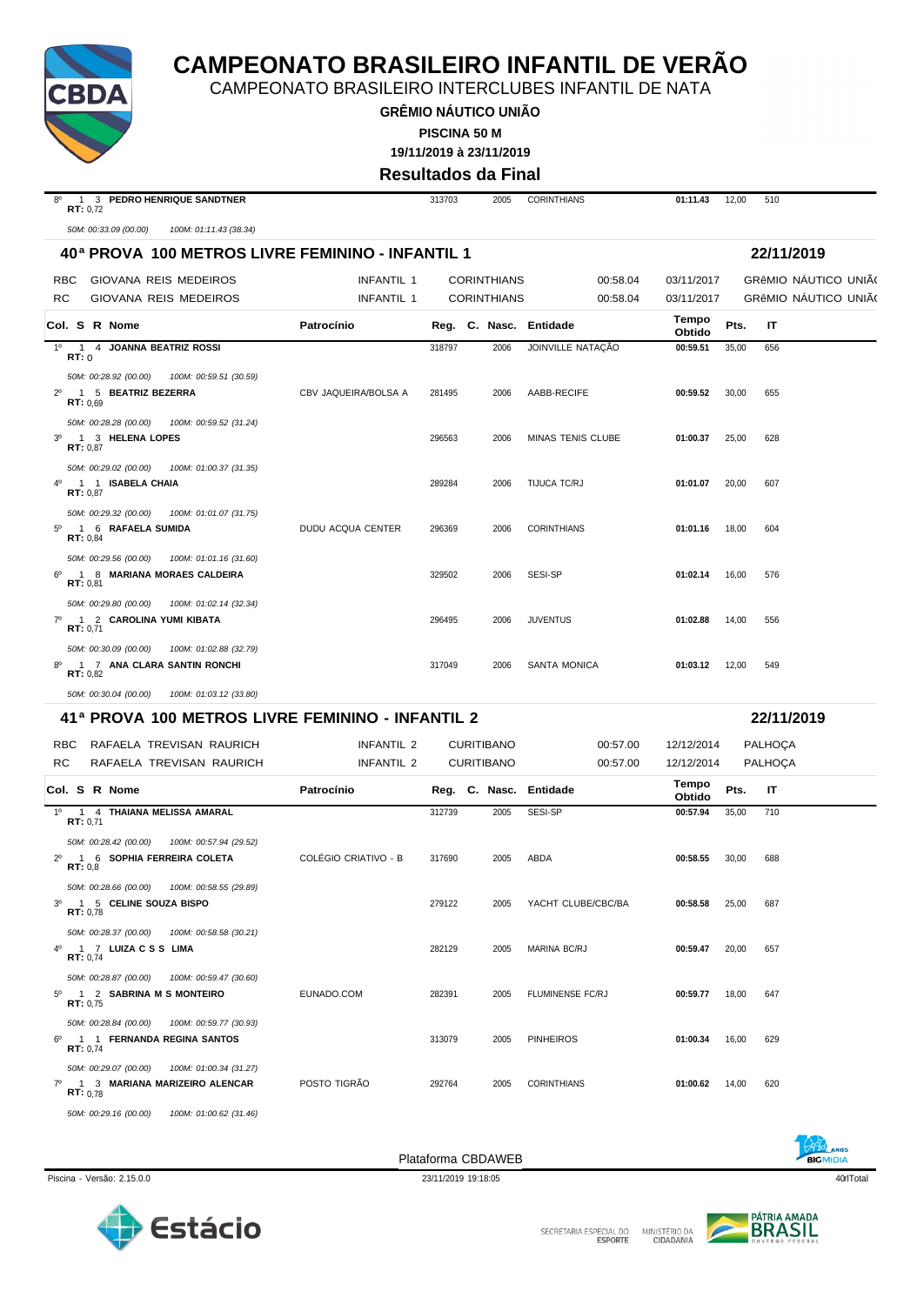# CAMPEONATO BRASILEIRO INFANTIL DE VERÃO

CAMPEONATO BRASILEIRO INTERCLUBES INFANTIL DE NATA

**GRÊMIO NÁUTICO UNIÃO**

**PISCINA 50 M**

**19/11/2019 à 23/11/2019**

**Resultados da Final**

| Col. | S | R | Nome | Patrocínio | Reg. | C. Nasc. | Entidade | Tempo Obtido | Pts. | IT |
|---|---|---|---|---|---|---|---|---|---|---|
| 8º | 1 | 3 | **PEDRO HENRIQUE SANDTNER** RT: 0,72 | | 313703 | 2005 | CORINTHIANS | **01:11.43** | 12,00 | 510 |

*50M: 00:33.09 (00.00) 100M: 01:11.43 (38.34)*

## 40ª PROVA 100 METROS LIVRE FEMININO - INFANTIL 1 — 22/11/2019

| | | | | | | |
|---|---|---|---|---|---|---|
| RBC | GIOVANA REIS MEDEIROS | INFANTIL 1 | CORINTHIANS | 00:58.04 | 03/11/2017 | GRêMIO NÁUTICO UNIÃ |
| RC | GIOVANA REIS MEDEIROS | INFANTIL 1 | CORINTHIANS | 00:58.04 | 03/11/2017 | GRêMIO NÁUTICO UNIÃ |

| Col. | S | R | Nome | Patrocínio | Reg. | C. Nasc. | Entidade | Tempo Obtido | Pts. | IT |
|---|---|---|---|---|---|---|---|---|---|---|
| 1º | 1 | 4 | **JOANNA BEATRIZ ROSSI** RT: 0 | | 318797 | 2006 | JOINVILLE NATAÇÃO | **00:59.51** | 35,00 | 656 |
| | | | *50M: 00:28.92 (00.00) 100M: 00:59.51 (30.59)* | | | | | | | |
| 2º | 1 | 5 | **BEATRIZ BEZERRA** RT: 0,69 | CBV JAQUEIRA/BOLSA A | 281495 | 2006 | AABB-RECIFE | **00:59.52** | 30,00 | 655 |
| | | | *50M: 00:28.28 (00.00) 100M: 00:59.52 (31.24)* | | | | | | | |
| 3º | 1 | 3 | **HELENA LOPES** RT: 0,87 | | 296563 | 2006 | MINAS TENIS CLUBE | **01:00.37** | 25,00 | 628 |
| | | | *50M: 00:29.02 (00.00) 100M: 01:00.37 (31.35)* | | | | | | | |
| 4º | 1 | 1 | **ISABELA CHAIA** RT: 0,87 | | 289284 | 2006 | TIJUCA TC/RJ | **01:01.07** | 20,00 | 607 |
| | | | *50M: 00:29.32 (00.00) 100M: 01:01.07 (31.75)* | | | | | | | |
| 5º | 1 | 6 | **RAFAELA SUMIDA** RT: 0,84 | DUDU ACQUA CENTER | 296369 | 2006 | CORINTHIANS | **01:01.16** | 18,00 | 604 |
| | | | *50M: 00:29.56 (00.00) 100M: 01:01.16 (31.60)* | | | | | | | |
| 6º | 1 | 8 | **MARIANA MORAES CALDEIRA** RT: 0,81 | | 329502 | 2006 | SESI-SP | **01:02.14** | 16,00 | 576 |
| | | | *50M: 00:29.80 (00.00) 100M: 01:02.14 (32.34)* | | | | | | | |
| 7º | 1 | 2 | **CAROLINA YUMI KIBATA** RT: 0,71 | | 296495 | 2006 | JUVENTUS | **01:02.88** | 14,00 | 556 |
| | | | *50M: 00:30.09 (00.00) 100M: 01:02.88 (32.79)* | | | | | | | |
| 8º | 1 | 7 | **ANA CLARA SANTIN RONCHI** RT: 0,82 | | 317049 | 2006 | SANTA MONICA | **01:03.12** | 12,00 | 549 |
| | | | *50M: 00:30.04 (00.00) 100M: 01:03.12 (33.80)* | | | | | | | |

## 41ª PROVA 100 METROS LIVRE FEMININO - INFANTIL 2 — 22/11/2019

| | | | | | | |
|---|---|---|---|---|---|---|
| RBC | RAFAELA TREVISAN RAURICH | INFANTIL 2 | CURITIBANO | 00:57.00 | 12/12/2014 | PALHOÇA |
| RC | RAFAELA TREVISAN RAURICH | INFANTIL 2 | CURITIBANO | 00:57.00 | 12/12/2014 | PALHOÇA |

| Col. | S | R | Nome | Patrocínio | Reg. | C. Nasc. | Entidade | Tempo Obtido | Pts. | IT |
|---|---|---|---|---|---|---|---|---|---|---|
| 1º | 1 | 4 | **THAIANA MELISSA AMARAL** RT: 0,71 | | 312739 | 2005 | SESI-SP | **00:57.94** | 35,00 | 710 |
| | | | *50M: 00:28.42 (00.00) 100M: 00:57.94 (29.52)* | | | | | | | |
| 2º | 1 | 6 | **SOPHIA FERREIRA COLETA** RT: 0,8 | COLÉGIO CRIATIVO - B | 317690 | 2005 | ABDA | **00:58.55** | 30,00 | 688 |
| | | | *50M: 00:28.66 (00.00) 100M: 00:58.55 (29.89)* | | | | | | | |
| 3º | 1 | 5 | **CELINE SOUZA BISPO** RT: 0,78 | | 279122 | 2005 | YACHT CLUBE/CBC/BA | **00:58.58** | 25,00 | 687 |
| | | | *50M: 00:28.37 (00.00) 100M: 00:58.58 (30.21)* | | | | | | | |
| 4º | 1 | 7 | **LUIZA C S S LIMA** RT: 0,74 | | 282129 | 2005 | MARINA BC/RJ | **00:59.47** | 20,00 | 657 |
| | | | *50M: 00:28.87 (00.00) 100M: 00:59.47 (30.60)* | | | | | | | |
| 5º | 1 | 2 | **SABRINA M S MONTEIRO** RT: 0,75 | EUNADO.COM | 282391 | 2005 | FLUMINENSE FC/RJ | **00:59.77** | 18,00 | 647 |
| | | | *50M: 00:28.84 (00.00) 100M: 00:59.77 (30.93)* | | | | | | | |
| 6º | 1 | 1 | **FERNANDA REGINA SANTOS** RT: 0,74 | | 313079 | 2005 | PINHEIROS | **01:00.34** | 16,00 | 629 |
| | | | *50M: 00:29.07 (00.00) 100M: 01:00.34 (31.27)* | | | | | | | |
| 7º | 1 | 3 | **MARIANA MARIZEIRO ALENCAR** RT: 0,78 | POSTO TIGRÃO | 292764 | 2005 | CORINTHIANS | **01:00.62** | 14,00 | 620 |
| | | | *50M: 00:29.16 (00.00) 100M: 01:00.62 (31.46)* | | | | | | | |

Plataforma CBDAWEB

Piscina - Versão: 2.15.0.0 — 23/11/2019 19:18:05 — 40rlTotal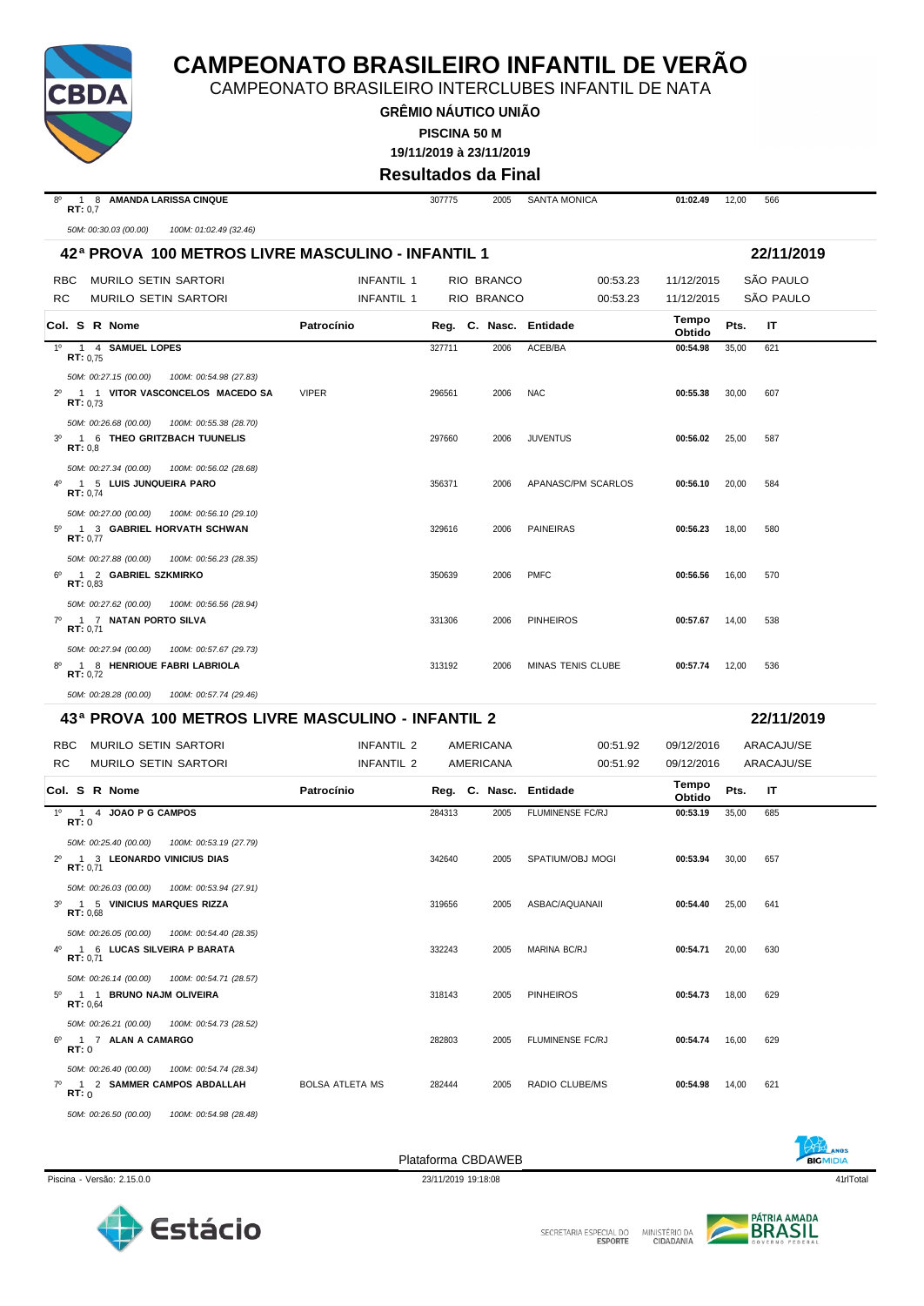# CAMPEONATO BRASILEIRO INFANTIL DE VERÃO

CAMPEONATO BRASILEIRO INTERCLUBES INFANTIL DE NATA

**GRÊMIO NÁUTICO UNIÃO**

**PISCINA 50 M**

**19/11/2019 à 23/11/2019**

**Resultados da Final**

| Col. | S | R | Nome | Patrocínio | Reg. | Nasc. | Entidade | Tempo Obtido | Pts. | IT |
|---|---|---|---|---|---|---|---|---|---|---|
| 8º | 1 | 8 | **AMANDA LARISSA CINQUE** RT: 0,7 | | 307775 | 2005 | SANTA MONICA | **01:02.49** | 12,00 | 566 |

*50M: 00:30.03 (00.00) 100M: 01:02.49 (32.46)*

## 42ª PROVA 100 METROS LIVRE MASCULINO - INFANTIL 1 — 22/11/2019

| | Nome | Categoria | Entidade | Tempo | Data | Local |
|---|---|---|---|---|---|---|
| RBC | MURILO SETIN SARTORI | INFANTIL 1 | RIO BRANCO | 00:53.23 | 11/12/2015 | SÃO PAULO |
| RC | MURILO SETIN SARTORI | INFANTIL 1 | RIO BRANCO | 00:53.23 | 11/12/2015 | SÃO PAULO |

| Col. | S | R | Nome | Patrocínio | Reg. | Nasc. | Entidade | Tempo Obtido | Pts. | IT |
|---|---|---|---|---|---|---|---|---|---|---|
| 1º | 1 | 4 | **SAMUEL LOPES** RT: 0,75 | | 327711 | 2006 | ACEB/BA | **00:54.98** | 35,00 | 621 |
| | | | *50M: 00:27.15 (00.00) 100M: 00:54.98 (27.83)* | | | | | | | |
| 2º | 1 | 1 | **VITOR VASCONCELOS MACEDO SA** RT: 0,73 | VIPER | 296561 | 2006 | NAC | **00:55.38** | 30,00 | 607 |
| | | | *50M: 00:26.68 (00.00) 100M: 00:55.38 (28.70)* | | | | | | | |
| 3º | 1 | 6 | **THEO GRITZBACH TUUNELIS** RT: 0,8 | | 297660 | 2006 | JUVENTUS | **00:56.02** | 25,00 | 587 |
| | | | *50M: 00:27.34 (00.00) 100M: 00:56.02 (28.68)* | | | | | | | |
| 4º | 1 | 5 | **LUIS JUNQUEIRA PARO** RT: 0,74 | | 356371 | 2006 | APANASC/PM SCARLOS | **00:56.10** | 20,00 | 584 |
| | | | *50M: 00:27.00 (00.00) 100M: 00:56.10 (29.10)* | | | | | | | |
| 5º | 1 | 3 | **GABRIEL HORVATH SCHWAN** RT: 0,77 | | 329616 | 2006 | PAINEIRAS | **00:56.23** | 18,00 | 580 |
| | | | *50M: 00:27.88 (00.00) 100M: 00:56.23 (28.35)* | | | | | | | |
| 6º | 1 | 2 | **GABRIEL SZKMIRKO** RT: 0,83 | | 350639 | 2006 | PMFC | **00:56.56** | 16,00 | 570 |
| | | | *50M: 00:27.62 (00.00) 100M: 00:56.56 (28.94)* | | | | | | | |
| 7º | 1 | 7 | **NATAN PORTO SILVA** RT: 0,71 | | 331306 | 2006 | PINHEIROS | **00:57.67** | 14,00 | 538 |
| | | | *50M: 00:27.94 (00.00) 100M: 00:57.67 (29.73)* | | | | | | | |
| 8º | 1 | 8 | **HENRIQUE FABRI LABRIOLA** RT: 0,72 | | 313192 | 2006 | MINAS TENIS CLUBE | **00:57.74** | 12,00 | 536 |
| | | | *50M: 00:28.28 (00.00) 100M: 00:57.74 (29.46)* | | | | | | | |

## 43ª PROVA 100 METROS LIVRE MASCULINO - INFANTIL 2 — 22/11/2019

| | Nome | Categoria | Entidade | Tempo | Data | Local |
|---|---|---|---|---|---|---|
| RBC | MURILO SETIN SARTORI | INFANTIL 2 | AMERICANA | 00:51.92 | 09/12/2016 | ARACAJU/SE |
| RC | MURILO SETIN SARTORI | INFANTIL 2 | AMERICANA | 00:51.92 | 09/12/2016 | ARACAJU/SE |

| Col. | S | R | Nome | Patrocínio | Reg. | Nasc. | Entidade | Tempo Obtido | Pts. | IT |
|---|---|---|---|---|---|---|---|---|---|---|
| 1º | 1 | 4 | **JOAO P G CAMPOS** RT: 0 | | 284313 | 2005 | FLUMINENSE FC/RJ | **00:53.19** | 35,00 | 685 |
| | | | *50M: 00:25.40 (00.00) 100M: 00:53.19 (27.79)* | | | | | | | |
| 2º | 1 | 3 | **LEONARDO VINICIUS DIAS** RT: 0,71 | | 342640 | 2005 | SPATIUM/OBJ MOGI | **00:53.94** | 30,00 | 657 |
| | | | *50M: 00:26.03 (00.00) 100M: 00:53.94 (27.91)* | | | | | | | |
| 3º | 1 | 5 | **VINICIUS MARQUES RIZZA** RT: 0,68 | | 319656 | 2005 | ASBAC/AQUANAII | **00:54.40** | 25,00 | 641 |
| | | | *50M: 00:26.05 (00.00) 100M: 00:54.40 (28.35)* | | | | | | | |
| 4º | 1 | 6 | **LUCAS SILVEIRA P BARATA** RT: 0,71 | | 332243 | 2005 | MARINA BC/RJ | **00:54.71** | 20,00 | 630 |
| | | | *50M: 00:26.14 (00.00) 100M: 00:54.71 (28.57)* | | | | | | | |
| 5º | 1 | 1 | **BRUNO NAJM OLIVEIRA** RT: 0,64 | | 318143 | 2005 | PINHEIROS | **00:54.73** | 18,00 | 629 |
| | | | *50M: 00:26.21 (00.00) 100M: 00:54.73 (28.52)* | | | | | | | |
| 6º | 1 | 7 | **ALAN A CAMARGO** RT: 0 | | 282803 | 2005 | FLUMINENSE FC/RJ | **00:54.74** | 16,00 | 629 |
| | | | *50M: 00:26.40 (00.00) 100M: 00:54.74 (28.34)* | | | | | | | |
| 7º | 1 | 2 | **SAMMER CAMPOS ABDALLAH** RT: 0 | BOLSA ATLETA MS | 282444 | 2005 | RADIO CLUBE/MS | **00:54.98** | 14,00 | 621 |
| | | | *50M: 00:26.50 (00.00) 100M: 00:54.98 (28.48)* | | | | | | | |

Plataforma CBDAWEB

Piscina - Versão: 2.15.0.0 — 23/11/2019 19:18:08 — 41rlTotal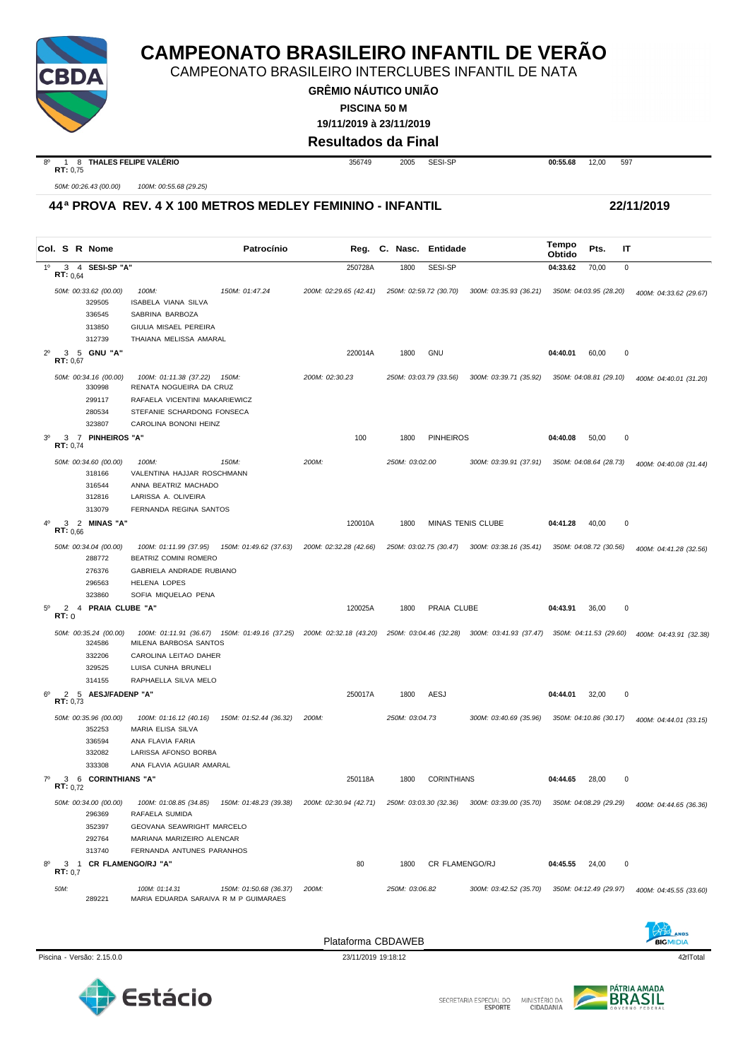# CAMPEONATO BRASILEIRO INFANTIL DE VERÃO

CAMPEONATO BRASILEIRO INTERCLUBES INFANTIL DE NATA

**GRÊMIO NÁUTICO UNIÃO**

**PISCINA 50 M**

**19/11/2019 à 23/11/2019**

**Resultados da Final**

| | | | | | | | | |
|---|---|---|---|---|---|---|---|---|
| 8º 1 8 | **THALES FELIPE VALÉRIO** | 356749 | 2005 | SESI-SP | **00:55.68** | 12,00 | 597 |
| RT: 0,75 | | | | | | | |

*50M: 00:26.43 (00.00)* *100M: 00:55.68 (29.25)*

## 44ª PROVA REV. 4 X 100 METROS MEDLEY FEMININO - INFANTIL — 22/11/2019

| Col. | S | R | Nome | Reg. | C. Nasc. | Entidade | Tempo Obtido | Pts. | IT |
|---|---|---|---|---|---|---|---|---|---|
| 1º | 3 | 4 | **SESI-SP "A"** (RT: 0,64) | 250728A | 1800 | SESI-SP | **04:33.62** | 70,00 | 0 |
| 2º | 3 | 5 | **GNU "A"** (RT: 0,67) | 220014A | 1800 | GNU | **04:40.01** | 60,00 | 0 |
| 3º | 3 | 7 | **PINHEIROS "A"** (RT: 0,74) | 100 | 1800 | PINHEIROS | **04:40.08** | 50,00 | 0 |
| 4º | 3 | 2 | **MINAS "A"** (RT: 0,66) | 120010A | 1800 | MINAS TENIS CLUBE | **04:41.28** | 40,00 | 0 |
| 5º | 2 | 4 | **PRAIA CLUBE "A"** (RT: 0) | 120025A | 1800 | PRAIA CLUBE | **04:43.91** | 36,00 | 0 |
| 6º | 2 | 5 | **AESJ/FADENP "A"** (RT: 0,73) | 250017A | 1800 | AESJ | **04:44.01** | 32,00 | 0 |
| 7º | 3 | 6 | **CORINTHIANS "A"** (RT: 0,72) | 250118A | 1800 | CORINTHIANS | **04:44.65** | 28,00 | 0 |
| 8º | 3 | 1 | **CR FLAMENGO/RJ "A"** (RT: 0,7) | 80 | 1800 | CR FLAMENGO/RJ | **04:45.55** | 24,00 | 0 |

**1º SESI-SP "A"**

*50M: 00:33.62 (00.00) 100M: 150M: 01:47.24 200M: 02:29.65 (42.41) 250M: 02:59.72 (30.70) 300M: 03:35.93 (36.21) 350M: 04:03.95 (28.20) 400M: 04:33.62 (29.67)*

- 329505 ISABELA VIANA SILVA
- 336545 SABRINA BARBOZA
- 313850 GIULIA MISAEL PEREIRA
- 312739 THAIANA MELISSA AMARAL

**2º GNU "A"**

*50M: 00:34.16 (00.00) 100M: 01:11.38 (37.22) 150M: 200M: 02:30.23 250M: 03:03.79 (33.56) 300M: 03:39.71 (35.92) 350M: 04:08.81 (29.10) 400M: 04:40.01 (31.20)*

- 330998 RENATA NOGUEIRA DA CRUZ
- 299117 RAFAELA VICENTINI MAKARIEWICZ
- 280534 STEFANIE SCHARDONG FONSECA
- 323807 CAROLINA BONONI HEINZ

**3º PINHEIROS "A"**

*50M: 00:34.60 (00.00) 100M: 150M: 200M: 250M: 03:02.00 300M: 03:39.91 (37.91) 350M: 04:08.64 (28.73) 400M: 04:40.08 (31.44)*

- 318166 VALENTINA HAJJAR ROSCHMANN
- 316544 ANNA BEATRIZ MACHADO
- 312816 LARISSA A. OLIVEIRA
- 313079 FERNANDA REGINA SANTOS

**4º MINAS "A"**

*50M: 00:34.04 (00.00) 100M: 01:11.99 (37.95) 150M: 01:49.62 (37.63) 200M: 02:32.28 (42.66) 250M: 03:02.75 (30.47) 300M: 03:38.16 (35.41) 350M: 04:08.72 (30.56) 400M: 04:41.28 (32.56)*

- 288772 BEATRIZ COMINI ROMERO
- 276376 GABRIELA ANDRADE RUBIANO
- 296563 HELENA LOPES
- 323860 SOFIA MIQUELAO PENA

**5º PRAIA CLUBE "A"**

*50M: 00:35.24 (00.00) 100M: 01:11.91 (36.67) 150M: 01:49.16 (37.25) 200M: 02:32.18 (43.20) 250M: 03:04.46 (32.28) 300M: 03:41.93 (37.47) 350M: 04:11.53 (29.60) 400M: 04:43.91 (32.38)*

- 324586 MILENA BARBOSA SANTOS
- 332206 CAROLINA LEITAO DAHER
- 329525 LUISA CUNHA BRUNELI
- 314155 RAPHAELLA SILVA MELO

**6º AESJ/FADENP "A"**

*50M: 00:35.96 (00.00) 100M: 01:16.12 (40.16) 150M: 01:52.44 (36.32) 200M: 250M: 03:04.73 300M: 03:40.69 (35.96) 350M: 04:10.86 (30.17) 400M: 04:44.01 (33.15)*

- 352253 MARIA ELISA SILVA
- 336594 ANA FLAVIA FARIA
- 332082 LARISSA AFONSO BORBA
- 333308 ANA FLAVIA AGUIAR AMARAL

**7º CORINTHIANS "A"**

*50M: 00:34.00 (00.00) 100M: 01:08.85 (34.85) 150M: 01:48.23 (39.38) 200M: 02:30.94 (42.71) 250M: 03:03.30 (32.36) 300M: 03:39.00 (35.70) 350M: 04:08.29 (29.29) 400M: 04:44.65 (36.36)*

- 296369 RAFAELA SUMIDA
- 352397 GEOVANA SEAWRIGHT MARCELO
- 292764 MARIANA MARIZEIRO ALENCAR
- 313740 FERNANDA ANTUNES PARANHOS

**8º CR FLAMENGO/RJ "A"**

*50M: 100M: 01:14.31 150M: 01:50.68 (36.37) 200M: 250M: 03:06.82 300M: 03:42.52 (35.70) 350M: 04:12.49 (29.97) 400M: 04:45.55 (33.60)*

- 289221 MARIA EDUARDA SARAIVA R M P GUIMARAES

Plataforma CBDAWEB

Piscina - Versão: 2.15.0.0 — 23/11/2019 19:18:12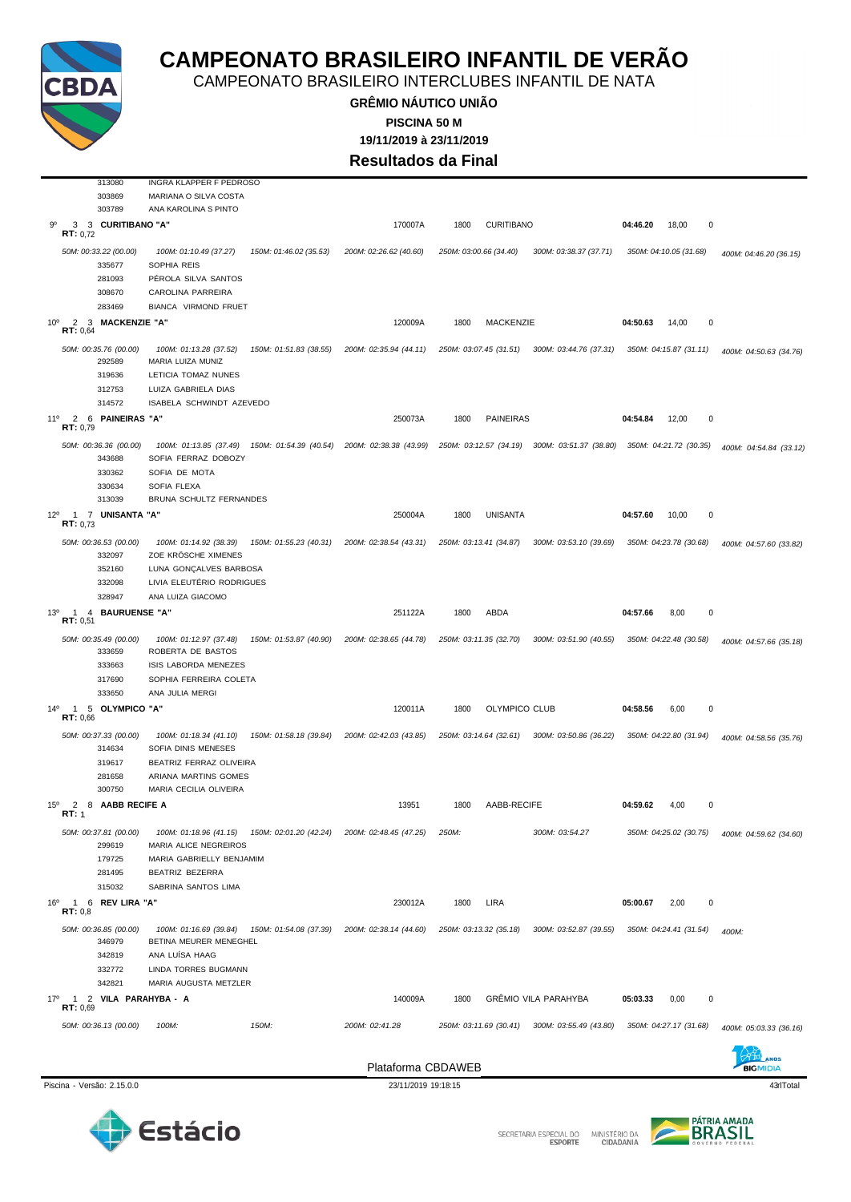# CAMPEONATO BRASILEIRO INFANTIL DE VERÃO

CAMPEONATO BRASILEIRO INTERCLUBES INFANTIL DE NATA

**GRÊMIO NÁUTICO UNIÃO**

**PISCINA 50 M**

**19/11/2019 à 23/11/2019**

## Resultados da Final

313080 INGRA KLAPPER F PEDROSO
303869 MARIANA O SILVA COSTA
303789 ANA KAROLINA S PINTO

**9º 3 3 CURITIBANO "A"** — 170007A — 1800 — CURITIBANO — **04:46.20** — 18,00 — 0
**RT:** 0,72

*50M: 00:33.22 (00.00) — 100M: 01:10.49 (37.27) — 150M: 01:46.02 (35.53) — 200M: 02:26.62 (40.60) — 250M: 03:00.66 (34.40) — 300M: 03:38.37 (37.71) — 350M: 04:10.05 (31.68) — 400M: 04:46.20 (36.15)*

335677 SOPHIA REIS
281093 PÉROLA SILVA SANTOS
308670 CAROLINA PARREIRA
283469 BIANCA VIRMOND FRUET

**10º 2 3 MACKENZIE "A"** — 120009A — 1800 — MACKENZIE — **04:50.63** — 14,00 — 0
**RT:** 0,64

*50M: 00:35.76 (00.00) — 100M: 01:13.28 (37.52) — 150M: 01:51.83 (38.55) — 200M: 02:35.94 (44.11) — 250M: 03:07.45 (31.51) — 300M: 03:44.76 (37.31) — 350M: 04:15.87 (31.11) — 400M: 04:50.63 (34.76)*

292589 MARIA LUIZA MUNIZ
319636 LETICIA TOMAZ NUNES
312753 LUIZA GABRIELA DIAS
314572 ISABELA SCHWINDT AZEVEDO

**11º 2 6 PAINEIRAS "A"** — 250073A — 1800 — PAINEIRAS — **04:54.84** — 12,00 — 0
**RT:** 0,79

*50M: 00:36.36 (00.00) — 100M: 01:13.85 (37.49) — 150M: 01:54.39 (40.54) — 200M: 02:38.38 (43.99) — 250M: 03:12.57 (34.19) — 300M: 03:51.37 (38.80) — 350M: 04:21.72 (30.35) — 400M: 04:54.84 (33.12)*

343688 SOFIA FERRAZ DOBOZY
330362 SOFIA DE MOTA
330634 SOFIA FLEXA
313039 BRUNA SCHULTZ FERNANDES

**12º 1 7 UNISANTA "A"** — 250004A — 1800 — UNISANTA — **04:57.60** — 10,00 — 0
**RT:** 0,73

*50M: 00:36.53 (00.00) — 100M: 01:14.92 (38.39) — 150M: 01:55.23 (40.31) — 200M: 02:38.54 (43.31) — 250M: 03:13.41 (34.87) — 300M: 03:53.10 (39.69) — 350M: 04:23.78 (30.68) — 400M: 04:57.60 (33.82)*

332097 ZOE KRÖSCHE XIMENES
352160 LUNA GONÇALVES BARBOSA
332098 LIVIA ELEUTÉRIO RODRIGUES
328947 ANA LUIZA GIACOMO

**13º 1 4 BAURUENSE "A"** — 251122A — 1800 — ABDA — **04:57.66** — 8,00 — 0
**RT:** 0,51

*50M: 00:35.49 (00.00) — 100M: 01:12.97 (37.48) — 150M: 01:53.87 (40.90) — 200M: 02:38.65 (44.78) — 250M: 03:11.35 (32.70) — 300M: 03:51.90 (40.55) — 350M: 04:22.48 (30.58) — 400M: 04:57.66 (35.18)*

333659 ROBERTA DE BASTOS
333663 ISIS LABORDA MENEZES
317690 SOPHIA FERREIRA COLETA
333650 ANA JULIA MERGI

**14º 1 5 OLYMPICO "A"** — 120011A — 1800 — OLYMPICO CLUB — **04:58.56** — 6,00 — 0
**RT:** 0,66

*50M: 00:37.33 (00.00) — 100M: 01:18.34 (41.10) — 150M: 01:58.18 (39.84) — 200M: 02:42.03 (43.85) — 250M: 03:14.64 (32.61) — 300M: 03:50.86 (36.22) — 350M: 04:22.80 (31.94) — 400M: 04:58.56 (35.76)*

314634 SOFIA DINIS MENESES
319617 BEATRIZ FERRAZ OLIVEIRA
281658 ARIANA MARTINS GOMES
300750 MARIA CECILIA OLIVEIRA

**15º 2 8 AABB RECIFE A** — 13951 — 1800 — AABB-RECIFE — **04:59.62** — 4,00 — 0
**RT:** 1

*50M: 00:37.81 (00.00) — 100M: 01:18.96 (41.15) — 150M: 02:01.20 (42.24) — 200M: 02:48.45 (47.25) — 250M: — 300M: 03:54.27 — 350M: 04:25.02 (30.75) — 400M: 04:59.62 (34.60)*

299619 MARIA ALICE NEGREIROS
179725 MARIA GABRIELLY BENJAMIM
281495 BEATRIZ BEZERRA
315032 SABRINA SANTOS LIMA

**16º 1 6 REV LIRA "A"** — 230012A — 1800 — LIRA — **05:00.67** — 2,00 — 0
**RT:** 0,8

*50M: 00:36.85 (00.00) — 100M: 01:16.69 (39.84) — 150M: 01:54.08 (37.39) — 200M: 02:38.14 (44.60) — 250M: 03:13.32 (35.18) — 300M: 03:52.87 (39.55) — 350M: 04:24.41 (31.54) — 400M:*

346979 BETINA MEURER MENEGHEL
342819 ANA LUÍSA HAAG
332772 LINDA TORRES BUGMANN
342821 MARIA AUGUSTA METZLER

**17º 1 2 VILA PARAHYBA - A** — 140009A — 1800 — GRÊMIO VILA PARAHYBA — **05:03.33** — 0,00 — 0
**RT:** 0,69

*50M: 00:36.13 (00.00) — 100M: — 150M: — 200M: 02:41.28 — 250M: 03:11.69 (30.41) — 300M: 03:55.49 (43.80) — 350M: 04:27.17 (31.68) — 400M: 05:03.33 (36.16)*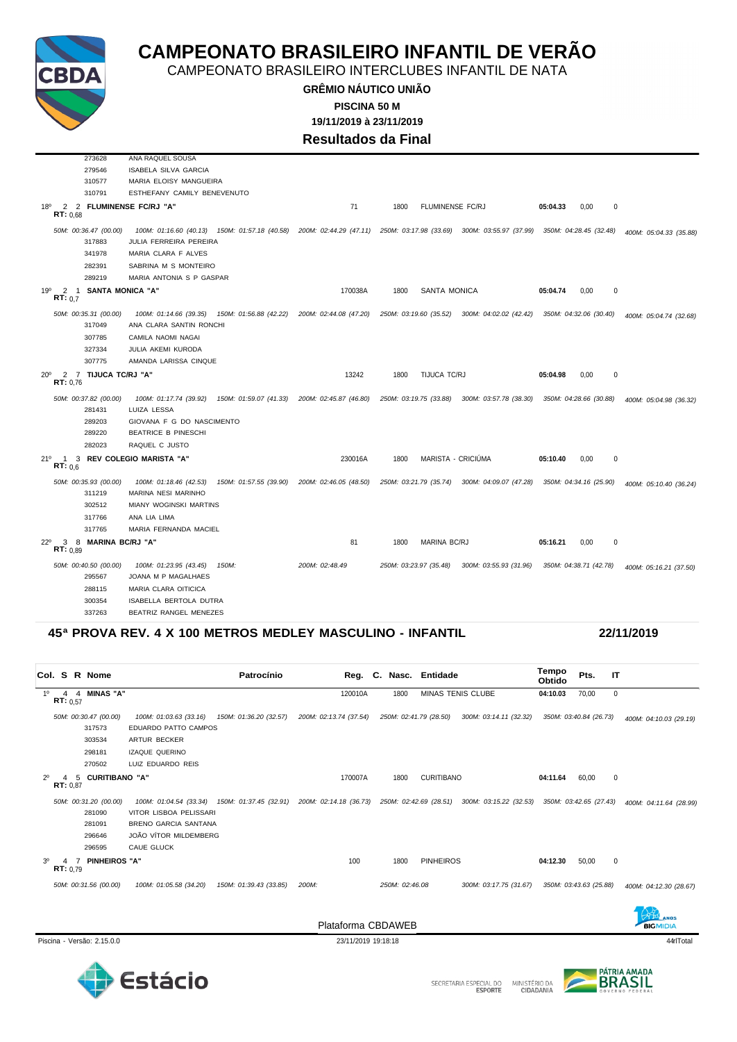# CAMPEONATO BRASILEIRO INFANTIL DE VERÃO

CAMPEONATO BRASILEIRO INTERCLUBES INFANTIL DE NATA

**GRÊMIO NÁUTICO UNIÃO**

**PISCINA 50 M**

**19/11/2019 à 23/11/2019**

**Resultados da Final**

273628 ANA RAQUEL SOUSA
279546 ISABELA SILVA GARCIA
310577 MARIA ELOISY MANGUEIRA
310791 ESTHEFANY CAMILY BENEVENUTO

18º 2 2 **FLUMINENSE FC/RJ "A"** — 71 — 1800 — FLUMINENSE FC/RJ — **05:04.33** — 0,00 — 0
**RT:** 0,68

*50M: 00:36.47 (00.00) 100M: 01:16.60 (40.13) 150M: 01:57.18 (40.58) 200M: 02:44.29 (47.11) 250M: 03:17.98 (33.69) 300M: 03:55.97 (37.99) 350M: 04:28.45 (32.48) 400M: 05:04.33 (35.88)*

317883 JULIA FERREIRA PEREIRA
341978 MARIA CLARA F ALVES
282391 SABRINA M S MONTEIRO
289219 MARIA ANTONIA S P GASPAR

19º 2 1 **SANTA MONICA "A"** — 170038A — 1800 — SANTA MONICA — **05:04.74** — 0,00 — 0
**RT:** 0,7

*50M: 00:35.31 (00.00) 100M: 01:14.66 (39.35) 150M: 01:56.88 (42.22) 200M: 02:44.08 (47.20) 250M: 03:19.60 (35.52) 300M: 04:02.02 (42.42) 350M: 04:32.06 (30.40) 400M: 05:04.74 (32.68)*

317049 ANA CLARA SANTIN RONCHI
307785 CAMILA NAOMI NAGAI
327334 JULIA AKEMI KURODA
307775 AMANDA LARISSA CINQUE

20º 2 7 **TIJUCA TC/RJ "A"** — 13242 — 1800 — TIJUCA TC/RJ — **05:04.98** — 0,00 — 0
**RT:** 0,76

*50M: 00:37.82 (00.00) 100M: 01:17.74 (39.92) 150M: 01:59.07 (41.33) 200M: 02:45.87 (46.80) 250M: 03:19.75 (33.88) 300M: 03:57.78 (38.30) 350M: 04:28.66 (30.88) 400M: 05:04.98 (36.32)*

281431 LUIZA LESSA
289203 GIOVANA F G DO NASCIMENTO
289220 BEATRICE B PINESCHI
282023 RAQUEL C JUSTO

21º 1 3 **REV COLEGIO MARISTA "A"** — 230016A — 1800 — MARISTA - CRICIÚMA — **05:10.40** — 0,00 — 0
**RT:** 0,6

*50M: 00:35.93 (00.00) 100M: 01:18.46 (42.53) 150M: 01:57.55 (39.90) 200M: 02:46.05 (48.50) 250M: 03:21.79 (35.74) 300M: 04:09.07 (47.28) 350M: 04:34.16 (25.90) 400M: 05:10.40 (36.24)*

311219 MARINA NESI MARINHO
302512 MIANY WOGINSKI MARTINS
317766 ANA LIA LIMA
317765 MARIA FERNANDA MACIEL

22º 3 8 **MARINA BC/RJ "A"** — 81 — 1800 — MARINA BC/RJ — **05:16.21** — 0,00 — 0
**RT:** 0,89

*50M: 00:40.50 (00.00) 100M: 01:23.95 (43.45) 150M: 200M: 02:48.49 250M: 03:23.97 (35.48) 300M: 03:55.93 (31.96) 350M: 04:38.71 (42.78) 400M: 05:16.21 (37.50)*

295567 JOANA M P MAGALHAES
288115 MARIA CLARA OITICICA
300354 ISABELLA BERTOLA DUTRA
337263 BEATRIZ RANGEL MENEZES

## 45ª PROVA REV. 4 X 100 METROS MEDLEY MASCULINO - INFANTIL — 22/11/2019

| Col. | S | R | Nome | Patrocínio | Reg. | C. | Nasc. | Entidade | Tempo Obtido | Pts. | IT |
|---|---|---|---|---|---|---|---|---|---|---|---|
| 1º | 4 | 4 | **MINAS "A"** (RT: 0,57) | | 120010A | | 1800 | MINAS TENIS CLUBE | **04:10.03** | 70,00 | 0 |

*50M: 00:30.47 (00.00) 100M: 01:03.63 (33.16) 150M: 01:36.20 (32.57) 200M: 02:13.74 (37.54) 250M: 02:41.79 (28.50) 300M: 03:14.11 (32.32) 350M: 03:40.84 (26.73) 400M: 04:10.03 (29.19)*

317573 EDUARDO PATTO CAMPOS
303534 ARTUR BECKER
298181 IZAQUE QUERINO
270502 LUIZ EDUARDO REIS

2º 4 5 **CURITIBANO "A"** — 170007A — 1800 — CURITIBANO — **04:11.64** — 60,00 — 0
**RT:** 0,87

*50M: 00:31.20 (00.00) 100M: 01:04.54 (33.34) 150M: 01:37.45 (32.91) 200M: 02:14.18 (36.73) 250M: 02:42.69 (28.51) 300M: 03:15.22 (32.53) 350M: 03:42.65 (27.43) 400M: 04:11.64 (28.99)*

281090 VITOR LISBOA PELISSARI
281091 BRENO GARCIA SANTANA
296646 JOÃO VÍTOR MILDEMBERG
296595 CAUE GLUCK

3º 4 7 **PINHEIROS "A"** — 100 — 1800 — PINHEIROS — **04:12.30** — 50,00 — 0
**RT:** 0,79

*50M: 00:31.56 (00.00) 100M: 01:05.58 (34.20) 150M: 01:39.43 (33.85) 200M: 250M: 02:46.08 300M: 03:17.75 (31.67) 350M: 03:43.63 (25.88) 400M: 04:12.30 (28.67)*

Plataforma CBDAWEB

Piscina - Versão: 2.15.0.0 — 23/11/2019 19:18:18 — 44rlTotal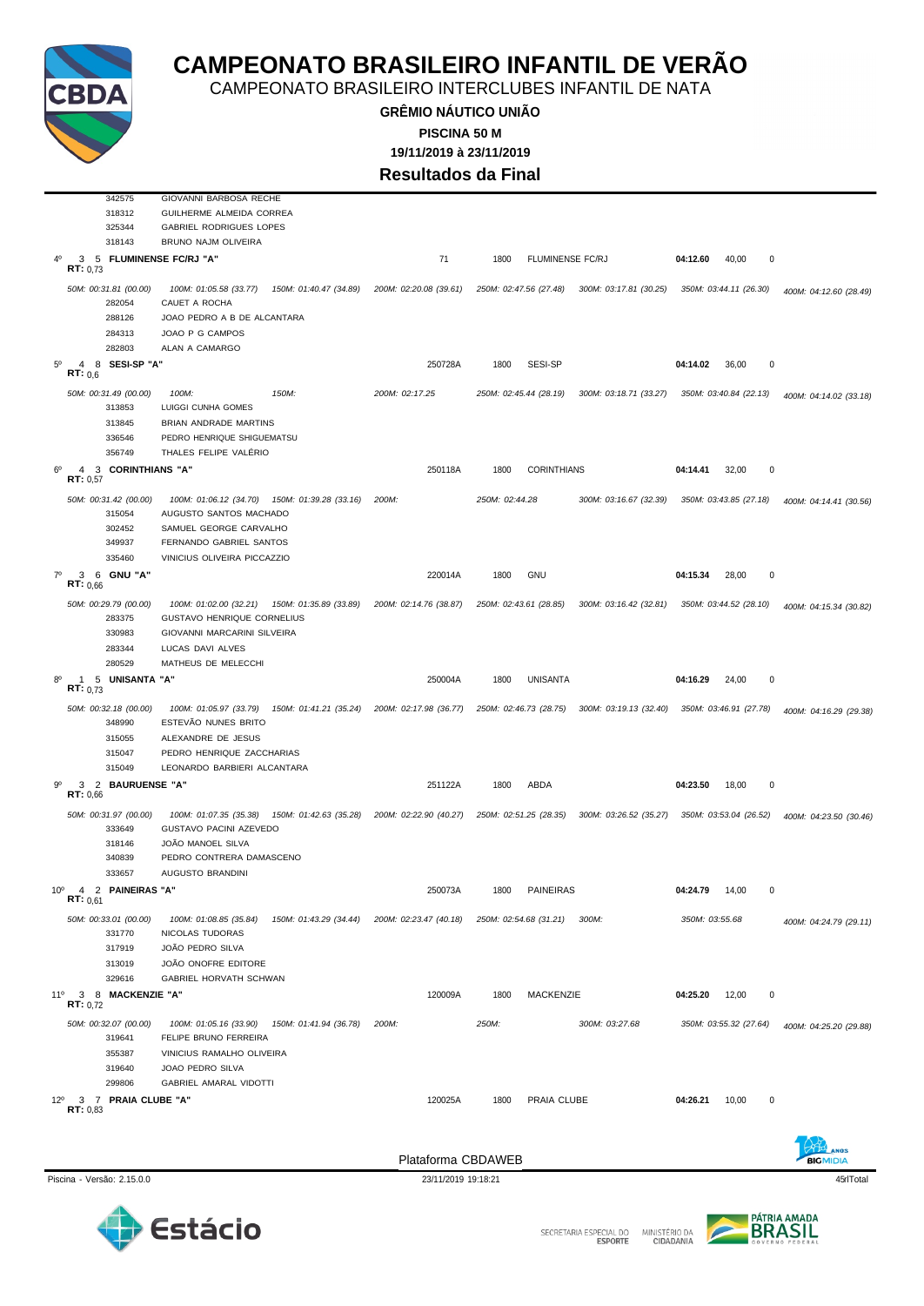# CAMPEONATO BRASILEIRO INFANTIL DE VERÃO

CAMPEONATO BRASILEIRO INTERCLUBES INFANTIL DE NATA

**GRÊMIO NÁUTICO UNIÃO**

**PISCINA 50 M**

**19/11/2019 à 23/11/2019**

## Resultados da Final

342575 GIOVANNI BARBOSA RECHE
318312 GUILHERME ALMEIDA CORREA
325344 GABRIEL RODRIGUES LOPES
318143 BRUNO NAJM OLIVEIRA

**4º 3 5 FLUMINENSE FC/RJ "A"** — 71 — 1800 — FLUMINENSE FC/RJ — **04:12.60** — 40,00 — 0
**RT:** 0,73

*50M: 00:31.81 (00.00) 100M: 01:05.58 (33.77) 150M: 01:40.47 (34.89) 200M: 02:20.08 (39.61) 250M: 02:47.56 (27.48) 300M: 03:17.81 (30.25) 350M: 03:44.11 (26.30) 400M: 04:12.60 (28.49)*

282054 CAUET A ROCHA
288126 JOAO PEDRO A B DE ALCANTARA
284313 JOAO P G CAMPOS
282803 ALAN A CAMARGO

**5º 4 8 SESI-SP "A"** — 250728A — 1800 — SESI-SP — **04:14.02** — 36,00 — 0
**RT:** 0,6

*50M: 00:31.49 (00.00) 100M: 150M: 200M: 02:17.25 250M: 02:45.44 (28.19) 300M: 03:18.71 (33.27) 350M: 03:40.84 (22.13) 400M: 04:14.02 (33.18)*

313853 LUIGGI CUNHA GOMES
313845 BRIAN ANDRADE MARTINS
336546 PEDRO HENRIQUE SHIGUEMATSU
356749 THALES FELIPE VALÉRIO

**6º 4 3 CORINTHIANS "A"** — 250118A — 1800 — CORINTHIANS — **04:14.41** — 32,00 — 0
**RT:** 0,57

*50M: 00:31.42 (00.00) 100M: 01:06.12 (34.70) 150M: 01:39.28 (33.16) 200M: 250M: 02:44.28 300M: 03:16.67 (32.39) 350M: 03:43.85 (27.18) 400M: 04:14.41 (30.56)*

315054 AUGUSTO SANTOS MACHADO
302452 SAMUEL GEORGE CARVALHO
349937 FERNANDO GABRIEL SANTOS
335460 VINICIUS OLIVEIRA PICCAZZIO

**7º 3 6 GNU "A"** — 220014A — 1800 — GNU — **04:15.34** — 28,00 — 0
**RT:** 0,66

*50M: 00:29.79 (00.00) 100M: 01:02.00 (32.21) 150M: 01:35.89 (33.89) 200M: 02:14.76 (38.87) 250M: 02:43.61 (28.85) 300M: 03:16.42 (32.81) 350M: 03:44.52 (28.10) 400M: 04:15.34 (30.82)*

283375 GUSTAVO HENRIQUE CORNELIUS
330983 GIOVANNI MARCARINI SILVEIRA
283344 LUCAS DAVI ALVES
280529 MATHEUS DE MELECCHI

**8º 1 5 UNISANTA "A"** — 250004A — 1800 — UNISANTA — **04:16.29** — 24,00 — 0
**RT:** 0,73

*50M: 00:32.18 (00.00) 100M: 01:05.97 (33.79) 150M: 01:41.21 (35.24) 200M: 02:17.98 (36.77) 250M: 02:46.73 (28.75) 300M: 03:19.13 (32.40) 350M: 03:46.91 (27.78) 400M: 04:16.29 (29.38)*

348990 ESTEVÃO NUNES BRITO
315055 ALEXANDRE DE JESUS
315047 PEDRO HENRIQUE ZACCHARIAS
315049 LEONARDO BARBIERI ALCANTARA

**9º 3 2 BAURUENSE "A"** — 251122A — 1800 — ABDA — **04:23.50** — 18,00 — 0
**RT:** 0,66

*50M: 00:31.97 (00.00) 100M: 01:07.35 (35.38) 150M: 01:42.63 (35.28) 200M: 02:22.90 (40.27) 250M: 02:51.25 (28.35) 300M: 03:26.52 (35.27) 350M: 03:53.04 (26.52) 400M: 04:23.50 (30.46)*

333649 GUSTAVO PACINI AZEVEDO
318146 JOÃO MANOEL SILVA
340839 PEDRO CONTRERA DAMASCENO
333657 AUGUSTO BRANDINI

**10º 4 2 PAINEIRAS "A"** — 250073A — 1800 — PAINEIRAS — **04:24.79** — 14,00 — 0
**RT:** 0,61

*50M: 00:33.01 (00.00) 100M: 01:08.85 (35.84) 150M: 01:43.29 (34.44) 200M: 02:23.47 (40.18) 250M: 02:54.68 (31.21) 300M: 350M: 03:55.68 400M: 04:24.79 (29.11)*

331770 NICOLAS TUDORAS
317919 JOÃO PEDRO SILVA
313019 JOÃO ONOFRE EDITORE
329616 GABRIEL HORVATH SCHWAN

**11º 3 8 MACKENZIE "A"** — 120009A — 1800 — MACKENZIE — **04:25.20** — 12,00 — 0
**RT:** 0,72

*50M: 00:32.07 (00.00) 100M: 01:05.16 (33.90) 150M: 01:41.94 (36.78) 200M: 250M: 300M: 03:27.68 350M: 03:55.32 (27.64) 400M: 04:25.20 (29.88)*

319641 FELIPE BRUNO FERREIRA
355387 VINICIUS RAMALHO OLIVEIRA
319640 JOAO PEDRO SILVA
299806 GABRIEL AMARAL VIDOTTI

**12º 3 7 PRAIA CLUBE "A"** — 120025A — 1800 — PRAIA CLUBE — **04:26.21** — 10,00 — 0
**RT:** 0,83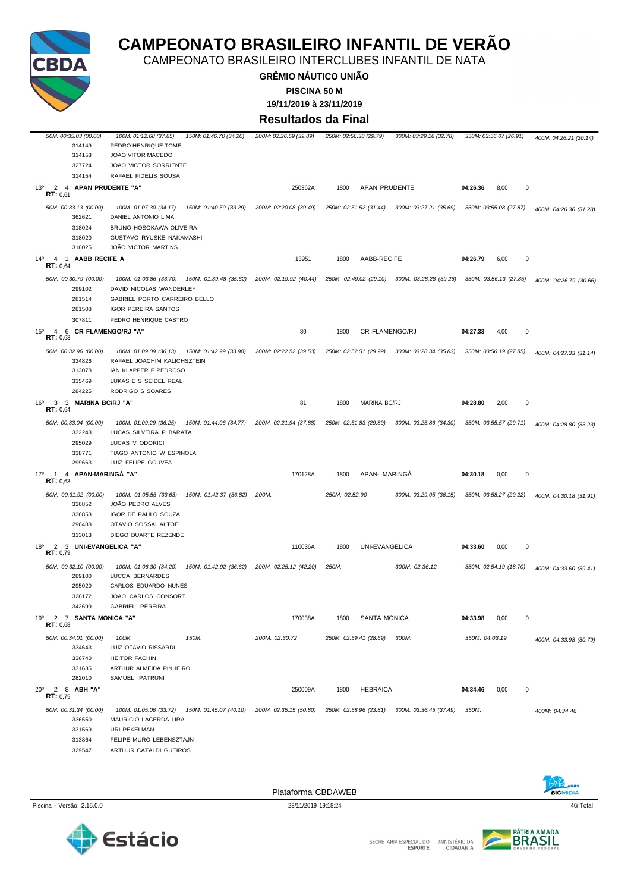# CAMPEONATO BRASILEIRO INFANTIL DE VERÃO

CAMPEONATO BRASILEIRO INTERCLUBES INFANTIL DE NATA

**GRÊMIO NÁUTICO UNIÃO**

**PISCINA 50 M**

**19/11/2019 à 23/11/2019**

## Resultados da Final

*50M: 00:35.03 (00.00) 100M: 01:12.68 (37.65) 150M: 01:46.70 (34.20) 200M: 02:26.59 (39.89) 250M: 02:56.38 (29.79) 300M: 03:29.16 (32.78) 350M: 03:56.07 (26.91) 400M: 04:26.21 (30.14)*

314149 PEDRO HENRIQUE TOME
314153 JOAO VITOR MACEDO
327724 JOAO VICTOR SORRIENTE
314154 RAFAEL FIDELIS SOUSA

**13º 2 4 APAN PRUDENTE "A"** — 250362A — 1800 — APAN PRUDENTE — **04:26.36** — 8,00 — 0
**RT:** 0,61

*50M: 00:33.13 (00.00) 100M: 01:07.30 (34.17) 150M: 01:40.59 (33.29) 200M: 02:20.08 (39.49) 250M: 02:51.52 (31.44) 300M: 03:27.21 (35.69) 350M: 03:55.08 (27.87) 400M: 04:26.36 (31.28)*

362621 DANIEL ANTONIO LIMA
318024 BRUNO HOSOKAWA OLIVEIRA
318020 GUSTAVO RYUSKE NAKAMASHI
318025 JOÃO VICTOR MARTINS

**14º 4 1 AABB RECIFE A** — 13951 — 1800 — AABB-RECIFE — **04:26.79** — 6,00 — 0
**RT:** 0,64

*50M: 00:30.79 (00.00) 100M: 01:03.86 (33.70) 150M: 01:39.48 (35.62) 200M: 02:19.92 (40.44) 250M: 02:49.02 (29.10) 300M: 03:28.28 (39.26) 350M: 03:56.13 (27.85) 400M: 04:26.79 (30.66)*

299102 DAVID NICOLAS WANDERLEY
281514 GABRIEL PORTO CARREIRO BELLO
281508 IGOR PEREIRA SANTOS
307811 PEDRO HENRIQUE CASTRO

**15º 4 6 CR FLAMENGO/RJ "A"** — 80 — 1800 — CR FLAMENGO/RJ — **04:27.33** — 4,00 — 0
**RT:** 0,63

*50M: 00:32.96 (00.00) 100M: 01:09.09 (36.13) 150M: 01:42.99 (33.90) 200M: 02:22.52 (39.53) 250M: 02:52.51 (29.99) 300M: 03:28.34 (35.83) 350M: 03:56.19 (27.85) 400M: 04:27.33 (31.14)*

334826 RAFAEL JOACHIM KALICHSZTEIN
313078 IAN KLAPPER F PEDROSO
335469 LUKAS E S SEIDEL REAL
284225 RODRIGO S SOARES

**16º 3 3 MARINA BC/RJ "A"** — 81 — 1800 — MARINA BC/RJ — **04:28.80** — 2,00 — 0
**RT:** 0,64

*50M: 00:33.04 (00.00) 100M: 01:09.29 (36.25) 150M: 01:44.06 (34.77) 200M: 02:21.94 (37.88) 250M: 02:51.83 (29.89) 300M: 03:25.86 (34.30) 350M: 03:55.57 (29.71) 400M: 04:28.80 (33.23)*

332243 LUCAS SILVEIRA P BARATA
295029 LUCAS V ODORICI
338771 TIAGO ANTONIO W ESPINOLA
299663 LUIZ FELIPE GOUVEA

**17º 1 4 APAN-MARINGÁ "A"** — 170128A — 1800 — APAN- MARINGÁ — **04:30.18** — 0,00 — 0
**RT:** 0,63

*50M: 00:31.92 (00.00) 100M: 01:05.55 (33.63) 150M: 01:42.37 (36.82) 200M: 250M: 02:52.90 300M: 03:29.05 (36.15) 350M: 03:58.27 (29.22) 400M: 04:30.18 (31.91)*

336852 JOÃO PEDRO ALVES
336853 IGOR DE PAULO SOUZA
296488 OTAVIO SOSSAI ALTOÉ
313013 DIEGO DUARTE REZENDE

**18º 2 3 UNI-EVANGELICA "A"** — 110036A — 1800 — UNI-EVANGÉLICA — **04:33.60** — 0,00 — 0
**RT:** 0,79

*50M: 00:32.10 (00.00) 100M: 01:06.30 (34.20) 150M: 01:42.92 (36.62) 200M: 02:25.12 (42.20) 250M: 300M: 02:36.12 350M: 02:54.19 (18.70) 400M: 04:33.60 (39.41)*

289100 LUCCA BERNARDES
295020 CARLOS EDUARDO NUNES
328172 JOAO CARLOS CONSORT
342699 GABRIEL PEREIRA

**19º 2 7 SANTA MONICA "A"** — 170038A — 1800 — SANTA MONICA — **04:33.98** — 0,00 — 0
**RT:** 0,68

*50M: 00:34.01 (00.00) 100M: 150M: 200M: 02:30.72 250M: 02:59.41 (28.69) 300M: 350M: 04:03.19 400M: 04:33.98 (30.79)*

334643 LUIZ OTAVIO RISSARDI
336740 HEITOR FACHIN
331635 ARTHUR ALMEIDA PINHEIRO
282010 SAMUEL PATRUNI

**20º 2 8 ABH "A"** — 250009A — 1800 — HEBRAICA — **04:34.46** — 0,00 — 0
**RT:** 0,75

*50M: 00:31.34 (00.00) 100M: 01:05.06 (33.72) 150M: 01:45.07 (40.10) 200M: 02:35.15 (50.80) 250M: 02:58.96 (23.81) 300M: 03:36.45 (37.49) 350M: 400M: 04:34.46*

336550 MAURICIO LACERDA LIRA
331569 URI PEKELMAN
313864 FELIPE MURO LEBENSZTAJN
329547 ARTHUR CATALDI GUEIROS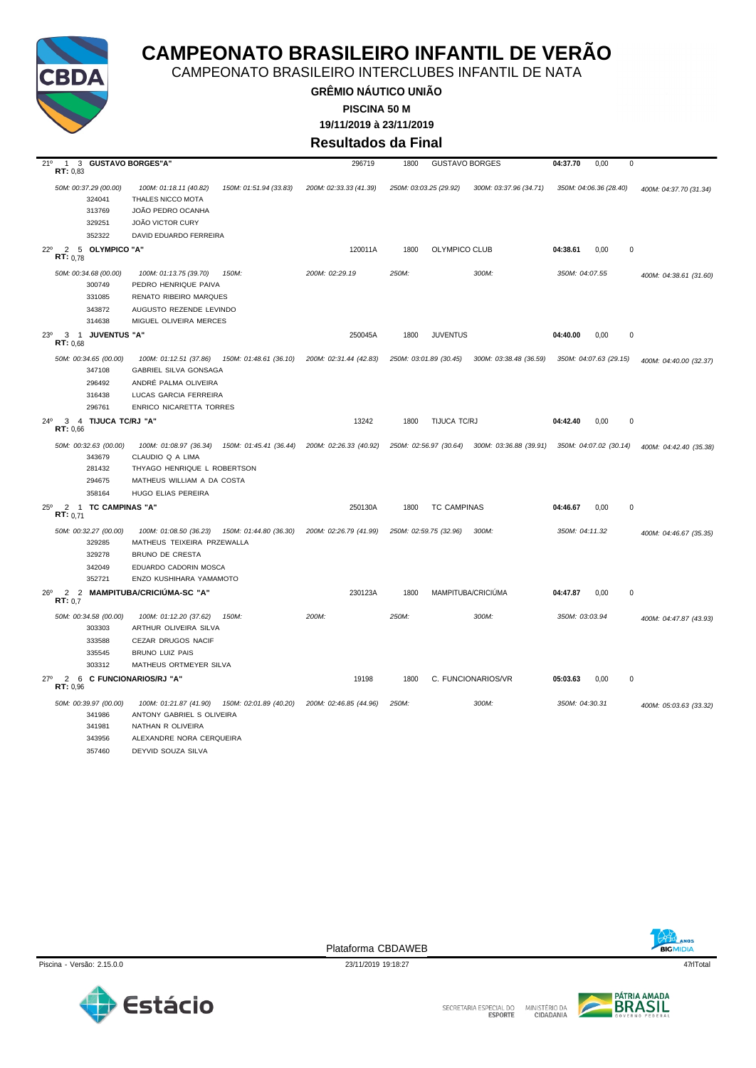# CAMPEONATO BRASILEIRO INFANTIL DE VERÃO

CAMPEONATO BRASILEIRO INTERCLUBES INFANTIL DE NATA

**GRÊMIO NÁUTICO UNIÃO**

**PISCINA 50 M**

**19/11/2019 à 23/11/2019**

## Resultados da Final

21º 1 3 **GUSTAVO BORGES"A"** — 296719 — 1800 — GUSTAVO BORGES — **04:37.70** — 0,00 — 0
**RT:** 0,83

*50M: 00:37.29 (00.00)* — *100M: 01:18.11 (40.82)* — *150M: 01:51.94 (33.83)* — *200M: 02:33.33 (41.39)* — *250M: 03:03.25 (29.92)* — *300M: 03:37.96 (34.71)* — *350M: 04:06.36 (28.40)* — *400M: 04:37.70 (31.34)*

- 324041 THALES NICCO MOTA
- 313769 JOÃO PEDRO OCANHA
- 329251 JOÃO VICTOR CURY
- 352322 DAVID EDUARDO FERREIRA

22º 2 5 **OLYMPICO "A"** — 120011A — 1800 — OLYMPICO CLUB — **04:38.61** — 0,00 — 0
**RT:** 0,78

*50M: 00:34.68 (00.00)* — *100M: 01:13.75 (39.70)* — *150M:* — *200M: 02:29.19* — *250M:* — *300M:* — *350M: 04:07.55* — *400M: 04:38.61 (31.60)*

- 300749 PEDRO HENRIQUE PAIVA
- 331085 RENATO RIBEIRO MARQUES
- 343872 AUGUSTO REZENDE LEVINDO
- 314638 MIGUEL OLIVEIRA MERCES

23º 3 1 **JUVENTUS "A"** — 250045A — 1800 — JUVENTUS — **04:40.00** — 0,00 — 0
**RT:** 0,68

*50M: 00:34.65 (00.00)* — *100M: 01:12.51 (37.86)* — *150M: 01:48.61 (36.10)* — *200M: 02:31.44 (42.83)* — *250M: 03:01.89 (30.45)* — *300M: 03:38.48 (36.59)* — *350M: 04:07.63 (29.15)* — *400M: 04:40.00 (32.37)*

- 347108 GABRIEL SILVA GONSAGA
- 296492 ANDRÉ PALMA OLIVEIRA
- 316438 LUCAS GARCIA FERREIRA
- 296761 ENRICO NICARETTA TORRES

24º 3 4 **TIJUCA TC/RJ "A"** — 13242 — 1800 — TIJUCA TC/RJ — **04:42.40** — 0,00 — 0
**RT:** 0,66

*50M: 00:32.63 (00.00)* — *100M: 01:08.97 (36.34)* — *150M: 01:45.41 (36.44)* — *200M: 02:26.33 (40.92)* — *250M: 02:56.97 (30.64)* — *300M: 03:36.88 (39.91)* — *350M: 04:07.02 (30.14)* — *400M: 04:42.40 (35.38)*

- 343679 CLAUDIO Q A LIMA
- 281432 THYAGO HENRIQUE L ROBERTSON
- 294675 MATHEUS WILLIAM A DA COSTA
- 358164 HUGO ELIAS PEREIRA

25º 2 1 **TC CAMPINAS "A"** — 250130A — 1800 — TC CAMPINAS — **04:46.67** — 0,00 — 0
**RT:** 0,71

*50M: 00:32.27 (00.00)* — *100M: 01:08.50 (36.23)* — *150M: 01:44.80 (36.30)* — *200M: 02:26.79 (41.99)* — *250M: 02:59.75 (32.96)* — *300M:* — *350M: 04:11.32* — *400M: 04:46.67 (35.35)*

- 329285 MATHEUS TEIXEIRA PRZEWALLA
- 329278 BRUNO DE CRESTA
- 342049 EDUARDO CADORIN MOSCA
- 352721 ENZO KUSHIHARA YAMAMOTO

26º 2 2 **MAMPITUBA/CRICIÚMA-SC "A"** — 230123A — 1800 — MAMPITUBA/CRICIÚMA — **04:47.87** — 0,00 — 0
**RT:** 0,7

*50M: 00:34.58 (00.00)* — *100M: 01:12.20 (37.62)* — *150M:* — *200M:* — *250M:* — *300M:* — *350M: 03:03.94* — *400M: 04:47.87 (43.93)*

- 303303 ARTHUR OLIVEIRA SILVA
- 333588 CEZAR DRUGOS NACIF
- 335545 BRUNO LUIZ PAIS
- 303312 MATHEUS ORTMEYER SILVA

27º 2 6 **C FUNCIONARIOS/RJ "A"** — 19198 — 1800 — C. FUNCIONARIOS/VR — **05:03.63** — 0,00 — 0
**RT:** 0,96

*50M: 00:39.97 (00.00)* — *100M: 01:21.87 (41.90)* — *150M: 02:01.89 (40.20)* — *200M: 02:46.85 (44.96)* — *250M:* — *300M:* — *350M: 04:30.31* — *400M: 05:03.63 (33.32)*

- 341986 ANTONY GABRIEL S OLIVEIRA
- 341981 NATHAN R OLIVEIRA
- 343956 ALEXANDRE NORA CERQUEIRA
- 357460 DEYVID SOUZA SILVA

Plataforma CBDAWEB

Piscina - Versão: 2.15.0.0 — 23/11/2019 19:18:27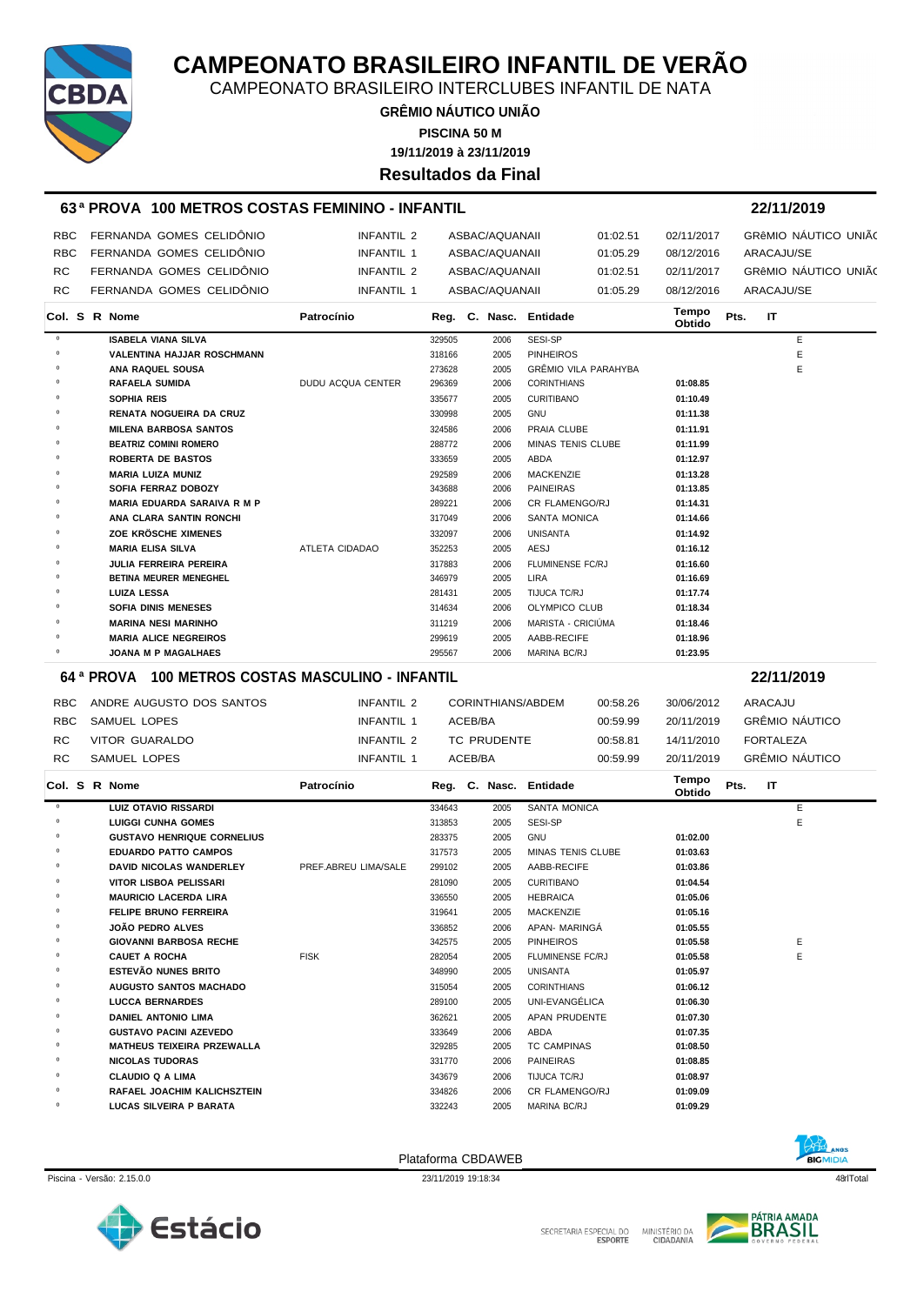# CAMPEONATO BRASILEIRO INFANTIL DE VERÃO

CAMPEONATO BRASILEIRO INTERCLUBES INFANTIL DE NATA

**GRÊMIO NÁUTICO UNIÃO**

**PISCINA 50 M**

**19/11/2019 à 23/11/2019**

**Resultados da Final**

## 63ª PROVA 100 METROS COSTAS FEMININO - INFANTIL — 22/11/2019

| | | | | | | |
|---|---|---|---|---|---|---|
| RBC | FERNANDA GOMES CELIDÔNIO | INFANTIL 2 | ASBAC/AQUANAII | 01:02.51 | 02/11/2017 | GRêMIO NÁUTICO UNIÃC |
| RBC | FERNANDA GOMES CELIDÔNIO | INFANTIL 1 | ASBAC/AQUANAII | 01:05.29 | 08/12/2016 | ARACAJU/SE |
| RC | FERNANDA GOMES CELIDÔNIO | INFANTIL 2 | ASBAC/AQUANAII | 01:02.51 | 02/11/2017 | GRêMIO NÁUTICO UNIÃC |
| RC | FERNANDA GOMES CELIDÔNIO | INFANTIL 1 | ASBAC/AQUANAII | 01:05.29 | 08/12/2016 | ARACAJU/SE |

| Col. | S | R | Nome | Patrocínio | Reg. | C. | Nasc. | Entidade | Tempo Obtido | Pts. | IT |
|---|---|---|---|---|---|---|---|---|---|---|---|
| º | | | ISABELA VIANA SILVA | | 329505 | | 2006 | SESI-SP | | | E |
| º | | | VALENTINA HAJJAR ROSCHMANN | | 318166 | | 2005 | PINHEIROS | | | E |
| º | | | ANA RAQUEL SOUSA | | 273628 | | 2005 | GRÊMIO VILA PARAHYBA | | | E |
| º | | | RAFAELA SUMIDA | DUDU ACQUA CENTER | 296369 | | 2006 | CORINTHIANS | 01:08.85 | | |
| º | | | SOPHIA REIS | | 335677 | | 2005 | CURITIBANO | 01:10.49 | | |
| º | | | RENATA NOGUEIRA DA CRUZ | | 330998 | | 2005 | GNU | 01:11.38 | | |
| º | | | MILENA BARBOSA SANTOS | | 324586 | | 2006 | PRAIA CLUBE | 01:11.91 | | |
| º | | | BEATRIZ COMINI ROMERO | | 288772 | | 2006 | MINAS TENIS CLUBE | 01:11.99 | | |
| º | | | ROBERTA DE BASTOS | | 333659 | | 2005 | ABDA | 01:12.97 | | |
| º | | | MARIA LUIZA MUNIZ | | 292589 | | 2006 | MACKENZIE | 01:13.28 | | |
| º | | | SOFIA FERRAZ DOBOZY | | 343688 | | 2006 | PAINEIRAS | 01:13.85 | | |
| º | | | MARIA EDUARDA SARAIVA R M P | | 289221 | | 2006 | CR FLAMENGO/RJ | 01:14.31 | | |
| º | | | ANA CLARA SANTIN RONCHI | | 317049 | | 2006 | SANTA MONICA | 01:14.66 | | |
| º | | | ZOE KRÖSCHE XIMENES | | 332097 | | 2006 | UNISANTA | 01:14.92 | | |
| º | | | MARIA ELISA SILVA | ATLETA CIDADAO | 352253 | | 2005 | AESJ | 01:16.12 | | |
| º | | | JULIA FERREIRA PEREIRA | | 317883 | | 2006 | FLUMINENSE FC/RJ | 01:16.60 | | |
| º | | | BETINA MEURER MENEGHEL | | 346979 | | 2005 | LIRA | 01:16.69 | | |
| º | | | LUIZA LESSA | | 281431 | | 2005 | TIJUCA TC/RJ | 01:17.74 | | |
| º | | | SOFIA DINIS MENESES | | 314634 | | 2006 | OLYMPICO CLUB | 01:18.34 | | |
| º | | | MARINA NESI MARINHO | | 311219 | | 2006 | MARISTA - CRICIÚMA | 01:18.46 | | |
| º | | | MARIA ALICE NEGREIROS | | 299619 | | 2005 | AABB-RECIFE | 01:18.96 | | |
| º | | | JOANA M P MAGALHAES | | 295567 | | 2006 | MARINA BC/RJ | 01:23.95 | | |

## 64ª PROVA 100 METROS COSTAS MASCULINO - INFANTIL — 22/11/2019

| | | | | | | |
|---|---|---|---|---|---|---|
| RBC | ANDRE AUGUSTO DOS SANTOS | INFANTIL 2 | CORINTHIANS/ABDEM | 00:58.26 | 30/06/2012 | ARACAJU |
| RBC | SAMUEL LOPES | INFANTIL 1 | ACEB/BA | 00:59.99 | 20/11/2019 | GRÊMIO NÁUTICO |
| RC | VITOR GUARALDO | INFANTIL 2 | TC PRUDENTE | 00:58.81 | 14/11/2010 | FORTALEZA |
| RC | SAMUEL LOPES | INFANTIL 1 | ACEB/BA | 00:59.99 | 20/11/2019 | GRÊMIO NÁUTICO |

| Col. | S | R | Nome | Patrocínio | Reg. | C. | Nasc. | Entidade | Tempo Obtido | Pts. | IT |
|---|---|---|---|---|---|---|---|---|---|---|---|
| º | | | LUIZ OTAVIO RISSARDI | | 334643 | | 2005 | SANTA MONICA | | | E |
| º | | | LUIGGI CUNHA GOMES | | 313853 | | 2005 | SESI-SP | | | E |
| º | | | GUSTAVO HENRIQUE CORNELIUS | | 283375 | | 2005 | GNU | 01:02.00 | | |
| º | | | EDUARDO PATTO CAMPOS | | 317573 | | 2005 | MINAS TENIS CLUBE | 01:03.63 | | |
| º | | | DAVID NICOLAS WANDERLEY | PREF.ABREU LIMA/SALE | 299102 | | 2005 | AABB-RECIFE | 01:03.86 | | |
| º | | | VITOR LISBOA PELISSARI | | 281090 | | 2005 | CURITIBANO | 01:04.54 | | |
| º | | | MAURICIO LACERDA LIRA | | 336550 | | 2005 | HEBRAICA | 01:05.06 | | |
| º | | | FELIPE BRUNO FERREIRA | | 319641 | | 2005 | MACKENZIE | 01:05.16 | | |
| º | | | JOÃO PEDRO ALVES | | 336852 | | 2006 | APAN- MARINGÁ | 01:05.55 | | |
| º | | | GIOVANNI BARBOSA RECHE | | 342575 | | 2005 | PINHEIROS | 01:05.58 | | E |
| º | | | CAUET A ROCHA | FISK | 282054 | | 2005 | FLUMINENSE FC/RJ | 01:05.58 | | E |
| º | | | ESTEVÃO NUNES BRITO | | 348990 | | 2005 | UNISANTA | 01:05.97 | | |
| º | | | AUGUSTO SANTOS MACHADO | | 315054 | | 2005 | CORINTHIANS | 01:06.12 | | |
| º | | | LUCCA BERNARDES | | 289100 | | 2005 | UNI-EVANGÉLICA | 01:06.30 | | |
| º | | | DANIEL ANTONIO LIMA | | 362621 | | 2005 | APAN PRUDENTE | 01:07.30 | | |
| º | | | GUSTAVO PACINI AZEVEDO | | 333649 | | 2006 | ABDA | 01:07.35 | | |
| º | | | MATHEUS TEIXEIRA PRZEWALLA | | 329285 | | 2005 | TC CAMPINAS | 01:08.50 | | |
| º | | | NICOLAS TUDORAS | | 331770 | | 2006 | PAINEIRAS | 01:08.85 | | |
| º | | | CLAUDIO Q A LIMA | | 343679 | | 2006 | TIJUCA TC/RJ | 01:08.97 | | |
| º | | | RAFAEL JOACHIM KALICHSZTEIN | | 334826 | | 2006 | CR FLAMENGO/RJ | 01:09.09 | | |
| º | | | LUCAS SILVEIRA P BARATA | | 332243 | | 2005 | MARINA BC/RJ | 01:09.29 | | |

Plataforma CBDAWEB

Piscina - Versão: 2.15.0.0 — 23/11/2019 19:18:34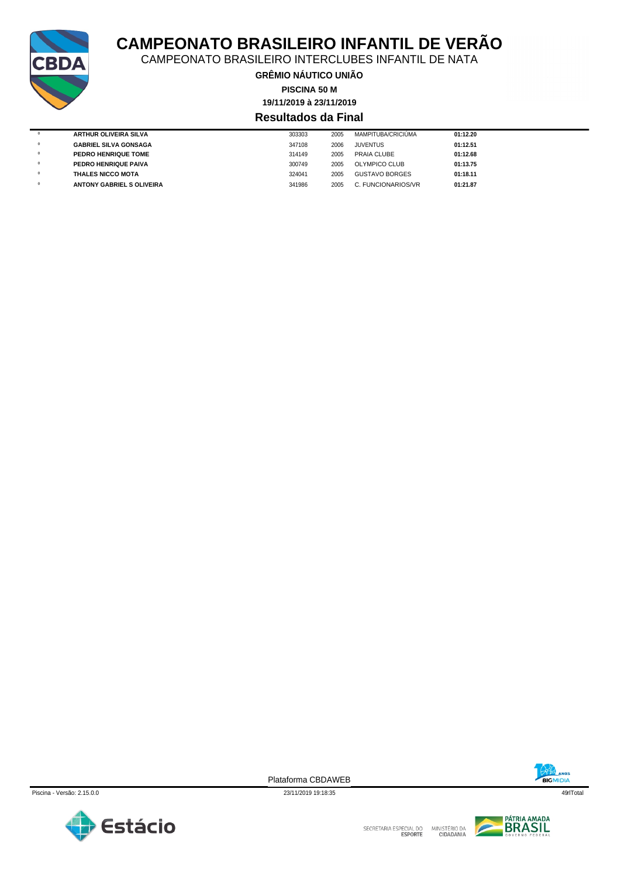# CAMPEONATO BRASILEIRO INFANTIL DE VERÃO

CAMPEONATO BRASILEIRO INTERCLUBES INFANTIL DE NATA

**GRÊMIO NÁUTICO UNIÃO**

**PISCINA 50 M**

**19/11/2019 à 23/11/2019**

## Resultados da Final

| | | | | | |
|---|---|---|---|---|---|
| º | **ARTHUR OLIVEIRA SILVA** | 303303 | 2005 | MAMPITUBA/CRICIÚMA | **01:12.20** |
| º | **GABRIEL SILVA GONSAGA** | 347108 | 2006 | JUVENTUS | **01:12.51** |
| º | **PEDRO HENRIQUE TOME** | 314149 | 2005 | PRAIA CLUBE | **01:12.68** |
| º | **PEDRO HENRIQUE PAIVA** | 300749 | 2005 | OLYMPICO CLUB | **01:13.75** |
| º | **THALES NICCO MOTA** | 324041 | 2005 | GUSTAVO BORGES | **01:18.11** |
| º | **ANTONY GABRIEL S OLIVEIRA** | 341986 | 2005 | C. FUNCIONARIOS/VR | **01:21.87** |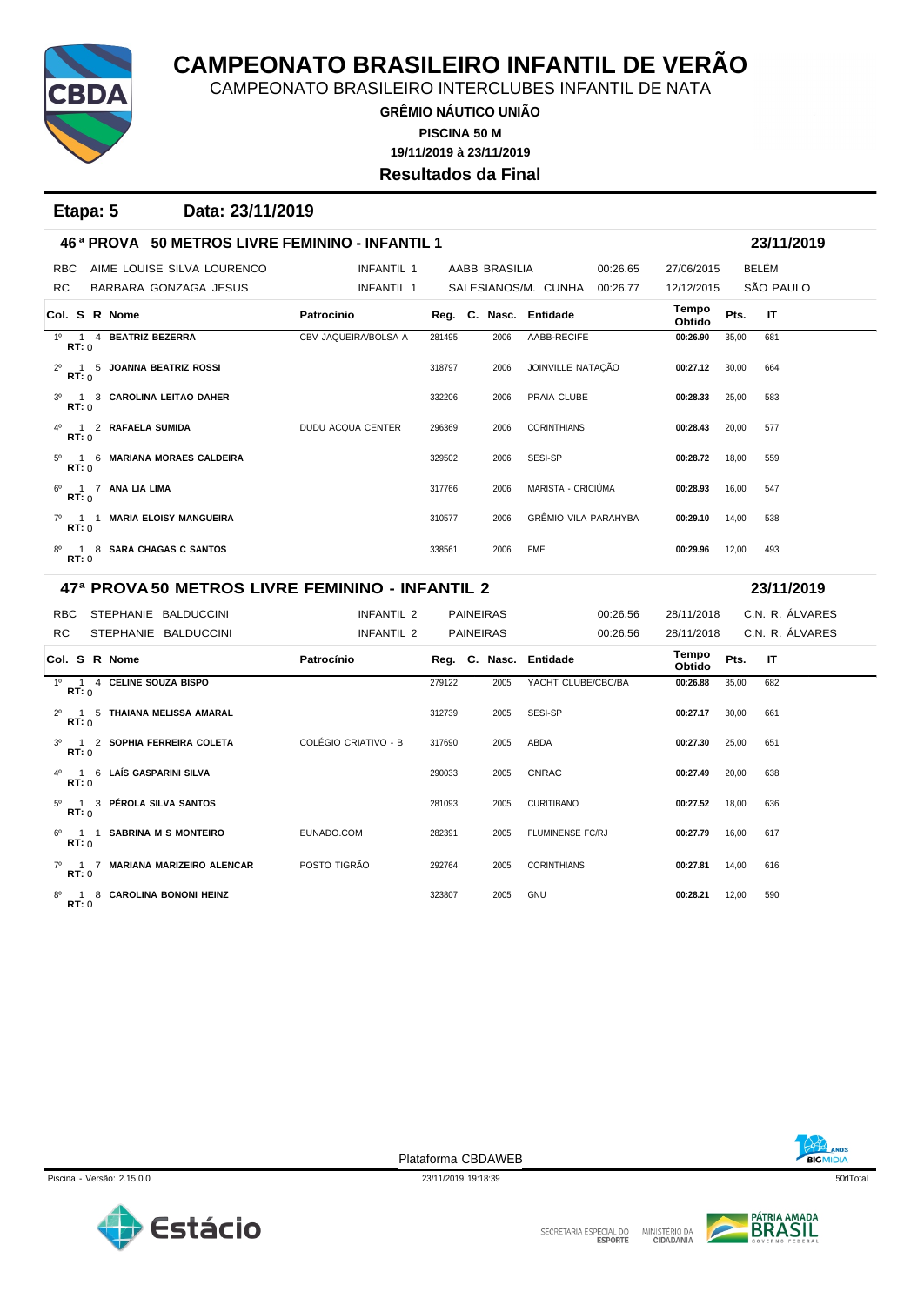# CAMPEONATO BRASILEIRO INFANTIL DE VERÃO

CAMPEONATO BRASILEIRO INTERCLUBES INFANTIL DE NATA

**GRÊMIO NÁUTICO UNIÃO**

**PISCINA 50 M**

**19/11/2019 à 23/11/2019**

**Resultados da Final**

**Etapa: 5 Data: 23/11/2019**

### 46ª PROVA 50 METROS LIVRE FEMININO - INFANTIL 1 — 23/11/2019

| | | | | | | |
|---|---|---|---|---|---|---|
| RBC | AIME LOUISE SILVA LOURENCO | INFANTIL 1 | AABB BRASILIA | 00:26.65 | 27/06/2015 | BELÉM |
| RC | BARBARA GONZAGA JESUS | INFANTIL 1 | SALESIANOS/M. CUNHA | 00:26.77 | 12/12/2015 | SÃO PAULO |

| Col. | S | R | Nome | Patrocínio | Reg. | C. | Nasc. | Entidade | Tempo Obtido | Pts. | IT |
|---|---|---|---|---|---|---|---|---|---|---|---|
| 1º RT: 0 | 1 | 4 | **BEATRIZ BEZERRA** | CBV JAQUEIRA/BOLSA A | 281495 | | 2006 | AABB-RECIFE | **00:26.90** | 35,00 | 681 |
| 2º RT: 0 | 1 | 5 | **JOANNA BEATRIZ ROSSI** | | 318797 | | 2006 | JOINVILLE NATAÇÃO | **00:27.12** | 30,00 | 664 |
| 3º RT: 0 | 1 | 3 | **CAROLINA LEITAO DAHER** | | 332206 | | 2006 | PRAIA CLUBE | **00:28.33** | 25,00 | 583 |
| 4º RT: 0 | 1 | 2 | **RAFAELA SUMIDA** | DUDU ACQUA CENTER | 296369 | | 2006 | CORINTHIANS | **00:28.43** | 20,00 | 577 |
| 5º RT: 0 | 1 | 6 | **MARIANA MORAES CALDEIRA** | | 329502 | | 2006 | SESI-SP | **00:28.72** | 18,00 | 559 |
| 6º RT: 0 | 1 | 7 | **ANA LIA LIMA** | | 317766 | | 2006 | MARISTA - CRICIÚMA | **00:28.93** | 16,00 | 547 |
| 7º RT: 0 | 1 | 1 | **MARIA ELOISY MANGUEIRA** | | 310577 | | 2006 | GRÊMIO VILA PARAHYBA | **00:29.10** | 14,00 | 538 |
| 8º RT: 0 | 1 | 8 | **SARA CHAGAS C SANTOS** | | 338561 | | 2006 | FME | **00:29.96** | 12,00 | 493 |

### 47ª PROVA 50 METROS LIVRE FEMININO - INFANTIL 2 — 23/11/2019

| | | | | | | |
|---|---|---|---|---|---|---|
| RBC | STEPHANIE BALDUCCINI | INFANTIL 2 | PAINEIRAS | 00:26.56 | 28/11/2018 | C.N. R. ÁLVARES |
| RC | STEPHANIE BALDUCCINI | INFANTIL 2 | PAINEIRAS | 00:26.56 | 28/11/2018 | C.N. R. ÁLVARES |

| Col. | S | R | Nome | Patrocínio | Reg. | C. | Nasc. | Entidade | Tempo Obtido | Pts. | IT |
|---|---|---|---|---|---|---|---|---|---|---|---|
| 1º RT: 0 | 1 | 4 | **CELINE SOUZA BISPO** | | 279122 | | 2005 | YACHT CLUBE/CBC/BA | **00:26.88** | 35,00 | 682 |
| 2º RT: 0 | 1 | 5 | **THAIANA MELISSA AMARAL** | | 312739 | | 2005 | SESI-SP | **00:27.17** | 30,00 | 661 |
| 3º RT: 0 | 1 | 2 | **SOPHIA FERREIRA COLETA** | COLÉGIO CRIATIVO - B | 317690 | | 2005 | ABDA | **00:27.30** | 25,00 | 651 |
| 4º RT: 0 | 1 | 6 | **LAÍS GASPARINI SILVA** | | 290033 | | 2005 | CNRAC | **00:27.49** | 20,00 | 638 |
| 5º RT: 0 | 1 | 3 | **PÉROLA SILVA SANTOS** | | 281093 | | 2005 | CURITIBANO | **00:27.52** | 18,00 | 636 |
| 6º RT: 0 | 1 | 1 | **SABRINA M S MONTEIRO** | EUNADO.COM | 282391 | | 2005 | FLUMINENSE FC/RJ | **00:27.79** | 16,00 | 617 |
| 7º RT: 0 | 1 | 7 | **MARIANA MARIZEIRO ALENCAR** | POSTO TIGRÃO | 292764 | | 2005 | CORINTHIANS | **00:27.81** | 14,00 | 616 |
| 8º RT: 0 | 1 | 8 | **CAROLINA BONONI HEINZ** | | 323807 | | 2005 | GNU | **00:28.21** | 12,00 | 590 |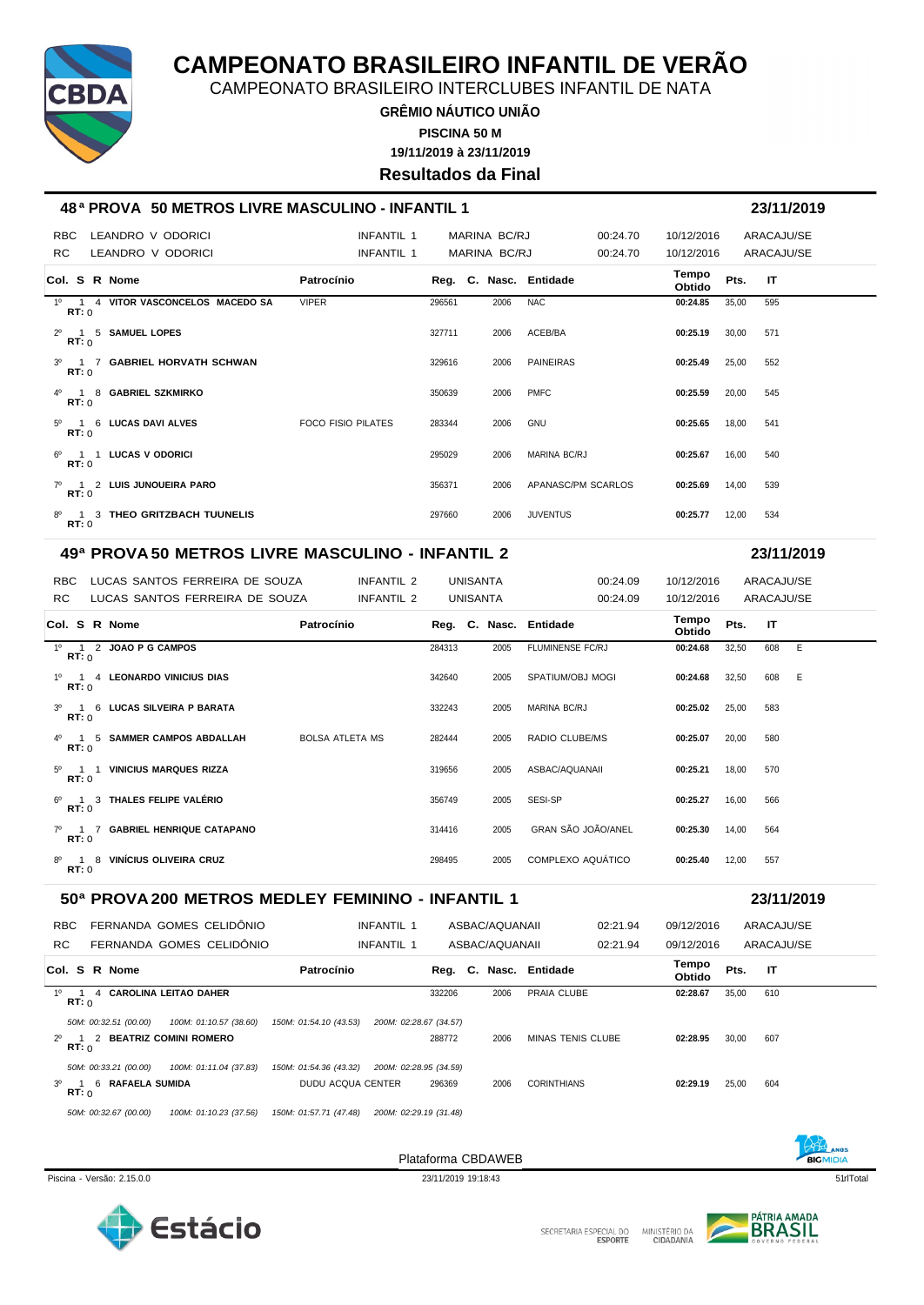# CAMPEONATO BRASILEIRO INFANTIL DE VERÃO

CAMPEONATO BRASILEIRO INTERCLUBES INFANTIL DE NATA

**GRÊMIO NÁUTICO UNIÃO**

**PISCINA 50 M**

**19/11/2019 à 23/11/2019**

**Resultados da Final**

## 48ª PROVA 50 METROS LIVRE MASCULINO - INFANTIL 1 — 23/11/2019

| | | | | | | |
|---|---|---|---|---|---|---|
| RBC | LEANDRO V ODORICI | INFANTIL 1 | MARINA BC/RJ | 00:24.70 | 10/12/2016 | ARACAJU/SE |
| RC | LEANDRO V ODORICI | INFANTIL 1 | MARINA BC/RJ | 00:24.70 | 10/12/2016 | ARACAJU/SE |

| Col. | S | R | Nome | Patrocínio | Reg. | C. Nasc. | Entidade | Tempo Obtido | Pts. | IT | |
|---|---|---|---|---|---|---|---|---|---|---|---|
| 1º | 1 | 4 | **VITOR VASCONCELOS MACEDO SA** RT: 0 | VIPER | 296561 | 2006 | NAC | **00:24.85** | 35,00 | 595 | |
| 2º | 1 | 5 | **SAMUEL LOPES** RT: 0 | | 327711 | 2006 | ACEB/BA | **00:25.19** | 30,00 | 571 | |
| 3º | 1 | 7 | **GABRIEL HORVATH SCHWAN** RT: 0 | | 329616 | 2006 | PAINEIRAS | **00:25.49** | 25,00 | 552 | |
| 4º | 1 | 8 | **GABRIEL SZKMIRKO** RT: 0 | | 350639 | 2006 | PMFC | **00:25.59** | 20,00 | 545 | |
| 5º | 1 | 6 | **LUCAS DAVI ALVES** RT: 0 | FOCO FISIO PILATES | 283344 | 2006 | GNU | **00:25.65** | 18,00 | 541 | |
| 6º | 1 | 1 | **LUCAS V ODORICI** RT: 0 | | 295029 | 2006 | MARINA BC/RJ | **00:25.67** | 16,00 | 540 | |
| 7º | 1 | 2 | **LUIS JUNOUEIRA PARO** RT: 0 | | 356371 | 2006 | APANASC/PM SCARLOS | **00:25.69** | 14,00 | 539 | |
| 8º | 1 | 3 | **THEO GRITZBACH TUUNELIS** RT: 0 | | 297660 | 2006 | JUVENTUS | **00:25.77** | 12,00 | 534 | |

## 49ª PROVA 50 METROS LIVRE MASCULINO - INFANTIL 2 — 23/11/2019

| | | | | | | |
|---|---|---|---|---|---|---|
| RBC | LUCAS SANTOS FERREIRA DE SOUZA | INFANTIL 2 | UNISANTA | 00:24.09 | 10/12/2016 | ARACAJU/SE |
| RC | LUCAS SANTOS FERREIRA DE SOUZA | INFANTIL 2 | UNISANTA | 00:24.09 | 10/12/2016 | ARACAJU/SE |

| Col. | S | R | Nome | Patrocínio | Reg. | C. Nasc. | Entidade | Tempo Obtido | Pts. | IT | |
|---|---|---|---|---|---|---|---|---|---|---|---|
| 1º | 1 | 2 | **JOAO P G CAMPOS** RT: 0 | | 284313 | 2005 | FLUMINENSE FC/RJ | **00:24.68** | 32,50 | 608 | E |
| 1º | 1 | 4 | **LEONARDO VINICIUS DIAS** RT: 0 | | 342640 | 2005 | SPATIUM/OBJ MOGI | **00:24.68** | 32,50 | 608 | E |
| 3º | 1 | 6 | **LUCAS SILVEIRA P BARATA** RT: 0 | | 332243 | 2005 | MARINA BC/RJ | **00:25.02** | 25,00 | 583 | |
| 4º | 1 | 5 | **SAMMER CAMPOS ABDALLAH** RT: 0 | BOLSA ATLETA MS | 282444 | 2005 | RADIO CLUBE/MS | **00:25.07** | 20,00 | 580 | |
| 5º | 1 | 1 | **VINICIUS MARQUES RIZZA** RT: 0 | | 319656 | 2005 | ASBAC/AQUANAII | **00:25.21** | 18,00 | 570 | |
| 6º | 1 | 3 | **THALES FELIPE VALÉRIO** RT: 0 | | 356749 | 2005 | SESI-SP | **00:25.27** | 16,00 | 566 | |
| 7º | 1 | 7 | **GABRIEL HENRIQUE CATAPANO** RT: 0 | | 314416 | 2005 | GRAN SÃO JOÃO/ANEL | **00:25.30** | 14,00 | 564 | |
| 8º | 1 | 8 | **VINÍCIUS OLIVEIRA CRUZ** RT: 0 | | 298495 | 2005 | COMPLEXO AQUÁTICO | **00:25.40** | 12,00 | 557 | |

## 50ª PROVA 200 METROS MEDLEY FEMININO - INFANTIL 1 — 23/11/2019

| | | | | | | |
|---|---|---|---|---|---|---|
| RBC | FERNANDA GOMES CELIDÔNIO | INFANTIL 1 | ASBAC/AQUANAII | 02:21.94 | 09/12/2016 | ARACAJU/SE |
| RC | FERNANDA GOMES CELIDÔNIO | INFANTIL 1 | ASBAC/AQUANAII | 02:21.94 | 09/12/2016 | ARACAJU/SE |

| Col. | S | R | Nome | Patrocínio | Reg. | C. Nasc. | Entidade | Tempo Obtido | Pts. | IT |
|---|---|---|---|---|---|---|---|---|---|---|
| 1º | 1 | 4 | **CAROLINA LEITAO DAHER** RT: 0 | | 332206 | 2006 | PRAIA CLUBE | **02:28.67** | 35,00 | 610 |
| | | | *50M: 00:32.51 (00.00) — 100M: 01:10.57 (38.60) — 150M: 01:54.10 (43.53) — 200M: 02:28.67 (34.57)* | | | | | | | |
| 2º | 1 | 2 | **BEATRIZ COMINI ROMERO** RT: 0 | | 288772 | 2006 | MINAS TENIS CLUBE | **02:28.95** | 30,00 | 607 |
| | | | *50M: 00:33.21 (00.00) — 100M: 01:11.04 (37.83) — 150M: 01:54.36 (43.32) — 200M: 02:28.95 (34.59)* | | | | | | | |
| 3º | 1 | 6 | **RAFAELA SUMIDA** RT: 0 | DUDU ACQUA CENTER | 296369 | 2006 | CORINTHIANS | **02:29.19** | 25,00 | 604 |
| | | | *50M: 00:32.67 (00.00) — 100M: 01:10.23 (37.56) — 150M: 01:57.71 (47.48) — 200M: 02:29.19 (31.48)* | | | | | | | |

Plataforma CBDAWEB

Piscina - Versão: 2.15.0.0 — 23/11/2019 19:18:43 — 51rlTotal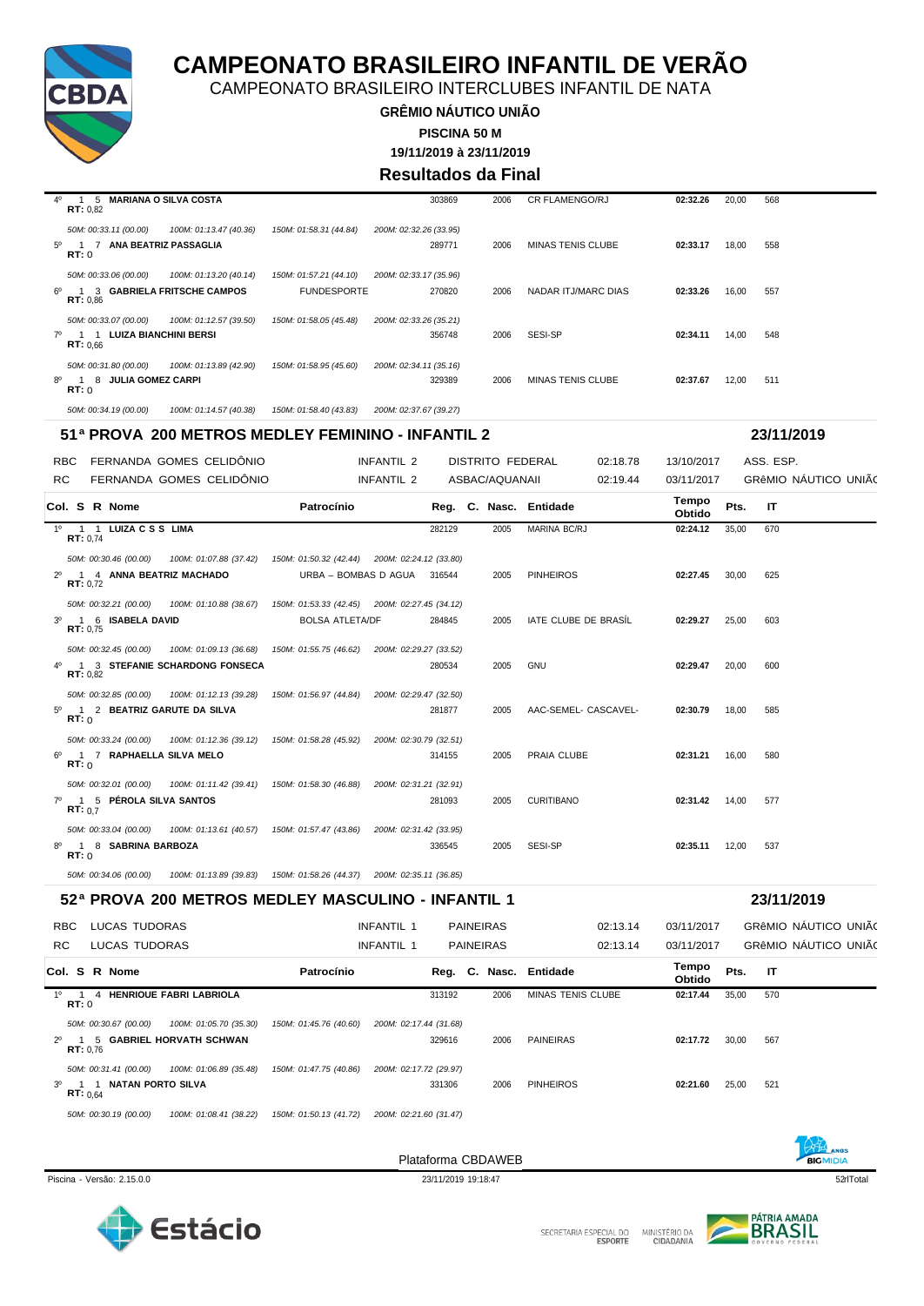# CAMPEONATO BRASILEIRO INFANTIL DE VERÃO

CAMPEONATO BRASILEIRO INTERCLUBES INFANTIL DE NATA

**GRÊMIO NÁUTICO UNIÃO**

**PISCINA 50 M**

**19/11/2019 à 23/11/2019**

**Resultados da Final**

| Col. | S | R | Nome | Patrocínio | Reg. | C. Nasc. | Entidade | Tempo Obtido | Pts. | IT |
|---|---|---|---|---|---|---|---|---|---|---|
| 4º | 1 | 5 | **MARIANA O SILVA COSTA** RT: 0,82 | | 303869 | 2006 | CR FLAMENGO/RJ | 02:32.26 | 20,00 | 568 |
| | | | *50M: 00:33.11 (00.00) 100M: 01:13.47 (40.36) 150M: 01:58.31 (44.84) 200M: 02:32.26 (33.95)* | | | | | | | |
| 5º | 1 | 7 | **ANA BEATRIZ PASSAGLIA** RT: 0 | | 289771 | 2006 | MINAS TENIS CLUBE | 02:33.17 | 18,00 | 558 |
| | | | *50M: 00:33.06 (00.00) 100M: 01:13.20 (40.14) 150M: 01:57.21 (44.10) 200M: 02:33.17 (35.96)* | | | | | | | |
| 6º | 1 | 3 | **GABRIELA FRITSCHE CAMPOS** RT: 0,86 | FUNDESPORTE | 270820 | 2006 | NADAR ITJ/MARC DIAS | 02:33.26 | 16,00 | 557 |
| | | | *50M: 00:33.07 (00.00) 100M: 01:12.57 (39.50) 150M: 01:58.05 (45.48) 200M: 02:33.26 (35.21)* | | | | | | | |
| 7º | 1 | 1 | **LUIZA BIANCHINI BERSI** RT: 0,66 | | 356748 | 2006 | SESI-SP | 02:34.11 | 14,00 | 548 |
| | | | *50M: 00:31.80 (00.00) 100M: 01:13.89 (42.90) 150M: 01:58.95 (45.60) 200M: 02:34.11 (35.16)* | | | | | | | |
| 8º | 1 | 8 | **JULIA GOMEZ CARPI** RT: 0 | | 329389 | 2006 | MINAS TENIS CLUBE | 02:37.67 | 12,00 | 511 |
| | | | *50M: 00:34.19 (00.00) 100M: 01:14.57 (40.38) 150M: 01:58.40 (43.83) 200M: 02:37.67 (39.27)* | | | | | | | |

## 51ª PROVA 200 METROS MEDLEY FEMININO - INFANTIL 2 — 23/11/2019

| | | | | | | |
|---|---|---|---|---|---|---|
| RBC | FERNANDA GOMES CELIDÔNIO | INFANTIL 2 | DISTRITO FEDERAL | 02:18.78 | 13/10/2017 | ASS. ESP. |
| RC | FERNANDA GOMES CELIDÔNIO | INFANTIL 2 | ASBAC/AQUANAII | 02:19.44 | 03/11/2017 | GRêMIO NÁUTICO UNIÃC |

| Col. | S | R | Nome | Patrocínio | Reg. | C. Nasc. | Entidade | Tempo Obtido | Pts. | IT |
|---|---|---|---|---|---|---|---|---|---|---|
| 1º | 1 | 1 | **LUIZA C S S LIMA** RT: 0,74 | | 282129 | 2005 | MARINA BC/RJ | 02:24.12 | 35,00 | 670 |
| | | | *50M: 00:30.46 (00.00) 100M: 01:07.88 (37.42) 150M: 01:50.32 (42.44) 200M: 02:24.12 (33.80)* | | | | | | | |
| 2º | 1 | 4 | **ANNA BEATRIZ MACHADO** RT: 0,72 | URBA – BOMBAS D AGUA | 316544 | 2005 | PINHEIROS | 02:27.45 | 30,00 | 625 |
| | | | *50M: 00:32.21 (00.00) 100M: 01:10.88 (38.67) 150M: 01:53.33 (42.45) 200M: 02:27.45 (34.12)* | | | | | | | |
| 3º | 1 | 6 | **ISABELA DAVID** RT: 0,75 | BOLSA ATLETA/DF | 284845 | 2005 | IATE CLUBE DE BRASÍL | 02:29.27 | 25,00 | 603 |
| | | | *50M: 00:32.45 (00.00) 100M: 01:09.13 (36.68) 150M: 01:55.75 (46.62) 200M: 02:29.27 (33.52)* | | | | | | | |
| 4º | 1 | 3 | **STEFANIE SCHARDONG FONSECA** RT: 0,82 | | 280534 | 2005 | GNU | 02:29.47 | 20,00 | 600 |
| | | | *50M: 00:32.85 (00.00) 100M: 01:12.13 (39.28) 150M: 01:56.97 (44.84) 200M: 02:29.47 (32.50)* | | | | | | | |
| 5º | 1 | 2 | **BEATRIZ GARUTE DA SILVA** RT: 0 | | 281877 | 2005 | AAC-SEMEL- CASCAVEL- | 02:30.79 | 18,00 | 585 |
| | | | *50M: 00:33.24 (00.00) 100M: 01:12.36 (39.12) 150M: 01:58.28 (45.92) 200M: 02:30.79 (32.51)* | | | | | | | |
| 6º | 1 | 7 | **RAPHAELLA SILVA MELO** RT: 0 | | 314155 | 2005 | PRAIA CLUBE | 02:31.21 | 16,00 | 580 |
| | | | *50M: 00:32.01 (00.00) 100M: 01:11.42 (39.41) 150M: 01:58.30 (46.88) 200M: 02:31.21 (32.91)* | | | | | | | |
| 7º | 1 | 5 | **PÉROLA SILVA SANTOS** RT: 0,7 | | 281093 | 2005 | CURITIBANO | 02:31.42 | 14,00 | 577 |
| | | | *50M: 00:33.04 (00.00) 100M: 01:13.61 (40.57) 150M: 01:57.47 (43.86) 200M: 02:31.42 (33.95)* | | | | | | | |
| 8º | 1 | 8 | **SABRINA BARBOZA** RT: 0 | | 336545 | 2005 | SESI-SP | 02:35.11 | 12,00 | 537 |
| | | | *50M: 00:34.06 (00.00) 100M: 01:13.89 (39.83) 150M: 01:58.26 (44.37) 200M: 02:35.11 (36.85)* | | | | | | | |

## 52ª PROVA 200 METROS MEDLEY MASCULINO - INFANTIL 1 — 23/11/2019

| | | | | | | |
|---|---|---|---|---|---|---|
| RBC | LUCAS TUDORAS | INFANTIL 1 | PAINEIRAS | 02:13.14 | 03/11/2017 | GRêMIO NÁUTICO UNIÃC |
| RC | LUCAS TUDORAS | INFANTIL 1 | PAINEIRAS | 02:13.14 | 03/11/2017 | GRêMIO NÁUTICO UNIÃC |

| Col. | S | R | Nome | Patrocínio | Reg. | C. Nasc. | Entidade | Tempo Obtido | Pts. | IT |
|---|---|---|---|---|---|---|---|---|---|---|
| 1º | 1 | 4 | **HENRIQUE FABRI LABRIOLA** RT: 0 | | 313192 | 2006 | MINAS TENIS CLUBE | 02:17.44 | 35,00 | 570 |
| | | | *50M: 00:30.67 (00.00) 100M: 01:05.70 (35.30) 150M: 01:45.76 (40.60) 200M: 02:17.44 (31.68)* | | | | | | | |
| 2º | 1 | 5 | **GABRIEL HORVATH SCHWAN** RT: 0,76 | | 329616 | 2006 | PAINEIRAS | 02:17.72 | 30,00 | 567 |
| | | | *50M: 00:31.41 (00.00) 100M: 01:06.89 (35.48) 150M: 01:47.75 (40.86) 200M: 02:17.72 (29.97)* | | | | | | | |
| 3º | 1 | 1 | **NATAN PORTO SILVA** RT: 0,64 | | 331306 | 2006 | PINHEIROS | 02:21.60 | 25,00 | 521 |
| | | | *50M: 00:30.19 (00.00) 100M: 01:08.41 (38.22) 150M: 01:50.13 (41.72) 200M: 02:21.60 (31.47)* | | | | | | | |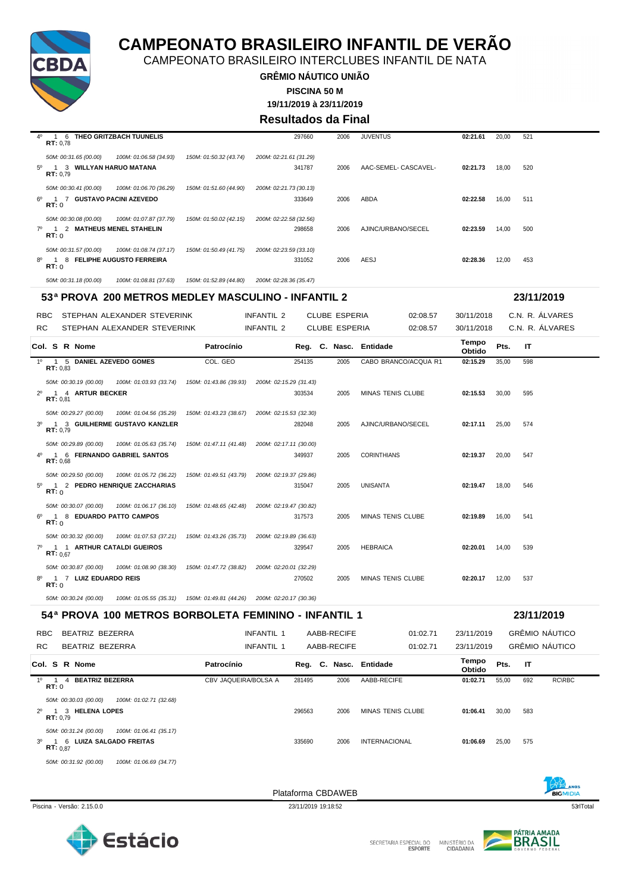# CAMPEONATO BRASILEIRO INFANTIL DE VERÃO

CAMPEONATO BRASILEIRO INTERCLUBES INFANTIL DE NATA

**GRÊMIO NÁUTICO UNIÃO**

**PISCINA 50 M**

**19/11/2019 à 23/11/2019**

**Resultados da Final**

| Col. | S | R | Nome | Patrocínio | Reg. | C. | Nasc. | Entidade | Tempo Obtido | Pts. | IT |
|---|---|---|---|---|---|---|---|---|---|---|---|
| 4º | 1 | 6 | **THEO GRITZBACH TUUNELIS** RT: 0,78 | | 297660 | | 2006 | JUVENTUS | **02:21.61** | 20,00 | 521 |
| | | | *50M: 00:31.65 (00.00) 100M: 01:06.58 (34.93) 150M: 01:50.32 (43.74) 200M: 02:21.61 (31.29)* | | | | | | | | |
| 5º | 1 | 3 | **WILLYAN HARUO MATANA** RT: 0,79 | | 341787 | | 2006 | AAC-SEMEL- CASCAVEL- | **02:21.73** | 18,00 | 520 |
| | | | *50M: 00:30.41 (00.00) 100M: 01:06.70 (36.29) 150M: 01:51.60 (44.90) 200M: 02:21.73 (30.13)* | | | | | | | | |
| 6º | 1 | 7 | **GUSTAVO PACINI AZEVEDO** RT: 0 | | 333649 | | 2006 | ABDA | **02:22.58** | 16,00 | 511 |
| | | | *50M: 00:30.08 (00.00) 100M: 01:07.87 (37.79) 150M: 01:50.02 (42.15) 200M: 02:22.58 (32.56)* | | | | | | | | |
| 7º | 1 | 2 | **MATHEUS MENEL STAHELIN** RT: 0 | | 298658 | | 2006 | AJINC/URBANO/SECEL | **02:23.59** | 14,00 | 500 |
| | | | *50M: 00:31.57 (00.00) 100M: 01:08.74 (37.17) 150M: 01:50.49 (41.75) 200M: 02:23.59 (33.10)* | | | | | | | | |
| 8º | 1 | 8 | **FELIPHE AUGUSTO FERREIRA** RT: 0 | | 331052 | | 2006 | AESJ | **02:28.36** | 12,00 | 453 |
| | | | *50M: 00:31.18 (00.00) 100M: 01:08.81 (37.63) 150M: 01:52.89 (44.80) 200M: 02:28.36 (35.47)* | | | | | | | | |

## 53ª PROVA 200 METROS MEDLEY MASCULINO - INFANTIL 2 — 23/11/2019

| | | | | | | |
|---|---|---|---|---|---|---|
| RBC | STEPHAN ALEXANDER STEVERINK | INFANTIL 2 | CLUBE ESPERIA | 02:08.57 | 30/11/2018 | C.N. R. ÁLVARES |
| RC | STEPHAN ALEXANDER STEVERINK | INFANTIL 2 | CLUBE ESPERIA | 02:08.57 | 30/11/2018 | C.N. R. ÁLVARES |

| Col. | S | R | Nome | Patrocínio | Reg. | C. | Nasc. | Entidade | Tempo Obtido | Pts. | IT |
|---|---|---|---|---|---|---|---|---|---|---|---|
| 1º | 1 | 5 | **DANIEL AZEVEDO GOMES** RT: 0,83 | COL. GEO | 254135 | | 2005 | CABO BRANCO/ACQUA R1 | **02:15.29** | 35,00 | 598 |
| | | | *50M: 00:30.19 (00.00) 100M: 01:03.93 (33.74) 150M: 01:43.86 (39.93) 200M: 02:15.29 (31.43)* | | | | | | | | |
| 2º | 1 | 4 | **ARTUR BECKER** RT: 0,81 | | 303534 | | 2005 | MINAS TENIS CLUBE | **02:15.53** | 30,00 | 595 |
| | | | *50M: 00:29.27 (00.00) 100M: 01:04.56 (35.29) 150M: 01:43.23 (38.67) 200M: 02:15.53 (32.30)* | | | | | | | | |
| 3º | 1 | 3 | **GUILHERME GUSTAVO KANZLER** RT: 0,79 | | 282048 | | 2005 | AJINC/URBANO/SECEL | **02:17.11** | 25,00 | 574 |
| | | | *50M: 00:29.89 (00.00) 100M: 01:05.63 (35.74) 150M: 01:47.11 (41.48) 200M: 02:17.11 (30.00)* | | | | | | | | |
| 4º | 1 | 6 | **FERNANDO GABRIEL SANTOS** RT: 0,68 | | 349937 | | 2005 | CORINTHIANS | **02:19.37** | 20,00 | 547 |
| | | | *50M: 00:29.50 (00.00) 100M: 01:05.72 (36.22) 150M: 01:49.51 (43.79) 200M: 02:19.37 (29.86)* | | | | | | | | |
| 5º | 1 | 2 | **PEDRO HENRIQUE ZACCHARIAS** RT: 0 | | 315047 | | 2005 | UNISANTA | **02:19.47** | 18,00 | 546 |
| | | | *50M: 00:30.07 (00.00) 100M: 01:06.17 (36.10) 150M: 01:48.65 (42.48) 200M: 02:19.47 (30.82)* | | | | | | | | |
| 6º | 1 | 8 | **EDUARDO PATTO CAMPOS** RT: 0 | | 317573 | | 2005 | MINAS TENIS CLUBE | **02:19.89** | 16,00 | 541 |
| | | | *50M: 00:30.32 (00.00) 100M: 01:07.53 (37.21) 150M: 01:43.26 (35.73) 200M: 02:19.89 (36.63)* | | | | | | | | |
| 7º | 1 | 1 | **ARTHUR CATALDI GUEIROS** RT: 0,67 | | 329547 | | 2005 | HEBRAICA | **02:20.01** | 14,00 | 539 |
| | | | *50M: 00:30.87 (00.00) 100M: 01:08.90 (38.30) 150M: 01:47.72 (38.82) 200M: 02:20.01 (32.29)* | | | | | | | | |
| 8º | 1 | 7 | **LUIZ EDUARDO REIS** RT: 0 | | 270502 | | 2005 | MINAS TENIS CLUBE | **02:20.17** | 12,00 | 537 |
| | | | *50M: 00:30.24 (00.00) 100M: 01:05.55 (35.31) 150M: 01:49.81 (44.26) 200M: 02:20.17 (30.36)* | | | | | | | | |

## 54ª PROVA 100 METROS BORBOLETA FEMININO - INFANTIL 1 — 23/11/2019

| | | | | | | |
|---|---|---|---|---|---|---|
| RBC | BEATRIZ BEZERRA | INFANTIL 1 | AABB-RECIFE | 01:02.71 | 23/11/2019 | GRÊMIO NÁUTICO |
| RC | BEATRIZ BEZERRA | INFANTIL 1 | AABB-RECIFE | 01:02.71 | 23/11/2019 | GRÊMIO NÁUTICO |

| Col. | S | R | Nome | Patrocínio | Reg. | C. | Nasc. | Entidade | Tempo Obtido | Pts. | IT | |
|---|---|---|---|---|---|---|---|---|---|---|---|---|
| 1º | 1 | 4 | **BEATRIZ BEZERRA** RT: 0 | CBV JAQUEIRA/BOLSA A | 281495 | | 2006 | AABB-RECIFE | **01:02.71** | 55,00 | 692 | RC\RBC |
| | | | *50M: 00:30.03 (00.00) 100M: 01:02.71 (32.68)* | | | | | | | | | |
| 2º | 1 | 3 | **HELENA LOPES** RT: 0,79 | | 296563 | | 2006 | MINAS TENIS CLUBE | **01:06.41** | 30,00 | 583 | |
| | | | *50M: 00:31.24 (00.00) 100M: 01:06.41 (35.17)* | | | | | | | | | |
| 3º | 1 | 6 | **LUIZA SALGADO FREITAS** RT: 0,87 | | 335690 | | 2006 | INTERNACIONAL | **01:06.69** | 25,00 | 575 | |
| | | | *50M: 00:31.92 (00.00) 100M: 01:06.69 (34.77)* | | | | | | | | | |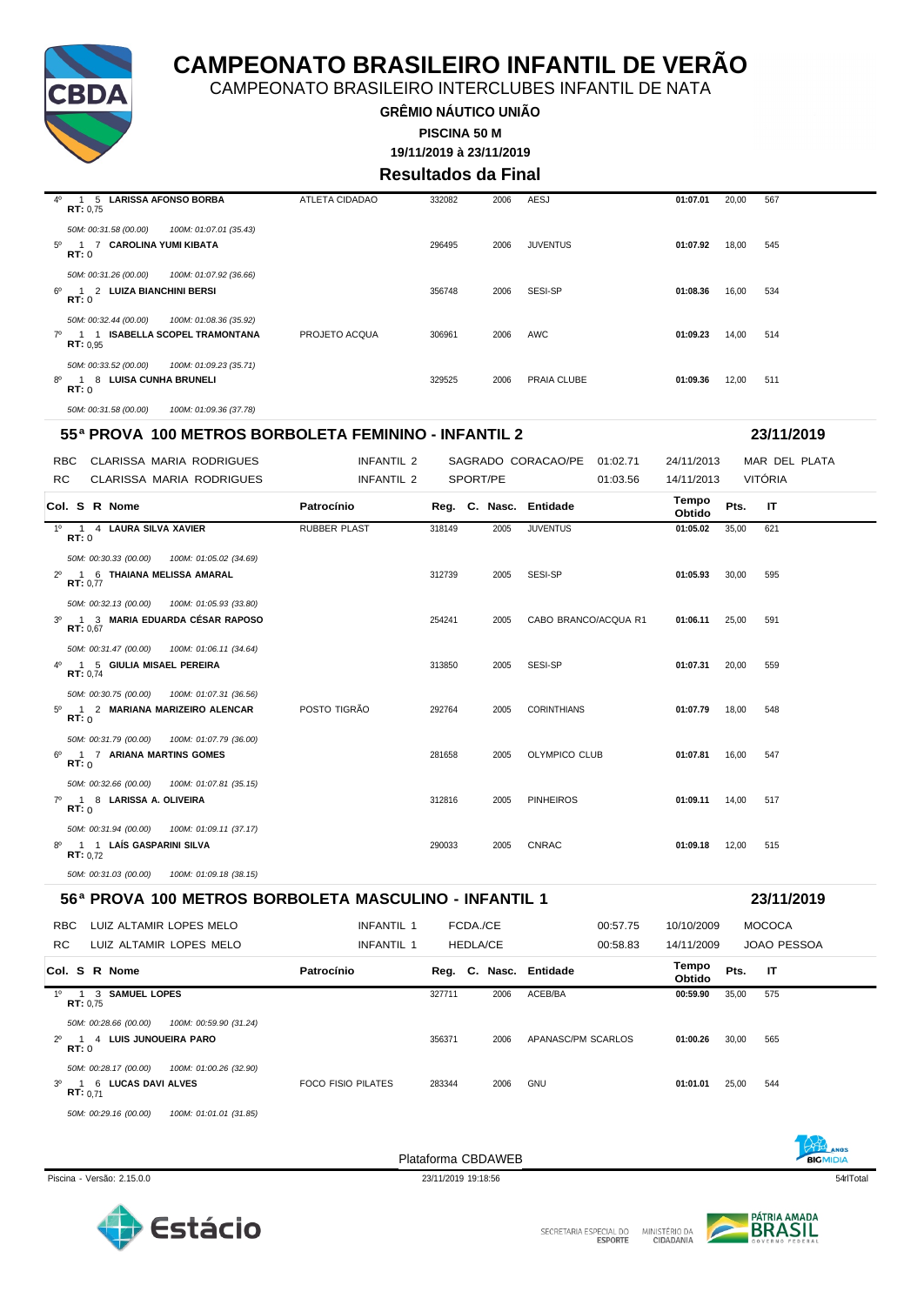# CAMPEONATO BRASILEIRO INFANTIL DE VERÃO

CAMPEONATO BRASILEIRO INTERCLUBES INFANTIL DE NATA

**GRÊMIO NÁUTICO UNIÃO**

**PISCINA 50 M**

**19/11/2019 à 23/11/2019**

**Resultados da Final**

| Col. | S | R | Nome | Patrocínio | Reg. | C. | Nasc. | Entidade | Tempo Obtido | Pts. | IT |
|---|---|---|---|---|---|---|---|---|---|---|---|
| 4º | 1 | 5 | **LARISSA AFONSO BORBA** RT: 0,75 | ATLETA CIDADAO | 332082 | | 2006 | AESJ | **01:07.01** | 20,00 | 567 |
| | | | *50M: 00:31.58 (00.00) 100M: 01:07.01 (35.43)* | | | | | | | | |
| 5º | 1 | 7 | **CAROLINA YUMI KIBATA** RT: 0 | | 296495 | | 2006 | JUVENTUS | **01:07.92** | 18,00 | 545 |
| | | | *50M: 00:31.26 (00.00) 100M: 01:07.92 (36.66)* | | | | | | | | |
| 6º | 1 | 2 | **LUIZA BIANCHINI BERSI** RT: 0 | | 356748 | | 2006 | SESI-SP | **01:08.36** | 16,00 | 534 |
| | | | *50M: 00:32.44 (00.00) 100M: 01:08.36 (35.92)* | | | | | | | | |
| 7º | 1 | 1 | **ISABELLA SCOPEL TRAMONTANA** RT: 0,95 | PROJETO ACQUA | 306961 | | 2006 | AWC | **01:09.23** | 14,00 | 514 |
| | | | *50M: 00:33.52 (00.00) 100M: 01:09.23 (35.71)* | | | | | | | | |
| 8º | 1 | 8 | **LUISA CUNHA BRUNELI** RT: 0 | | 329525 | | 2006 | PRAIA CLUBE | **01:09.36** | 12,00 | 511 |
| | | | *50M: 00:31.58 (00.00) 100M: 01:09.36 (37.78)* | | | | | | | | |

## 55ª PROVA 100 METROS BORBOLETA FEMININO - INFANTIL 2 — 23/11/2019

| | | | | | | |
|---|---|---|---|---|---|---|
| RBC | CLARISSA MARIA RODRIGUES | INFANTIL 2 | SAGRADO CORACAO/PE | 01:02.71 | 24/11/2013 | MAR DEL PLATA |
| RC | CLARISSA MARIA RODRIGUES | INFANTIL 2 | SPORT/PE | 01:03.56 | 14/11/2013 | VITÓRIA |

| Col. | S | R | Nome | Patrocínio | Reg. | C. | Nasc. | Entidade | Tempo Obtido | Pts. | IT |
|---|---|---|---|---|---|---|---|---|---|---|---|
| 1º | 1 | 4 | **LAURA SILVA XAVIER** RT: 0 | RUBBER PLAST | 318149 | | 2005 | JUVENTUS | **01:05.02** | 35,00 | 621 |
| | | | *50M: 00:30.33 (00.00) 100M: 01:05.02 (34.69)* | | | | | | | | |
| 2º | 1 | 6 | **THAIANA MELISSA AMARAL** RT: 0,77 | | 312739 | | 2005 | SESI-SP | **01:05.93** | 30,00 | 595 |
| | | | *50M: 00:32.13 (00.00) 100M: 01:05.93 (33.80)* | | | | | | | | |
| 3º | 1 | 3 | **MARIA EDUARDA CÉSAR RAPOSO** RT: 0,67 | | 254241 | | 2005 | CABO BRANCO/ACQUA R1 | **01:06.11** | 25,00 | 591 |
| | | | *50M: 00:31.47 (00.00) 100M: 01:06.11 (34.64)* | | | | | | | | |
| 4º | 1 | 5 | **GIULIA MISAEL PEREIRA** RT: 0,74 | | 313850 | | 2005 | SESI-SP | **01:07.31** | 20,00 | 559 |
| | | | *50M: 00:30.75 (00.00) 100M: 01:07.31 (36.56)* | | | | | | | | |
| 5º | 1 | 2 | **MARIANA MARIZEIRO ALENCAR** RT: 0 | POSTO TIGRÃO | 292764 | | 2005 | CORINTHIANS | **01:07.79** | 18,00 | 548 |
| | | | *50M: 00:31.79 (00.00) 100M: 01:07.79 (36.00)* | | | | | | | | |
| 6º | 1 | 7 | **ARIANA MARTINS GOMES** RT: 0 | | 281658 | | 2005 | OLYMPICO CLUB | **01:07.81** | 16,00 | 547 |
| | | | *50M: 00:32.66 (00.00) 100M: 01:07.81 (35.15)* | | | | | | | | |
| 7º | 1 | 8 | **LARISSA A. OLIVEIRA** RT: 0 | | 312816 | | 2005 | PINHEIROS | **01:09.11** | 14,00 | 517 |
| | | | *50M: 00:31.94 (00.00) 100M: 01:09.11 (37.17)* | | | | | | | | |
| 8º | 1 | 1 | **LAÍS GASPARINI SILVA** RT: 0,72 | | 290033 | | 2005 | CNRAC | **01:09.18** | 12,00 | 515 |
| | | | *50M: 00:31.03 (00.00) 100M: 01:09.18 (38.15)* | | | | | | | | |

## 56ª PROVA 100 METROS BORBOLETA MASCULINO - INFANTIL 1 — 23/11/2019

| | | | | | | |
|---|---|---|---|---|---|---|
| RBC | LUIZ ALTAMIR LOPES MELO | INFANTIL 1 | FCDA./CE | 00:57.75 | 10/10/2009 | MOCOCA |
| RC | LUIZ ALTAMIR LOPES MELO | INFANTIL 1 | HEDLA/CE | 00:58.83 | 14/11/2009 | JOAO PESSOA |

| Col. | S | R | Nome | Patrocínio | Reg. | C. | Nasc. | Entidade | Tempo Obtido | Pts. | IT |
|---|---|---|---|---|---|---|---|---|---|---|---|
| 1º | 1 | 3 | **SAMUEL LOPES** RT: 0,75 | | 327711 | | 2006 | ACEB/BA | **00:59.90** | 35,00 | 575 |
| | | | *50M: 00:28.66 (00.00) 100M: 00:59.90 (31.24)* | | | | | | | | |
| 2º | 1 | 4 | **LUIS JUNQUEIRA PARO** RT: 0 | | 356371 | | 2006 | APANASC/PM SCARLOS | **01:00.26** | 30,00 | 565 |
| | | | *50M: 00:28.17 (00.00) 100M: 01:00.26 (32.90)* | | | | | | | | |
| 3º | 1 | 6 | **LUCAS DAVI ALVES** RT: 0,71 | FOCO FISIO PILATES | 283344 | | 2006 | GNU | **01:01.01** | 25,00 | 544 |
| | | | *50M: 00:29.16 (00.00) 100M: 01:01.01 (31.85)* | | | | | | | | |

Plataforma CBDAWEB

Piscina - Versão: 2.15.0.0 — 23/11/2019 19:18:56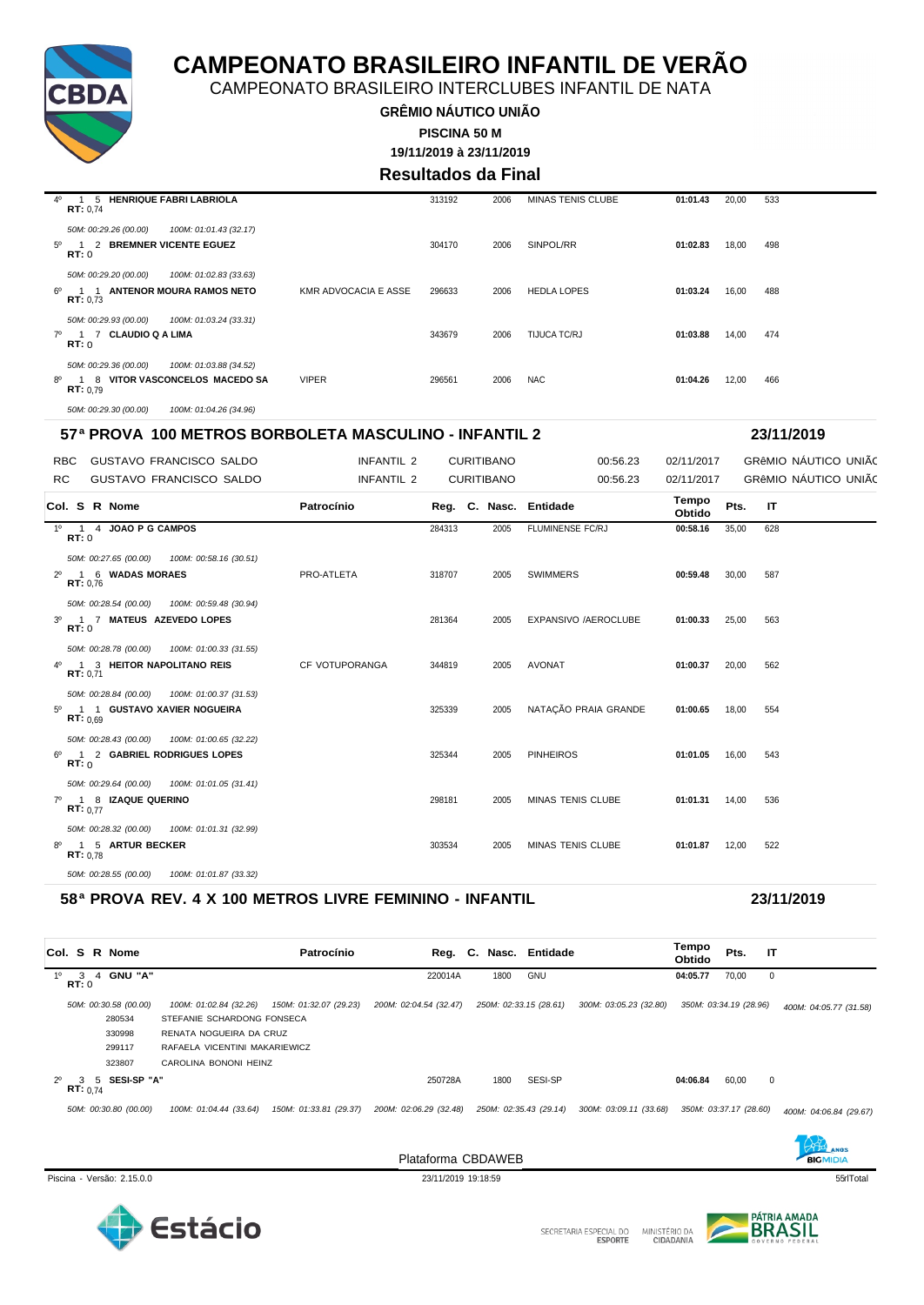# CAMPEONATO BRASILEIRO INFANTIL DE VERÃO

CAMPEONATO BRASILEIRO INTERCLUBES INFANTIL DE NATA

**GRÊMIO NÁUTICO UNIÃO**

**PISCINA 50 M**

**19/11/2019 à 23/11/2019**

**Resultados da Final**

| Col. | S | R | Nome | Patrocínio | Reg. | C. Nasc. | Entidade | Tempo Obtido | Pts. | IT |
|---|---|---|---|---|---|---|---|---|---|---|
| 4º | 1 | 5 | **HENRIQUE FABRI LABRIOLA** RT: 0,74 | | 313192 | 2006 | MINAS TENIS CLUBE | 01:01.43 | 20,00 | 533 |
| | | | *50M: 00:29.26 (00.00) 100M: 01:01.43 (32.17)* | | | | | | | |
| 5º | 1 | 2 | **BREMNER VICENTE EGUEZ** RT: 0 | | 304170 | 2006 | SINPOL/RR | 01:02.83 | 18,00 | 498 |
| | | | *50M: 00:29.20 (00.00) 100M: 01:02.83 (33.63)* | | | | | | | |
| 6º | 1 | 1 | **ANTENOR MOURA RAMOS NETO** RT: 0,73 | KMR ADVOCACIA E ASSE | 296633 | 2006 | HEDLA LOPES | 01:03.24 | 16,00 | 488 |
| | | | *50M: 00:29.93 (00.00) 100M: 01:03.24 (33.31)* | | | | | | | |
| 7º | 1 | 7 | **CLAUDIO Q A LIMA** RT: 0 | | 343679 | 2006 | TIJUCA TC/RJ | 01:03.88 | 14,00 | 474 |
| | | | *50M: 00:29.36 (00.00) 100M: 01:03.88 (34.52)* | | | | | | | |
| 8º | 1 | 8 | **VITOR VASCONCELOS MACEDO SA** RT: 0,79 | VIPER | 296561 | 2006 | NAC | 01:04.26 | 12,00 | 466 |
| | | | *50M: 00:29.30 (00.00) 100M: 01:04.26 (34.96)* | | | | | | | |

## 57ª PROVA 100 METROS BORBOLETA MASCULINO - INFANTIL 2 — 23/11/2019

| | | | | | | |
|---|---|---|---|---|---|---|
| RBC | GUSTAVO FRANCISCO SALDO | INFANTIL 2 | CURITIBANO | 00:56.23 | 02/11/2017 | GRêMIO NÁUTICO UNIÃC |
| RC | GUSTAVO FRANCISCO SALDO | INFANTIL 2 | CURITIBANO | 00:56.23 | 02/11/2017 | GRêMIO NÁUTICO UNIÃC |

| Col. | S | R | Nome | Patrocínio | Reg. | C. Nasc. | Entidade | Tempo Obtido | Pts. | IT |
|---|---|---|---|---|---|---|---|---|---|---|
| 1º | 1 | 4 | **JOAO P G CAMPOS** RT: 0 | | 284313 | 2005 | FLUMINENSE FC/RJ | 00:58.16 | 35,00 | 628 |
| | | | *50M: 00:27.65 (00.00) 100M: 00:58.16 (30.51)* | | | | | | | |
| 2º | 1 | 6 | **WADAS MORAES** RT: 0,76 | PRO-ATLETA | 318707 | 2005 | SWIMMERS | 00:59.48 | 30,00 | 587 |
| | | | *50M: 00:28.54 (00.00) 100M: 00:59.48 (30.94)* | | | | | | | |
| 3º | 1 | 7 | **MATEUS AZEVEDO LOPES** RT: 0 | | 281364 | 2005 | EXPANSIVO /AEROCLUBE | 01:00.33 | 25,00 | 563 |
| | | | *50M: 00:28.78 (00.00) 100M: 01:00.33 (31.55)* | | | | | | | |
| 4º | 1 | 3 | **HEITOR NAPOLITANO REIS** RT: 0,71 | CF VOTUPORANGA | 344819 | 2005 | AVONAT | 01:00.37 | 20,00 | 562 |
| | | | *50M: 00:28.84 (00.00) 100M: 01:00.37 (31.53)* | | | | | | | |
| 5º | 1 | 1 | **GUSTAVO XAVIER NOGUEIRA** RT: 0,69 | | 325339 | 2005 | NATAÇÃO PRAIA GRANDE | 01:00.65 | 18,00 | 554 |
| | | | *50M: 00:28.43 (00.00) 100M: 01:00.65 (32.22)* | | | | | | | |
| 6º | 1 | 2 | **GABRIEL RODRIGUES LOPES** RT: 0 | | 325344 | 2005 | PINHEIROS | 01:01.05 | 16,00 | 543 |
| | | | *50M: 00:29.64 (00.00) 100M: 01:01.05 (31.41)* | | | | | | | |
| 7º | 1 | 8 | **IZAQUE QUERINO** RT: 0,77 | | 298181 | 2005 | MINAS TENIS CLUBE | 01:01.31 | 14,00 | 536 |
| | | | *50M: 00:28.32 (00.00) 100M: 01:01.31 (32.99)* | | | | | | | |
| 8º | 1 | 5 | **ARTUR BECKER** RT: 0,78 | | 303534 | 2005 | MINAS TENIS CLUBE | 01:01.87 | 12,00 | 522 |
| | | | *50M: 00:28.55 (00.00) 100M: 01:01.87 (33.32)* | | | | | | | |

## 58ª PROVA REV. 4 X 100 METROS LIVRE FEMININO - INFANTIL — 23/11/2019

| Col. | S | R | Nome | Patrocínio | Reg. | C. Nasc. | Entidade | Tempo Obtido | Pts. | IT |
|---|---|---|---|---|---|---|---|---|---|---|
| 1º | 3 | 4 | **GNU "A"** RT: 0 | | 220014A | 1800 | GNU | 04:05.77 | 70,00 | 0 |
| 2º | 3 | 5 | **SESI-SP "A"** RT: 0,74 | | 250728A | 1800 | SESI-SP | 04:06.84 | 60,00 | 0 |

**GNU "A"**

*50M: 00:30.58 (00.00) — 100M: 01:02.84 (32.26) — 150M: 01:32.07 (29.23) — 200M: 02:04.54 (32.47) — 250M: 02:33.15 (28.61) — 300M: 03:05.23 (32.80) — 350M: 03:34.19 (28.96) — 400M: 04:05.77 (31.58)*

- 280534 STEFANIE SCHARDONG FONSECA
- 330998 RENATA NOGUEIRA DA CRUZ
- 299117 RAFAELA VICENTINI MAKARIEWICZ
- 323807 CAROLINA BONONI HEINZ

**SESI-SP "A"**

*50M: 00:30.80 (00.00) — 100M: 01:04.44 (33.64) — 150M: 01:33.81 (29.37) — 200M: 02:06.29 (32.48) — 250M: 02:35.43 (29.14) — 300M: 03:09.11 (33.68) — 350M: 03:37.17 (28.60) — 400M: 04:06.84 (29.67)*

Plataforma CBDAWEB

Piscina - Versão: 2.15.0.0 — 23/11/2019 19:18:59 — 55/Total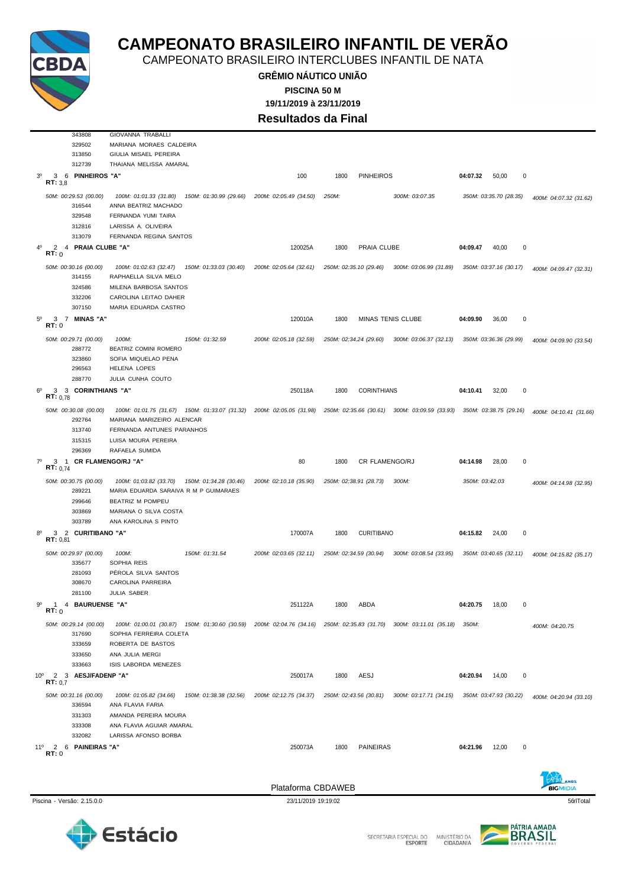# CAMPEONATO BRASILEIRO INFANTIL DE VERÃO

CAMPEONATO BRASILEIRO INTERCLUBES INFANTIL DE NATA

**GRÊMIO NÁUTICO UNIÃO**

**PISCINA 50 M**

**19/11/2019 à 23/11/2019**

## Resultados da Final

343808 GIOVANNA TRABALLI
329502 MARIANA MORAES CALDEIRA
313850 GIULIA MISAEL PEREIRA
312739 THAIANA MELISSA AMARAL

**3º 3 6 PINHEIROS "A"** — 100 — 1800 — PINHEIROS — **04:07.32** — 50,00 — 0
**RT:** 3,8

*50M: 00:29.53 (00.00) · 100M: 01:01.33 (31.80) · 150M: 01:30.99 (29.66) · 200M: 02:05.49 (34.50) · 250M: · 300M: 03:07.35 · 350M: 03:35.70 (28.35) · 400M: 04:07.32 (31.62)*

316544 ANNA BEATRIZ MACHADO
329548 FERNANDA YUMI TAIRA
312816 LARISSA A. OLIVEIRA
313079 FERNANDA REGINA SANTOS

**4º 2 4 PRAIA CLUBE "A"** — 120025A — 1800 — PRAIA CLUBE — **04:09.47** — 40,00 — 0
**RT:** 0

*50M: 00:30.16 (00.00) · 100M: 01:02.63 (32.47) · 150M: 01:33.03 (30.40) · 200M: 02:05.64 (32.61) · 250M: 02:35.10 (29.46) · 300M: 03:06.99 (31.89) · 350M: 03:37.16 (30.17) · 400M: 04:09.47 (32.31)*

314155 RAPHAELLA SILVA MELO
324586 MILENA BARBOSA SANTOS
332206 CAROLINA LEITAO DAHER
307150 MARIA EDUARDA CASTRO

**5º 3 7 MINAS "A"** — 120010A — 1800 — MINAS TENIS CLUBE — **04:09.90** — 36,00 — 0
**RT:** 0

*50M: 00:29.71 (00.00) · 100M: · 150M: 01:32.59 · 200M: 02:05.18 (32.59) · 250M: 02:34.24 (29.60) · 300M: 03:06.37 (32.13) · 350M: 03:36.36 (29.99) · 400M: 04:09.90 (33.54)*

288772 BEATRIZ COMINI ROMERO
323860 SOFIA MIQUELAO PENA
296563 HELENA LOPES
288770 JULIA CUNHA COUTO

**6º 3 3 CORINTHIANS "A"** — 250118A — 1800 — CORINTHIANS — **04:10.41** — 32,00 — 0
**RT:** 0,78

*50M: 00:30.08 (00.00) · 100M: 01:01.75 (31.67) · 150M: 01:33.07 (31.32) · 200M: 02:05.05 (31.98) · 250M: 02:35.66 (30.61) · 300M: 03:09.59 (33.93) · 350M: 03:38.75 (29.16) · 400M: 04:10.41 (31.66)*

292764 MARIANA MARIZEIRO ALENCAR
313740 FERNANDA ANTUNES PARANHOS
315315 LUISA MOURA PEREIRA
296369 RAFAELA SUMIDA

**7º 3 1 CR FLAMENGO/RJ "A"** — 80 — 1800 — CR FLAMENGO/RJ — **04:14.98** — 28,00 — 0
**RT:** 0,74

*50M: 00:30.75 (00.00) · 100M: 01:03.82 (33.70) · 150M: 01:34.28 (30.46) · 200M: 02:10.18 (35.90) · 250M: 02:38.91 (28.73) · 300M: · 350M: 03:42.03 · 400M: 04:14.98 (32.95)*

289221 MARIA EDUARDA SARAIVA R M P GUIMARAES
299646 BEATRIZ M POMPEU
303869 MARIANA O SILVA COSTA
303789 ANA KAROLINA S PINTO

**8º 3 2 CURITIBANO "A"** — 170007A — 1800 — CURITIBANO — **04:15.82** — 24,00 — 0
**RT:** 0,81

*50M: 00:29.97 (00.00) · 100M: · 150M: 01:31.54 · 200M: 02:03.65 (32.11) · 250M: 02:34.59 (30.94) · 300M: 03:08.54 (33.95) · 350M: 03:40.65 (32.11) · 400M: 04:15.82 (35.17)*

335677 SOPHIA REIS
281093 PÉROLA SILVA SANTOS
308670 CAROLINA PARREIRA
281100 JULIA SABER

**9º 1 4 BAURUENSE "A"** — 251122A — 1800 — ABDA — **04:20.75** — 18,00 — 0
**RT:** 0

*50M: 00:29.14 (00.00) · 100M: 01:00.01 (30.87) · 150M: 01:30.60 (30.59) · 200M: 02:04.76 (34.16) · 250M: 02:35.83 (31.70) · 300M: 03:11.01 (35.18) · 350M: · 400M: 04:20.75*

317690 SOPHIA FERREIRA COLETA
333659 ROBERTA DE BASTOS
333650 ANA JULIA MERGI
333663 ISIS LABORDA MENEZES

**10º 2 3 AESJ/FADENP "A"** — 250017A — 1800 — AESJ — **04:20.94** — 14,00 — 0
**RT:** 0,7

*50M: 00:31.16 (00.00) · 100M: 01:05.82 (34.66) · 150M: 01:38.38 (32.56) · 200M: 02:12.75 (34.37) · 250M: 02:43.56 (30.81) · 300M: 03:17.71 (34.15) · 350M: 03:47.93 (30.22) · 400M: 04:20.94 (33.10)*

336594 ANA FLAVIA FARIA
331303 AMANDA PEREIRA MOURA
333308 ANA FLAVIA AGUIAR AMARAL
332082 LARISSA AFONSO BORBA

**11º 2 6 PAINEIRAS "A"** — 250073A — 1800 — PAINEIRAS — **04:21.96** — 12,00 — 0
**RT:** 0

Plataforma CBDAWEB

Piscina - Versão: 2.15.0.0 — 23/11/2019 19:19:02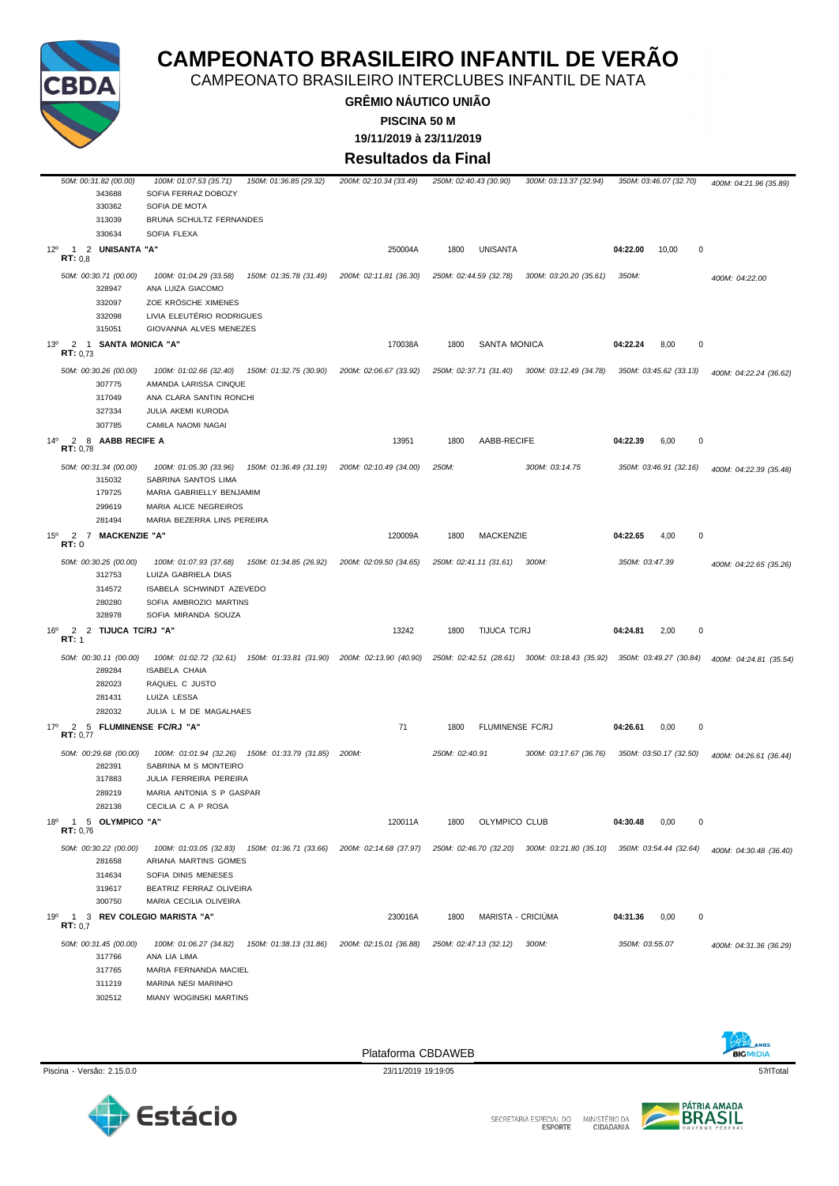# CAMPEONATO BRASILEIRO INFANTIL DE VERÃO

CAMPEONATO BRASILEIRO INTERCLUBES INFANTIL DE NATA

**GRÊMIO NÁUTICO UNIÃO**

**PISCINA 50 M**

**19/11/2019 à 23/11/2019**

## Resultados da Final

*50M: 00:31.82 (00.00) 100M: 01:07.53 (35.71) 150M: 01:36.85 (29.32) 200M: 02:10.34 (33.49) 250M: 02:40.43 (30.90) 300M: 03:13.37 (32.94) 350M: 03:46.07 (32.70) 400M: 04:21.96 (35.89)*

343688 SOFIA FERRAZ DOBOZY
330362 SOFIA DE MOTA
313039 BRUNA SCHULTZ FERNANDES
330634 SOFIA FLEXA

**12º 1 2 UNISANTA "A"** 250004A 1800 UNISANTA **04:22.00** 10,00 0
**RT:** 0,8

*50M: 00:30.71 (00.00) 100M: 01:04.29 (33.58) 150M: 01:35.78 (31.49) 200M: 02:11.81 (36.30) 250M: 02:44.59 (32.78) 300M: 03:20.20 (35.61) 350M: 400M: 04:22.00*

328947 ANA LUIZA GIACOMO
332097 ZOE KRÖSCHE XIMENES
332098 LIVIA ELEUTÉRIO RODRIGUES
315051 GIOVANNA ALVES MENEZES

**13º 2 1 SANTA MONICA "A"** 170038A 1800 SANTA MONICA **04:22.24** 8,00 0
**RT:** 0,73

*50M: 00:30.26 (00.00) 100M: 01:02.66 (32.40) 150M: 01:32.75 (30.90) 200M: 02:06.67 (33.92) 250M: 02:37.71 (31.40) 300M: 03:12.49 (34.78) 350M: 03:45.62 (33.13) 400M: 04:22.24 (36.62)*

307775 AMANDA LARISSA CINQUE
317049 ANA CLARA SANTIN RONCHI
327334 JULIA AKEMI KURODA
307785 CAMILA NAOMI NAGAI

**14º 2 8 AABB RECIFE A** 13951 1800 AABB-RECIFE **04:22.39** 6,00 0
**RT:** 0,78

*50M: 00:31.34 (00.00) 100M: 01:05.30 (33.96) 150M: 01:36.49 (31.19) 200M: 02:10.49 (34.00) 250M: 300M: 03:14.75 350M: 03:46.91 (32.16) 400M: 04:22.39 (35.48)*

315032 SABRINA SANTOS LIMA
179725 MARIA GABRIELLY BENJAMIM
299619 MARIA ALICE NEGREIROS
281494 MARIA BEZERRA LINS PEREIRA

**15º 2 7 MACKENZIE "A"** 120009A 1800 MACKENZIE **04:22.65** 4,00 0
**RT:** 0

*50M: 00:30.25 (00.00) 100M: 01:07.93 (37.68) 150M: 01:34.85 (26.92) 200M: 02:09.50 (34.65) 250M: 02:41.11 (31.61) 300M: 350M: 03:47.39 400M: 04:22.65 (35.26)*

312753 LUIZA GABRIELA DIAS
314572 ISABELA SCHWINDT AZEVEDO
280280 SOFIA AMBROZIO MARTINS
328978 SOFIA MIRANDA SOUZA

**16º 2 2 TIJUCA TC/RJ "A"** 13242 1800 TIJUCA TC/RJ **04:24.81** 2,00 0
**RT:** 1

*50M: 00:30.11 (00.00) 100M: 01:02.72 (32.61) 150M: 01:33.81 (31.90) 200M: 02:13.90 (40.90) 250M: 02:42.51 (28.61) 300M: 03:18.43 (35.92) 350M: 03:49.27 (30.84) 400M: 04:24.81 (35.54)*

289284 ISABELA CHAIA
282023 RAQUEL C JUSTO
281431 LUIZA LESSA
282032 JULIA L M DE MAGALHAES

**17º 2 5 FLUMINENSE FC/RJ "A"** 71 1800 FLUMINENSE FC/RJ **04:26.61** 0,00 0
**RT:** 0,77

*50M: 00:29.68 (00.00) 100M: 01:01.94 (32.26) 150M: 01:33.79 (31.85) 200M: 250M: 02:40.91 300M: 03:17.67 (36.76) 350M: 03:50.17 (32.50) 400M: 04:26.61 (36.44)*

282391 SABRINA M S MONTEIRO
317883 JULIA FERREIRA PEREIRA
289219 MARIA ANTONIA S P GASPAR
282138 CECILIA C A P ROSA

**18º 1 5 OLYMPICO "A"** 120011A 1800 OLYMPICO CLUB **04:30.48** 0,00 0
**RT:** 0,76

*50M: 00:30.22 (00.00) 100M: 01:03.05 (32.83) 150M: 01:36.71 (33.66) 200M: 02:14.68 (37.97) 250M: 02:46.70 (32.20) 300M: 03:21.80 (35.10) 350M: 03:54.44 (32.64) 400M: 04:30.48 (36.40)*

281658 ARIANA MARTINS GOMES
314634 SOFIA DINIS MENESES
319617 BEATRIZ FERRAZ OLIVEIRA
300750 MARIA CECILIA OLIVEIRA

**19º 1 3 REV COLEGIO MARISTA "A"** 230016A 1800 MARISTA - CRICIÚMA **04:31.36** 0,00 0
**RT:** 0,7

*50M: 00:31.45 (00.00) 100M: 01:06.27 (34.82) 150M: 01:38.13 (31.86) 200M: 02:15.01 (36.88) 250M: 02:47.13 (32.12) 300M: 350M: 03:55.07 400M: 04:31.36 (36.29)*

317766 ANA LIA LIMA
317765 MARIA FERNANDA MACIEL
311219 MARINA NESI MARINHO
302512 MIANY WOGINSKI MARTINS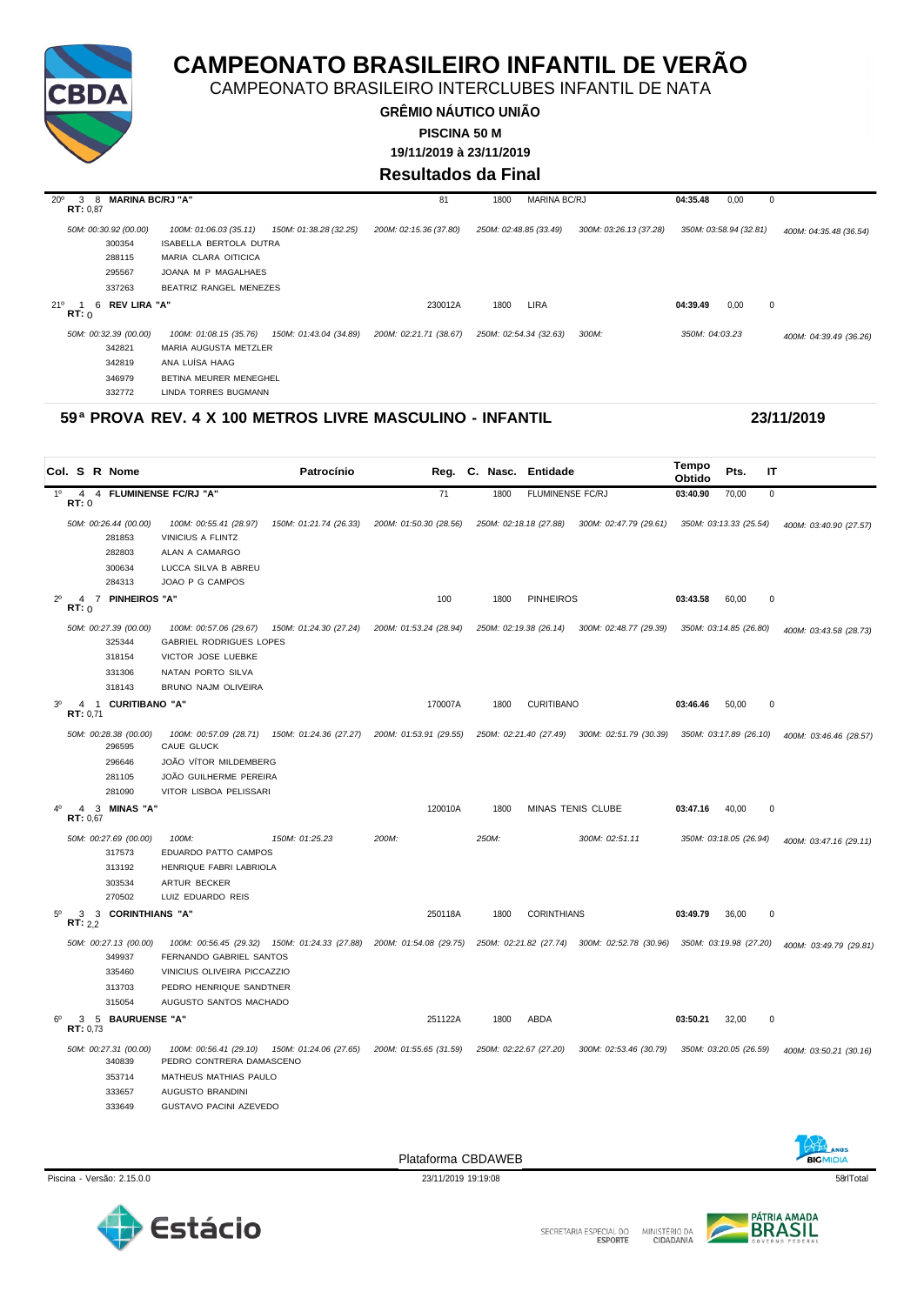# CAMPEONATO BRASILEIRO INFANTIL DE VERÃO

CAMPEONATO BRASILEIRO INTERCLUBES INFANTIL DE NATA

**GRÊMIO NÁUTICO UNIÃO**

**PISCINA 50 M**

**19/11/2019 à 23/11/2019**

## Resultados da Final

| Col. | S | R | Nome | Reg. | C. Nasc. | Entidade | Tempo Obtido | Pts. | IT |
|---|---|---|---|---|---|---|---|---|---|
| 20º | 3 | 8 | **MARINA BC/RJ "A"** RT: 0,87 | 81 | 1800 | MARINA BC/RJ | 04:35.48 | 0,00 | 0 |

50M: 00:30.92 (00.00) · 100M: 01:06.03 (35.11) · 150M: 01:38.28 (32.25) · 200M: 02:15.36 (37.80) · 250M: 02:48.85 (33.49) · 300M: 03:26.13 (37.28) · 350M: 03:58.94 (32.81) · 400M: 04:35.48 (36.54)

- 300354 ISABELLA BERTOLA DUTRA
- 288115 MARIA CLARA OITICICA
- 295567 JOANA M P MAGALHAES
- 337263 BEATRIZ RANGEL MENEZES

| Col. | S | R | Nome | Reg. | C. Nasc. | Entidade | Tempo Obtido | Pts. | IT |
|---|---|---|---|---|---|---|---|---|---|
| 21º | 1 | 6 | **REV LIRA "A"** RT: 0 | 230012A | 1800 | LIRA | 04:39.49 | 0,00 | 0 |

50M: 00:32.39 (00.00) · 100M: 01:08.15 (35.76) · 150M: 01:43.04 (34.89) · 200M: 02:21.71 (38.67) · 250M: 02:54.34 (32.63) · 300M: · 350M: 04:03.23 · 400M: 04:39.49 (36.26)

- 342821 MARIA AUGUSTA METZLER
- 342819 ANA LUÍSA HAAG
- 346979 BETINA MEURER MENEGHEL
- 332772 LINDA TORRES BUGMANN

## 59ª PROVA REV. 4 X 100 METROS LIVRE MASCULINO - INFANTIL — 23/11/2019

| Col. | S | R | Nome | Patrocínio | Reg. | C. Nasc. | Entidade | Tempo Obtido | Pts. | IT |
|---|---|---|---|---|---|---|---|---|---|---|
| 1º | 4 | 4 | **FLUMINENSE FC/RJ "A"** RT: 0 | | 71 | 1800 | FLUMINENSE FC/RJ | 03:40.90 | 70,00 | 0 |

50M: 00:26.44 (00.00) · 100M: 00:55.41 (28.97) · 150M: 01:21.74 (26.33) · 200M: 01:50.30 (28.56) · 250M: 02:18.18 (27.88) · 300M: 02:47.79 (29.61) · 350M: 03:13.33 (25.54) · 400M: 03:40.90 (27.57)

- 281853 VINICIUS A FLINTZ
- 282803 ALAN A CAMARGO
- 300634 LUCCA SILVA B ABREU
- 284313 JOAO P G CAMPOS

| Col. | S | R | Nome | Patrocínio | Reg. | C. Nasc. | Entidade | Tempo Obtido | Pts. | IT |
|---|---|---|---|---|---|---|---|---|---|---|
| 2º | 4 | 7 | **PINHEIROS "A"** RT: 0 | | 100 | 1800 | PINHEIROS | 03:43.58 | 60,00 | 0 |

50M: 00:27.39 (00.00) · 100M: 00:57.06 (29.67) · 150M: 01:24.30 (27.24) · 200M: 01:53.24 (28.94) · 250M: 02:19.38 (26.14) · 300M: 02:48.77 (29.39) · 350M: 03:14.85 (26.80) · 400M: 03:43.58 (28.73)

- 325344 GABRIEL RODRIGUES LOPES
- 318154 VICTOR JOSE LUEBKE
- 331306 NATAN PORTO SILVA
- 318143 BRUNO NAJM OLIVEIRA

| Col. | S | R | Nome | Patrocínio | Reg. | C. Nasc. | Entidade | Tempo Obtido | Pts. | IT |
|---|---|---|---|---|---|---|---|---|---|---|
| 3º | 4 | 1 | **CURITIBANO "A"** RT: 0,71 | | 170007A | 1800 | CURITIBANO | 03:46.46 | 50,00 | 0 |

50M: 00:28.38 (00.00) · 100M: 00:57.09 (28.71) · 150M: 01:24.36 (27.27) · 200M: 01:53.91 (29.55) · 250M: 02:21.40 (27.49) · 300M: 02:51.79 (30.39) · 350M: 03:17.89 (26.10) · 400M: 03:46.46 (28.57)

- 296595 CAUE GLUCK
- 296646 JOÃO VÍTOR MILDEMBERG
- 281105 JOÃO GUILHERME PEREIRA
- 281090 VITOR LISBOA PELISSARI

| Col. | S | R | Nome | Patrocínio | Reg. | C. Nasc. | Entidade | Tempo Obtido | Pts. | IT |
|---|---|---|---|---|---|---|---|---|---|---|
| 4º | 4 | 3 | **MINAS "A"** RT: 0,67 | | 120010A | 1800 | MINAS TENIS CLUBE | 03:47.16 | 40,00 | 0 |

50M: 00:27.69 (00.00) · 100M: · 150M: 01:25.23 · 200M: · 250M: · 300M: 02:51.11 · 350M: 03:18.05 (26.94) · 400M: 03:47.16 (29.11)

- 317573 EDUARDO PATTO CAMPOS
- 313192 HENRIQUE FABRI LABRIOLA
- 303534 ARTUR BECKER
- 270502 LUIZ EDUARDO REIS

| Col. | S | R | Nome | Patrocínio | Reg. | C. Nasc. | Entidade | Tempo Obtido | Pts. | IT |
|---|---|---|---|---|---|---|---|---|---|---|
| 5º | 3 | 3 | **CORINTHIANS "A"** RT: 2,2 | | 250118A | 1800 | CORINTHIANS | 03:49.79 | 36,00 | 0 |

50M: 00:27.13 (00.00) · 100M: 00:56.45 (29.32) · 150M: 01:24.33 (27.88) · 200M: 01:54.08 (29.75) · 250M: 02:21.82 (27.74) · 300M: 02:52.78 (30.96) · 350M: 03:19.98 (27.20) · 400M: 03:49.79 (29.81)

- 349937 FERNANDO GABRIEL SANTOS
- 335460 VINICIUS OLIVEIRA PICCAZZIO
- 313703 PEDRO HENRIQUE SANDTNER
- 315054 AUGUSTO SANTOS MACHADO

| Col. | S | R | Nome | Patrocínio | Reg. | C. Nasc. | Entidade | Tempo Obtido | Pts. | IT |
|---|---|---|---|---|---|---|---|---|---|---|
| 6º | 3 | 5 | **BAURUENSE "A"** RT: 0,73 | | 251122A | 1800 | ABDA | 03:50.21 | 32,00 | 0 |

50M: 00:27.31 (00.00) · 100M: 00:56.41 (29.10) · 150M: 01:24.06 (27.65) · 200M: 01:55.65 (31.59) · 250M: 02:22.67 (27.20) · 300M: 02:53.46 (30.79) · 350M: 03:20.05 (26.59) · 400M: 03:50.21 (30.16)

- 340839 PEDRO CONTRERA DAMASCENO
- 353714 MATHEUS MATHIAS PAULO
- 333657 AUGUSTO BRANDINI
- 333649 GUSTAVO PACINI AZEVEDO

Plataforma CBDAWEB

Piscina - Versão: 2.15.0.0 — 23/11/2019 19:19:08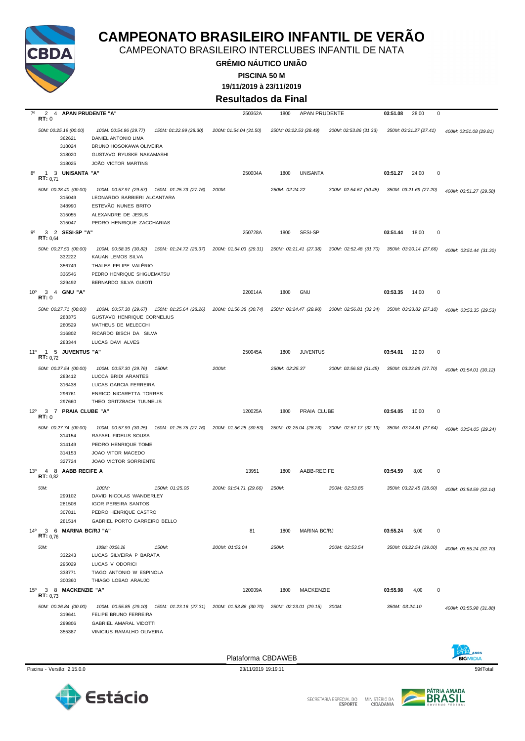# CAMPEONATO BRASILEIRO INFANTIL DE VERÃO

CAMPEONATO BRASILEIRO INTERCLUBES INFANTIL DE NATA

**GRÊMIO NÁUTICO UNIÃO**

**PISCINA 50 M**

**19/11/2019 à 23/11/2019**

## Resultados da Final

**7º 2 4 APAN PRUDENTE "A"** — 250362A — 1800 — APAN PRUDENTE — **03:51.08** — 28,00 — 0
RT: 0

*50M: 00:25.19 (00.00) — 100M: 00:54.96 (29.77) — 150M: 01:22.99 (28.30) — 200M: 01:54.04 (31.50) — 250M: 02:22.53 (28.49) — 300M: 02:53.86 (31.33) — 350M: 03:21.27 (27.41) — 400M: 03:51.08 (29.81)*

- 362621 DANIEL ANTONIO LIMA
- 318024 BRUNO HOSOKAWA OLIVEIRA
- 318020 GUSTAVO RYUSKE NAKAMASHI
- 318025 JOÃO VICTOR MARTINS

**8º 1 3 UNISANTA "A"** — 250004A — 1800 — UNISANTA — **03:51.27** — 24,00 — 0
RT: 0,71

*50M: 00:28.40 (00.00) — 100M: 00:57.97 (29.57) — 150M: 01:25.73 (27.76) — 200M: — 250M: 02:24.22 — 300M: 02:54.67 (30.45) — 350M: 03:21.69 (27.20) — 400M: 03:51.27 (29.58)*

- 315049 LEONARDO BARBIERI ALCANTARA
- 348990 ESTEVÃO NUNES BRITO
- 315055 ALEXANDRE DE JESUS
- 315047 PEDRO HENRIQUE ZACCHARIAS

**9º 3 2 SESI-SP "A"** — 250728A — 1800 — SESI-SP — **03:51.44** — 18,00 — 0
RT: 0,64

*50M: 00:27.53 (00.00) — 100M: 00:58.35 (30.82) — 150M: 01:24.72 (26.37) — 200M: 01:54.03 (29.31) — 250M: 02:21.41 (27.38) — 300M: 02:52.48 (31.70) — 350M: 03:20.14 (27.66) — 400M: 03:51.44 (31.30)*

- 332222 KAUAN LEMOS SILVA
- 356749 THALES FELIPE VALÉRIO
- 336546 PEDRO HENRIQUE SHIGUEMATSU
- 329492 BERNARDO SILVA GUIOTI

**10º 3 4 GNU "A"** — 220014A — 1800 — GNU — **03:53.35** — 14,00 — 0
RT: 0

*50M: 00:27.71 (00.00) — 100M: 00:57.38 (29.67) — 150M: 01:25.64 (28.26) — 200M: 01:56.38 (30.74) — 250M: 02:24.47 (28.90) — 300M: 02:56.81 (32.34) — 350M: 03:23.82 (27.10) — 400M: 03:53.35 (29.53)*

- 283375 GUSTAVO HENRIQUE CORNELIUS
- 280529 MATHEUS DE MELECCHI
- 316802 RICARDO BISCH DA SILVA
- 283344 LUCAS DAVI ALVES

**11º 1 5 JUVENTUS "A"** — 250045A — 1800 — JUVENTUS — **03:54.01** — 12,00 — 0
RT: 0,72

*50M: 00:27.54 (00.00) — 100M: 00:57.30 (29.76) — 150M: — 200M: — 250M: 02:25.37 — 300M: 02:56.82 (31.45) — 350M: 03:23.89 (27.70) — 400M: 03:54.01 (30.12)*

- 283412 LUCCA BRIDI ARANTES
- 316438 LUCAS GARCIA FERREIRA
- 296761 ENRICO NICARETTA TORRES
- 297660 THEO GRITZBACH TUUNELIS

**12º 3 7 PRAIA CLUBE "A"** — 120025A — 1800 — PRAIA CLUBE — **03:54.05** — 10,00 — 0
RT: 0

*50M: 00:27.74 (00.00) — 100M: 00:57.99 (30.25) — 150M: 01:25.75 (27.76) — 200M: 01:56.28 (30.53) — 250M: 02:25.04 (28.76) — 300M: 02:57.17 (32.13) — 350M: 03:24.81 (27.64) — 400M: 03:54.05 (29.24)*

- 314154 RAFAEL FIDELIS SOUSA
- 314149 PEDRO HENRIQUE TOME
- 314153 JOAO VITOR MACEDO
- 327724 JOAO VICTOR SORRIENTE

**13º 4 8 AABB RECIFE A** — 13951 — 1800 — AABB-RECIFE — **03:54.59** — 8,00 — 0
RT: 0,82

*50M: — 100M: — 150M: 01:25.05 — 200M: 01:54.71 (29.66) — 250M: — 300M: 02:53.85 — 350M: 03:22.45 (28.60) — 400M: 03:54.59 (32.14)*

- 299102 DAVID NICOLAS WANDERLEY
- 281508 IGOR PEREIRA SANTOS
- 307811 PEDRO HENRIQUE CASTRO
- 281514 GABRIEL PORTO CARREIRO BELLO

**14º 3 6 MARINA BC/RJ "A"** — 81 — 1800 — MARINA BC/RJ — **03:55.24** — 6,00 — 0
RT: 0,76

*50M: — 100M: 00:56.26 — 150M: — 200M: 01:53.04 — 250M: — 300M: 02:53.54 — 350M: 03:22.54 (29.00) — 400M: 03:55.24 (32.70)*

- 332243 LUCAS SILVEIRA P BARATA
- 295029 LUCAS V ODORICI
- 338771 TIAGO ANTONIO W ESPINOLA
- 300360 THIAGO LOBAO ARAUJO

**15º 3 8 MACKENZIE "A"** — 120009A — 1800 — MACKENZIE — **03:55.98** — 4,00 — 0
RT: 0,73

*50M: 00:26.84 (00.00) — 100M: 00:55.85 (29.10) — 150M: 01:23.16 (27.31) — 200M: 01:53.86 (30.70) — 250M: 02:23.01 (29.15) — 300M: — 350M: 03:24.10 — 400M: 03:55.98 (31.88)*

- 319641 FELIPE BRUNO FERREIRA
- 299806 GABRIEL AMARAL VIDOTTI
- 355387 VINICIUS RAMALHO OLIVEIRA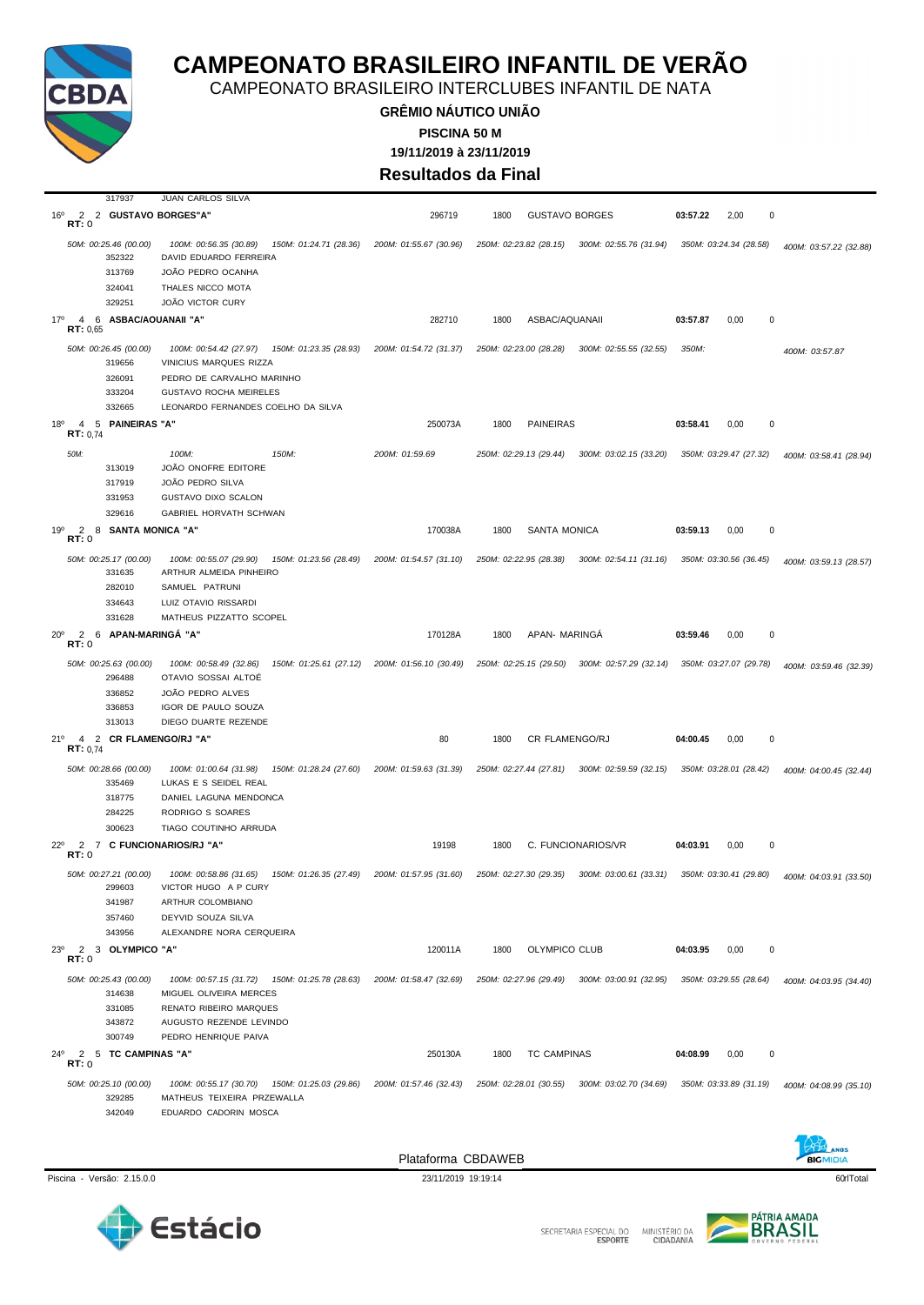# CAMPEONATO BRASILEIRO INFANTIL DE VERÃO

CAMPEONATO BRASILEIRO INTERCLUBES INFANTIL DE NATA

**GRÊMIO NÁUTICO UNIÃO**

**PISCINA 50 M**

**19/11/2019 à 23/11/2019**

**Resultados da Final**

317937 JUAN CARLOS SILVA

**16º 2 2 GUSTAVO BORGES"A"** — 296719 — 1800 — GUSTAVO BORGES — **03:57.22** — 2,00 — 0
**RT:** 0

*50M: 00:25.46 (00.00) 100M: 00:56.35 (30.89) 150M: 01:24.71 (28.36) 200M: 01:55.67 (30.96) 250M: 02:23.82 (28.15) 300M: 02:55.76 (31.94) 350M: 03:24.34 (28.58) 400M: 03:57.22 (32.88)*

- 352322 DAVID EDUARDO FERREIRA
- 313769 JOÃO PEDRO OCANHA
- 324041 THALES NICCO MOTA
- 329251 JOÃO VICTOR CURY

**17º 4 6 ASBAC/AQUANAII "A"** — 282710 — 1800 — ASBAC/AQUANAII — **03:57.87** — 0,00 — 0
**RT:** 0,65

*50M: 00:26.45 (00.00) 100M: 00:54.42 (27.97) 150M: 01:23.35 (28.93) 200M: 01:54.72 (31.37) 250M: 02:23.00 (28.28) 300M: 02:55.55 (32.55) 350M: 400M: 03:57.87*

- 319656 VINICIUS MARQUES RIZZA
- 326091 PEDRO DE CARVALHO MARINHO
- 333204 GUSTAVO ROCHA MEIRELES
- 332665 LEONARDO FERNANDES COELHO DA SILVA

**18º 4 5 PAINEIRAS "A"** — 250073A — 1800 — PAINEIRAS — **03:58.41** — 0,00 — 0
**RT:** 0,74

*50M: 100M: 150M: 200M: 01:59.69 250M: 02:29.13 (29.44) 300M: 03:02.15 (33.20) 350M: 03:29.47 (27.32) 400M: 03:58.41 (28.94)*

- 313019 JOÃO ONOFRE EDITORE
- 317919 JOÃO PEDRO SILVA
- 331953 GUSTAVO DIXO SCALON
- 329616 GABRIEL HORVATH SCHWAN

**19º 2 8 SANTA MONICA "A"** — 170038A — 1800 — SANTA MONICA — **03:59.13** — 0,00 — 0
**RT:** 0

*50M: 00:25.17 (00.00) 100M: 00:55.07 (29.90) 150M: 01:23.56 (28.49) 200M: 01:54.57 (31.10) 250M: 02:22.95 (28.38) 300M: 02:54.11 (31.16) 350M: 03:30.56 (36.45) 400M: 03:59.13 (28.57)*

- 331635 ARTHUR ALMEIDA PINHEIRO
- 282010 SAMUEL PATRUNI
- 334643 LUIZ OTAVIO RISSARDI
- 331628 MATHEUS PIZZATTO SCOPEL

**20º 2 6 APAN-MARINGÁ "A"** — 170128A — 1800 — APAN- MARINGÁ — **03:59.46** — 0,00 — 0
**RT:** 0

*50M: 00:25.63 (00.00) 100M: 00:58.49 (32.86) 150M: 01:25.61 (27.12) 200M: 01:56.10 (30.49) 250M: 02:25.15 (29.50) 300M: 02:57.29 (32.14) 350M: 03:27.07 (29.78) 400M: 03:59.46 (32.39)*

- 296488 OTAVIO SOSSAI ALTOÉ
- 336852 JOÃO PEDRO ALVES
- 336853 IGOR DE PAULO SOUZA
- 313013 DIEGO DUARTE REZENDE

**21º 4 2 CR FLAMENGO/RJ "A"** — 80 — 1800 — CR FLAMENGO/RJ — **04:00.45** — 0,00 — 0
**RT:** 0,74

*50M: 00:28.66 (00.00) 100M: 01:00.64 (31.98) 150M: 01:28.24 (27.60) 200M: 01:59.63 (31.39) 250M: 02:27.44 (27.81) 300M: 02:59.59 (32.15) 350M: 03:28.01 (28.42) 400M: 04:00.45 (32.44)*

- 335469 LUKAS E S SEIDEL REAL
- 318775 DANIEL LAGUNA MENDONCA
- 284225 RODRIGO S SOARES
- 300623 TIAGO COUTINHO ARRUDA

**22º 2 7 C FUNCIONARIOS/RJ "A"** — 19198 — 1800 — C. FUNCIONARIOS/VR — **04:03.91** — 0,00 — 0
**RT:** 0

*50M: 00:27.21 (00.00) 100M: 00:58.86 (31.65) 150M: 01:26.35 (27.49) 200M: 01:57.95 (31.60) 250M: 02:27.30 (29.35) 300M: 03:00.61 (33.31) 350M: 03:30.41 (29.80) 400M: 04:03.91 (33.50)*

- 299603 VICTOR HUGO A P CURY
- 341987 ARTHUR COLOMBIANO
- 357460 DEYVID SOUZA SILVA
- 343956 ALEXANDRE NORA CERQUEIRA

**23º 2 3 OLYMPICO "A"** — 120011A — 1800 — OLYMPICO CLUB — **04:03.95** — 0,00 — 0
**RT:** 0

*50M: 00:25.43 (00.00) 100M: 00:57.15 (31.72) 150M: 01:25.78 (28.63) 200M: 01:58.47 (32.69) 250M: 02:27.96 (29.49) 300M: 03:00.91 (32.95) 350M: 03:29.55 (28.64) 400M: 04:03.95 (34.40)*

- 314638 MIGUEL OLIVEIRA MERCES
- 331085 RENATO RIBEIRO MARQUES
- 343872 AUGUSTO REZENDE LEVINDO
- 300749 PEDRO HENRIQUE PAIVA

**24º 2 5 TC CAMPINAS "A"** — 250130A — 1800 — TC CAMPINAS — **04:08.99** — 0,00 — 0
**RT:** 0

*50M: 00:25.10 (00.00) 100M: 00:55.17 (30.70) 150M: 01:25.03 (29.86) 200M: 01:57.46 (32.43) 250M: 02:28.01 (30.55) 300M: 03:02.70 (34.69) 350M: 03:33.89 (31.19) 400M: 04:08.99 (35.10)*

- 329285 MATHEUS TEIXEIRA PRZEWALLA
- 342049 EDUARDO CADORIN MOSCA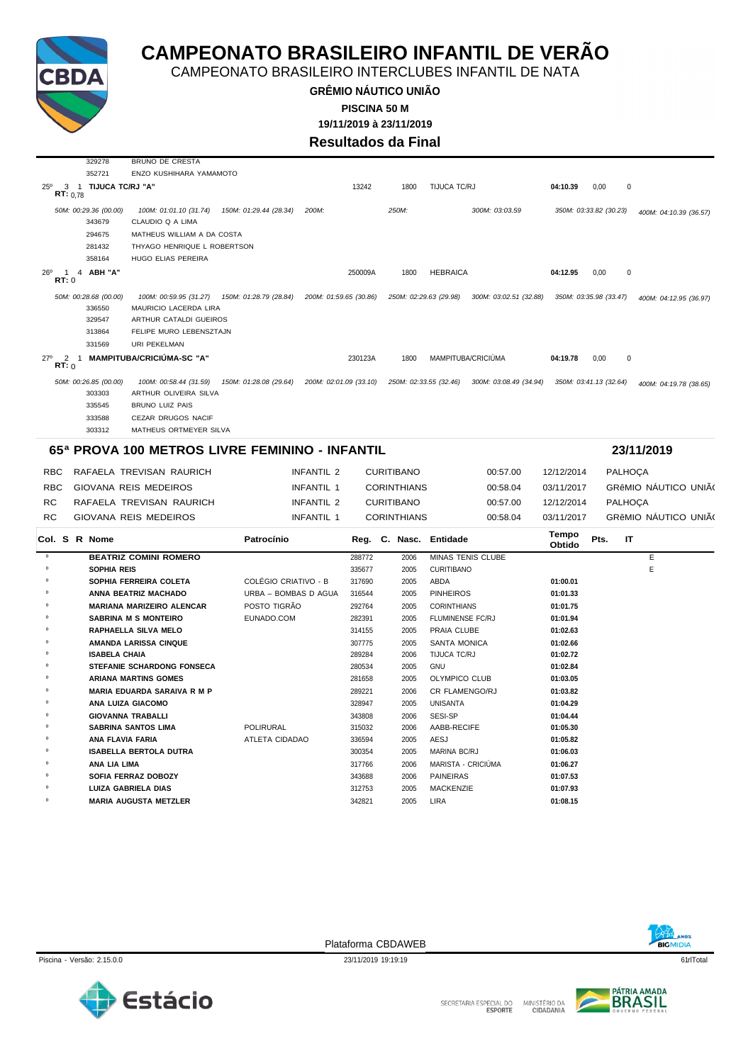# CAMPEONATO BRASILEIRO INFANTIL DE VERÃO

CAMPEONATO BRASILEIRO INTERCLUBES INFANTIL DE NATA

**GRÊMIO NÁUTICO UNIÃO**

**PISCINA 50 M**

**19/11/2019 à 23/11/2019**

## Resultados da Final

| | | | | | | | | | |
|---|---|---|---|---|---|---|---|---|---|
| | 329278 | BRUNO DE CRESTA | | | | | | | |
| | 352721 | ENZO KUSHIHARA YAMAMOTO | | | | | | | |
| 25º 3 1 RT: 0,78 | **TIJUCA TC/RJ "A"** | | 13242 | 1800 | TIJUCA TC/RJ | **04:10.39** | 0,00 | 0 | |
| 50M: 00:29.36 (00.00) | 100M: 01:01.10 (31.74) | 150M: 01:29.44 (28.34) | 200M: | 250M: | 300M: 03:03.59 | 350M: 03:33.82 (30.23) | | | 400M: 04:10.39 (36.57) |
| | 343679 | CLAUDIO Q A LIMA | | | | | | | |
| | 294675 | MATHEUS WILLIAM A DA COSTA | | | | | | | |
| | 281432 | THYAGO HENRIQUE L ROBERTSON | | | | | | | |
| | 358164 | HUGO ELIAS PEREIRA | | | | | | | |
| 26º 1 4 RT: 0 | **ABH "A"** | | 250009A | 1800 | HEBRAICA | **04:12.95** | 0,00 | 0 | |
| 50M: 00:28.68 (00.00) | 100M: 00:59.95 (31.27) | 150M: 01:28.79 (28.84) | 200M: 01:59.65 (30.86) | 250M: 02:29.63 (29.98) | 300M: 03:02.51 (32.88) | 350M: 03:35.98 (33.47) | | | 400M: 04:12.95 (36.97) |
| | 336550 | MAURICIO LACERDA LIRA | | | | | | | |
| | 329547 | ARTHUR CATALDI GUEIROS | | | | | | | |
| | 313864 | FELIPE MURO LEBENSZTAJN | | | | | | | |
| | 331569 | URI PEKELMAN | | | | | | | |
| 27º 2 1 RT: 0 | **MAMPITUBA/CRICIÚMA-SC "A"** | | 230123A | 1800 | MAMPITUBA/CRICIÚMA | **04:19.78** | 0,00 | 0 | |
| 50M: 00:26.85 (00.00) | 100M: 00:58.44 (31.59) | 150M: 01:28.08 (29.64) | 200M: 02:01.09 (33.10) | 250M: 02:33.55 (32.46) | 300M: 03:08.49 (34.94) | 350M: 03:41.13 (32.64) | | | 400M: 04:19.78 (38.65) |
| | 303303 | ARTHUR OLIVEIRA SILVA | | | | | | | |
| | 335545 | BRUNO LUIZ PAIS | | | | | | | |
| | 333588 | CEZAR DRUGOS NACIF | | | | | | | |
| | 303312 | MATHEUS ORTMEYER SILVA | | | | | | | |

## 65ª PROVA 100 METROS LIVRE FEMININO - INFANTIL — 23/11/2019

| | | | | | | |
|---|---|---|---|---|---|---|
| RBC | RAFAELA TREVISAN RAURICH | INFANTIL 2 | CURITIBANO | 00:57.00 | 12/12/2014 | PALHOÇA |
| RBC | GIOVANA REIS MEDEIROS | INFANTIL 1 | CORINTHIANS | 00:58.04 | 03/11/2017 | GRêMIO NÁUTICO UNIÃ( |
| RC | RAFAELA TREVISAN RAURICH | INFANTIL 2 | CURITIBANO | 00:57.00 | 12/12/2014 | PALHOÇA |
| RC | GIOVANA REIS MEDEIROS | INFANTIL 1 | CORINTHIANS | 00:58.04 | 03/11/2017 | GRêMIO NÁUTICO UNIÃ( |

| Col. | S | R | Nome | Patrocínio | Reg. | C. Nasc. | Entidade | Tempo Obtido | Pts. | IT |
|---|---|---|---|---|---|---|---|---|---|---|
| º | | | **BEATRIZ COMINI ROMERO** | | 288772 | 2006 | MINAS TENIS CLUBE | | | E |
| º | | | **SOPHIA REIS** | | 335677 | 2005 | CURITIBANO | | | E |
| º | | | **SOPHIA FERREIRA COLETA** | COLÉGIO CRIATIVO - B | 317690 | 2005 | ABDA | **01:00.01** | | |
| º | | | **ANNA BEATRIZ MACHADO** | URBA – BOMBAS D AGUA | 316544 | 2005 | PINHEIROS | **01:01.33** | | |
| º | | | **MARIANA MARIZEIRO ALENCAR** | POSTO TIGRÃO | 292764 | 2005 | CORINTHIANS | **01:01.75** | | |
| º | | | **SABRINA M S MONTEIRO** | EUNADO.COM | 282391 | 2005 | FLUMINENSE FC/RJ | **01:01.94** | | |
| º | | | **RAPHAELLA SILVA MELO** | | 314155 | 2005 | PRAIA CLUBE | **01:02.63** | | |
| º | | | **AMANDA LARISSA CINQUE** | | 307775 | 2005 | SANTA MONICA | **01:02.66** | | |
| º | | | **ISABELA CHAIA** | | 289284 | 2006 | TIJUCA TC/RJ | **01:02.72** | | |
| º | | | **STEFANIE SCHARDONG FONSECA** | | 280534 | 2005 | GNU | **01:02.84** | | |
| º | | | **ARIANA MARTINS GOMES** | | 281658 | 2005 | OLYMPICO CLUB | **01:03.05** | | |
| º | | | **MARIA EDUARDA SARAIVA R M P** | | 289221 | 2006 | CR FLAMENGO/RJ | **01:03.82** | | |
| º | | | **ANA LUIZA GIACOMO** | | 328947 | 2005 | UNISANTA | **01:04.29** | | |
| º | | | **GIOVANNA TRABALLI** | | 343808 | 2006 | SESI-SP | **01:04.44** | | |
| º | | | **SABRINA SANTOS LIMA** | POLIRURAL | 315032 | 2006 | AABB-RECIFE | **01:05.30** | | |
| º | | | **ANA FLAVIA FARIA** | ATLETA CIDADAO | 336594 | 2005 | AESJ | **01:05.82** | | |
| º | | | **ISABELLA BERTOLA DUTRA** | | 300354 | 2005 | MARINA BC/RJ | **01:06.03** | | |
| º | | | **ANA LIA LIMA** | | 317766 | 2006 | MARISTA - CRICIÚMA | **01:06.27** | | |
| º | | | **SOFIA FERRAZ DOBOZY** | | 343688 | 2006 | PAINEIRAS | **01:07.53** | | |
| º | | | **LUIZA GABRIELA DIAS** | | 312753 | 2005 | MACKENZIE | **01:07.93** | | |
| º | | | **MARIA AUGUSTA METZLER** | | 342821 | 2005 | LIRA | **01:08.15** | | |

Plataforma CBDAWEB

Piscina - Versão: 2.15.0.0 — 23/11/2019 19:19:19 — 61rlTotal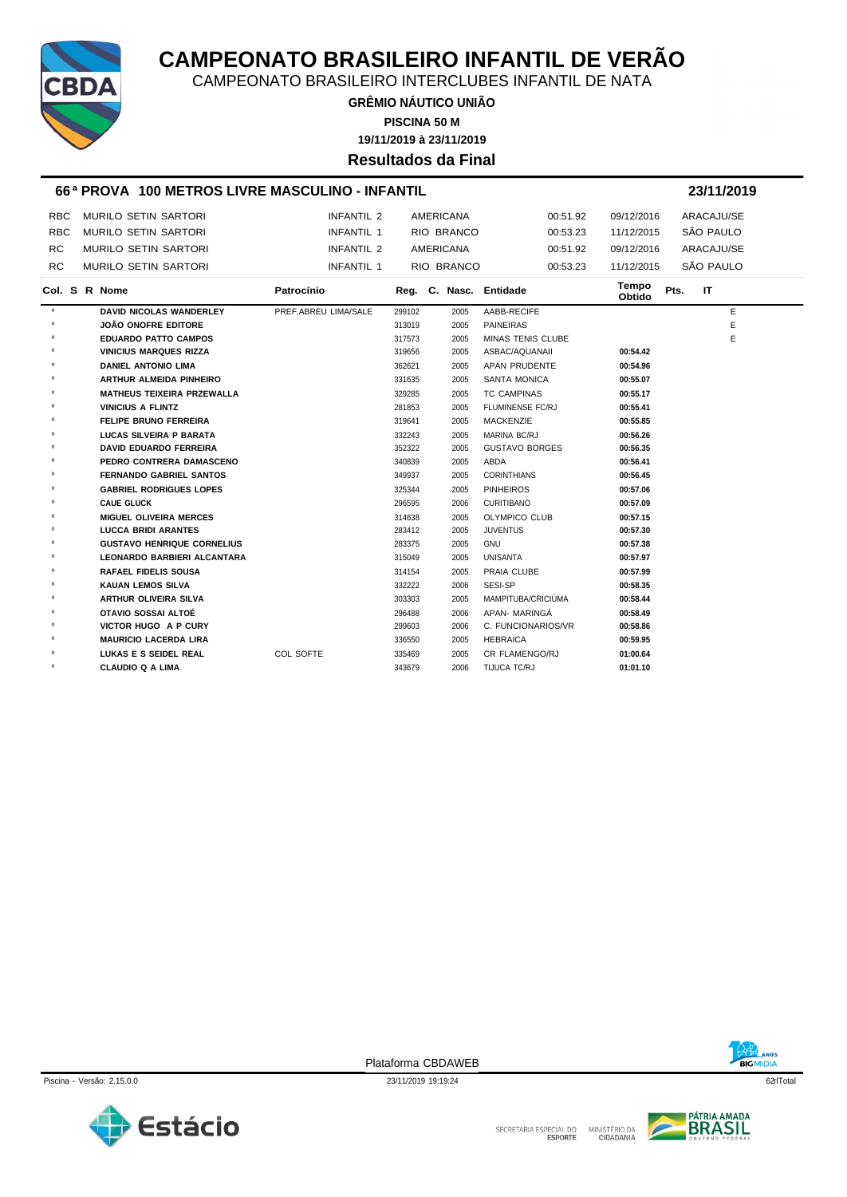# CAMPEONATO BRASILEIRO INFANTIL DE VERÃO

CAMPEONATO BRASILEIRO INTERCLUBES INFANTIL DE NATA

**GRÊMIO NÁUTICO UNIÃO**

**PISCINA 50 M**

**19/11/2019 à 23/11/2019**

**Resultados da Final**

## 66ª PROVA 100 METROS LIVRE MASCULINO - INFANTIL — 23/11/2019

| | | | | | | |
|---|---|---|---|---|---|---|
| RBC | MURILO SETIN SARTORI | INFANTIL 2 | AMERICANA | 00:51.92 | 09/12/2016 | ARACAJU/SE |
| RBC | MURILO SETIN SARTORI | INFANTIL 1 | RIO BRANCO | 00:53.23 | 11/12/2015 | SÃO PAULO |
| RC | MURILO SETIN SARTORI | INFANTIL 2 | AMERICANA | 00:51.92 | 09/12/2016 | ARACAJU/SE |
| RC | MURILO SETIN SARTORI | INFANTIL 1 | RIO BRANCO | 00:53.23 | 11/12/2015 | SÃO PAULO |

| Col. | S | R | Nome | Patrocínio | Reg. | C. | Nasc. | Entidade | Tempo Obtido | Pts. | IT |
|---|---|---|---|---|---|---|---|---|---|---|---|
| º | | | DAVID NICOLAS WANDERLEY | PREF.ABREU LIMA/SALE | 299102 | | 2005 | AABB-RECIFE | | | E |
| º | | | JOÃO ONOFRE EDITORE | | 313019 | | 2005 | PAINEIRAS | | | E |
| º | | | EDUARDO PATTO CAMPOS | | 317573 | | 2005 | MINAS TENIS CLUBE | | | E |
| º | | | VINICIUS MARQUES RIZZA | | 319656 | | 2005 | ASBAC/AQUANAII | 00:54.42 | | |
| º | | | DANIEL ANTONIO LIMA | | 362621 | | 2005 | APAN PRUDENTE | 00:54.96 | | |
| º | | | ARTHUR ALMEIDA PINHEIRO | | 331635 | | 2005 | SANTA MONICA | 00:55.07 | | |
| º | | | MATHEUS TEIXEIRA PRZEWALLA | | 329285 | | 2005 | TC CAMPINAS | 00:55.17 | | |
| º | | | VINICIUS A FLINTZ | | 281853 | | 2005 | FLUMINENSE FC/RJ | 00:55.41 | | |
| º | | | FELIPE BRUNO FERREIRA | | 319641 | | 2005 | MACKENZIE | 00:55.85 | | |
| º | | | LUCAS SILVEIRA P BARATA | | 332243 | | 2005 | MARINA BC/RJ | 00:56.26 | | |
| º | | | DAVID EDUARDO FERREIRA | | 352322 | | 2005 | GUSTAVO BORGES | 00:56.35 | | |
| º | | | PEDRO CONTRERA DAMASCENO | | 340839 | | 2005 | ABDA | 00:56.41 | | |
| º | | | FERNANDO GABRIEL SANTOS | | 349937 | | 2005 | CORINTHIANS | 00:56.45 | | |
| º | | | GABRIEL RODRIGUES LOPES | | 325344 | | 2005 | PINHEIROS | 00:57.06 | | |
| º | | | CAUE GLUCK | | 296595 | | 2006 | CURITIBANO | 00:57.09 | | |
| º | | | MIGUEL OLIVEIRA MERCES | | 314638 | | 2005 | OLYMPICO CLUB | 00:57.15 | | |
| º | | | LUCCA BRIDI ARANTES | | 283412 | | 2005 | JUVENTUS | 00:57.30 | | |
| º | | | GUSTAVO HENRIQUE CORNELIUS | | 283375 | | 2005 | GNU | 00:57.38 | | |
| º | | | LEONARDO BARBIERI ALCANTARA | | 315049 | | 2005 | UNISANTA | 00:57.97 | | |
| º | | | RAFAEL FIDELIS SOUSA | | 314154 | | 2005 | PRAIA CLUBE | 00:57.99 | | |
| º | | | KAUAN LEMOS SILVA | | 332222 | | 2006 | SESI-SP | 00:58.35 | | |
| º | | | ARTHUR OLIVEIRA SILVA | | 303303 | | 2005 | MAMPITUBA/CRICIÚMA | 00:58.44 | | |
| º | | | OTAVIO SOSSAI ALTOÉ | | 296488 | | 2006 | APAN- MARINGÁ | 00:58.49 | | |
| º | | | VICTOR HUGO A P CURY | | 299603 | | 2006 | C. FUNCIONARIOS/VR | 00:58.86 | | |
| º | | | MAURICIO LACERDA LIRA | | 336550 | | 2005 | HEBRAICA | 00:59.95 | | |
| º | | | LUKAS E S SEIDEL REAL | COL SOFTE | 335469 | | 2005 | CR FLAMENGO/RJ | 01:00.64 | | |
| º | | | CLAUDIO Q A LIMA | | 343679 | | 2006 | TIJUCA TC/RJ | 01:01.10 | | |

Plataforma CBDAWEB

Piscina - Versão: 2.15.0.0 — 23/11/2019 19:19:24